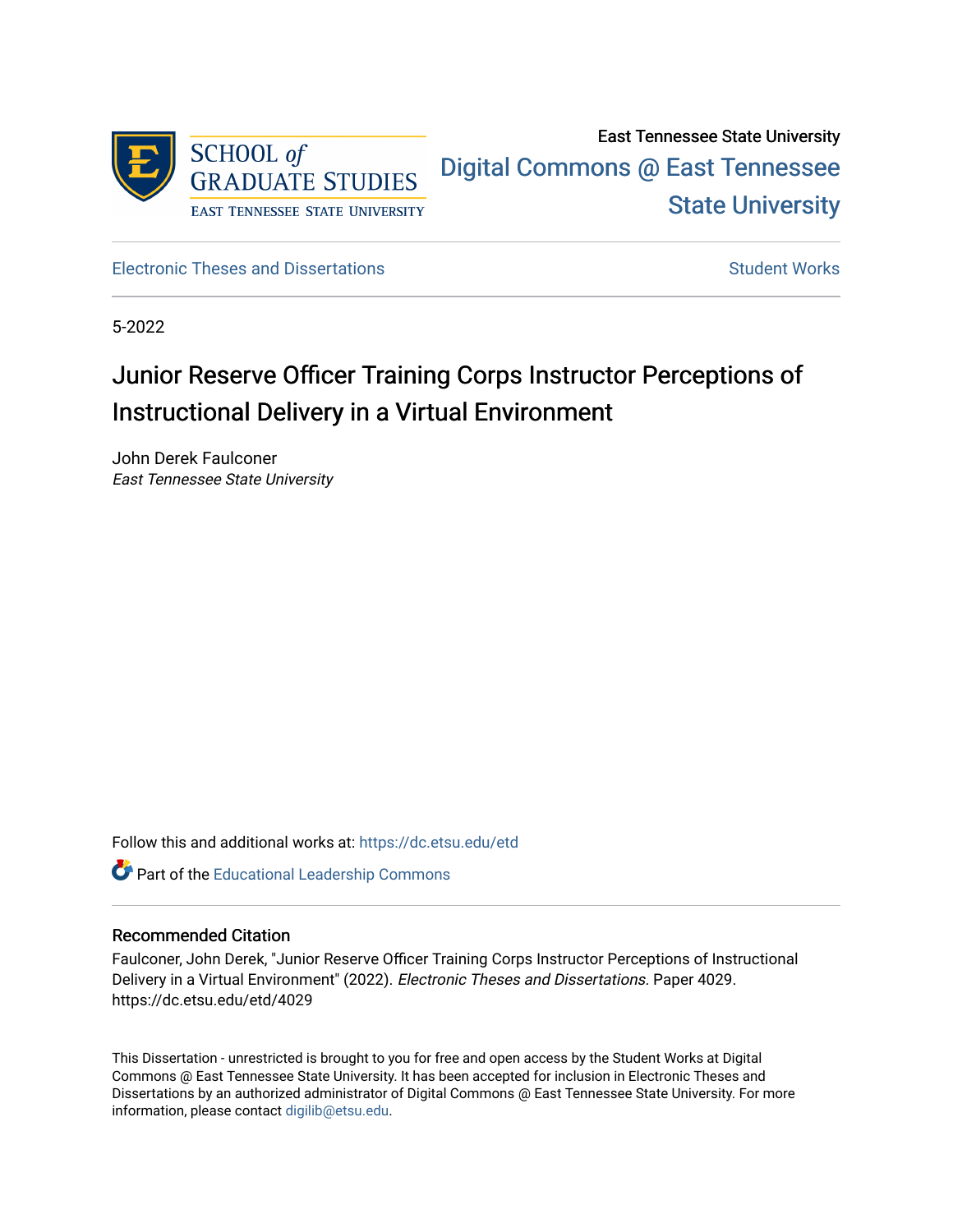SCHOOL *of* GRADUATE STUDIES
EAST TENNESSEE STATE UNIVERSITY

East Tennessee State University

Digital Commons @ East Tennessee State University

Electronic Theses and Dissertations

Student Works

5-2022

# Junior Reserve Officer Training Corps Instructor Perceptions of Instructional Delivery in a Virtual Environment

John Derek Faulconer
*East Tennessee State University*

Follow this and additional works at: https://dc.etsu.edu/etd

Part of the Educational Leadership Commons

## Recommended Citation

Faulconer, John Derek, "Junior Reserve Officer Training Corps Instructor Perceptions of Instructional Delivery in a Virtual Environment" (2022). *Electronic Theses and Dissertations.* Paper 4029. https://dc.etsu.edu/etd/4029

This Dissertation - unrestricted is brought to you for free and open access by the Student Works at Digital Commons @ East Tennessee State University. It has been accepted for inclusion in Electronic Theses and Dissertations by an authorized administrator of Digital Commons @ East Tennessee State University. For more information, please contact digilib@etsu.edu.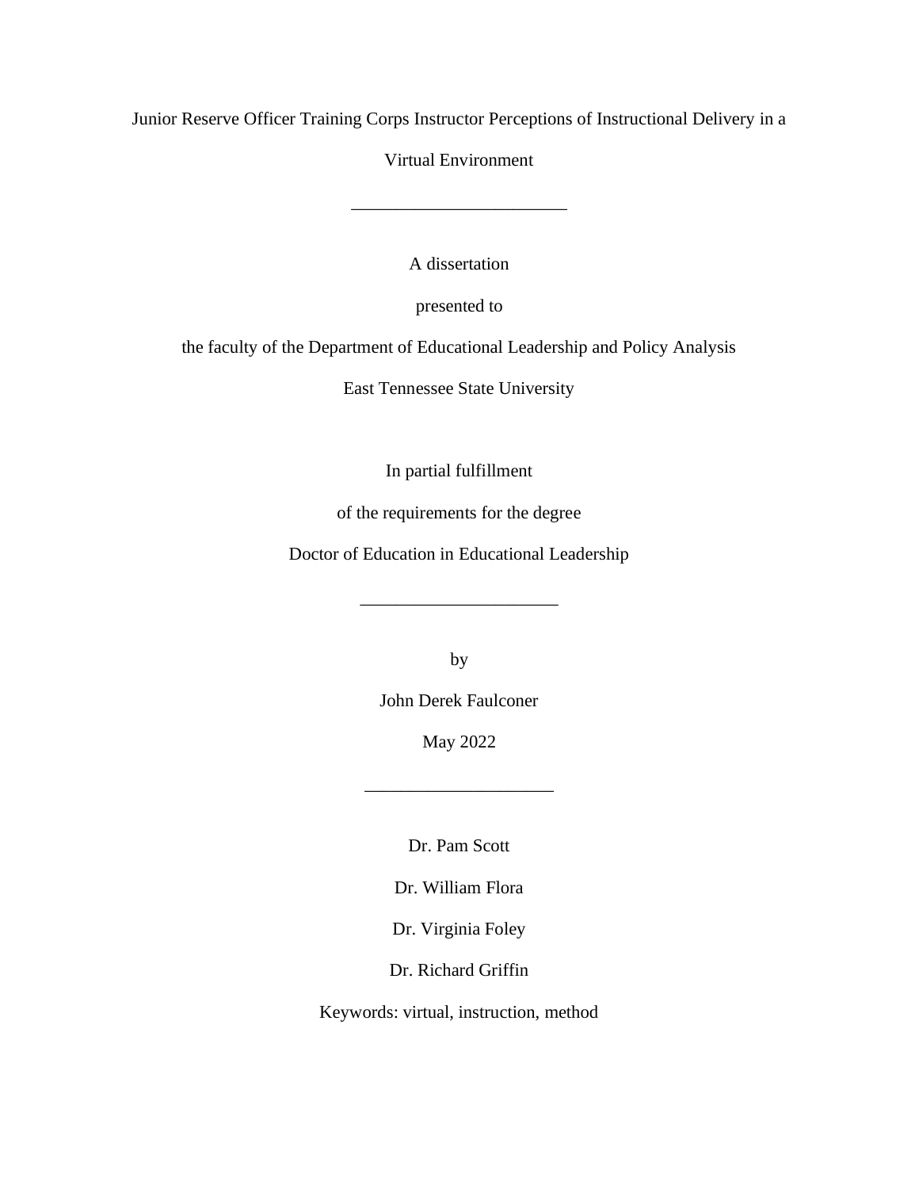Junior Reserve Officer Training Corps Instructor Perceptions of Instructional Delivery in a Virtual Environment

________________________

A dissertation

presented to

the faculty of the Department of Educational Leadership and Policy Analysis

East Tennessee State University

In partial fulfillment

of the requirements for the degree

Doctor of Education in Educational Leadership

______________________

by

John Derek Faulconer

May 2022

_____________________

Dr. Pam Scott

Dr. William Flora

Dr. Virginia Foley

Dr. Richard Griffin

Keywords: virtual, instruction, method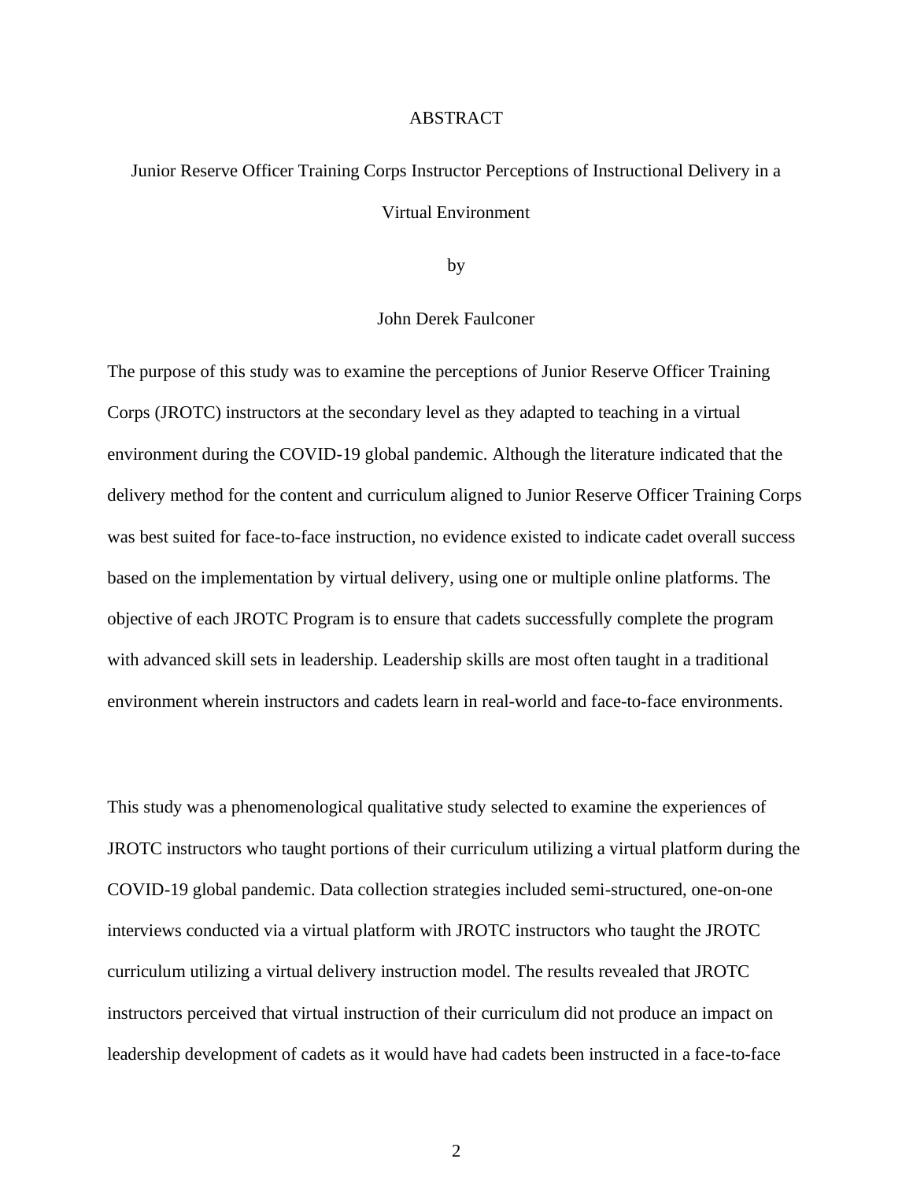# ABSTRACT

Junior Reserve Officer Training Corps Instructor Perceptions of Instructional Delivery in a Virtual Environment

by

John Derek Faulconer

The purpose of this study was to examine the perceptions of Junior Reserve Officer Training Corps (JROTC) instructors at the secondary level as they adapted to teaching in a virtual environment during the COVID-19 global pandemic. Although the literature indicated that the delivery method for the content and curriculum aligned to Junior Reserve Officer Training Corps was best suited for face-to-face instruction, no evidence existed to indicate cadet overall success based on the implementation by virtual delivery, using one or multiple online platforms. The objective of each JROTC Program is to ensure that cadets successfully complete the program with advanced skill sets in leadership. Leadership skills are most often taught in a traditional environment wherein instructors and cadets learn in real-world and face-to-face environments.

This study was a phenomenological qualitative study selected to examine the experiences of JROTC instructors who taught portions of their curriculum utilizing a virtual platform during the COVID-19 global pandemic. Data collection strategies included semi-structured, one-on-one interviews conducted via a virtual platform with JROTC instructors who taught the JROTC curriculum utilizing a virtual delivery instruction model. The results revealed that JROTC instructors perceived that virtual instruction of their curriculum did not produce an impact on leadership development of cadets as it would have had cadets been instructed in a face-to-face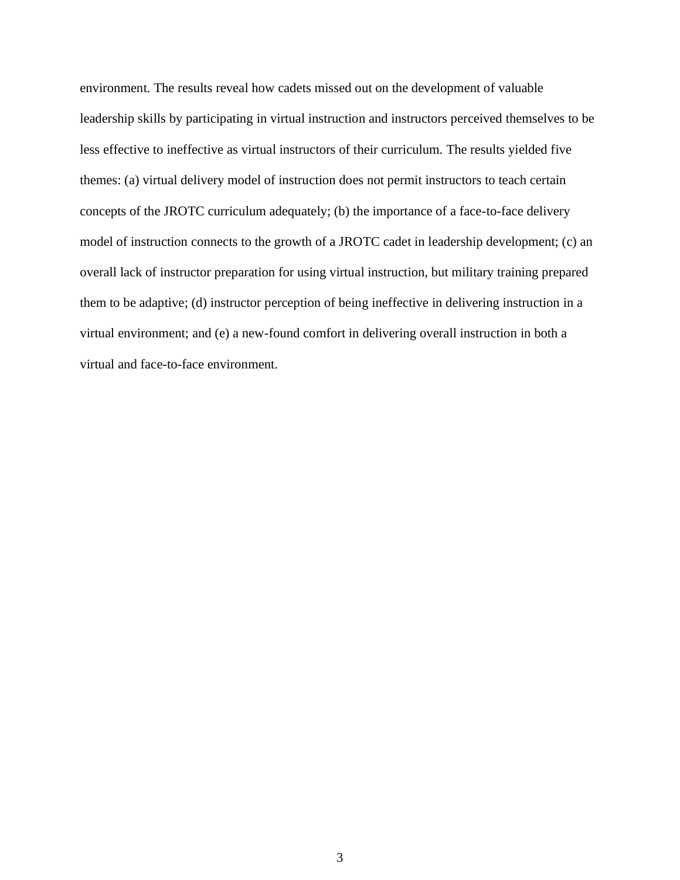environment. The results reveal how cadets missed out on the development of valuable leadership skills by participating in virtual instruction and instructors perceived themselves to be less effective to ineffective as virtual instructors of their curriculum. The results yielded five themes: (a) virtual delivery model of instruction does not permit instructors to teach certain concepts of the JROTC curriculum adequately; (b) the importance of a face-to-face delivery model of instruction connects to the growth of a JROTC cadet in leadership development; (c) an overall lack of instructor preparation for using virtual instruction, but military training prepared them to be adaptive; (d) instructor perception of being ineffective in delivering instruction in a virtual environment; and (e) a new-found comfort in delivering overall instruction in both a virtual and face-to-face environment.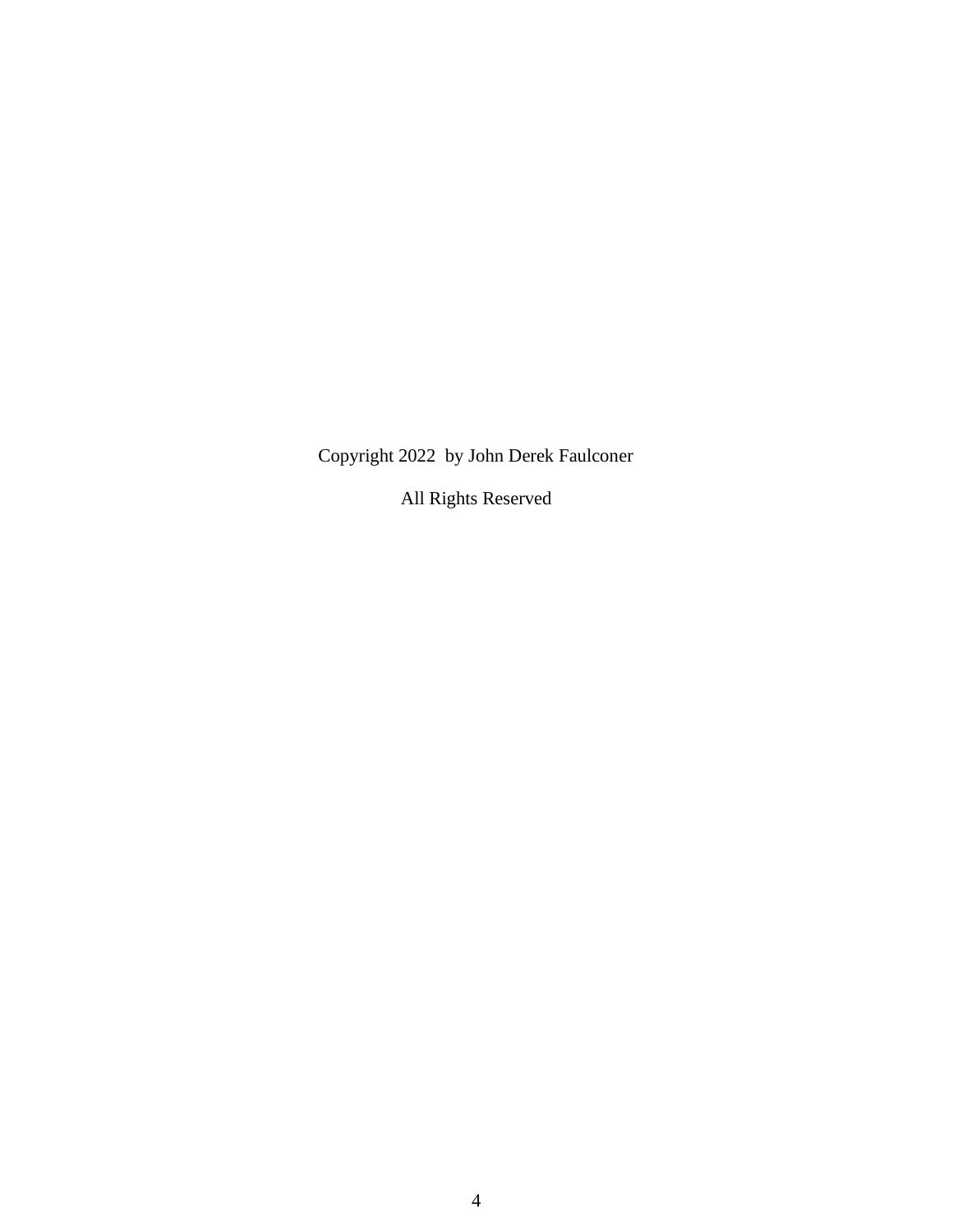Copyright 2022 by John Derek Faulconer

All Rights Reserved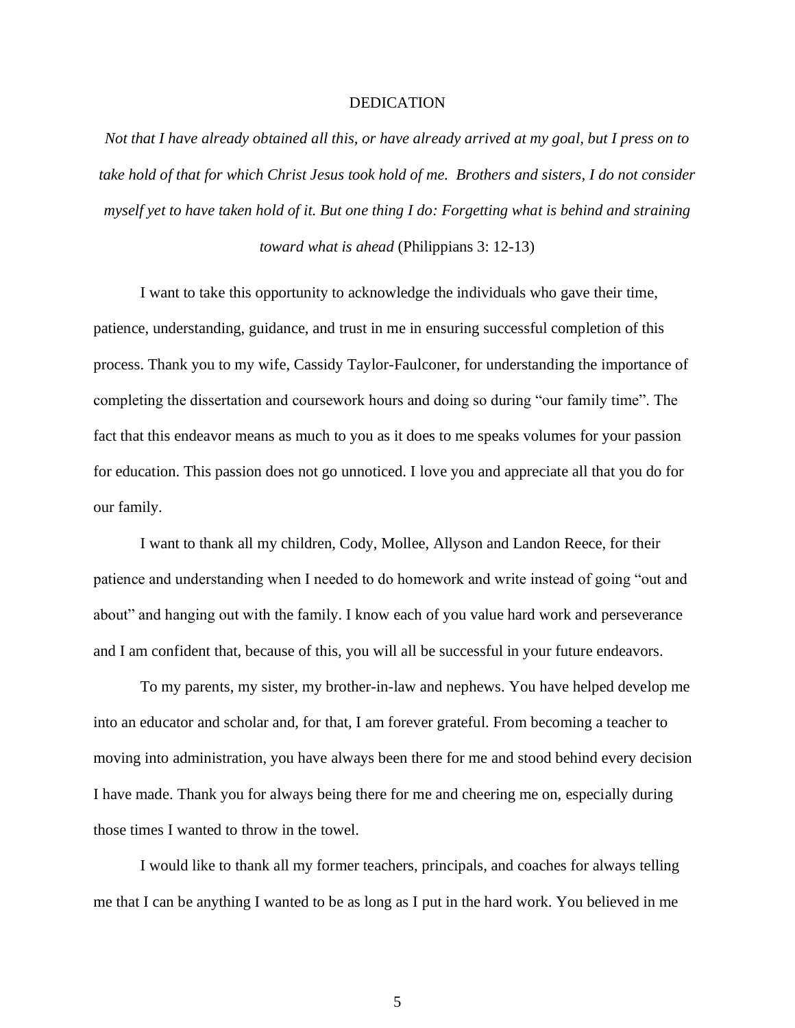# DEDICATION

*Not that I have already obtained all this, or have already arrived at my goal, but I press on to take hold of that for which Christ Jesus took hold of me. Brothers and sisters, I do not consider myself yet to have taken hold of it. But one thing I do: Forgetting what is behind and straining toward what is ahead* (Philippians 3: 12-13)

I want to take this opportunity to acknowledge the individuals who gave their time, patience, understanding, guidance, and trust in me in ensuring successful completion of this process. Thank you to my wife, Cassidy Taylor-Faulconer, for understanding the importance of completing the dissertation and coursework hours and doing so during "our family time". The fact that this endeavor means as much to you as it does to me speaks volumes for your passion for education. This passion does not go unnoticed. I love you and appreciate all that you do for our family.

I want to thank all my children, Cody, Mollee, Allyson and Landon Reece, for their patience and understanding when I needed to do homework and write instead of going "out and about" and hanging out with the family. I know each of you value hard work and perseverance and I am confident that, because of this, you will all be successful in your future endeavors.

To my parents, my sister, my brother-in-law and nephews. You have helped develop me into an educator and scholar and, for that, I am forever grateful. From becoming a teacher to moving into administration, you have always been there for me and stood behind every decision I have made. Thank you for always being there for me and cheering me on, especially during those times I wanted to throw in the towel.

I would like to thank all my former teachers, principals, and coaches for always telling me that I can be anything I wanted to be as long as I put in the hard work. You believed in me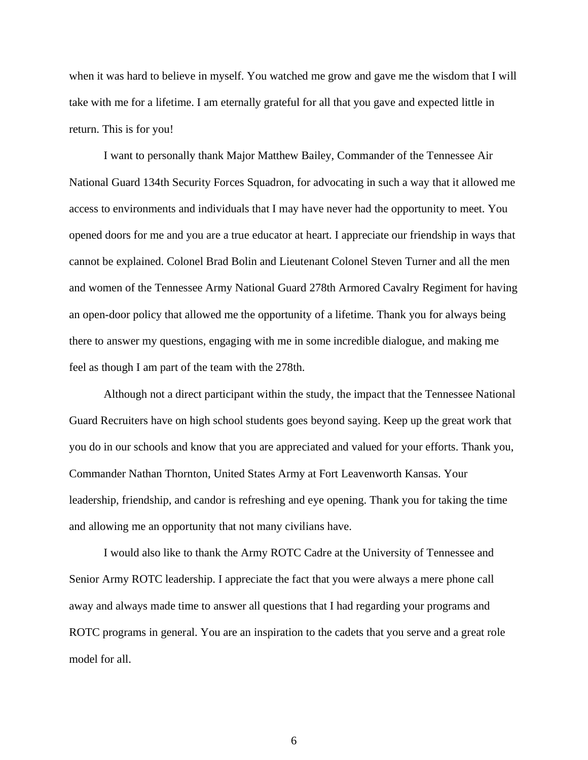when it was hard to believe in myself. You watched me grow and gave me the wisdom that I will take with me for a lifetime. I am eternally grateful for all that you gave and expected little in return. This is for you!

I want to personally thank Major Matthew Bailey, Commander of the Tennessee Air National Guard 134th Security Forces Squadron, for advocating in such a way that it allowed me access to environments and individuals that I may have never had the opportunity to meet. You opened doors for me and you are a true educator at heart. I appreciate our friendship in ways that cannot be explained. Colonel Brad Bolin and Lieutenant Colonel Steven Turner and all the men and women of the Tennessee Army National Guard 278th Armored Cavalry Regiment for having an open-door policy that allowed me the opportunity of a lifetime. Thank you for always being there to answer my questions, engaging with me in some incredible dialogue, and making me feel as though I am part of the team with the 278th.

Although not a direct participant within the study, the impact that the Tennessee National Guard Recruiters have on high school students goes beyond saying. Keep up the great work that you do in our schools and know that you are appreciated and valued for your efforts. Thank you, Commander Nathan Thornton, United States Army at Fort Leavenworth Kansas. Your leadership, friendship, and candor is refreshing and eye opening. Thank you for taking the time and allowing me an opportunity that not many civilians have.

I would also like to thank the Army ROTC Cadre at the University of Tennessee and Senior Army ROTC leadership. I appreciate the fact that you were always a mere phone call away and always made time to answer all questions that I had regarding your programs and ROTC programs in general. You are an inspiration to the cadets that you serve and a great role model for all.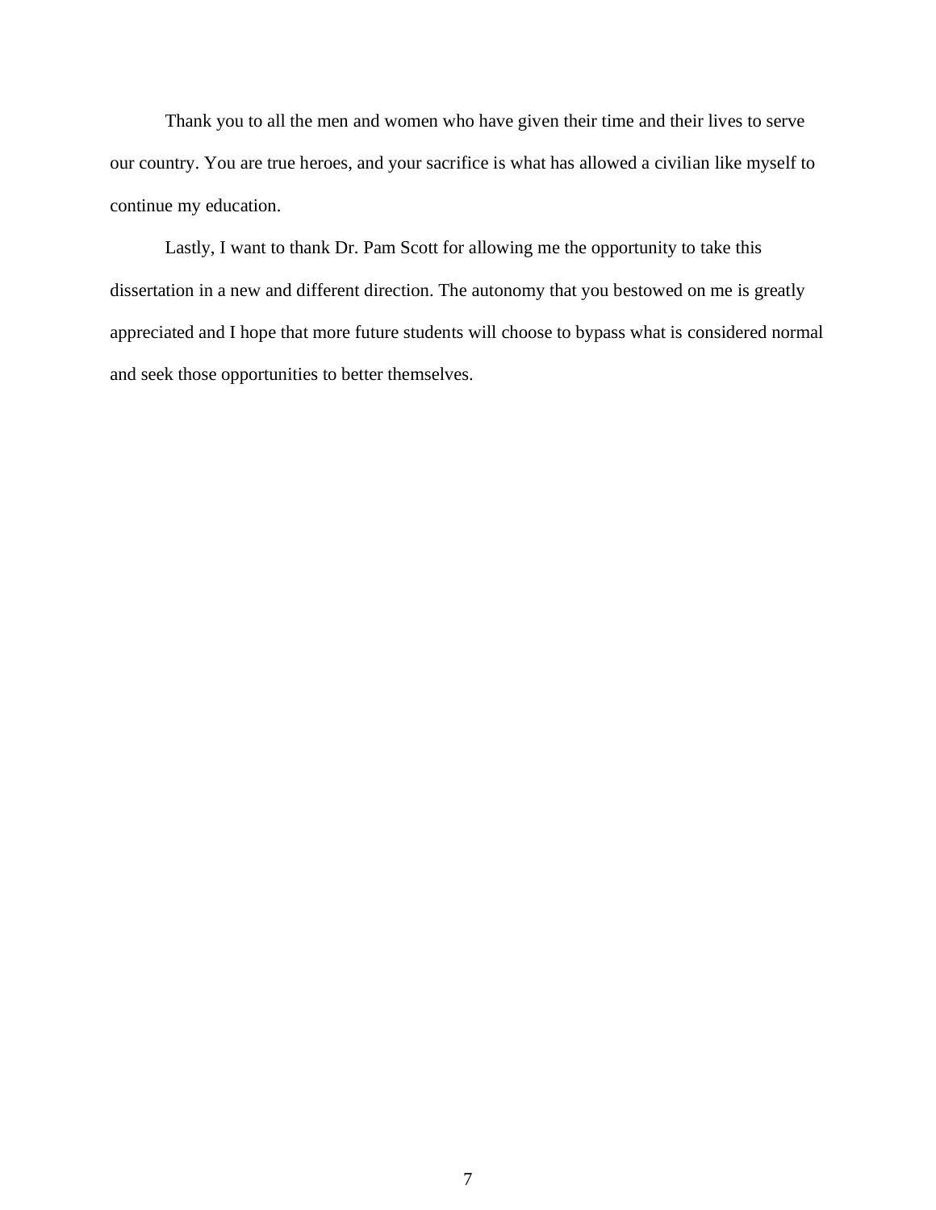Thank you to all the men and women who have given their time and their lives to serve our country. You are true heroes, and your sacrifice is what has allowed a civilian like myself to continue my education.

Lastly, I want to thank Dr. Pam Scott for allowing me the opportunity to take this dissertation in a new and different direction. The autonomy that you bestowed on me is greatly appreciated and I hope that more future students will choose to bypass what is considered normal and seek those opportunities to better themselves.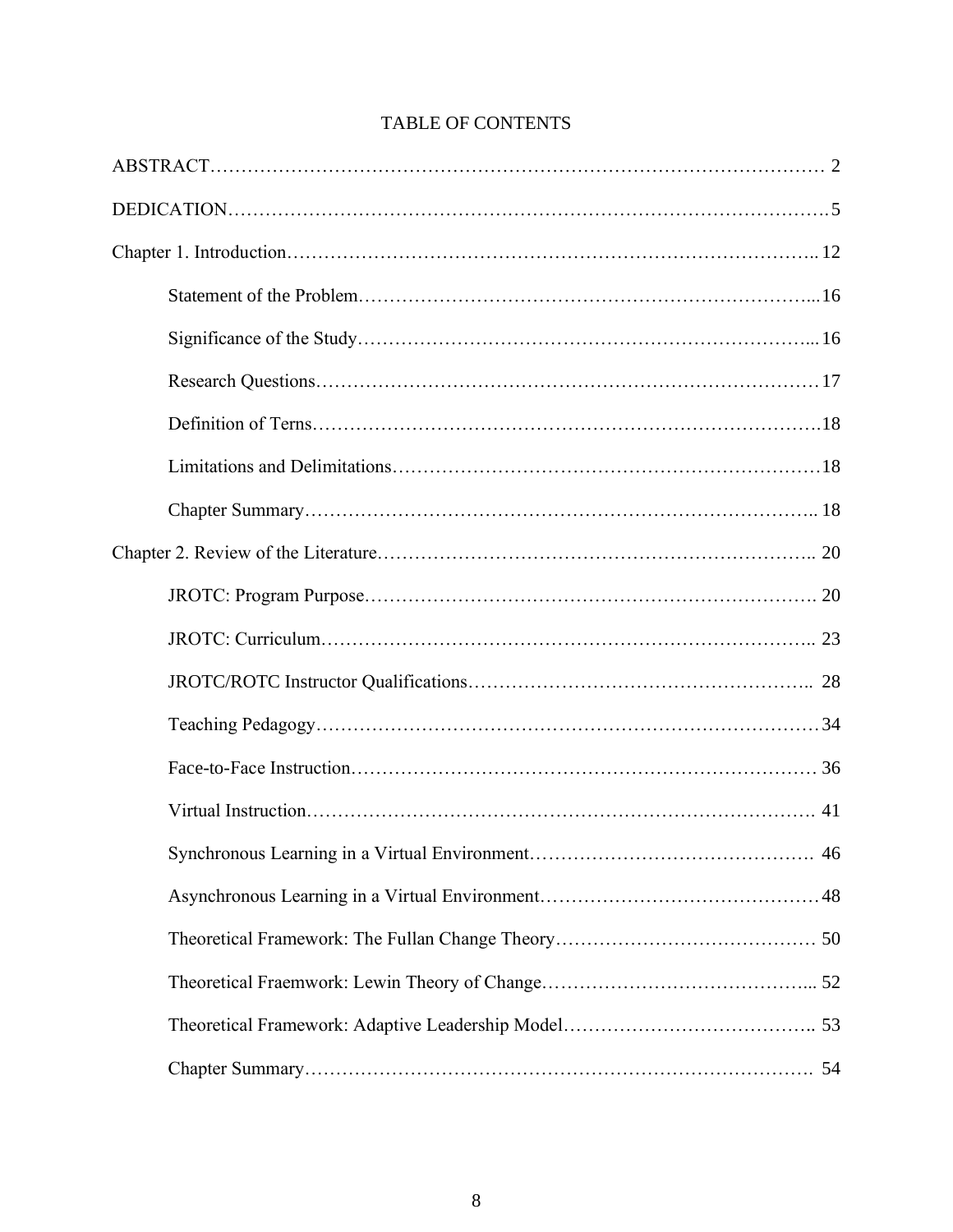TABLE OF CONTENTS

ABSTRACT……………………………………………………………………………………… 2

DEDICATION…………………………………………………………………………………….5

Chapter 1. Introduction………………………………………………………………………….. 12

Statement of the Problem………………………………………………………………...16

Significance of the Study………………………………………………………………... 16

Research Questions……………………………………………………………………… 17

Definition of Terns……………………………………………………………………….18

Limitations and Delimitations……………………………………………………………18

Chapter Summary……………………………………………………………………….. 18

Chapter 2. Review of the Literature…………………………………………………………….. 20

JROTC: Program Purpose………………………………………………………………. 20

JROTC: Curriculum…………………………………………………………………….. 23

JROTC/ROTC Instructor Qualifications……………………………………………….. 28

Teaching Pedagogy………………………………………………………………………34

Face-to-Face Instruction………………………………………………………………… 36

Virtual Instruction………………………………………………………………………. 41

Synchronous Learning in a Virtual Environment………………………………………. 46

Asynchronous Learning in a Virtual Environment………………………………………48

Theoretical Framework: The Fullan Change Theory…………………………………… 50

Theoretical Fraemwork: Lewin Theory of Change……………………………………... 52

Theoretical Framework: Adaptive Leadership Model………………………………….. 53

Chapter Summary………………………………………………………………………. 54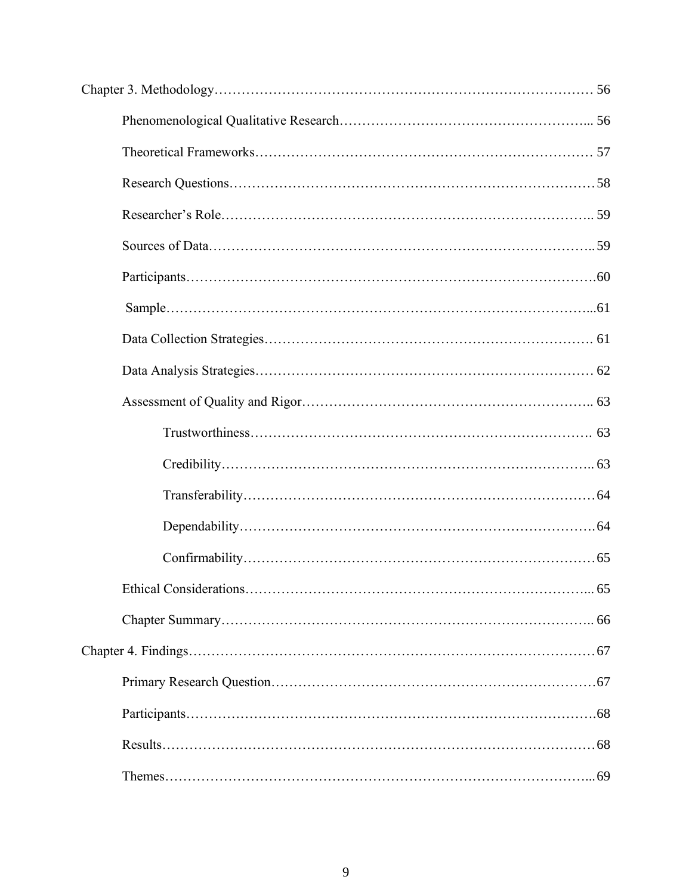Chapter 3. Methodology……………………………………………………………………… 56

Phenomenological Qualitative Research……………………………………………... 56

Theoretical Frameworks……………………………………………………………… 57

Research Questions……………………………………………………………………58

Researcher's Role…………………………………………………………………….. 59

Sources of Data……………………………………………………………………….. 59

Participants……………………………………………………………………………60

Sample………………………………………………………………………………...61

Data Collection Strategies……………………………………………………………. 61

Data Analysis Strategies……………………………………………………………… 62

Assessment of Quality and Rigor…………………………………………………….. 63

Trustworthiness………………………………………………………………. 63

Credibility…………………………………………………………………….. 63

Transferability…………………………………………………………………64

Dependability………………………………………………………………….64

Confirmability…………………………………………………………………65

Ethical Considerations………………………………………………………………... 65

Chapter Summary…………………………………………………………………….. 66

Chapter 4. Findings……………………………………………………………………………67

Primary Research Question……………………………………………………………67

Participants……………………………………………………………………………68

Results…………………………………………………………………………………68

Themes………………………………………………………………………………...69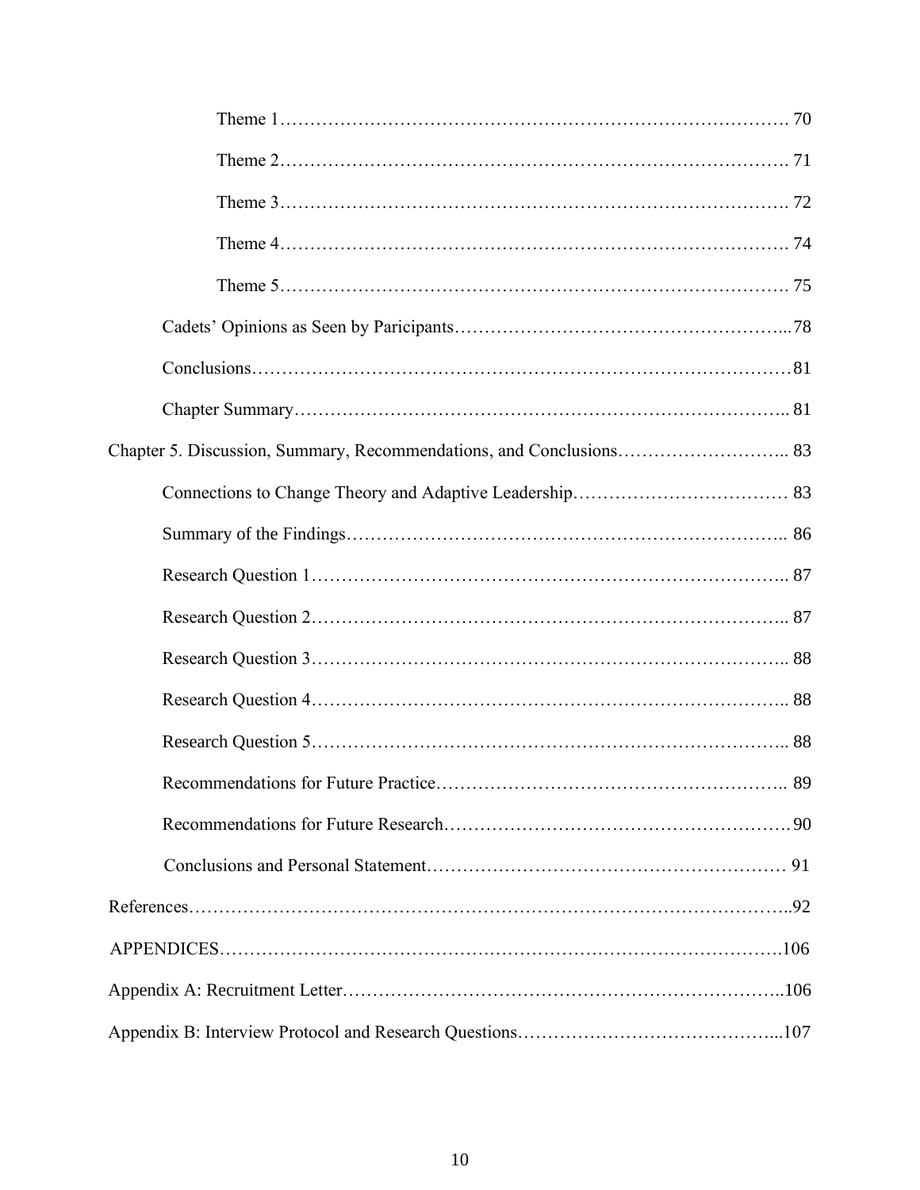Theme 1……………………………………………………………………………. 70

Theme 2……………………………………………………………………………. 71

Theme 3……………………………………………………………………………. 72

Theme 4……………………………………………………………………………. 74

Theme 5……………………………………………………………………………. 75

Cadets' Opinions as Seen by Paricipants………………………………………………...78

Conclusions……………………………………………………………………………81

Chapter Summary…………………………………………………………………….. 81

Chapter 5. Discussion, Summary, Recommendations, and Conclusions……………………….. 83

Connections to Change Theory and Adaptive Leadership……………………………… 83

Summary of the Findings…………………………………………………………….. 86

Research Question 1………………………………………………………………….. 87

Research Question 2………………………………………………………………….. 87

Research Question 3………………………………………………………………….. 88

Research Question 4………………………………………………………………….. 88

Research Question 5………………………………………………………………….. 88

Recommendations for Future Practice……………………………………………….. 89

Recommendations for Future Research………………………………………………. 90

Conclusions and Personal Statement………………………………………………… 91

References……………………………………………………………………………………..92

APPENDICES……………………………………………………………………………….106

Appendix A: Recruitment Letter……………………………………………………………..106

Appendix B: Interview Protocol and Research Questions…………………………………...107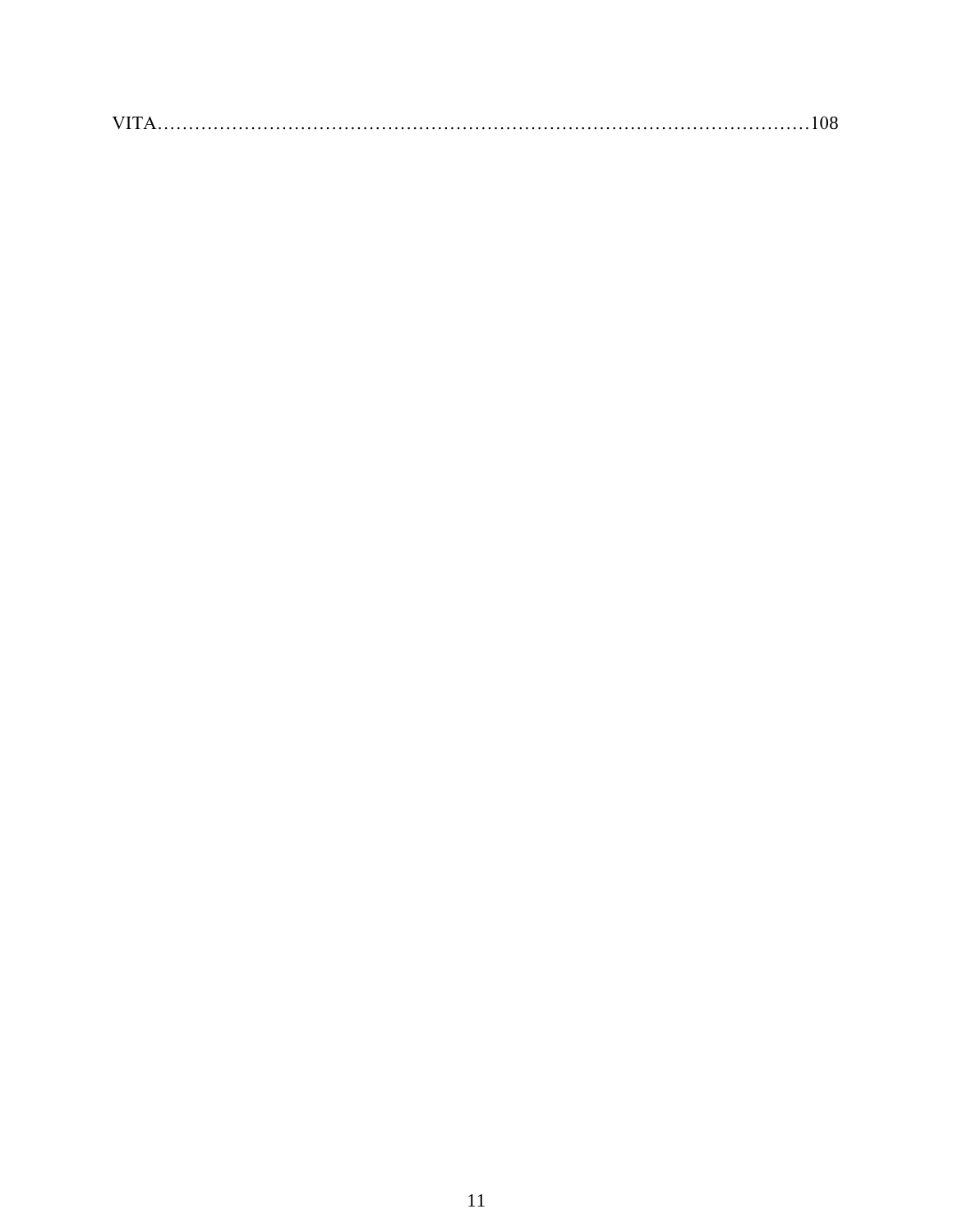VITA……………………………………………………………………………………………108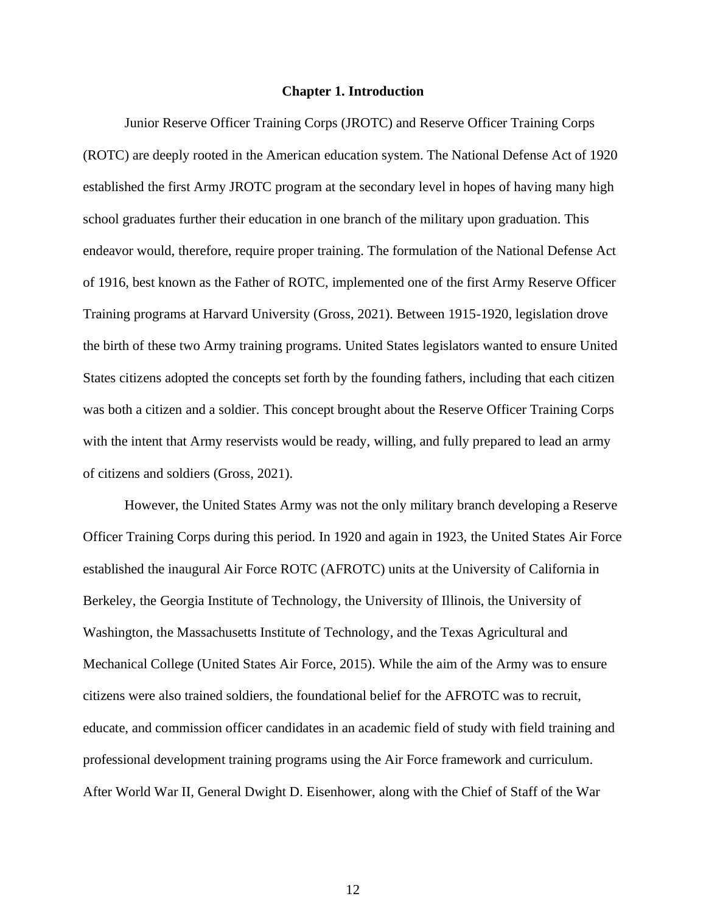# Chapter 1. Introduction

Junior Reserve Officer Training Corps (JROTC) and Reserve Officer Training Corps (ROTC) are deeply rooted in the American education system. The National Defense Act of 1920 established the first Army JROTC program at the secondary level in hopes of having many high school graduates further their education in one branch of the military upon graduation. This endeavor would, therefore, require proper training. The formulation of the National Defense Act of 1916, best known as the Father of ROTC, implemented one of the first Army Reserve Officer Training programs at Harvard University (Gross, 2021). Between 1915-1920, legislation drove the birth of these two Army training programs. United States legislators wanted to ensure United States citizens adopted the concepts set forth by the founding fathers, including that each citizen was both a citizen and a soldier. This concept brought about the Reserve Officer Training Corps with the intent that Army reservists would be ready, willing, and fully prepared to lead an army of citizens and soldiers (Gross, 2021).

However, the United States Army was not the only military branch developing a Reserve Officer Training Corps during this period. In 1920 and again in 1923, the United States Air Force established the inaugural Air Force ROTC (AFROTC) units at the University of California in Berkeley, the Georgia Institute of Technology, the University of Illinois, the University of Washington, the Massachusetts Institute of Technology, and the Texas Agricultural and Mechanical College (United States Air Force, 2015). While the aim of the Army was to ensure citizens were also trained soldiers, the foundational belief for the AFROTC was to recruit, educate, and commission officer candidates in an academic field of study with field training and professional development training programs using the Air Force framework and curriculum. After World War II, General Dwight D. Eisenhower, along with the Chief of Staff of the War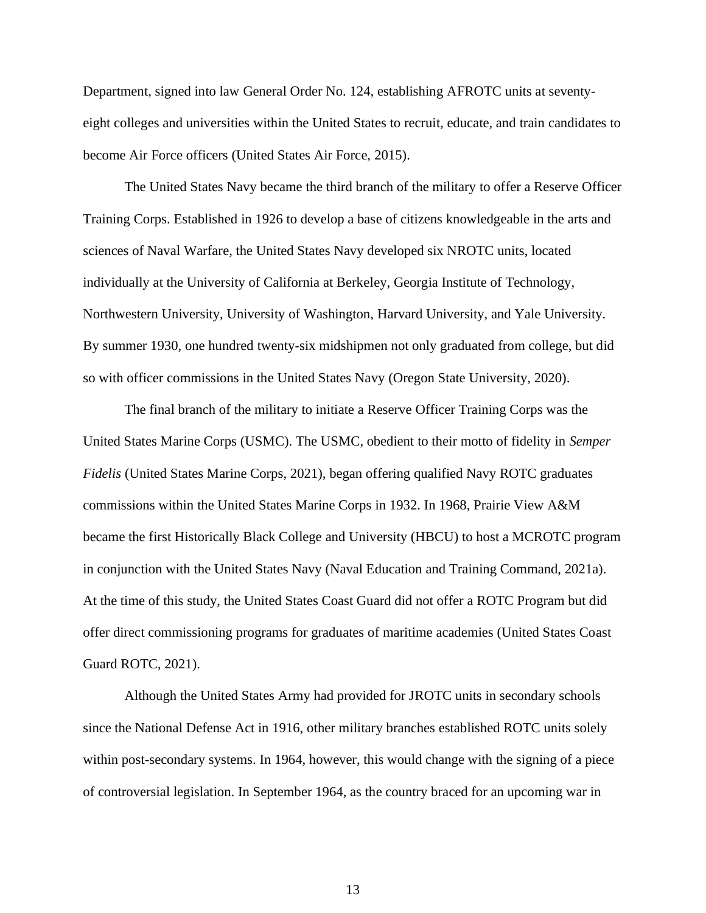Department, signed into law General Order No. 124, establishing AFROTC units at seventy-eight colleges and universities within the United States to recruit, educate, and train candidates to become Air Force officers (United States Air Force, 2015).

The United States Navy became the third branch of the military to offer a Reserve Officer Training Corps. Established in 1926 to develop a base of citizens knowledgeable in the arts and sciences of Naval Warfare, the United States Navy developed six NROTC units, located individually at the University of California at Berkeley, Georgia Institute of Technology, Northwestern University, University of Washington, Harvard University, and Yale University. By summer 1930, one hundred twenty-six midshipmen not only graduated from college, but did so with officer commissions in the United States Navy (Oregon State University, 2020).

The final branch of the military to initiate a Reserve Officer Training Corps was the United States Marine Corps (USMC). The USMC, obedient to their motto of fidelity in *Semper Fidelis* (United States Marine Corps, 2021), began offering qualified Navy ROTC graduates commissions within the United States Marine Corps in 1932. In 1968, Prairie View A&M became the first Historically Black College and University (HBCU) to host a MCROTC program in conjunction with the United States Navy (Naval Education and Training Command, 2021a). At the time of this study, the United States Coast Guard did not offer a ROTC Program but did offer direct commissioning programs for graduates of maritime academies (United States Coast Guard ROTC, 2021).

Although the United States Army had provided for JROTC units in secondary schools since the National Defense Act in 1916, other military branches established ROTC units solely within post-secondary systems. In 1964, however, this would change with the signing of a piece of controversial legislation. In September 1964, as the country braced for an upcoming war in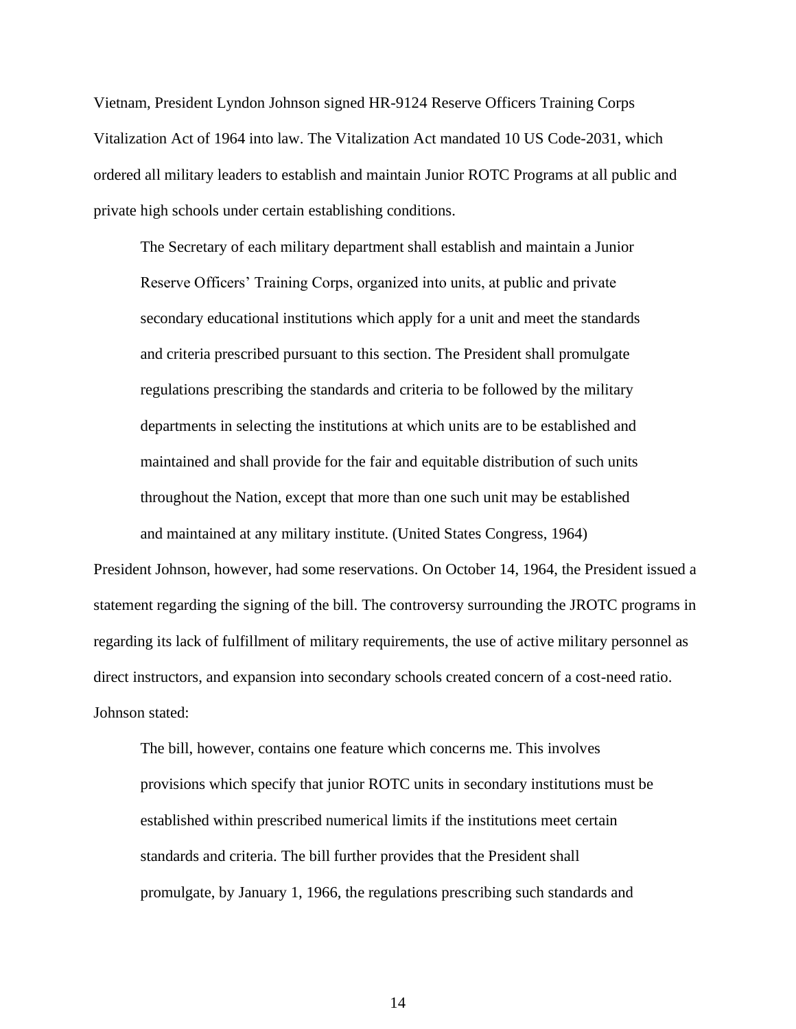Vietnam, President Lyndon Johnson signed HR-9124 Reserve Officers Training Corps Vitalization Act of 1964 into law. The Vitalization Act mandated 10 US Code-2031, which ordered all military leaders to establish and maintain Junior ROTC Programs at all public and private high schools under certain establishing conditions.

> The Secretary of each military department shall establish and maintain a Junior Reserve Officers' Training Corps, organized into units, at public and private secondary educational institutions which apply for a unit and meet the standards and criteria prescribed pursuant to this section. The President shall promulgate regulations prescribing the standards and criteria to be followed by the military departments in selecting the institutions at which units are to be established and maintained and shall provide for the fair and equitable distribution of such units throughout the Nation, except that more than one such unit may be established and maintained at any military institute. (United States Congress, 1964)

President Johnson, however, had some reservations. On October 14, 1964, the President issued a statement regarding the signing of the bill. The controversy surrounding the JROTC programs in regarding its lack of fulfillment of military requirements, the use of active military personnel as direct instructors, and expansion into secondary schools created concern of a cost-need ratio. Johnson stated:

> The bill, however, contains one feature which concerns me. This involves provisions which specify that junior ROTC units in secondary institutions must be established within prescribed numerical limits if the institutions meet certain standards and criteria. The bill further provides that the President shall promulgate, by January 1, 1966, the regulations prescribing such standards and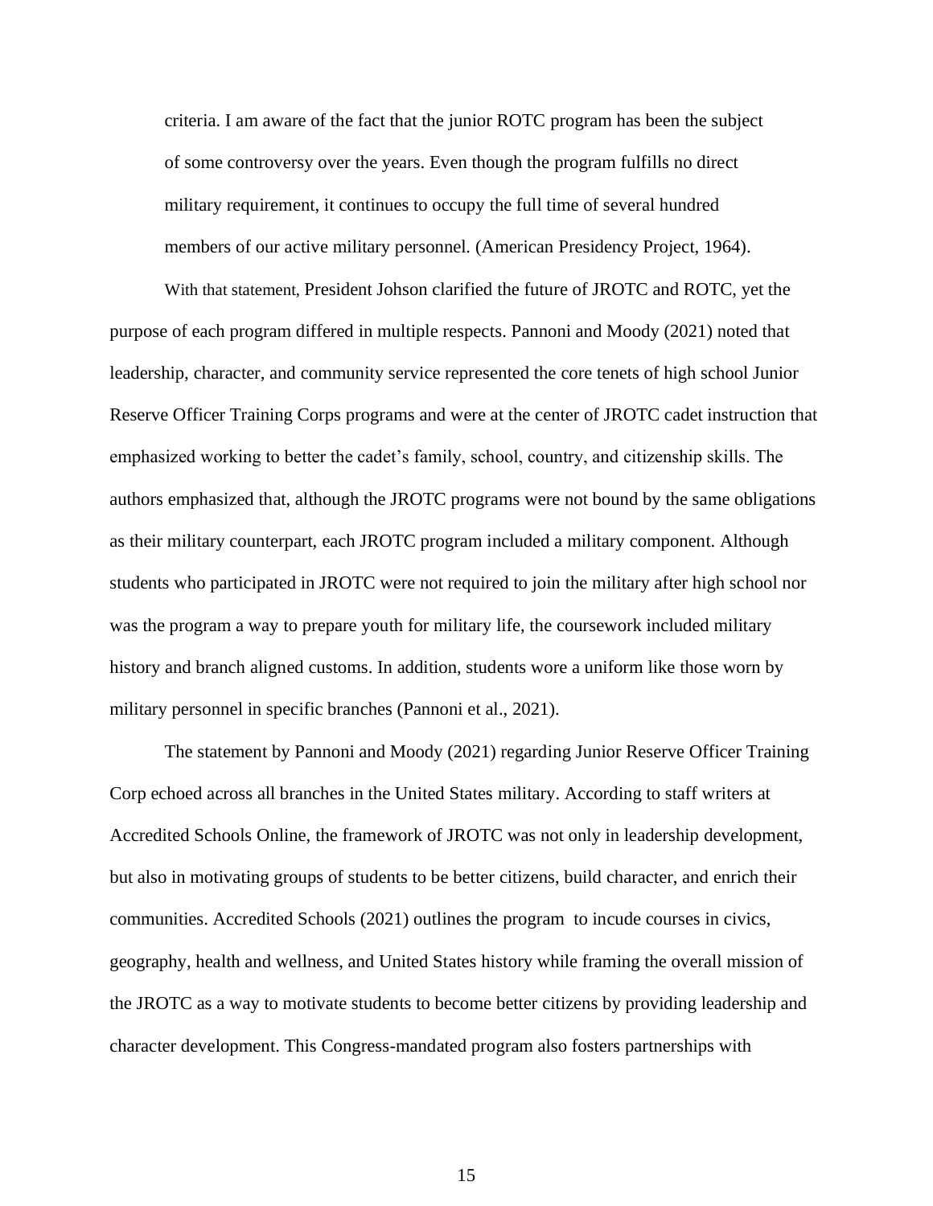> criteria. I am aware of the fact that the junior ROTC program has been the subject of some controversy over the years. Even though the program fulfills no direct military requirement, it continues to occupy the full time of several hundred members of our active military personnel. (American Presidency Project, 1964).

With that statement, President Johson clarified the future of JROTC and ROTC, yet the purpose of each program differed in multiple respects. Pannoni and Moody (2021) noted that leadership, character, and community service represented the core tenets of high school Junior Reserve Officer Training Corps programs and were at the center of JROTC cadet instruction that emphasized working to better the cadet's family, school, country, and citizenship skills. The authors emphasized that, although the JROTC programs were not bound by the same obligations as their military counterpart, each JROTC program included a military component. Although students who participated in JROTC were not required to join the military after high school nor was the program a way to prepare youth for military life, the coursework included military history and branch aligned customs. In addition, students wore a uniform like those worn by military personnel in specific branches (Pannoni et al., 2021).

The statement by Pannoni and Moody (2021) regarding Junior Reserve Officer Training Corp echoed across all branches in the United States military. According to staff writers at Accredited Schools Online, the framework of JROTC was not only in leadership development, but also in motivating groups of students to be better citizens, build character, and enrich their communities. Accredited Schools (2021) outlines the program to incude courses in civics, geography, health and wellness, and United States history while framing the overall mission of the JROTC as a way to motivate students to become better citizens by providing leadership and character development. This Congress-mandated program also fosters partnerships with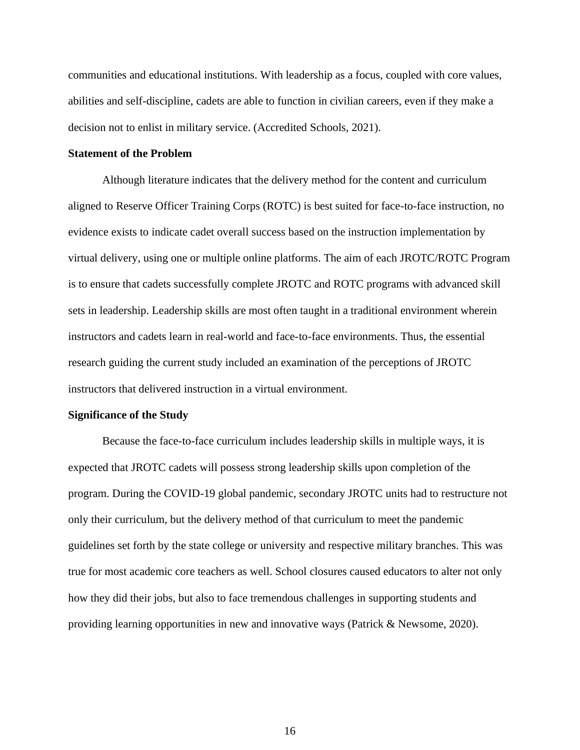communities and educational institutions. With leadership as a focus, coupled with core values, abilities and self-discipline, cadets are able to function in civilian careers, even if they make a decision not to enlist in military service. (Accredited Schools, 2021).

## Statement of the Problem

Although literature indicates that the delivery method for the content and curriculum aligned to Reserve Officer Training Corps (ROTC) is best suited for face-to-face instruction, no evidence exists to indicate cadet overall success based on the instruction implementation by virtual delivery, using one or multiple online platforms. The aim of each JROTC/ROTC Program is to ensure that cadets successfully complete JROTC and ROTC programs with advanced skill sets in leadership. Leadership skills are most often taught in a traditional environment wherein instructors and cadets learn in real-world and face-to-face environments. Thus, the essential research guiding the current study included an examination of the perceptions of JROTC instructors that delivered instruction in a virtual environment.

## Significance of the Study

Because the face-to-face curriculum includes leadership skills in multiple ways, it is expected that JROTC cadets will possess strong leadership skills upon completion of the program. During the COVID-19 global pandemic, secondary JROTC units had to restructure not only their curriculum, but the delivery method of that curriculum to meet the pandemic guidelines set forth by the state college or university and respective military branches. This was true for most academic core teachers as well. School closures caused educators to alter not only how they did their jobs, but also to face tremendous challenges in supporting students and providing learning opportunities in new and innovative ways (Patrick & Newsome, 2020).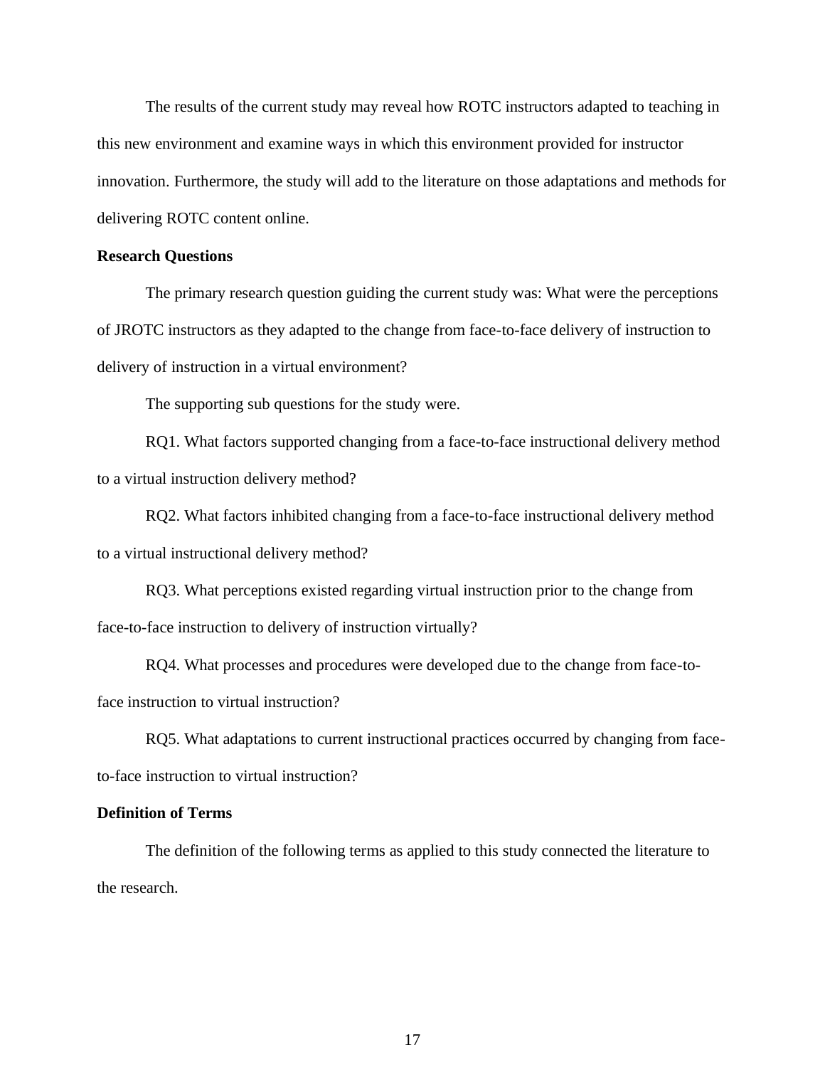The results of the current study may reveal how ROTC instructors adapted to teaching in this new environment and examine ways in which this environment provided for instructor innovation. Furthermore, the study will add to the literature on those adaptations and methods for delivering ROTC content online.

### Research Questions

The primary research question guiding the current study was: What were the perceptions of JROTC instructors as they adapted to the change from face-to-face delivery of instruction to delivery of instruction in a virtual environment?

The supporting sub questions for the study were.

RQ1. What factors supported changing from a face-to-face instructional delivery method to a virtual instruction delivery method?

RQ2. What factors inhibited changing from a face-to-face instructional delivery method to a virtual instructional delivery method?

RQ3. What perceptions existed regarding virtual instruction prior to the change from face-to-face instruction to delivery of instruction virtually?

RQ4. What processes and procedures were developed due to the change from face-to-face instruction to virtual instruction?

RQ5. What adaptations to current instructional practices occurred by changing from face-to-face instruction to virtual instruction?

### Definition of Terms

The definition of the following terms as applied to this study connected the literature to the research.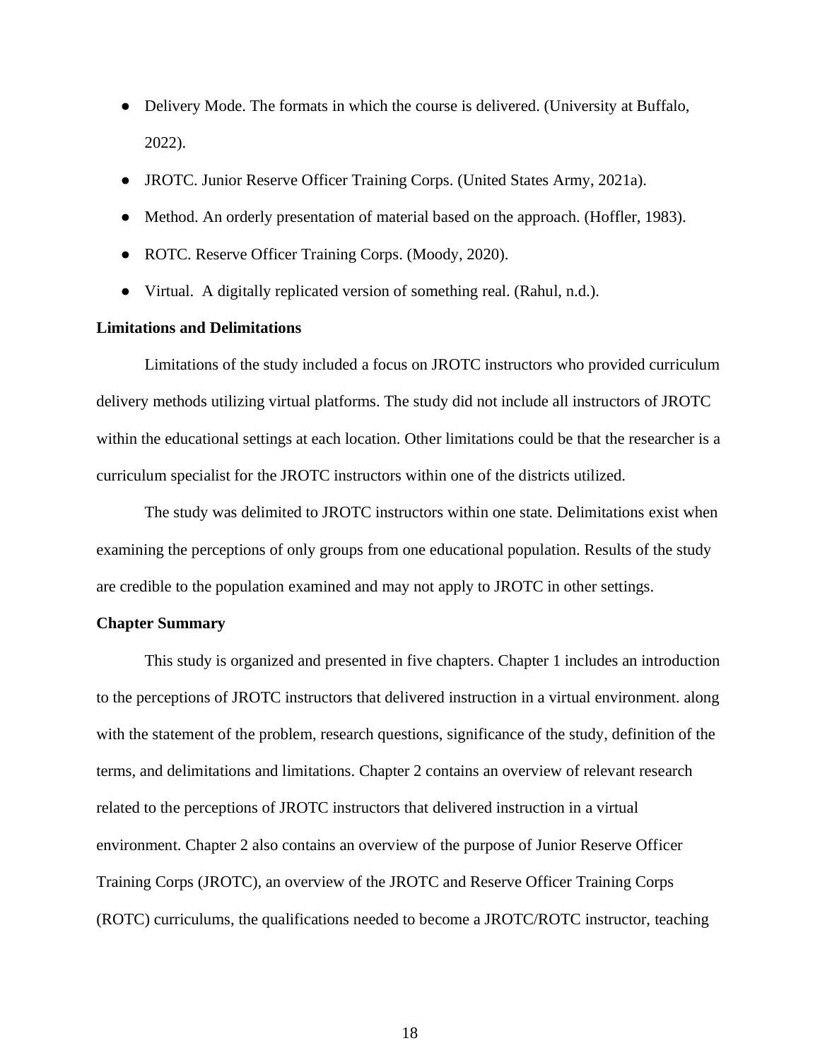- Delivery Mode. The formats in which the course is delivered. (University at Buffalo, 2022).
- JROTC. Junior Reserve Officer Training Corps. (United States Army, 2021a).
- Method. An orderly presentation of material based on the approach. (Hoffler, 1983).
- ROTC. Reserve Officer Training Corps. (Moody, 2020).
- Virtual. A digitally replicated version of something real. (Rahul, n.d.).

**Limitations and Delimitations**

Limitations of the study included a focus on JROTC instructors who provided curriculum delivery methods utilizing virtual platforms. The study did not include all instructors of JROTC within the educational settings at each location. Other limitations could be that the researcher is a curriculum specialist for the JROTC instructors within one of the districts utilized.

The study was delimited to JROTC instructors within one state. Delimitations exist when examining the perceptions of only groups from one educational population. Results of the study are credible to the population examined and may not apply to JROTC in other settings.

**Chapter Summary**

This study is organized and presented in five chapters. Chapter 1 includes an introduction to the perceptions of JROTC instructors that delivered instruction in a virtual environment. along with the statement of the problem, research questions, significance of the study, definition of the terms, and delimitations and limitations. Chapter 2 contains an overview of relevant research related to the perceptions of JROTC instructors that delivered instruction in a virtual environment. Chapter 2 also contains an overview of the purpose of Junior Reserve Officer Training Corps (JROTC), an overview of the JROTC and Reserve Officer Training Corps (ROTC) curriculums, the qualifications needed to become a JROTC/ROTC instructor, teaching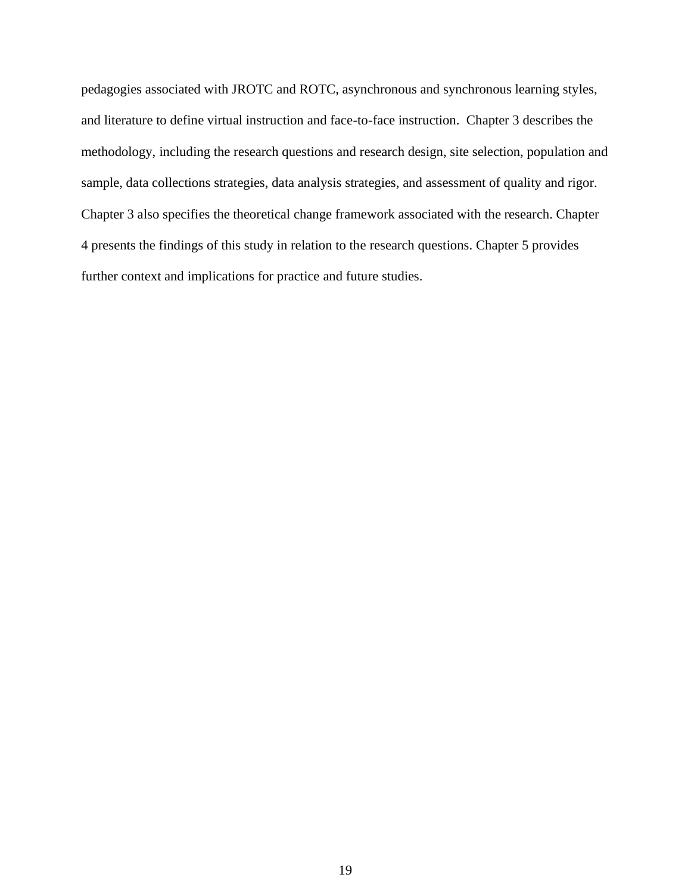pedagogies associated with JROTC and ROTC, asynchronous and synchronous learning styles, and literature to define virtual instruction and face-to-face instruction. Chapter 3 describes the methodology, including the research questions and research design, site selection, population and sample, data collections strategies, data analysis strategies, and assessment of quality and rigor. Chapter 3 also specifies the theoretical change framework associated with the research. Chapter 4 presents the findings of this study in relation to the research questions. Chapter 5 provides further context and implications for practice and future studies.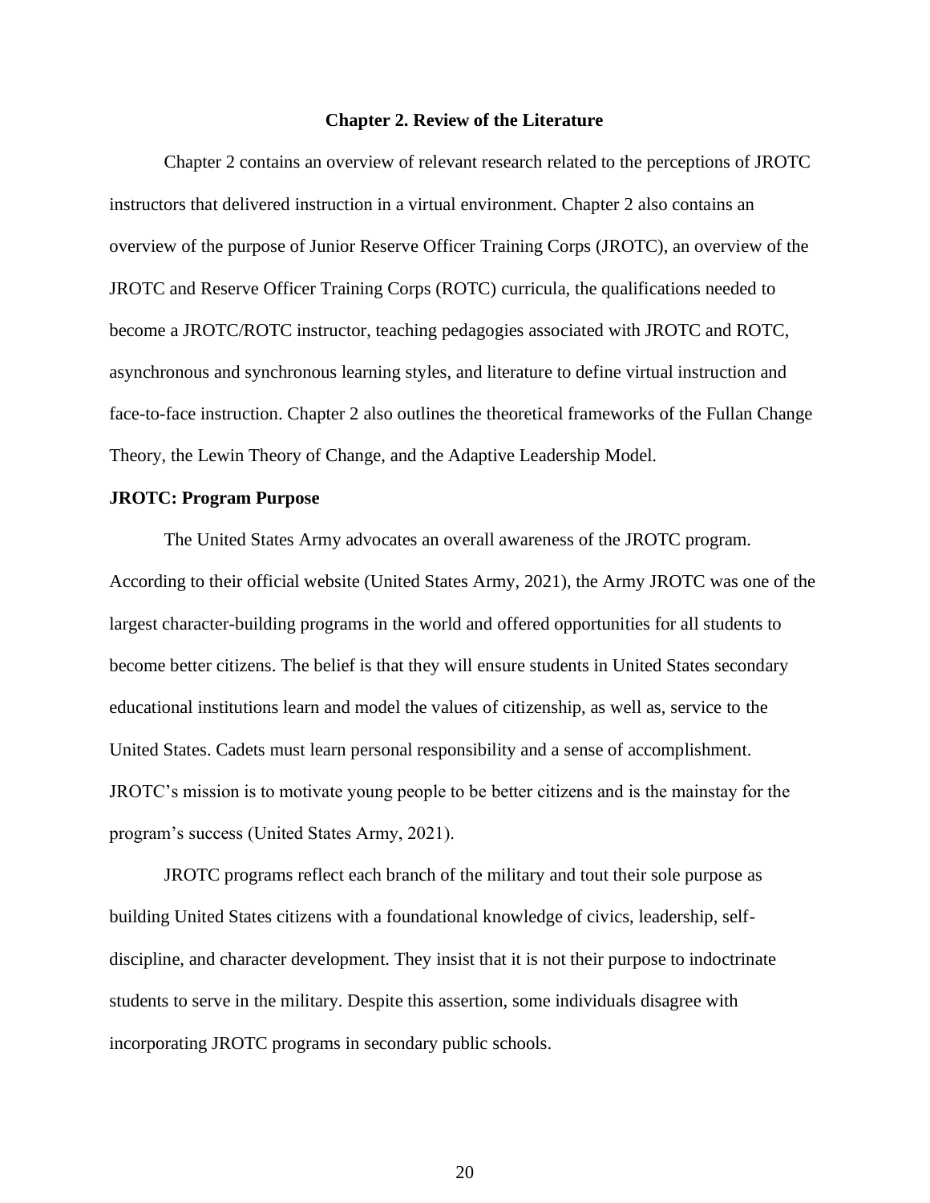# Chapter 2. Review of the Literature

Chapter 2 contains an overview of relevant research related to the perceptions of JROTC instructors that delivered instruction in a virtual environment. Chapter 2 also contains an overview of the purpose of Junior Reserve Officer Training Corps (JROTC), an overview of the JROTC and Reserve Officer Training Corps (ROTC) curricula, the qualifications needed to become a JROTC/ROTC instructor, teaching pedagogies associated with JROTC and ROTC, asynchronous and synchronous learning styles, and literature to define virtual instruction and face-to-face instruction. Chapter 2 also outlines the theoretical frameworks of the Fullan Change Theory, the Lewin Theory of Change, and the Adaptive Leadership Model.

## JROTC: Program Purpose

The United States Army advocates an overall awareness of the JROTC program. According to their official website (United States Army, 2021), the Army JROTC was one of the largest character-building programs in the world and offered opportunities for all students to become better citizens. The belief is that they will ensure students in United States secondary educational institutions learn and model the values of citizenship, as well as, service to the United States. Cadets must learn personal responsibility and a sense of accomplishment. JROTC's mission is to motivate young people to be better citizens and is the mainstay for the program's success (United States Army, 2021).

JROTC programs reflect each branch of the military and tout their sole purpose as building United States citizens with a foundational knowledge of civics, leadership, self-discipline, and character development. They insist that it is not their purpose to indoctrinate students to serve in the military. Despite this assertion, some individuals disagree with incorporating JROTC programs in secondary public schools.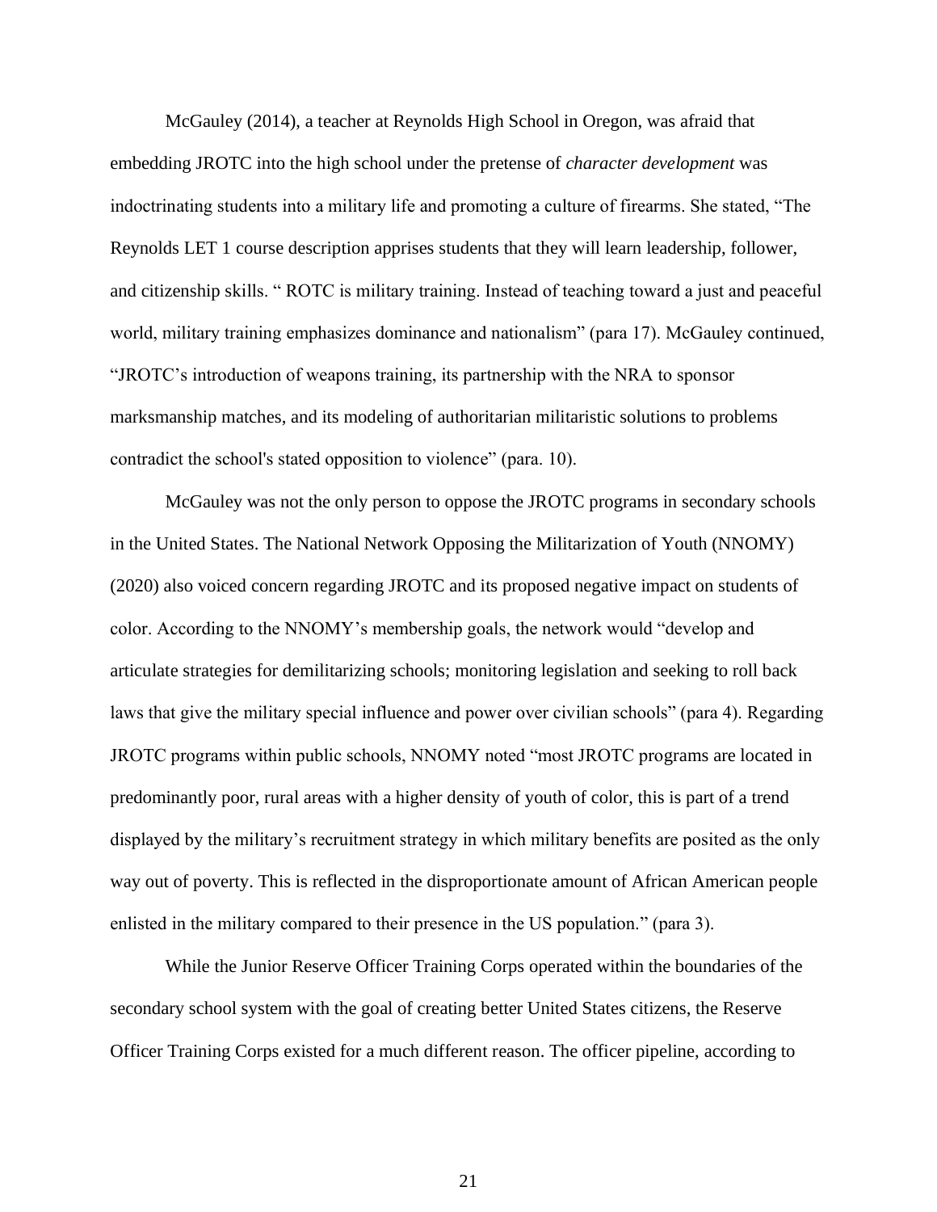McGauley (2014), a teacher at Reynolds High School in Oregon, was afraid that embedding JROTC into the high school under the pretense of *character development* was indoctrinating students into a military life and promoting a culture of firearms. She stated, "The Reynolds LET 1 course description apprises students that they will learn leadership, follower, and citizenship skills. " ROTC is military training. Instead of teaching toward a just and peaceful world, military training emphasizes dominance and nationalism" (para 17). McGauley continued, "JROTC's introduction of weapons training, its partnership with the NRA to sponsor marksmanship matches, and its modeling of authoritarian militaristic solutions to problems contradict the school's stated opposition to violence" (para. 10).

McGauley was not the only person to oppose the JROTC programs in secondary schools in the United States. The National Network Opposing the Militarization of Youth (NNOMY) (2020) also voiced concern regarding JROTC and its proposed negative impact on students of color. According to the NNOMY's membership goals, the network would "develop and articulate strategies for demilitarizing schools; monitoring legislation and seeking to roll back laws that give the military special influence and power over civilian schools" (para 4). Regarding JROTC programs within public schools, NNOMY noted "most JROTC programs are located in predominantly poor, rural areas with a higher density of youth of color, this is part of a trend displayed by the military's recruitment strategy in which military benefits are posited as the only way out of poverty. This is reflected in the disproportionate amount of African American people enlisted in the military compared to their presence in the US population." (para 3).

While the Junior Reserve Officer Training Corps operated within the boundaries of the secondary school system with the goal of creating better United States citizens, the Reserve Officer Training Corps existed for a much different reason. The officer pipeline, according to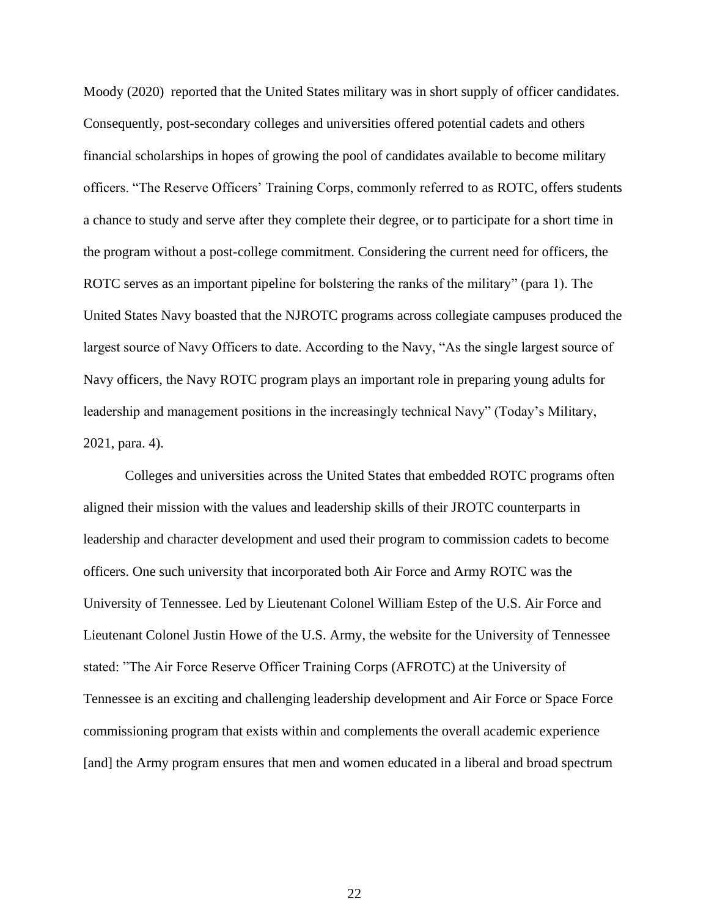Moody (2020)  reported that the United States military was in short supply of officer candidates. Consequently, post-secondary colleges and universities offered potential cadets and others financial scholarships in hopes of growing the pool of candidates available to become military officers. “The Reserve Officers’ Training Corps, commonly referred to as ROTC, offers students a chance to study and serve after they complete their degree, or to participate for a short time in the program without a post-college commitment. Considering the current need for officers, the ROTC serves as an important pipeline for bolstering the ranks of the military” (para 1). The United States Navy boasted that the NJROTC programs across collegiate campuses produced the largest source of Navy Officers to date. According to the Navy, “As the single largest source of Navy officers, the Navy ROTC program plays an important role in preparing young adults for leadership and management positions in the increasingly technical Navy” (Today’s Military, 2021, para. 4).

Colleges and universities across the United States that embedded ROTC programs often aligned their mission with the values and leadership skills of their JROTC counterparts in leadership and character development and used their program to commission cadets to become officers. One such university that incorporated both Air Force and Army ROTC was the University of Tennessee. Led by Lieutenant Colonel William Estep of the U.S. Air Force and Lieutenant Colonel Justin Howe of the U.S. Army, the website for the University of Tennessee stated: ”The Air Force Reserve Officer Training Corps (AFROTC) at the University of Tennessee is an exciting and challenging leadership development and Air Force or Space Force commissioning program that exists within and complements the overall academic experience [and] the Army program ensures that men and women educated in a liberal and broad spectrum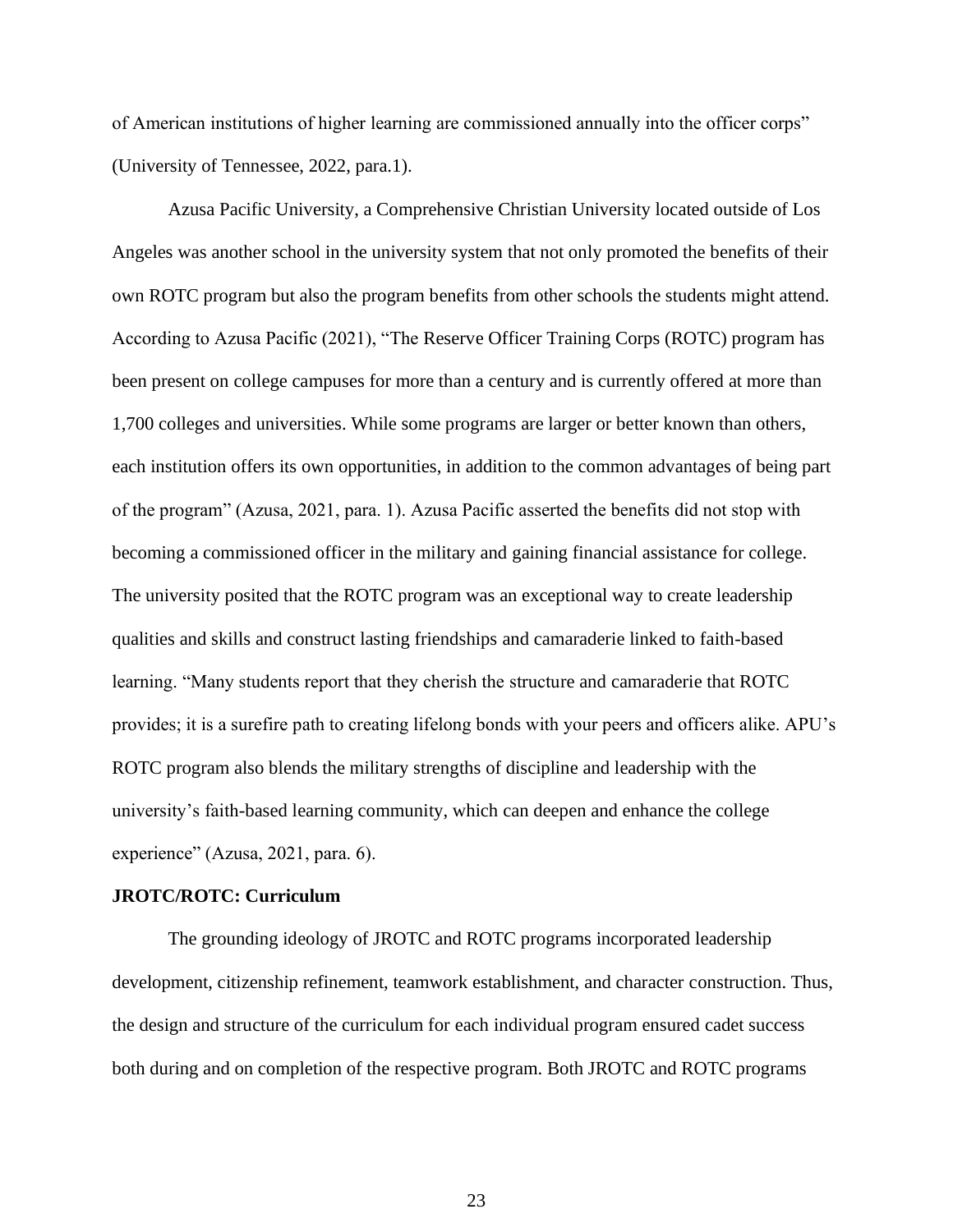of American institutions of higher learning are commissioned annually into the officer corps" (University of Tennessee, 2022, para.1).

Azusa Pacific University, a Comprehensive Christian University located outside of Los Angeles was another school in the university system that not only promoted the benefits of their own ROTC program but also the program benefits from other schools the students might attend. According to Azusa Pacific (2021), "The Reserve Officer Training Corps (ROTC) program has been present on college campuses for more than a century and is currently offered at more than 1,700 colleges and universities. While some programs are larger or better known than others, each institution offers its own opportunities, in addition to the common advantages of being part of the program" (Azusa, 2021, para. 1). Azusa Pacific asserted the benefits did not stop with becoming a commissioned officer in the military and gaining financial assistance for college. The university posited that the ROTC program was an exceptional way to create leadership qualities and skills and construct lasting friendships and camaraderie linked to faith-based learning. "Many students report that they cherish the structure and camaraderie that ROTC provides; it is a surefire path to creating lifelong bonds with your peers and officers alike. APU's ROTC program also blends the military strengths of discipline and leadership with the university's faith-based learning community, which can deepen and enhance the college experience" (Azusa, 2021, para. 6).

**JROTC/ROTC: Curriculum**

The grounding ideology of JROTC and ROTC programs incorporated leadership development, citizenship refinement, teamwork establishment, and character construction. Thus, the design and structure of the curriculum for each individual program ensured cadet success both during and on completion of the respective program. Both JROTC and ROTC programs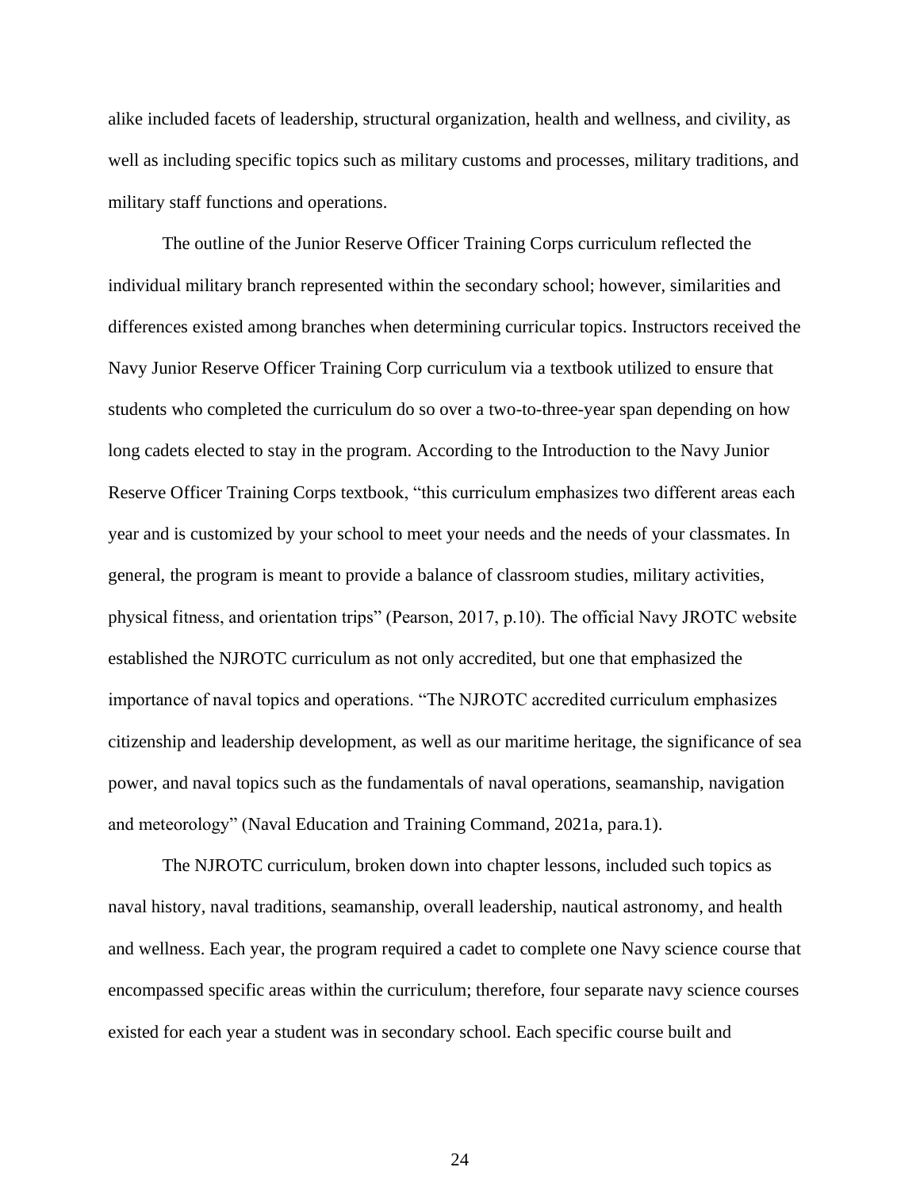alike included facets of leadership, structural organization, health and wellness, and civility, as well as including specific topics such as military customs and processes, military traditions, and military staff functions and operations.

The outline of the Junior Reserve Officer Training Corps curriculum reflected the individual military branch represented within the secondary school; however, similarities and differences existed among branches when determining curricular topics. Instructors received the Navy Junior Reserve Officer Training Corp curriculum via a textbook utilized to ensure that students who completed the curriculum do so over a two-to-three-year span depending on how long cadets elected to stay in the program. According to the Introduction to the Navy Junior Reserve Officer Training Corps textbook, "this curriculum emphasizes two different areas each year and is customized by your school to meet your needs and the needs of your classmates. In general, the program is meant to provide a balance of classroom studies, military activities, physical fitness, and orientation trips" (Pearson, 2017, p.10). The official Navy JROTC website established the NJROTC curriculum as not only accredited, but one that emphasized the importance of naval topics and operations. "The NJROTC accredited curriculum emphasizes citizenship and leadership development, as well as our maritime heritage, the significance of sea power, and naval topics such as the fundamentals of naval operations, seamanship, navigation and meteorology" (Naval Education and Training Command, 2021a, para.1).

The NJROTC curriculum, broken down into chapter lessons, included such topics as naval history, naval traditions, seamanship, overall leadership, nautical astronomy, and health and wellness. Each year, the program required a cadet to complete one Navy science course that encompassed specific areas within the curriculum; therefore, four separate navy science courses existed for each year a student was in secondary school. Each specific course built and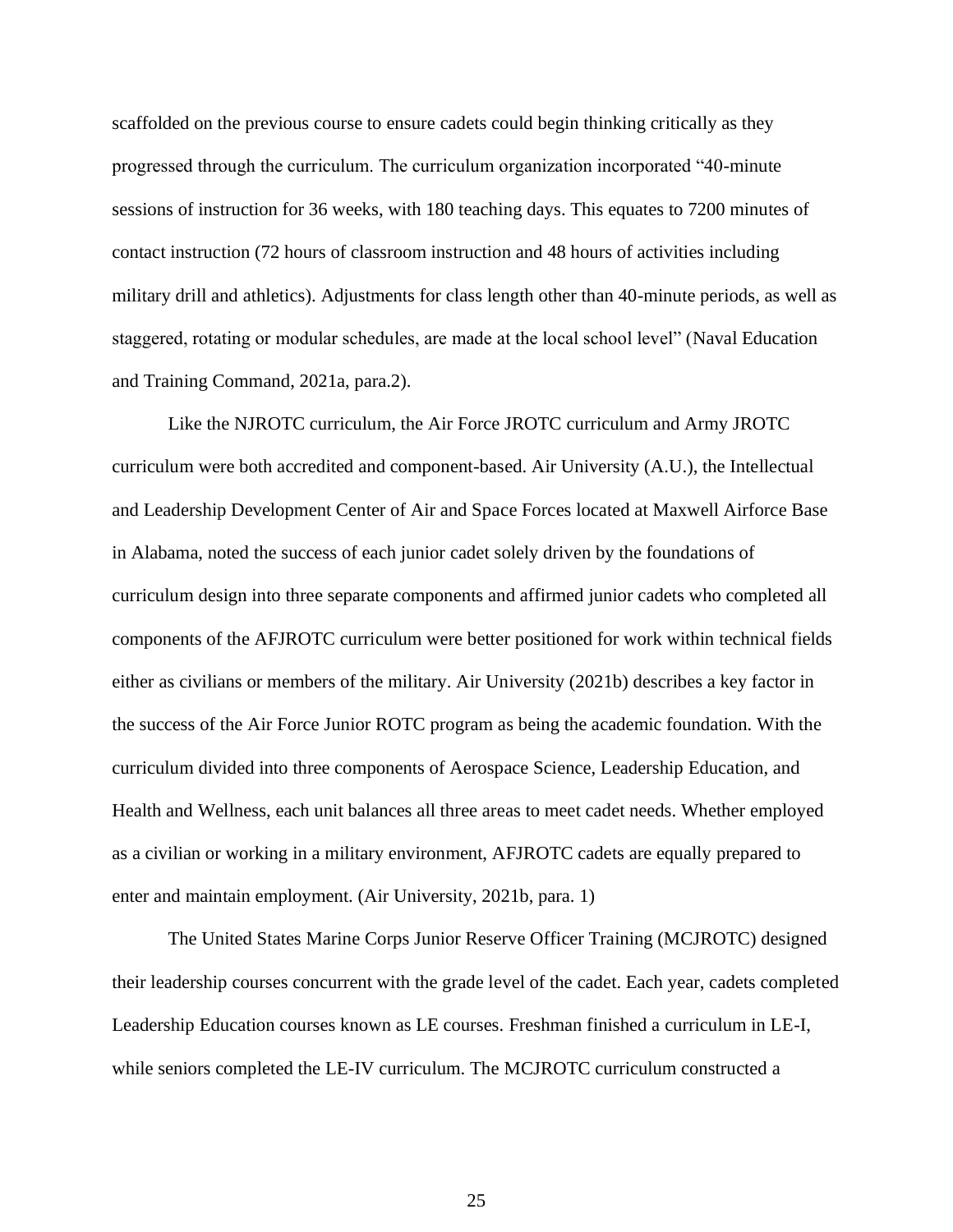scaffolded on the previous course to ensure cadets could begin thinking critically as they progressed through the curriculum. The curriculum organization incorporated "40-minute sessions of instruction for 36 weeks, with 180 teaching days. This equates to 7200 minutes of contact instruction (72 hours of classroom instruction and 48 hours of activities including military drill and athletics). Adjustments for class length other than 40-minute periods, as well as staggered, rotating or modular schedules, are made at the local school level" (Naval Education and Training Command, 2021a, para.2).

Like the NJROTC curriculum, the Air Force JROTC curriculum and Army JROTC curriculum were both accredited and component-based. Air University (A.U.), the Intellectual and Leadership Development Center of Air and Space Forces located at Maxwell Airforce Base in Alabama, noted the success of each junior cadet solely driven by the foundations of curriculum design into three separate components and affirmed junior cadets who completed all components of the AFJROTC curriculum were better positioned for work within technical fields either as civilians or members of the military. Air University (2021b) describes a key factor in the success of the Air Force Junior ROTC program as being the academic foundation. With the curriculum divided into three components of Aerospace Science, Leadership Education, and Health and Wellness, each unit balances all three areas to meet cadet needs. Whether employed as a civilian or working in a military environment, AFJROTC cadets are equally prepared to enter and maintain employment. (Air University, 2021b, para. 1)

The United States Marine Corps Junior Reserve Officer Training (MCJROTC) designed their leadership courses concurrent with the grade level of the cadet. Each year, cadets completed Leadership Education courses known as LE courses. Freshman finished a curriculum in LE-I, while seniors completed the LE-IV curriculum. The MCJROTC curriculum constructed a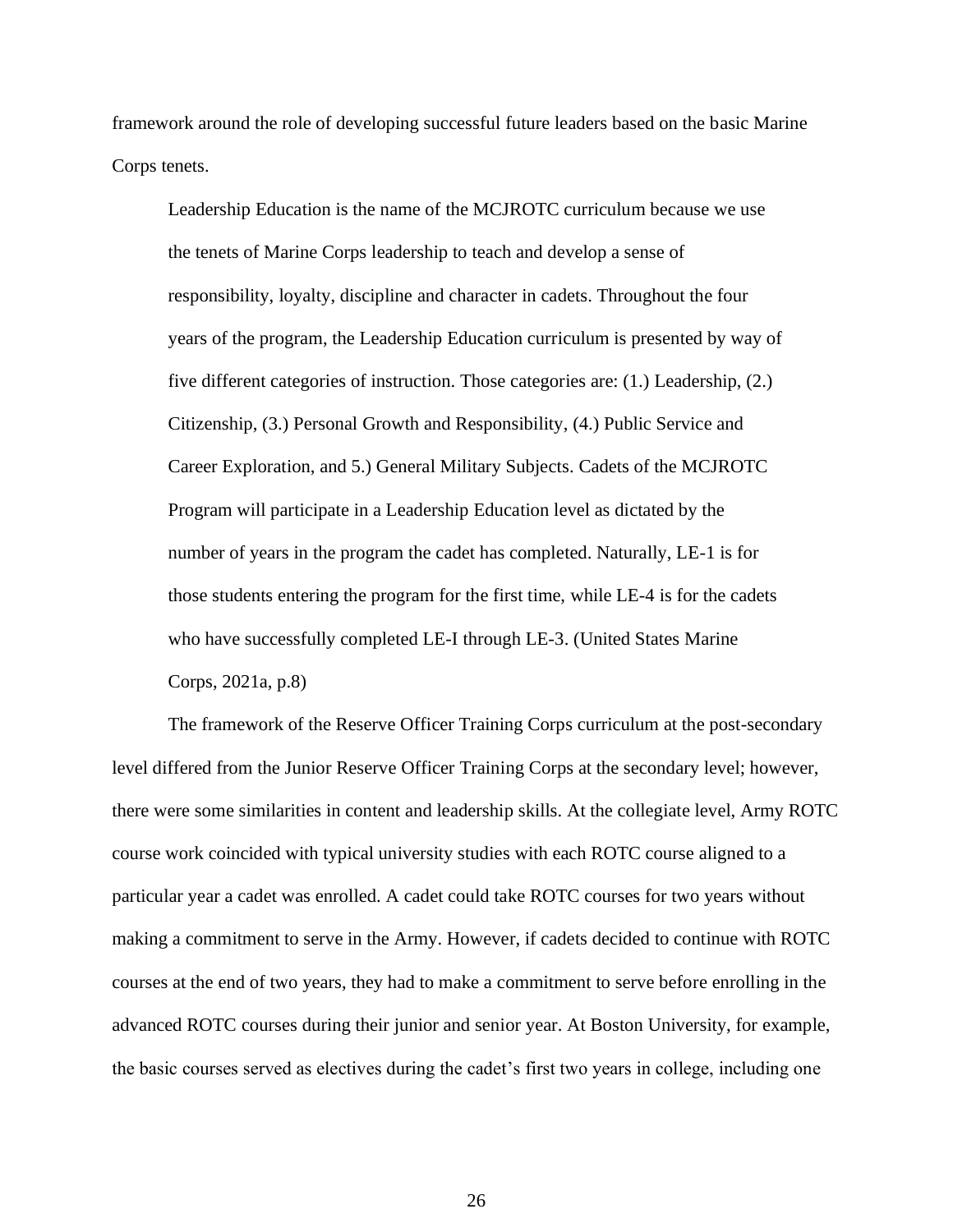framework around the role of developing successful future leaders based on the basic Marine Corps tenets.

> Leadership Education is the name of the MCJROTC curriculum because we use the tenets of Marine Corps leadership to teach and develop a sense of responsibility, loyalty, discipline and character in cadets. Throughout the four years of the program, the Leadership Education curriculum is presented by way of five different categories of instruction. Those categories are: (1.) Leadership, (2.) Citizenship, (3.) Personal Growth and Responsibility, (4.) Public Service and Career Exploration, and 5.) General Military Subjects. Cadets of the MCJROTC Program will participate in a Leadership Education level as dictated by the number of years in the program the cadet has completed. Naturally, LE-1 is for those students entering the program for the first time, while LE-4 is for the cadets who have successfully completed LE-I through LE-3. (United States Marine Corps, 2021a, p.8)

The framework of the Reserve Officer Training Corps curriculum at the post-secondary level differed from the Junior Reserve Officer Training Corps at the secondary level; however, there were some similarities in content and leadership skills. At the collegiate level, Army ROTC course work coincided with typical university studies with each ROTC course aligned to a particular year a cadet was enrolled. A cadet could take ROTC courses for two years without making a commitment to serve in the Army. However, if cadets decided to continue with ROTC courses at the end of two years, they had to make a commitment to serve before enrolling in the advanced ROTC courses during their junior and senior year. At Boston University, for example, the basic courses served as electives during the cadet's first two years in college, including one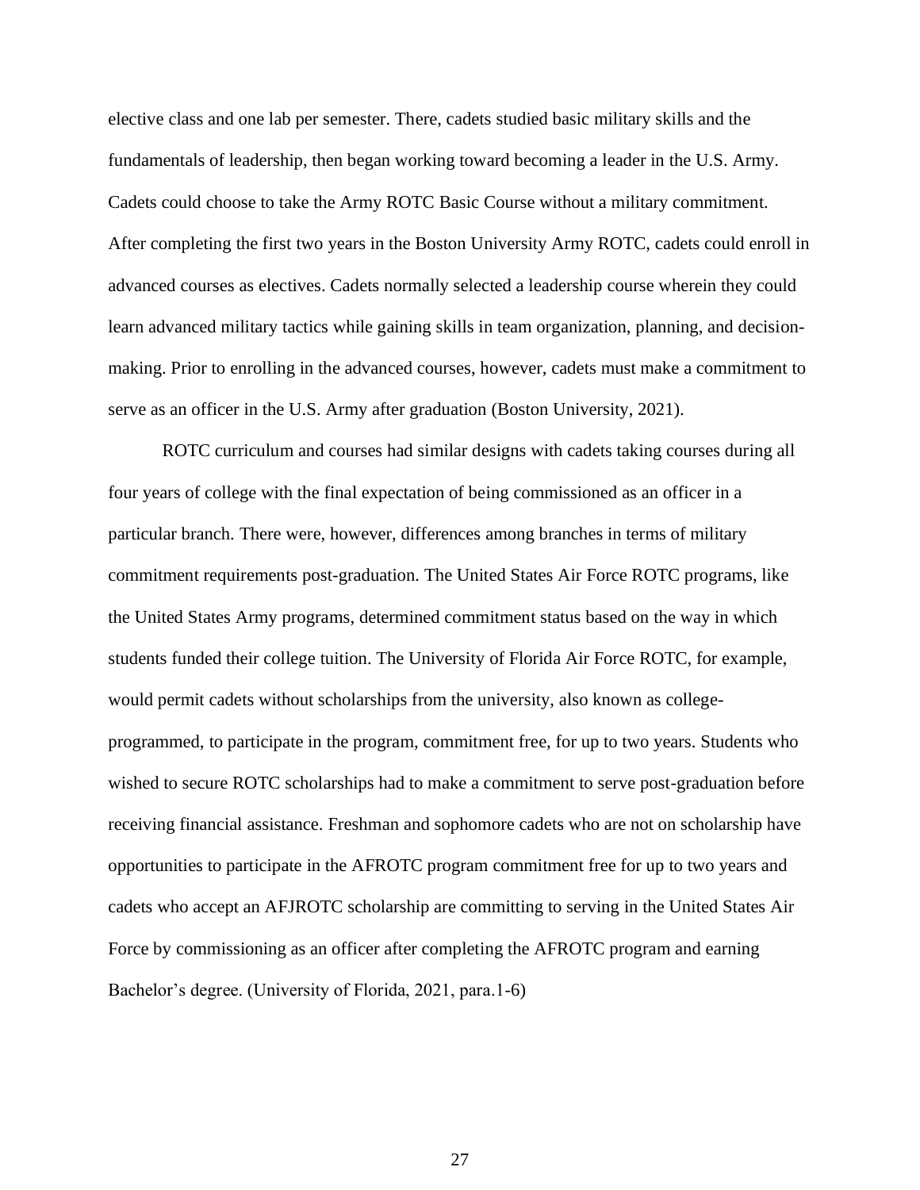elective class and one lab per semester. There, cadets studied basic military skills and the fundamentals of leadership, then began working toward becoming a leader in the U.S. Army. Cadets could choose to take the Army ROTC Basic Course without a military commitment. After completing the first two years in the Boston University Army ROTC, cadets could enroll in advanced courses as electives. Cadets normally selected a leadership course wherein they could learn advanced military tactics while gaining skills in team organization, planning, and decision-making. Prior to enrolling in the advanced courses, however, cadets must make a commitment to serve as an officer in the U.S. Army after graduation (Boston University, 2021).

ROTC curriculum and courses had similar designs with cadets taking courses during all four years of college with the final expectation of being commissioned as an officer in a particular branch. There were, however, differences among branches in terms of military commitment requirements post-graduation. The United States Air Force ROTC programs, like the United States Army programs, determined commitment status based on the way in which students funded their college tuition. The University of Florida Air Force ROTC, for example, would permit cadets without scholarships from the university, also known as college-programmed, to participate in the program, commitment free, for up to two years. Students who wished to secure ROTC scholarships had to make a commitment to serve post-graduation before receiving financial assistance. Freshman and sophomore cadets who are not on scholarship have opportunities to participate in the AFROTC program commitment free for up to two years and cadets who accept an AFJROTC scholarship are committing to serving in the United States Air Force by commissioning as an officer after completing the AFROTC program and earning Bachelor's degree. (University of Florida, 2021, para.1-6)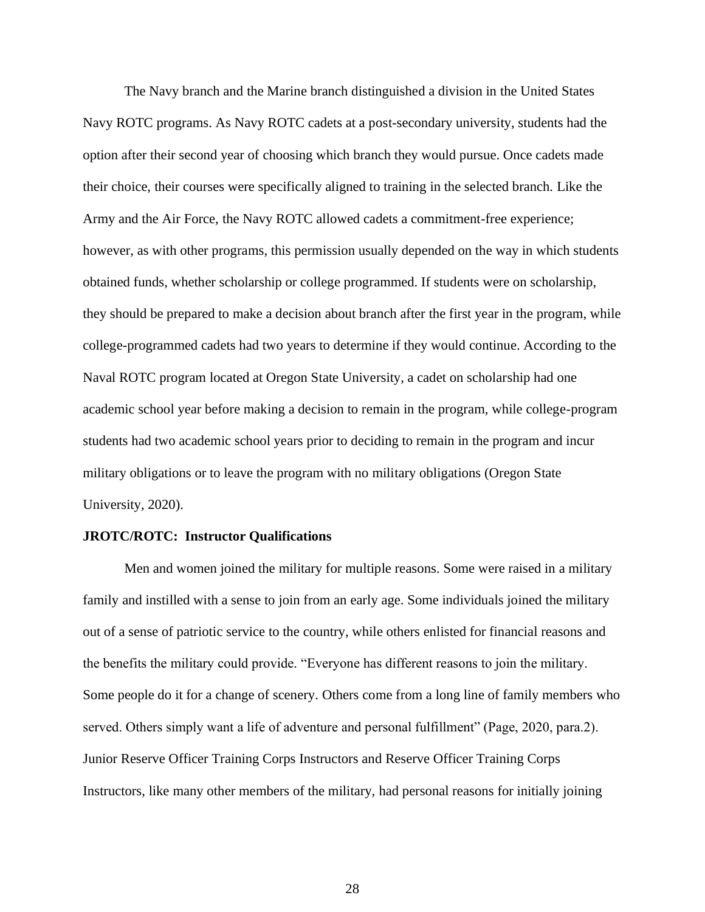The Navy branch and the Marine branch distinguished a division in the United States Navy ROTC programs. As Navy ROTC cadets at a post-secondary university, students had the option after their second year of choosing which branch they would pursue. Once cadets made their choice, their courses were specifically aligned to training in the selected branch. Like the Army and the Air Force, the Navy ROTC allowed cadets a commitment-free experience; however, as with other programs, this permission usually depended on the way in which students obtained funds, whether scholarship or college programmed. If students were on scholarship, they should be prepared to make a decision about branch after the first year in the program, while college-programmed cadets had two years to determine if they would continue. According to the Naval ROTC program located at Oregon State University, a cadet on scholarship had one academic school year before making a decision to remain in the program, while college-program students had two academic school years prior to deciding to remain in the program and incur military obligations or to leave the program with no military obligations (Oregon State University, 2020).

### JROTC/ROTC: Instructor Qualifications

Men and women joined the military for multiple reasons. Some were raised in a military family and instilled with a sense to join from an early age. Some individuals joined the military out of a sense of patriotic service to the country, while others enlisted for financial reasons and the benefits the military could provide. "Everyone has different reasons to join the military. Some people do it for a change of scenery. Others come from a long line of family members who served. Others simply want a life of adventure and personal fulfillment" (Page, 2020, para.2). Junior Reserve Officer Training Corps Instructors and Reserve Officer Training Corps Instructors, like many other members of the military, had personal reasons for initially joining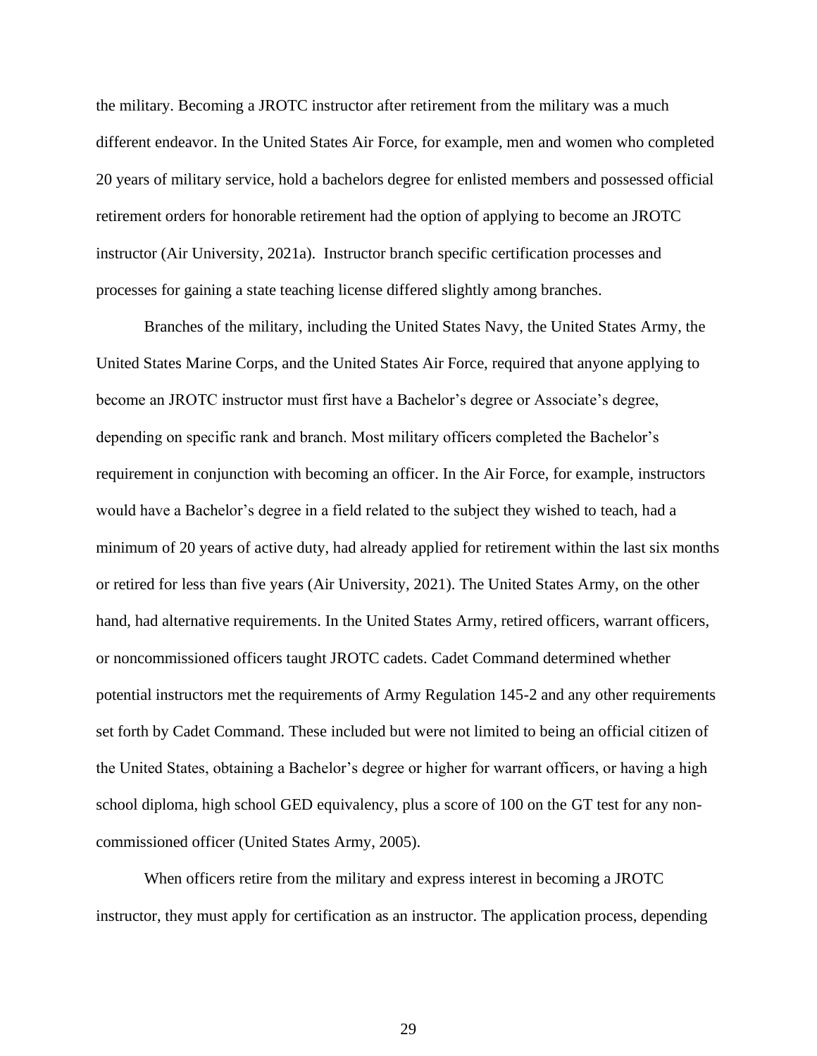the military. Becoming a JROTC instructor after retirement from the military was a much different endeavor. In the United States Air Force, for example, men and women who completed 20 years of military service, hold a bachelors degree for enlisted members and possessed official retirement orders for honorable retirement had the option of applying to become an JROTC instructor (Air University, 2021a). Instructor branch specific certification processes and processes for gaining a state teaching license differed slightly among branches.

Branches of the military, including the United States Navy, the United States Army, the United States Marine Corps, and the United States Air Force, required that anyone applying to become an JROTC instructor must first have a Bachelor's degree or Associate's degree, depending on specific rank and branch. Most military officers completed the Bachelor's requirement in conjunction with becoming an officer. In the Air Force, for example, instructors would have a Bachelor's degree in a field related to the subject they wished to teach, had a minimum of 20 years of active duty, had already applied for retirement within the last six months or retired for less than five years (Air University, 2021). The United States Army, on the other hand, had alternative requirements. In the United States Army, retired officers, warrant officers, or noncommissioned officers taught JROTC cadets. Cadet Command determined whether potential instructors met the requirements of Army Regulation 145-2 and any other requirements set forth by Cadet Command. These included but were not limited to being an official citizen of the United States, obtaining a Bachelor's degree or higher for warrant officers, or having a high school diploma, high school GED equivalency, plus a score of 100 on the GT test for any non-commissioned officer (United States Army, 2005).

When officers retire from the military and express interest in becoming a JROTC instructor, they must apply for certification as an instructor. The application process, depending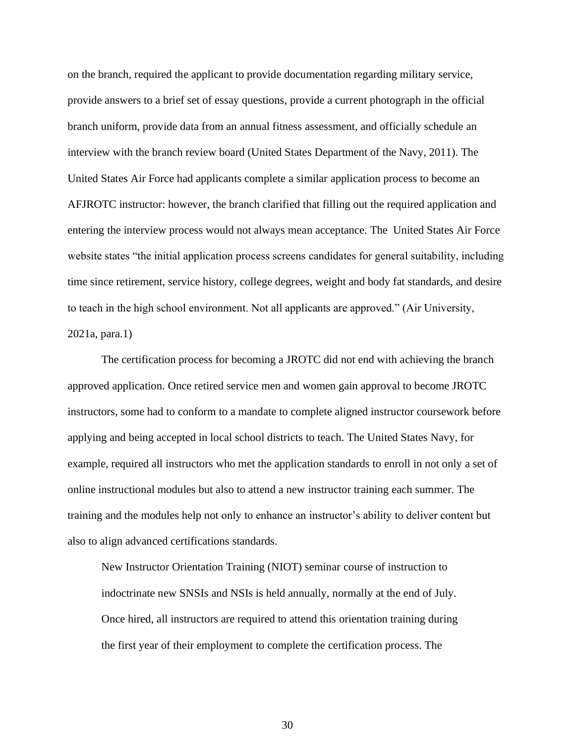on the branch, required the applicant to provide documentation regarding military service, provide answers to a brief set of essay questions, provide a current photograph in the official branch uniform, provide data from an annual fitness assessment, and officially schedule an interview with the branch review board (United States Department of the Navy, 2011). The United States Air Force had applicants complete a similar application process to become an AFJROTC instructor: however, the branch clarified that filling out the required application and entering the interview process would not always mean acceptance. The United States Air Force website states "the initial application process screens candidates for general suitability, including time since retirement, service history, college degrees, weight and body fat standards, and desire to teach in the high school environment. Not all applicants are approved." (Air University, 2021a, para.1)

The certification process for becoming a JROTC did not end with achieving the branch approved application. Once retired service men and women gain approval to become JROTC instructors, some had to conform to a mandate to complete aligned instructor coursework before applying and being accepted in local school districts to teach. The United States Navy, for example, required all instructors who met the application standards to enroll in not only a set of online instructional modules but also to attend a new instructor training each summer. The training and the modules help not only to enhance an instructor's ability to deliver content but also to align advanced certifications standards.

> New Instructor Orientation Training (NIOT) seminar course of instruction to indoctrinate new SNSIs and NSIs is held annually, normally at the end of July. Once hired, all instructors are required to attend this orientation training during the first year of their employment to complete the certification process. The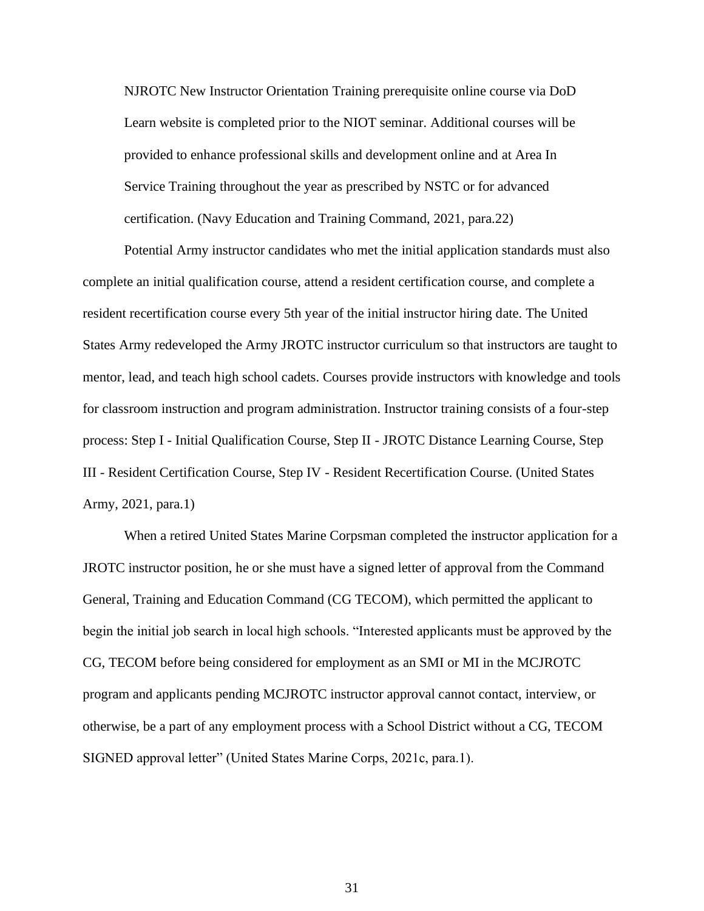> NJROTC New Instructor Orientation Training prerequisite online course via DoD Learn website is completed prior to the NIOT seminar. Additional courses will be provided to enhance professional skills and development online and at Area In Service Training throughout the year as prescribed by NSTC or for advanced certification. (Navy Education and Training Command, 2021, para.22)

Potential Army instructor candidates who met the initial application standards must also complete an initial qualification course, attend a resident certification course, and complete a resident recertification course every 5th year of the initial instructor hiring date. The United States Army redeveloped the Army JROTC instructor curriculum so that instructors are taught to mentor, lead, and teach high school cadets. Courses provide instructors with knowledge and tools for classroom instruction and program administration. Instructor training consists of a four-step process: Step I - Initial Qualification Course, Step II - JROTC Distance Learning Course, Step III - Resident Certification Course, Step IV - Resident Recertification Course. (United States Army, 2021, para.1)

When a retired United States Marine Corpsman completed the instructor application for a JROTC instructor position, he or she must have a signed letter of approval from the Command General, Training and Education Command (CG TECOM), which permitted the applicant to begin the initial job search in local high schools. "Interested applicants must be approved by the CG, TECOM before being considered for employment as an SMI or MI in the MCJROTC program and applicants pending MCJROTC instructor approval cannot contact, interview, or otherwise, be a part of any employment process with a School District without a CG, TECOM SIGNED approval letter" (United States Marine Corps, 2021c, para.1).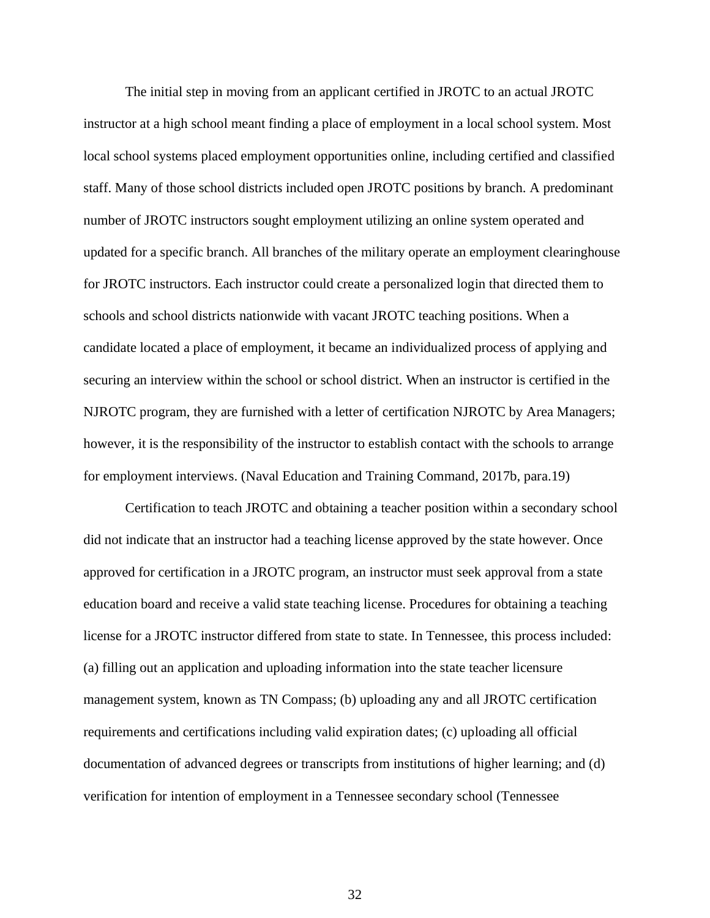The initial step in moving from an applicant certified in JROTC to an actual JROTC instructor at a high school meant finding a place of employment in a local school system. Most local school systems placed employment opportunities online, including certified and classified staff. Many of those school districts included open JROTC positions by branch. A predominant number of JROTC instructors sought employment utilizing an online system operated and updated for a specific branch. All branches of the military operate an employment clearinghouse for JROTC instructors. Each instructor could create a personalized login that directed them to schools and school districts nationwide with vacant JROTC teaching positions. When a candidate located a place of employment, it became an individualized process of applying and securing an interview within the school or school district. When an instructor is certified in the NJROTC program, they are furnished with a letter of certification NJROTC by Area Managers; however, it is the responsibility of the instructor to establish contact with the schools to arrange for employment interviews. (Naval Education and Training Command, 2017b, para.19)

Certification to teach JROTC and obtaining a teacher position within a secondary school did not indicate that an instructor had a teaching license approved by the state however. Once approved for certification in a JROTC program, an instructor must seek approval from a state education board and receive a valid state teaching license. Procedures for obtaining a teaching license for a JROTC instructor differed from state to state. In Tennessee, this process included: (a) filling out an application and uploading information into the state teacher licensure management system, known as TN Compass; (b) uploading any and all JROTC certification requirements and certifications including valid expiration dates; (c) uploading all official documentation of advanced degrees or transcripts from institutions of higher learning; and (d) verification for intention of employment in a Tennessee secondary school (Tennessee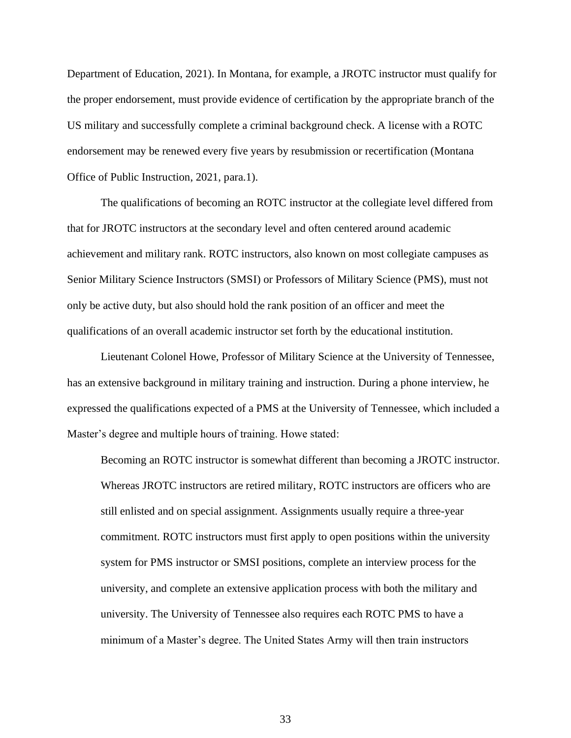Department of Education, 2021). In Montana, for example, a JROTC instructor must qualify for the proper endorsement, must provide evidence of certification by the appropriate branch of the US military and successfully complete a criminal background check. A license with a ROTC endorsement may be renewed every five years by resubmission or recertification (Montana Office of Public Instruction, 2021, para.1).

The qualifications of becoming an ROTC instructor at the collegiate level differed from that for JROTC instructors at the secondary level and often centered around academic achievement and military rank. ROTC instructors, also known on most collegiate campuses as Senior Military Science Instructors (SMSI) or Professors of Military Science (PMS), must not only be active duty, but also should hold the rank position of an officer and meet the qualifications of an overall academic instructor set forth by the educational institution.

Lieutenant Colonel Howe, Professor of Military Science at the University of Tennessee, has an extensive background in military training and instruction. During a phone interview, he expressed the qualifications expected of a PMS at the University of Tennessee, which included a Master's degree and multiple hours of training. Howe stated:

> Becoming an ROTC instructor is somewhat different than becoming a JROTC instructor. Whereas JROTC instructors are retired military, ROTC instructors are officers who are still enlisted and on special assignment. Assignments usually require a three-year commitment. ROTC instructors must first apply to open positions within the university system for PMS instructor or SMSI positions, complete an interview process for the university, and complete an extensive application process with both the military and university. The University of Tennessee also requires each ROTC PMS to have a minimum of a Master's degree. The United States Army will then train instructors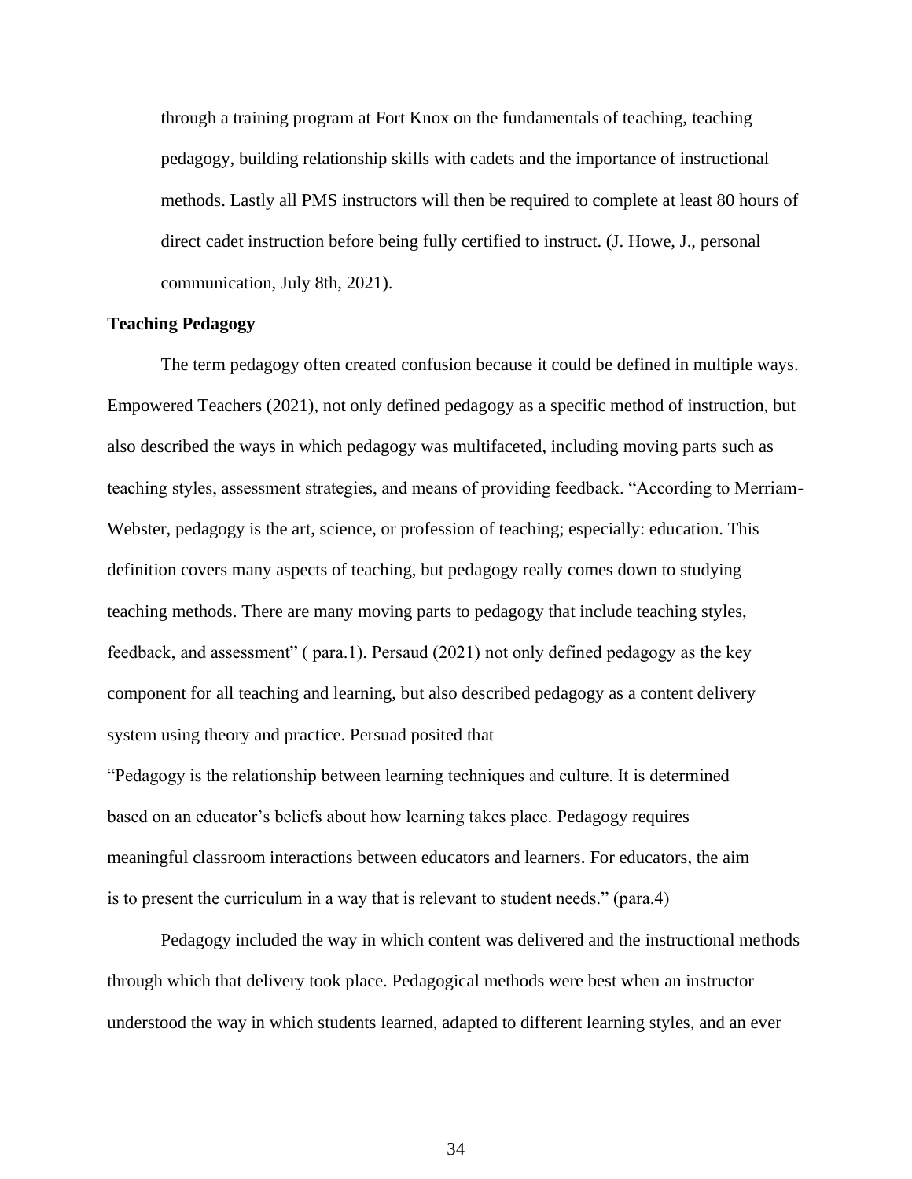through a training program at Fort Knox on the fundamentals of teaching, teaching pedagogy, building relationship skills with cadets and the importance of instructional methods. Lastly all PMS instructors will then be required to complete at least 80 hours of direct cadet instruction before being fully certified to instruct. (J. Howe, J., personal communication, July 8th, 2021).

**Teaching Pedagogy**

The term pedagogy often created confusion because it could be defined in multiple ways. Empowered Teachers (2021), not only defined pedagogy as a specific method of instruction, but also described the ways in which pedagogy was multifaceted, including moving parts such as teaching styles, assessment strategies, and means of providing feedback. "According to Merriam-Webster, pedagogy is the art, science, or profession of teaching; especially: education. This definition covers many aspects of teaching, but pedagogy really comes down to studying teaching methods. There are many moving parts to pedagogy that include teaching styles, feedback, and assessment" ( para.1). Persaud (2021) not only defined pedagogy as the key component for all teaching and learning, but also described pedagogy as a content delivery system using theory and practice. Persuad posited that

"Pedagogy is the relationship between learning techniques and culture. It is determined based on an educator's beliefs about how learning takes place. Pedagogy requires meaningful classroom interactions between educators and learners. For educators, the aim is to present the curriculum in a way that is relevant to student needs." (para.4)

Pedagogy included the way in which content was delivered and the instructional methods through which that delivery took place. Pedagogical methods were best when an instructor understood the way in which students learned, adapted to different learning styles, and an ever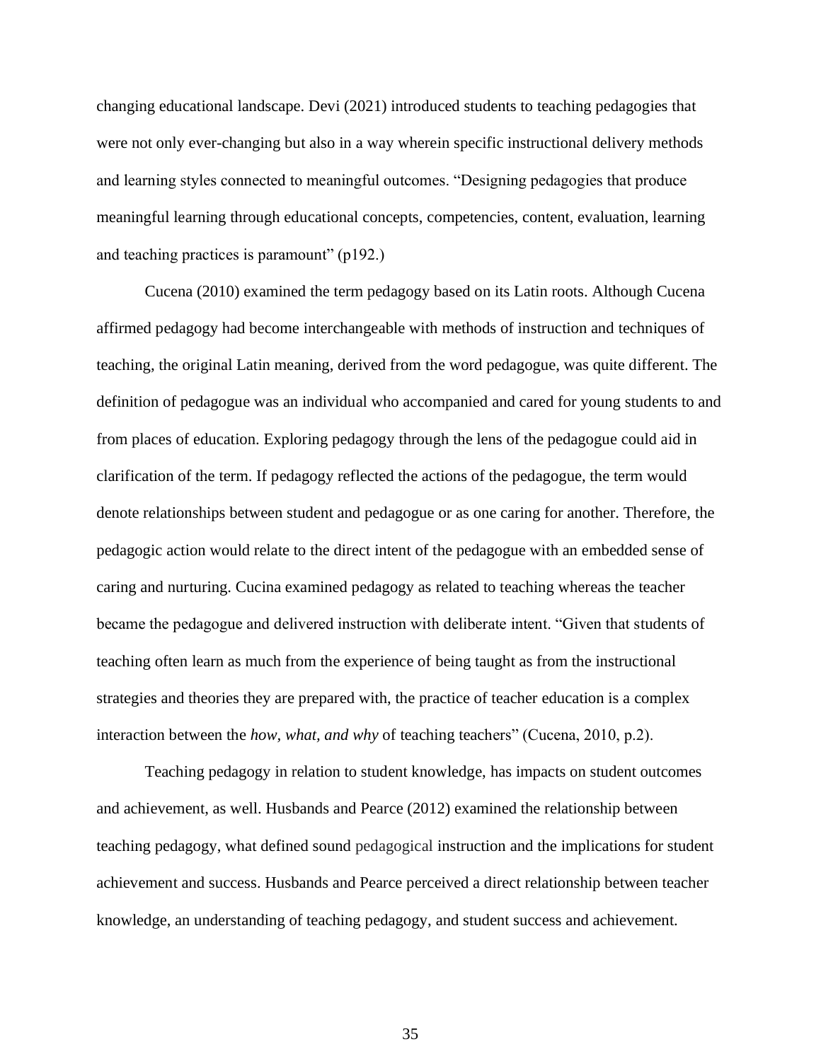changing educational landscape. Devi (2021) introduced students to teaching pedagogies that were not only ever-changing but also in a way wherein specific instructional delivery methods and learning styles connected to meaningful outcomes. "Designing pedagogies that produce meaningful learning through educational concepts, competencies, content, evaluation, learning and teaching practices is paramount" (p192.)

Cucena (2010) examined the term pedagogy based on its Latin roots. Although Cucena affirmed pedagogy had become interchangeable with methods of instruction and techniques of teaching, the original Latin meaning, derived from the word pedagogue, was quite different. The definition of pedagogue was an individual who accompanied and cared for young students to and from places of education. Exploring pedagogy through the lens of the pedagogue could aid in clarification of the term. If pedagogy reflected the actions of the pedagogue, the term would denote relationships between student and pedagogue or as one caring for another. Therefore, the pedagogic action would relate to the direct intent of the pedagogue with an embedded sense of caring and nurturing. Cucina examined pedagogy as related to teaching whereas the teacher became the pedagogue and delivered instruction with deliberate intent. "Given that students of teaching often learn as much from the experience of being taught as from the instructional strategies and theories they are prepared with, the practice of teacher education is a complex interaction between the *how, what, and why* of teaching teachers" (Cucena, 2010, p.2).

Teaching pedagogy in relation to student knowledge, has impacts on student outcomes and achievement, as well. Husbands and Pearce (2012) examined the relationship between teaching pedagogy, what defined sound pedagogical instruction and the implications for student achievement and success. Husbands and Pearce perceived a direct relationship between teacher knowledge, an understanding of teaching pedagogy, and student success and achievement.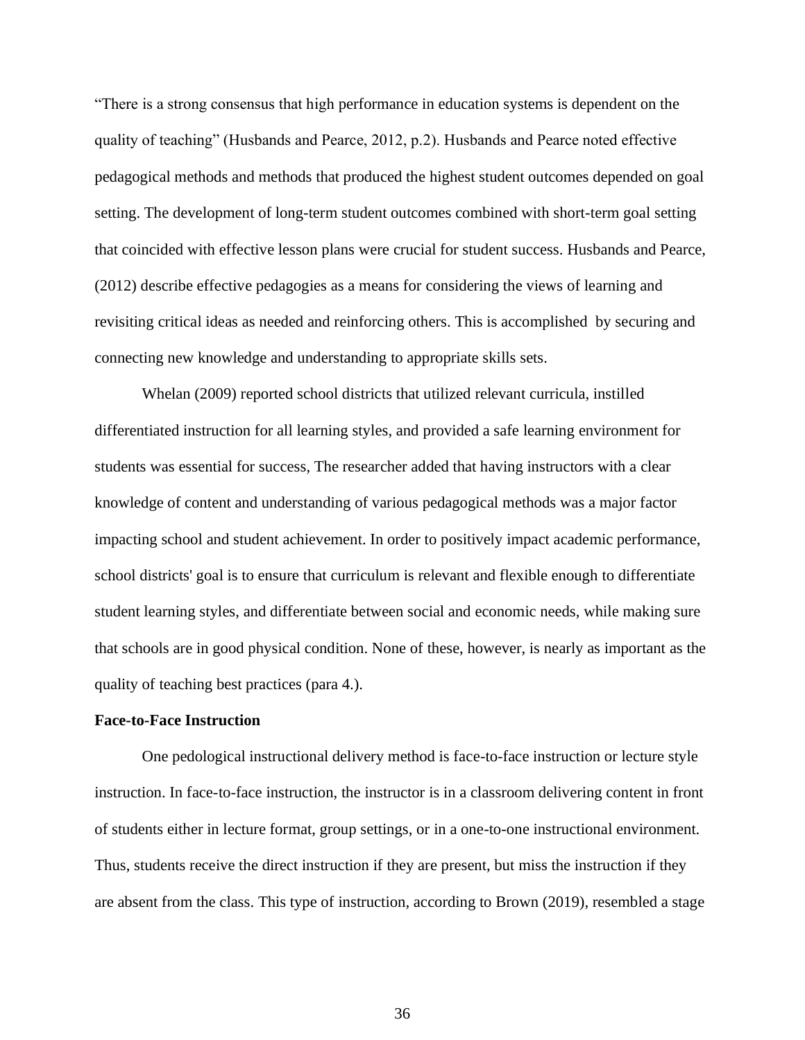"There is a strong consensus that high performance in education systems is dependent on the quality of teaching" (Husbands and Pearce, 2012, p.2). Husbands and Pearce noted effective pedagogical methods and methods that produced the highest student outcomes depended on goal setting. The development of long-term student outcomes combined with short-term goal setting that coincided with effective lesson plans were crucial for student success. Husbands and Pearce, (2012) describe effective pedagogies as a means for considering the views of learning and revisiting critical ideas as needed and reinforcing others. This is accomplished by securing and connecting new knowledge and understanding to appropriate skills sets.

Whelan (2009) reported school districts that utilized relevant curricula, instilled differentiated instruction for all learning styles, and provided a safe learning environment for students was essential for success, The researcher added that having instructors with a clear knowledge of content and understanding of various pedagogical methods was a major factor impacting school and student achievement. In order to positively impact academic performance, school districts' goal is to ensure that curriculum is relevant and flexible enough to differentiate student learning styles, and differentiate between social and economic needs, while making sure that schools are in good physical condition. None of these, however, is nearly as important as the quality of teaching best practices (para 4.).

**Face-to-Face Instruction**

One pedological instructional delivery method is face-to-face instruction or lecture style instruction. In face-to-face instruction, the instructor is in a classroom delivering content in front of students either in lecture format, group settings, or in a one-to-one instructional environment. Thus, students receive the direct instruction if they are present, but miss the instruction if they are absent from the class. This type of instruction, according to Brown (2019), resembled a stage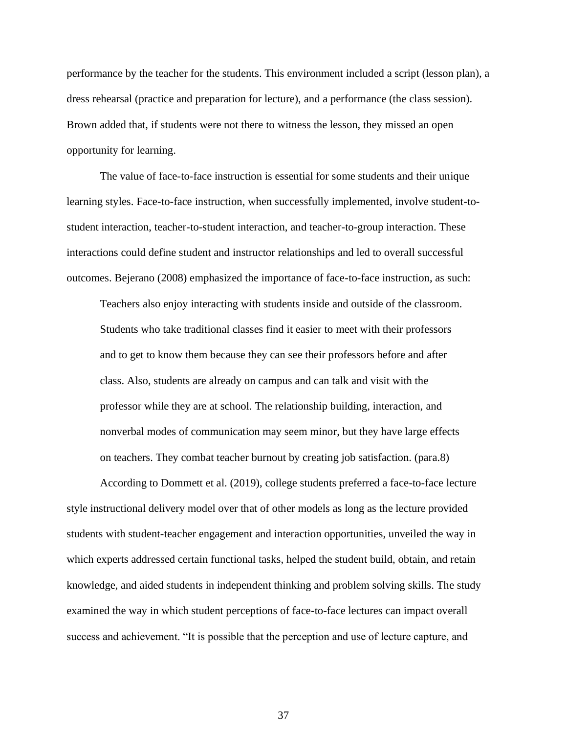performance by the teacher for the students. This environment included a script (lesson plan), a dress rehearsal (practice and preparation for lecture), and a performance (the class session). Brown added that, if students were not there to witness the lesson, they missed an open opportunity for learning.

The value of face-to-face instruction is essential for some students and their unique learning styles. Face-to-face instruction, when successfully implemented, involve student-to-student interaction, teacher-to-student interaction, and teacher-to-group interaction. These interactions could define student and instructor relationships and led to overall successful outcomes. Bejerano (2008) emphasized the importance of face-to-face instruction, as such:

> Teachers also enjoy interacting with students inside and outside of the classroom. Students who take traditional classes find it easier to meet with their professors and to get to know them because they can see their professors before and after class. Also, students are already on campus and can talk and visit with the professor while they are at school. The relationship building, interaction, and nonverbal modes of communication may seem minor, but they have large effects on teachers. They combat teacher burnout by creating job satisfaction. (para.8)

According to Dommett et al. (2019), college students preferred a face-to-face lecture style instructional delivery model over that of other models as long as the lecture provided students with student-teacher engagement and interaction opportunities, unveiled the way in which experts addressed certain functional tasks, helped the student build, obtain, and retain knowledge, and aided students in independent thinking and problem solving skills. The study examined the way in which student perceptions of face-to-face lectures can impact overall success and achievement. "It is possible that the perception and use of lecture capture, and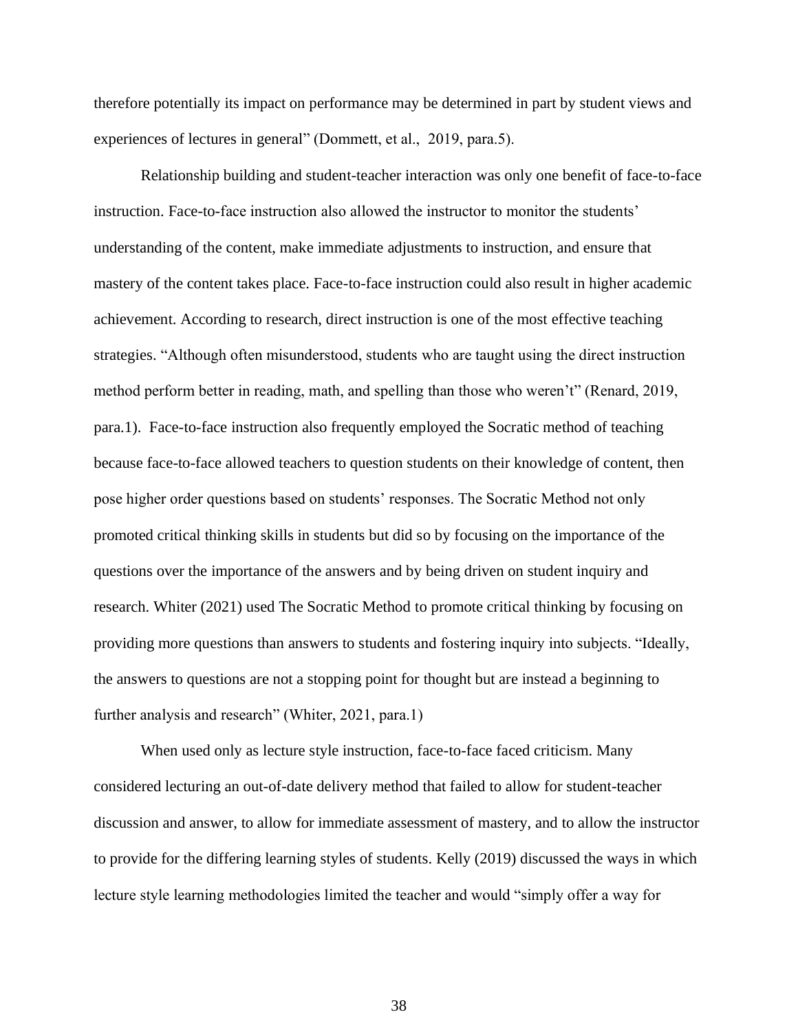therefore potentially its impact on performance may be determined in part by student views and experiences of lectures in general" (Dommett, et al., 2019, para.5).

Relationship building and student-teacher interaction was only one benefit of face-to-face instruction. Face-to-face instruction also allowed the instructor to monitor the students' understanding of the content, make immediate adjustments to instruction, and ensure that mastery of the content takes place. Face-to-face instruction could also result in higher academic achievement. According to research, direct instruction is one of the most effective teaching strategies. "Although often misunderstood, students who are taught using the direct instruction method perform better in reading, math, and spelling than those who weren't" (Renard, 2019, para.1). Face-to-face instruction also frequently employed the Socratic method of teaching because face-to-face allowed teachers to question students on their knowledge of content, then pose higher order questions based on students' responses. The Socratic Method not only promoted critical thinking skills in students but did so by focusing on the importance of the questions over the importance of the answers and by being driven on student inquiry and research. Whiter (2021) used The Socratic Method to promote critical thinking by focusing on providing more questions than answers to students and fostering inquiry into subjects. "Ideally, the answers to questions are not a stopping point for thought but are instead a beginning to further analysis and research" (Whiter, 2021, para.1)

When used only as lecture style instruction, face-to-face faced criticism. Many considered lecturing an out-of-date delivery method that failed to allow for student-teacher discussion and answer, to allow for immediate assessment of mastery, and to allow the instructor to provide for the differing learning styles of students. Kelly (2019) discussed the ways in which lecture style learning methodologies limited the teacher and would "simply offer a way for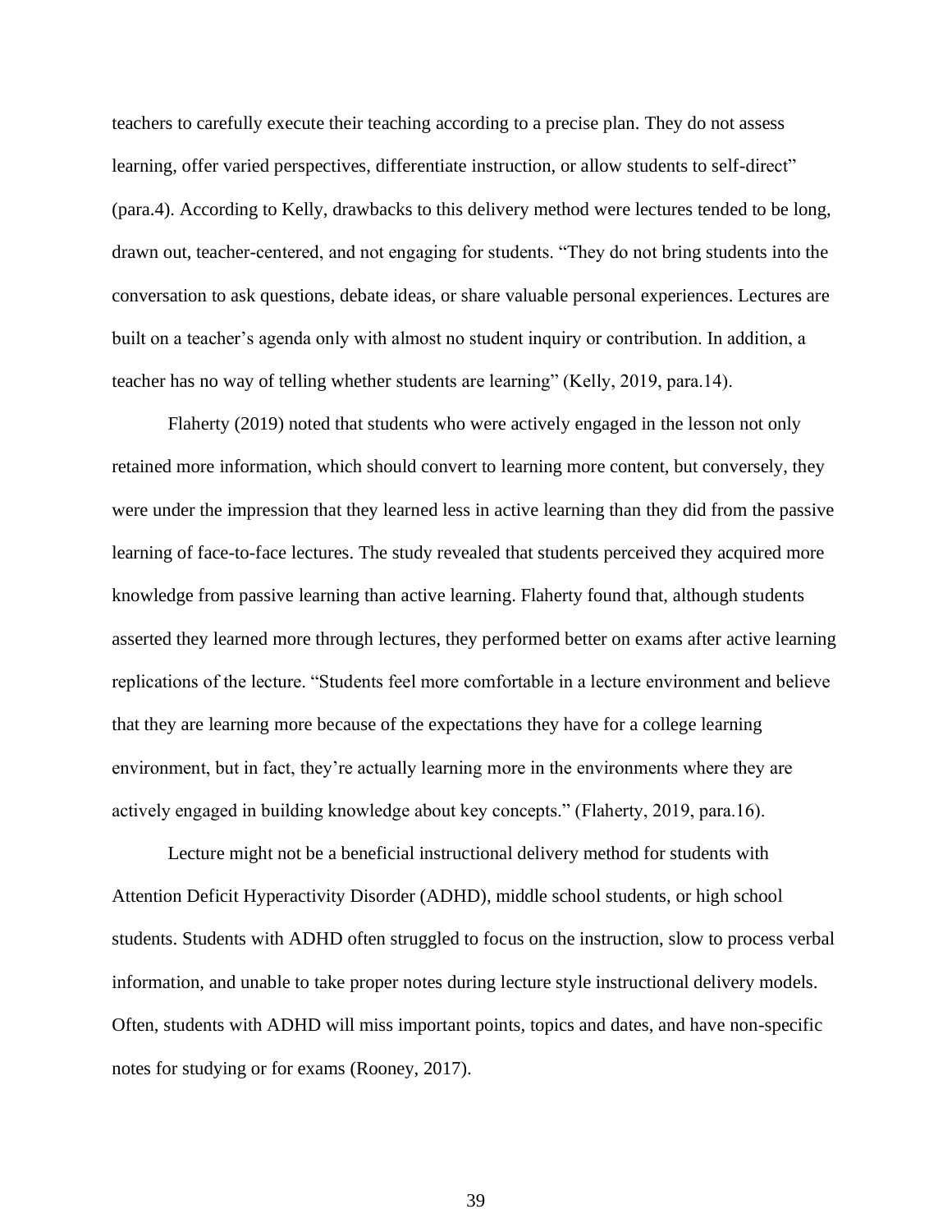teachers to carefully execute their teaching according to a precise plan. They do not assess learning, offer varied perspectives, differentiate instruction, or allow students to self-direct" (para.4). According to Kelly, drawbacks to this delivery method were lectures tended to be long, drawn out, teacher-centered, and not engaging for students. "They do not bring students into the conversation to ask questions, debate ideas, or share valuable personal experiences. Lectures are built on a teacher's agenda only with almost no student inquiry or contribution. In addition, a teacher has no way of telling whether students are learning" (Kelly, 2019, para.14).

Flaherty (2019) noted that students who were actively engaged in the lesson not only retained more information, which should convert to learning more content, but conversely, they were under the impression that they learned less in active learning than they did from the passive learning of face-to-face lectures. The study revealed that students perceived they acquired more knowledge from passive learning than active learning. Flaherty found that, although students asserted they learned more through lectures, they performed better on exams after active learning replications of the lecture. "Students feel more comfortable in a lecture environment and believe that they are learning more because of the expectations they have for a college learning environment, but in fact, they're actually learning more in the environments where they are actively engaged in building knowledge about key concepts." (Flaherty, 2019, para.16).

Lecture might not be a beneficial instructional delivery method for students with Attention Deficit Hyperactivity Disorder (ADHD), middle school students, or high school students. Students with ADHD often struggled to focus on the instruction, slow to process verbal information, and unable to take proper notes during lecture style instructional delivery models. Often, students with ADHD will miss important points, topics and dates, and have non-specific notes for studying or for exams (Rooney, 2017).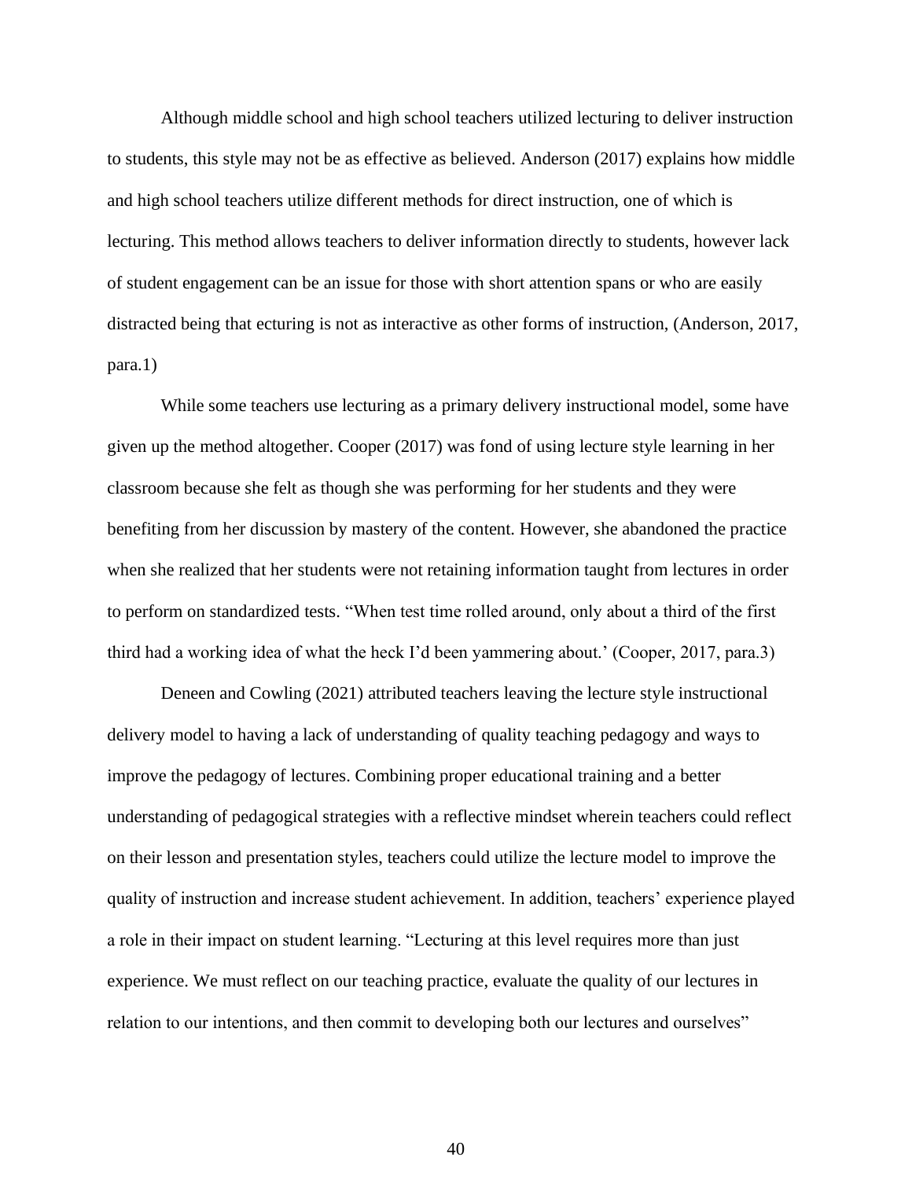Although middle school and high school teachers utilized lecturing to deliver instruction to students, this style may not be as effective as believed. Anderson (2017) explains how middle and high school teachers utilize different methods for direct instruction, one of which is lecturing. This method allows teachers to deliver information directly to students, however lack of student engagement can be an issue for those with short attention spans or who are easily distracted being that ecturing is not as interactive as other forms of instruction, (Anderson, 2017, para.1)

While some teachers use lecturing as a primary delivery instructional model, some have given up the method altogether. Cooper (2017) was fond of using lecture style learning in her classroom because she felt as though she was performing for her students and they were benefiting from her discussion by mastery of the content. However, she abandoned the practice when she realized that her students were not retaining information taught from lectures in order to perform on standardized tests. "When test time rolled around, only about a third of the first third had a working idea of what the heck I'd been yammering about.' (Cooper, 2017, para.3)

Deneen and Cowling (2021) attributed teachers leaving the lecture style instructional delivery model to having a lack of understanding of quality teaching pedagogy and ways to improve the pedagogy of lectures. Combining proper educational training and a better understanding of pedagogical strategies with a reflective mindset wherein teachers could reflect on their lesson and presentation styles, teachers could utilize the lecture model to improve the quality of instruction and increase student achievement. In addition, teachers' experience played a role in their impact on student learning. "Lecturing at this level requires more than just experience. We must reflect on our teaching practice, evaluate the quality of our lectures in relation to our intentions, and then commit to developing both our lectures and ourselves"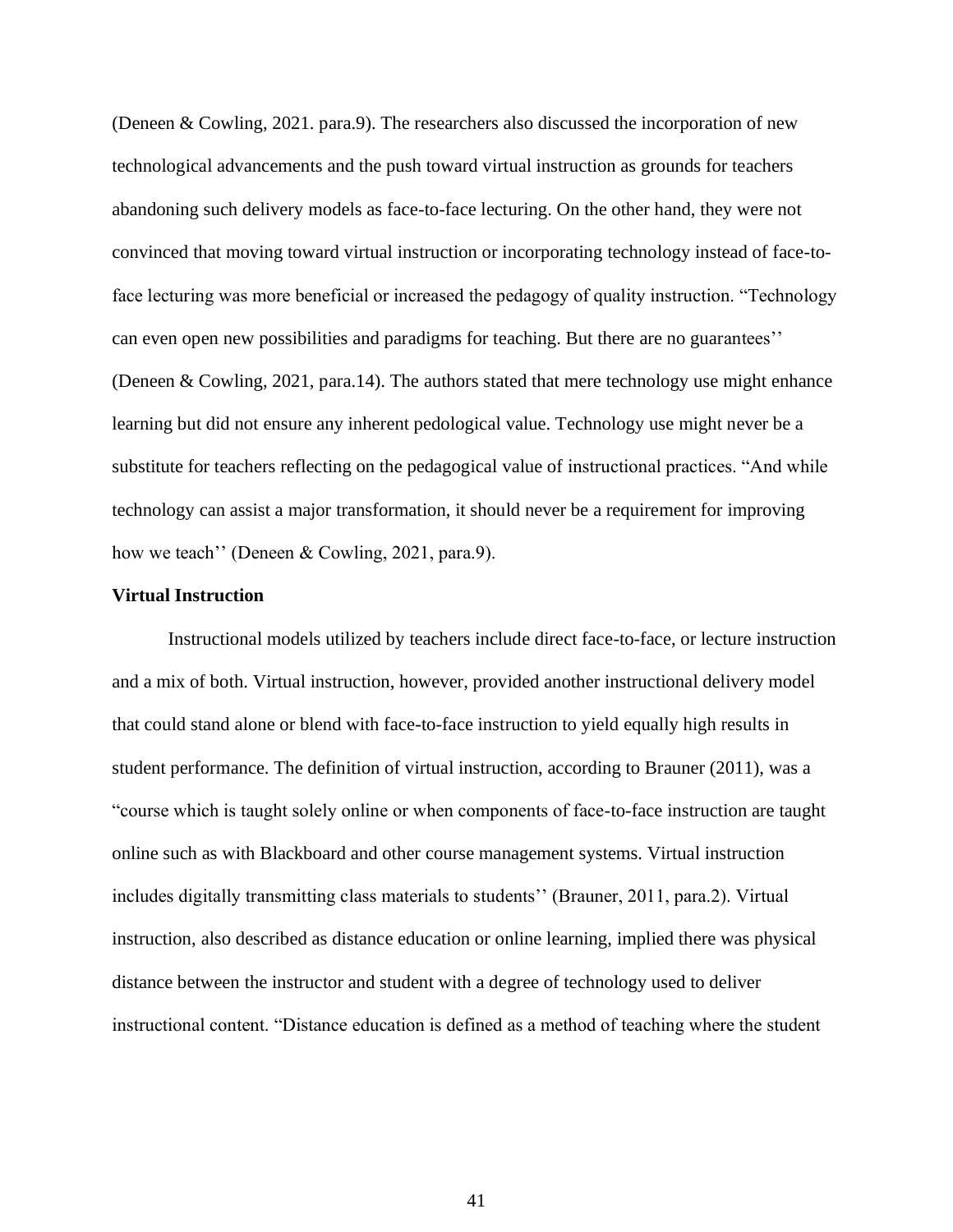(Deneen & Cowling, 2021. para.9). The researchers also discussed the incorporation of new technological advancements and the push toward virtual instruction as grounds for teachers abandoning such delivery models as face-to-face lecturing. On the other hand, they were not convinced that moving toward virtual instruction or incorporating technology instead of face-to-face lecturing was more beneficial or increased the pedagogy of quality instruction. "Technology can even open new possibilities and paradigms for teaching. But there are no guarantees'' (Deneen & Cowling, 2021, para.14). The authors stated that mere technology use might enhance learning but did not ensure any inherent pedological value. Technology use might never be a substitute for teachers reflecting on the pedagogical value of instructional practices. "And while technology can assist a major transformation, it should never be a requirement for improving how we teach'' (Deneen & Cowling, 2021, para.9).

**Virtual Instruction**

Instructional models utilized by teachers include direct face-to-face, or lecture instruction and a mix of both. Virtual instruction, however, provided another instructional delivery model that could stand alone or blend with face-to-face instruction to yield equally high results in student performance. The definition of virtual instruction, according to Brauner (2011), was a "course which is taught solely online or when components of face-to-face instruction are taught online such as with Blackboard and other course management systems. Virtual instruction includes digitally transmitting class materials to students'' (Brauner, 2011, para.2). Virtual instruction, also described as distance education or online learning, implied there was physical distance between the instructor and student with a degree of technology used to deliver instructional content. "Distance education is defined as a method of teaching where the student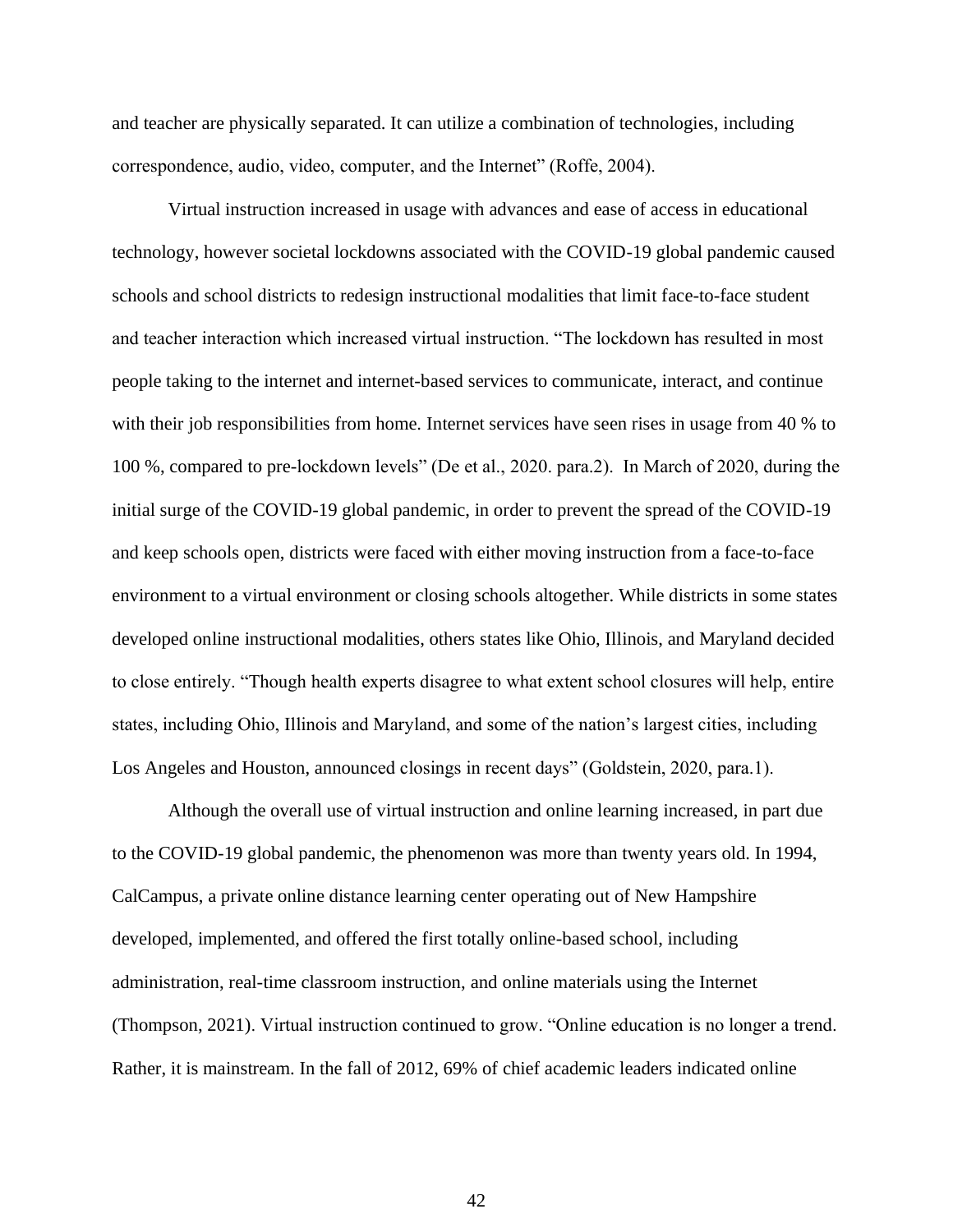and teacher are physically separated. It can utilize a combination of technologies, including correspondence, audio, video, computer, and the Internet" (Roffe, 2004).

Virtual instruction increased in usage with advances and ease of access in educational technology, however societal lockdowns associated with the COVID-19 global pandemic caused schools and school districts to redesign instructional modalities that limit face-to-face student and teacher interaction which increased virtual instruction. "The lockdown has resulted in most people taking to the internet and internet-based services to communicate, interact, and continue with their job responsibilities from home. Internet services have seen rises in usage from 40 % to 100 %, compared to pre-lockdown levels" (De et al., 2020. para.2). In March of 2020, during the initial surge of the COVID-19 global pandemic, in order to prevent the spread of the COVID-19 and keep schools open, districts were faced with either moving instruction from a face-to-face environment to a virtual environment or closing schools altogether. While districts in some states developed online instructional modalities, others states like Ohio, Illinois, and Maryland decided to close entirely. "Though health experts disagree to what extent school closures will help, entire states, including Ohio, Illinois and Maryland, and some of the nation's largest cities, including Los Angeles and Houston, announced closings in recent days" (Goldstein, 2020, para.1).

Although the overall use of virtual instruction and online learning increased, in part due to the COVID-19 global pandemic, the phenomenon was more than twenty years old. In 1994, CalCampus, a private online distance learning center operating out of New Hampshire developed, implemented, and offered the first totally online-based school, including administration, real-time classroom instruction, and online materials using the Internet (Thompson, 2021). Virtual instruction continued to grow. "Online education is no longer a trend. Rather, it is mainstream. In the fall of 2012, 69% of chief academic leaders indicated online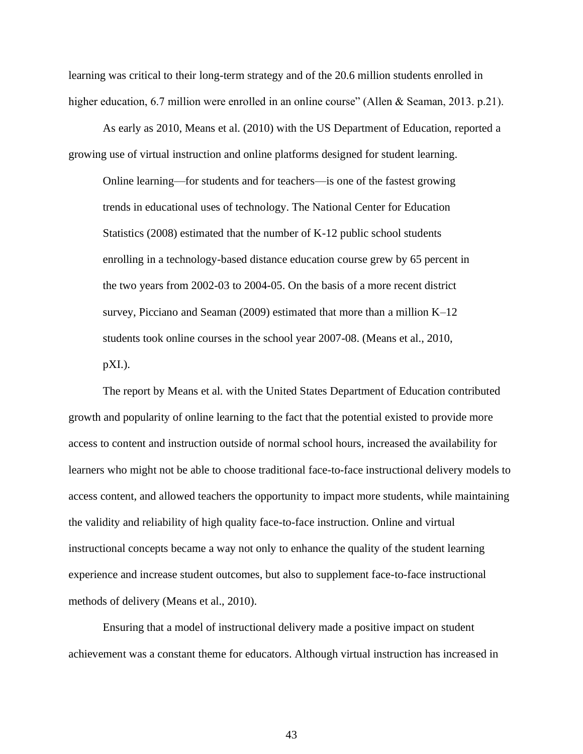learning was critical to their long-term strategy and of the 20.6 million students enrolled in higher education, 6.7 million were enrolled in an online course" (Allen & Seaman, 2013. p.21).

As early as 2010, Means et al. (2010) with the US Department of Education, reported a growing use of virtual instruction and online platforms designed for student learning.

> Online learning—for students and for teachers—is one of the fastest growing trends in educational uses of technology. The National Center for Education Statistics (2008) estimated that the number of K-12 public school students enrolling in a technology-based distance education course grew by 65 percent in the two years from 2002-03 to 2004-05. On the basis of a more recent district survey, Picciano and Seaman (2009) estimated that more than a million K–12 students took online courses in the school year 2007-08. (Means et al., 2010, pXI.).

The report by Means et al. with the United States Department of Education contributed growth and popularity of online learning to the fact that the potential existed to provide more access to content and instruction outside of normal school hours, increased the availability for learners who might not be able to choose traditional face-to-face instructional delivery models to access content, and allowed teachers the opportunity to impact more students, while maintaining the validity and reliability of high quality face-to-face instruction. Online and virtual instructional concepts became a way not only to enhance the quality of the student learning experience and increase student outcomes, but also to supplement face-to-face instructional methods of delivery (Means et al., 2010).

Ensuring that a model of instructional delivery made a positive impact on student achievement was a constant theme for educators. Although virtual instruction has increased in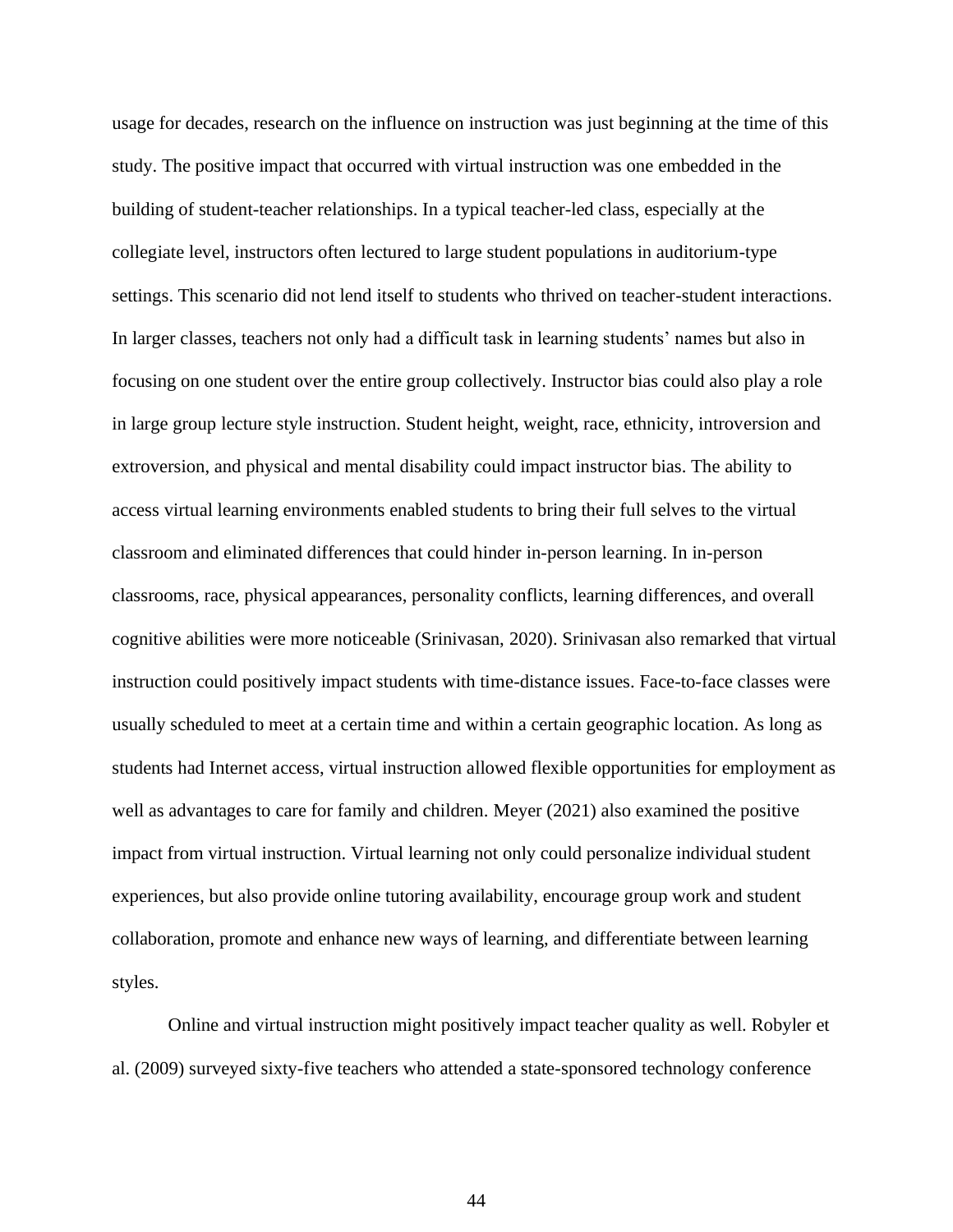usage for decades, research on the influence on instruction was just beginning at the time of this study. The positive impact that occurred with virtual instruction was one embedded in the building of student-teacher relationships. In a typical teacher-led class, especially at the collegiate level, instructors often lectured to large student populations in auditorium-type settings. This scenario did not lend itself to students who thrived on teacher-student interactions. In larger classes, teachers not only had a difficult task in learning students' names but also in focusing on one student over the entire group collectively. Instructor bias could also play a role in large group lecture style instruction. Student height, weight, race, ethnicity, introversion and extroversion, and physical and mental disability could impact instructor bias. The ability to access virtual learning environments enabled students to bring their full selves to the virtual classroom and eliminated differences that could hinder in-person learning. In in-person classrooms, race, physical appearances, personality conflicts, learning differences, and overall cognitive abilities were more noticeable (Srinivasan, 2020). Srinivasan also remarked that virtual instruction could positively impact students with time-distance issues. Face-to-face classes were usually scheduled to meet at a certain time and within a certain geographic location. As long as students had Internet access, virtual instruction allowed flexible opportunities for employment as well as advantages to care for family and children. Meyer (2021) also examined the positive impact from virtual instruction. Virtual learning not only could personalize individual student experiences, but also provide online tutoring availability, encourage group work and student collaboration, promote and enhance new ways of learning, and differentiate between learning styles.

Online and virtual instruction might positively impact teacher quality as well. Robyler et al. (2009) surveyed sixty-five teachers who attended a state-sponsored technology conference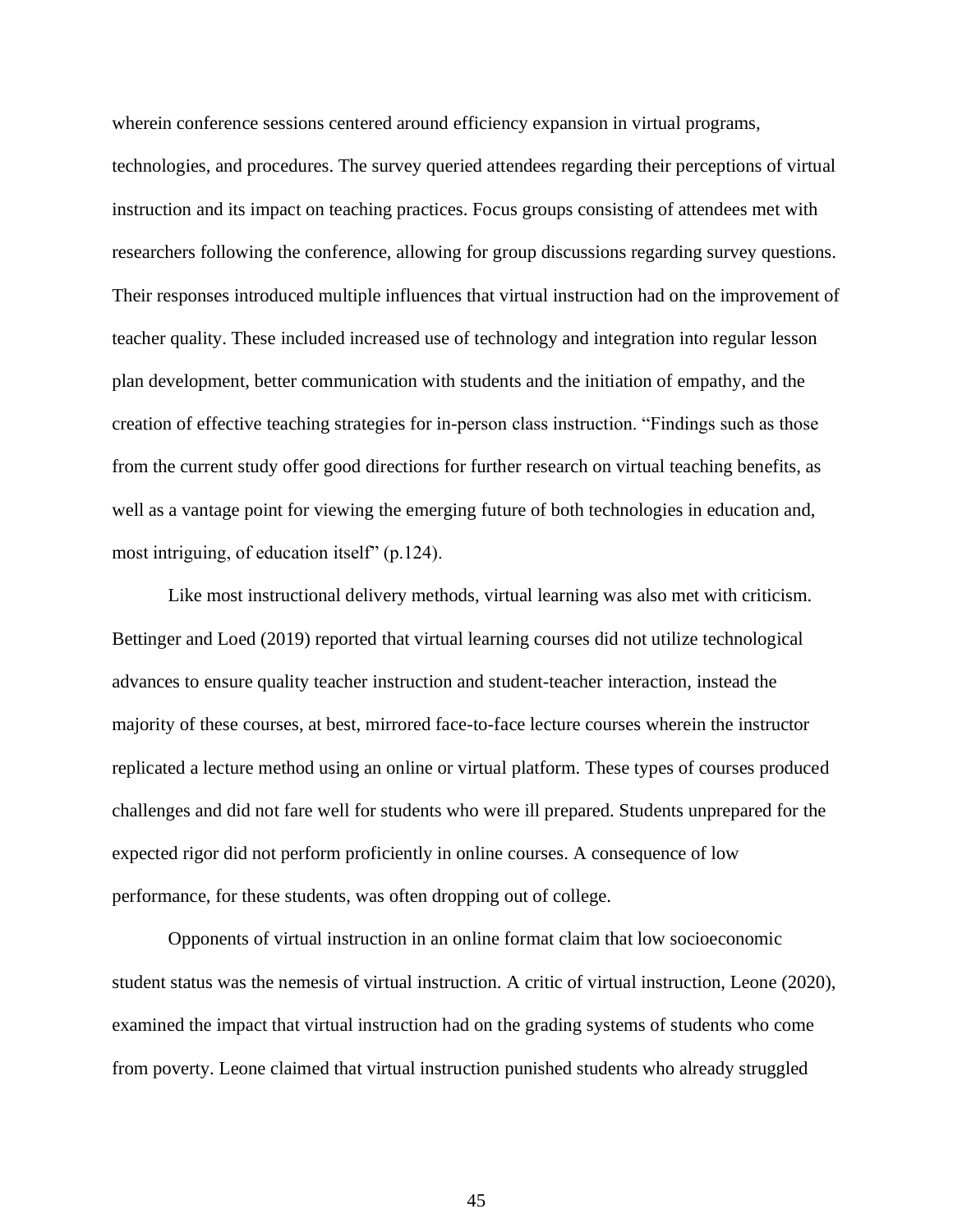wherein conference sessions centered around efficiency expansion in virtual programs, technologies, and procedures. The survey queried attendees regarding their perceptions of virtual instruction and its impact on teaching practices. Focus groups consisting of attendees met with researchers following the conference, allowing for group discussions regarding survey questions. Their responses introduced multiple influences that virtual instruction had on the improvement of teacher quality. These included increased use of technology and integration into regular lesson plan development, better communication with students and the initiation of empathy, and the creation of effective teaching strategies for in-person class instruction. "Findings such as those from the current study offer good directions for further research on virtual teaching benefits, as well as a vantage point for viewing the emerging future of both technologies in education and, most intriguing, of education itself" (p.124).

Like most instructional delivery methods, virtual learning was also met with criticism. Bettinger and Loed (2019) reported that virtual learning courses did not utilize technological advances to ensure quality teacher instruction and student-teacher interaction, instead the majority of these courses, at best, mirrored face-to-face lecture courses wherein the instructor replicated a lecture method using an online or virtual platform. These types of courses produced challenges and did not fare well for students who were ill prepared. Students unprepared for the expected rigor did not perform proficiently in online courses. A consequence of low performance, for these students, was often dropping out of college.

Opponents of virtual instruction in an online format claim that low socioeconomic student status was the nemesis of virtual instruction. A critic of virtual instruction, Leone (2020), examined the impact that virtual instruction had on the grading systems of students who come from poverty. Leone claimed that virtual instruction punished students who already struggled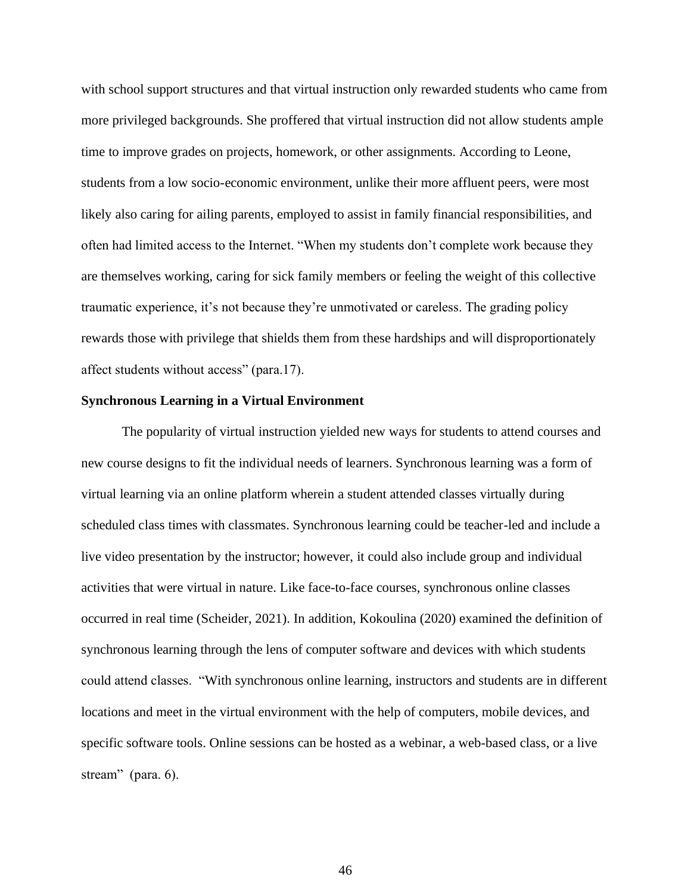with school support structures and that virtual instruction only rewarded students who came from more privileged backgrounds. She proffered that virtual instruction did not allow students ample time to improve grades on projects, homework, or other assignments. According to Leone, students from a low socio-economic environment, unlike their more affluent peers, were most likely also caring for ailing parents, employed to assist in family financial responsibilities, and often had limited access to the Internet. "When my students don't complete work because they are themselves working, caring for sick family members or feeling the weight of this collective traumatic experience, it's not because they're unmotivated or careless. The grading policy rewards those with privilege that shields them from these hardships and will disproportionately affect students without access" (para.17).

**Synchronous Learning in a Virtual Environment**

The popularity of virtual instruction yielded new ways for students to attend courses and new course designs to fit the individual needs of learners. Synchronous learning was a form of virtual learning via an online platform wherein a student attended classes virtually during scheduled class times with classmates. Synchronous learning could be teacher-led and include a live video presentation by the instructor; however, it could also include group and individual activities that were virtual in nature. Like face-to-face courses, synchronous online classes occurred in real time (Scheider, 2021). In addition, Kokoulina (2020) examined the definition of synchronous learning through the lens of computer software and devices with which students could attend classes. "With synchronous online learning, instructors and students are in different locations and meet in the virtual environment with the help of computers, mobile devices, and specific software tools. Online sessions can be hosted as a webinar, a web-based class, or a live stream" (para. 6).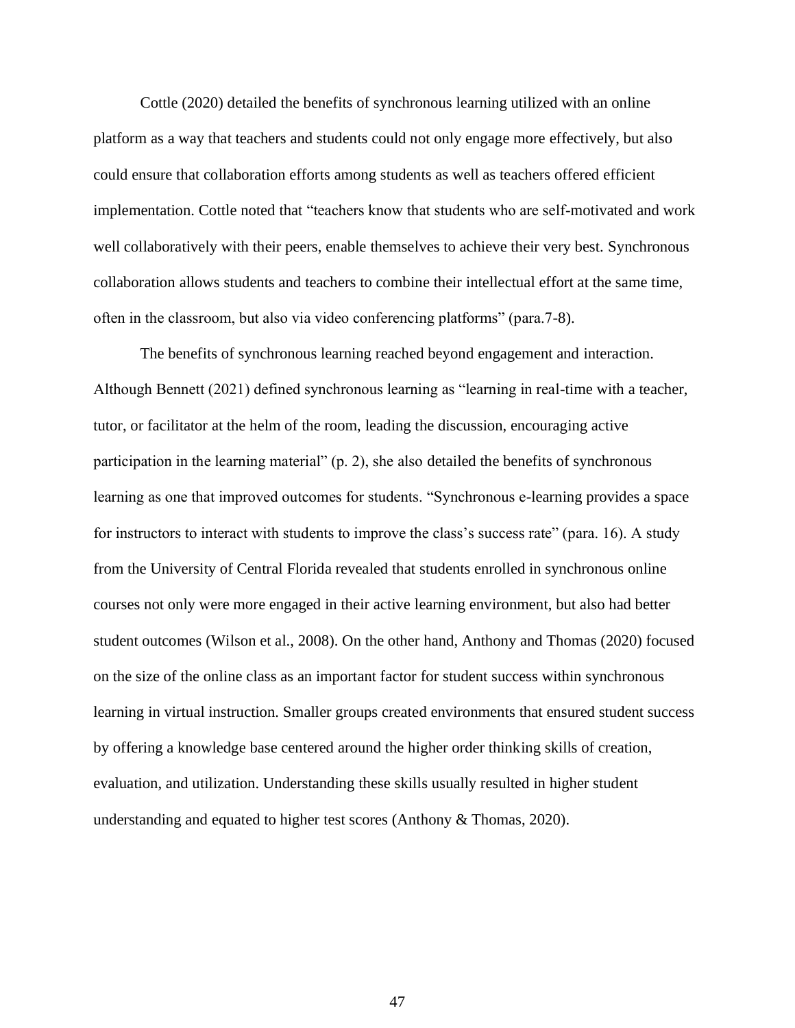Cottle (2020) detailed the benefits of synchronous learning utilized with an online platform as a way that teachers and students could not only engage more effectively, but also could ensure that collaboration efforts among students as well as teachers offered efficient implementation. Cottle noted that "teachers know that students who are self-motivated and work well collaboratively with their peers, enable themselves to achieve their very best. Synchronous collaboration allows students and teachers to combine their intellectual effort at the same time, often in the classroom, but also via video conferencing platforms" (para.7-8).

The benefits of synchronous learning reached beyond engagement and interaction. Although Bennett (2021) defined synchronous learning as "learning in real-time with a teacher, tutor, or facilitator at the helm of the room, leading the discussion, encouraging active participation in the learning material" (p. 2), she also detailed the benefits of synchronous learning as one that improved outcomes for students. "Synchronous e-learning provides a space for instructors to interact with students to improve the class's success rate" (para. 16). A study from the University of Central Florida revealed that students enrolled in synchronous online courses not only were more engaged in their active learning environment, but also had better student outcomes (Wilson et al., 2008). On the other hand, Anthony and Thomas (2020) focused on the size of the online class as an important factor for student success within synchronous learning in virtual instruction. Smaller groups created environments that ensured student success by offering a knowledge base centered around the higher order thinking skills of creation, evaluation, and utilization. Understanding these skills usually resulted in higher student understanding and equated to higher test scores (Anthony & Thomas, 2020).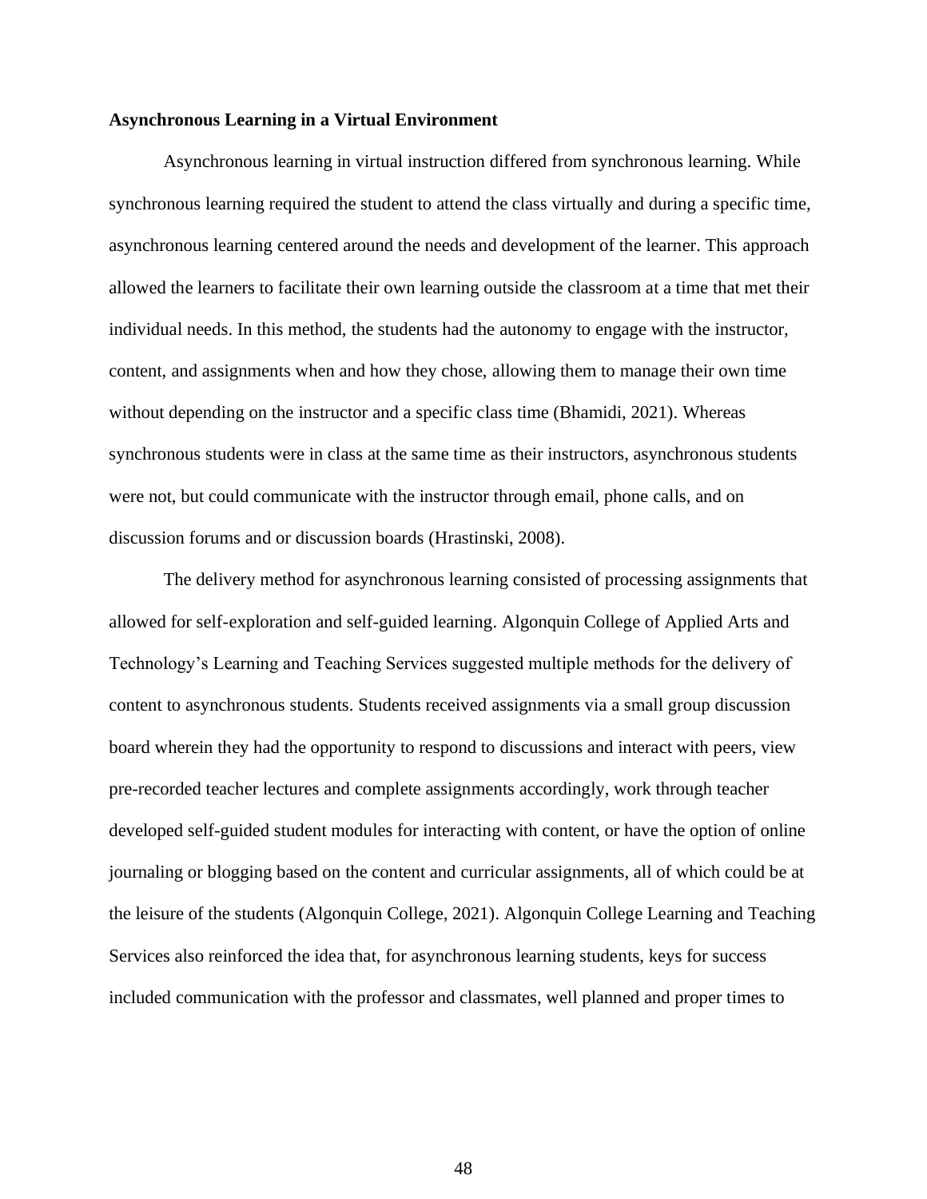**Asynchronous Learning in a Virtual Environment**

Asynchronous learning in virtual instruction differed from synchronous learning. While synchronous learning required the student to attend the class virtually and during a specific time, asynchronous learning centered around the needs and development of the learner. This approach allowed the learners to facilitate their own learning outside the classroom at a time that met their individual needs. In this method, the students had the autonomy to engage with the instructor, content, and assignments when and how they chose, allowing them to manage their own time without depending on the instructor and a specific class time (Bhamidi, 2021). Whereas synchronous students were in class at the same time as their instructors, asynchronous students were not, but could communicate with the instructor through email, phone calls, and on discussion forums and or discussion boards (Hrastinski, 2008).

The delivery method for asynchronous learning consisted of processing assignments that allowed for self-exploration and self-guided learning. Algonquin College of Applied Arts and Technology's Learning and Teaching Services suggested multiple methods for the delivery of content to asynchronous students. Students received assignments via a small group discussion board wherein they had the opportunity to respond to discussions and interact with peers, view pre-recorded teacher lectures and complete assignments accordingly, work through teacher developed self-guided student modules for interacting with content, or have the option of online journaling or blogging based on the content and curricular assignments, all of which could be at the leisure of the students (Algonquin College, 2021). Algonquin College Learning and Teaching Services also reinforced the idea that, for asynchronous learning students, keys for success included communication with the professor and classmates, well planned and proper times to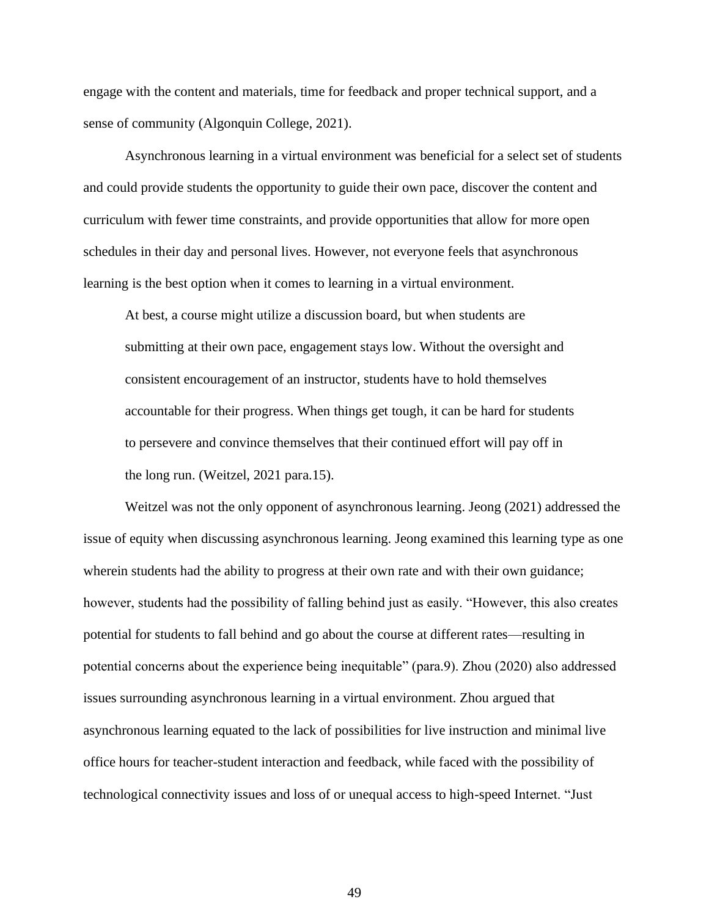engage with the content and materials, time for feedback and proper technical support, and a sense of community (Algonquin College, 2021).

Asynchronous learning in a virtual environment was beneficial for a select set of students and could provide students the opportunity to guide their own pace, discover the content and curriculum with fewer time constraints, and provide opportunities that allow for more open schedules in their day and personal lives. However, not everyone feels that asynchronous learning is the best option when it comes to learning in a virtual environment.

> At best, a course might utilize a discussion board, but when students are submitting at their own pace, engagement stays low. Without the oversight and consistent encouragement of an instructor, students have to hold themselves accountable for their progress. When things get tough, it can be hard for students to persevere and convince themselves that their continued effort will pay off in the long run. (Weitzel, 2021 para.15).

Weitzel was not the only opponent of asynchronous learning. Jeong (2021) addressed the issue of equity when discussing asynchronous learning. Jeong examined this learning type as one wherein students had the ability to progress at their own rate and with their own guidance; however, students had the possibility of falling behind just as easily. "However, this also creates potential for students to fall behind and go about the course at different rates—resulting in potential concerns about the experience being inequitable" (para.9). Zhou (2020) also addressed issues surrounding asynchronous learning in a virtual environment. Zhou argued that asynchronous learning equated to the lack of possibilities for live instruction and minimal live office hours for teacher-student interaction and feedback, while faced with the possibility of technological connectivity issues and loss of or unequal access to high-speed Internet. "Just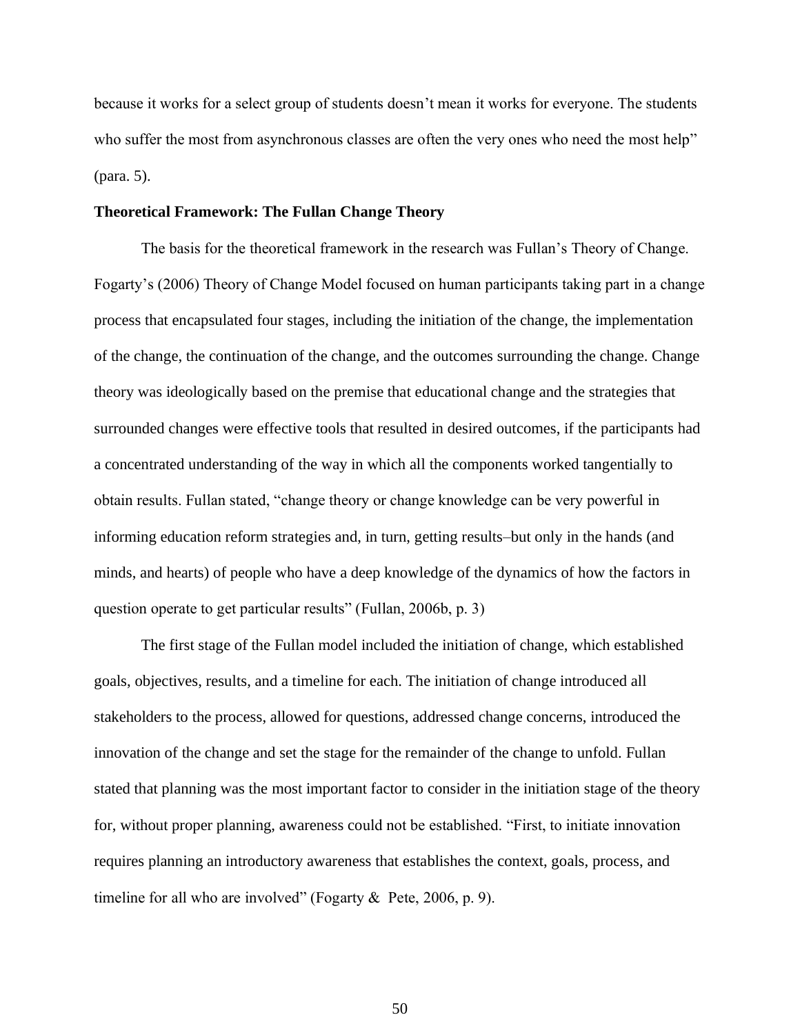because it works for a select group of students doesn't mean it works for everyone. The students who suffer the most from asynchronous classes are often the very ones who need the most help" (para. 5).

**Theoretical Framework: The Fullan Change Theory**

The basis for the theoretical framework in the research was Fullan's Theory of Change. Fogarty's (2006) Theory of Change Model focused on human participants taking part in a change process that encapsulated four stages, including the initiation of the change, the implementation of the change, the continuation of the change, and the outcomes surrounding the change. Change theory was ideologically based on the premise that educational change and the strategies that surrounded changes were effective tools that resulted in desired outcomes, if the participants had a concentrated understanding of the way in which all the components worked tangentially to obtain results. Fullan stated, "change theory or change knowledge can be very powerful in informing education reform strategies and, in turn, getting results–but only in the hands (and minds, and hearts) of people who have a deep knowledge of the dynamics of how the factors in question operate to get particular results" (Fullan, 2006b, p. 3)

The first stage of the Fullan model included the initiation of change, which established goals, objectives, results, and a timeline for each. The initiation of change introduced all stakeholders to the process, allowed for questions, addressed change concerns, introduced the innovation of the change and set the stage for the remainder of the change to unfold. Fullan stated that planning was the most important factor to consider in the initiation stage of the theory for, without proper planning, awareness could not be established. "First, to initiate innovation requires planning an introductory awareness that establishes the context, goals, process, and timeline for all who are involved" (Fogarty & Pete, 2006, p. 9).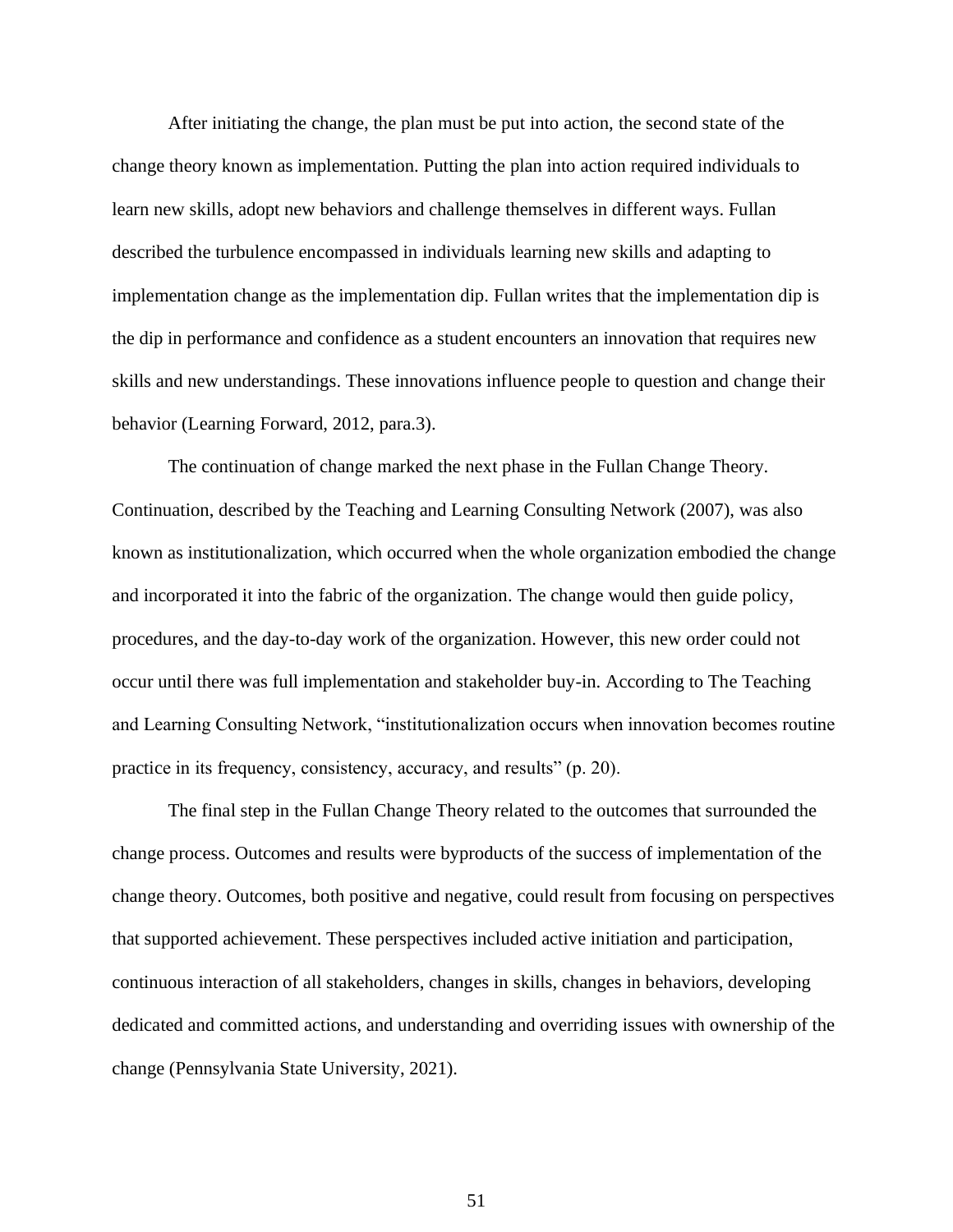After initiating the change, the plan must be put into action, the second state of the change theory known as implementation. Putting the plan into action required individuals to learn new skills, adopt new behaviors and challenge themselves in different ways. Fullan described the turbulence encompassed in individuals learning new skills and adapting to implementation change as the implementation dip. Fullan writes that the implementation dip is the dip in performance and confidence as a student encounters an innovation that requires new skills and new understandings. These innovations influence people to question and change their behavior (Learning Forward, 2012, para.3).

The continuation of change marked the next phase in the Fullan Change Theory. Continuation, described by the Teaching and Learning Consulting Network (2007), was also known as institutionalization, which occurred when the whole organization embodied the change and incorporated it into the fabric of the organization. The change would then guide policy, procedures, and the day-to-day work of the organization. However, this new order could not occur until there was full implementation and stakeholder buy-in. According to The Teaching and Learning Consulting Network, "institutionalization occurs when innovation becomes routine practice in its frequency, consistency, accuracy, and results" (p. 20).

The final step in the Fullan Change Theory related to the outcomes that surrounded the change process. Outcomes and results were byproducts of the success of implementation of the change theory. Outcomes, both positive and negative, could result from focusing on perspectives that supported achievement. These perspectives included active initiation and participation, continuous interaction of all stakeholders, changes in skills, changes in behaviors, developing dedicated and committed actions, and understanding and overriding issues with ownership of the change (Pennsylvania State University, 2021).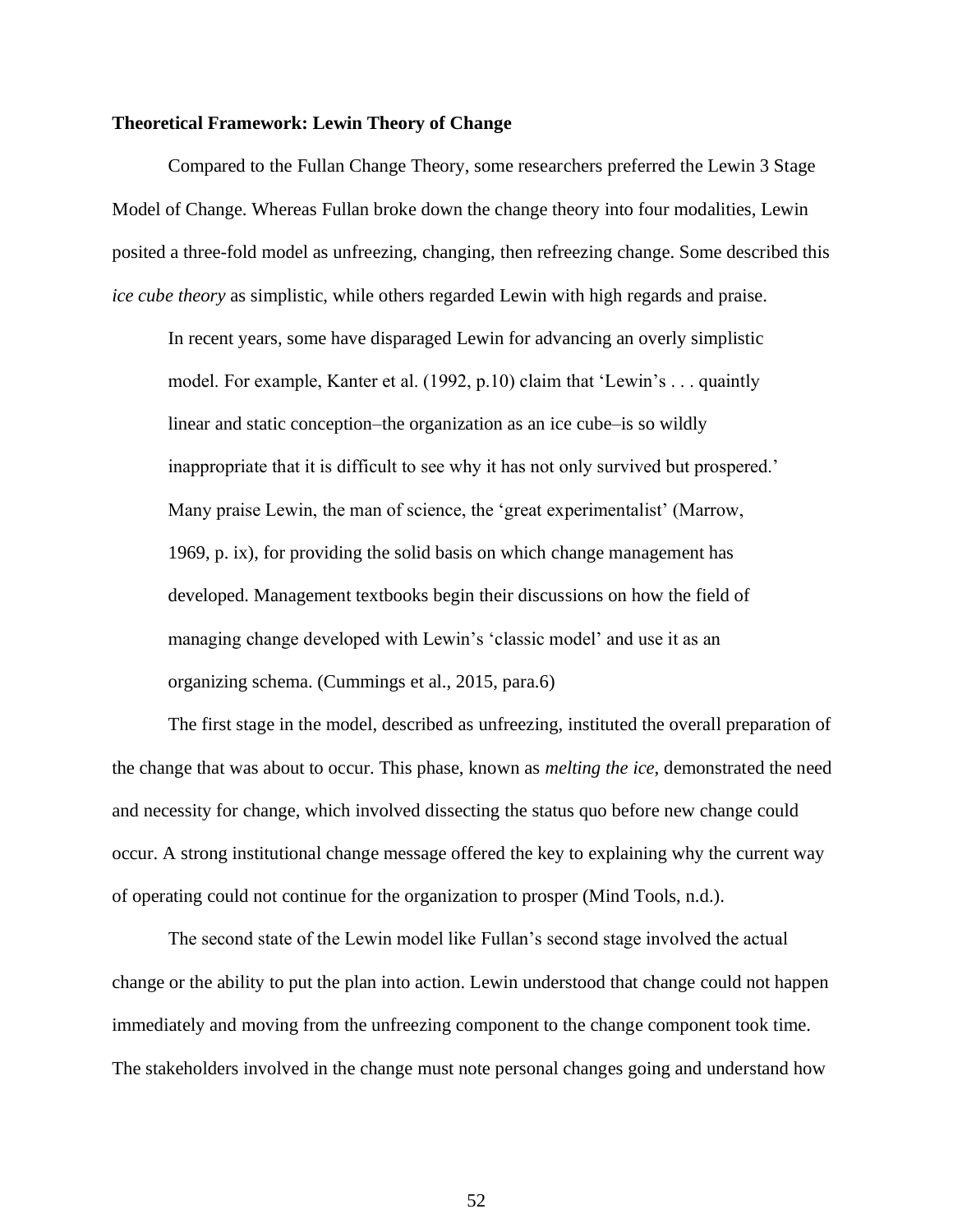**Theoretical Framework: Lewin Theory of Change**

Compared to the Fullan Change Theory, some researchers preferred the Lewin 3 Stage Model of Change. Whereas Fullan broke down the change theory into four modalities, Lewin posited a three-fold model as unfreezing, changing, then refreezing change. Some described this *ice cube theory* as simplistic, while others regarded Lewin with high regards and praise.

> In recent years, some have disparaged Lewin for advancing an overly simplistic model. For example, Kanter et al. (1992, p.10) claim that 'Lewin's . . . quaintly linear and static conception–the organization as an ice cube–is so wildly inappropriate that it is difficult to see why it has not only survived but prospered.' Many praise Lewin, the man of science, the 'great experimentalist' (Marrow, 1969, p. ix), for providing the solid basis on which change management has developed. Management textbooks begin their discussions on how the field of managing change developed with Lewin's 'classic model' and use it as an organizing schema. (Cummings et al., 2015, para.6)

The first stage in the model, described as unfreezing, instituted the overall preparation of the change that was about to occur. This phase, known as *melting the ice*, demonstrated the need and necessity for change, which involved dissecting the status quo before new change could occur. A strong institutional change message offered the key to explaining why the current way of operating could not continue for the organization to prosper (Mind Tools, n.d.).

The second state of the Lewin model like Fullan's second stage involved the actual change or the ability to put the plan into action. Lewin understood that change could not happen immediately and moving from the unfreezing component to the change component took time. The stakeholders involved in the change must note personal changes going and understand how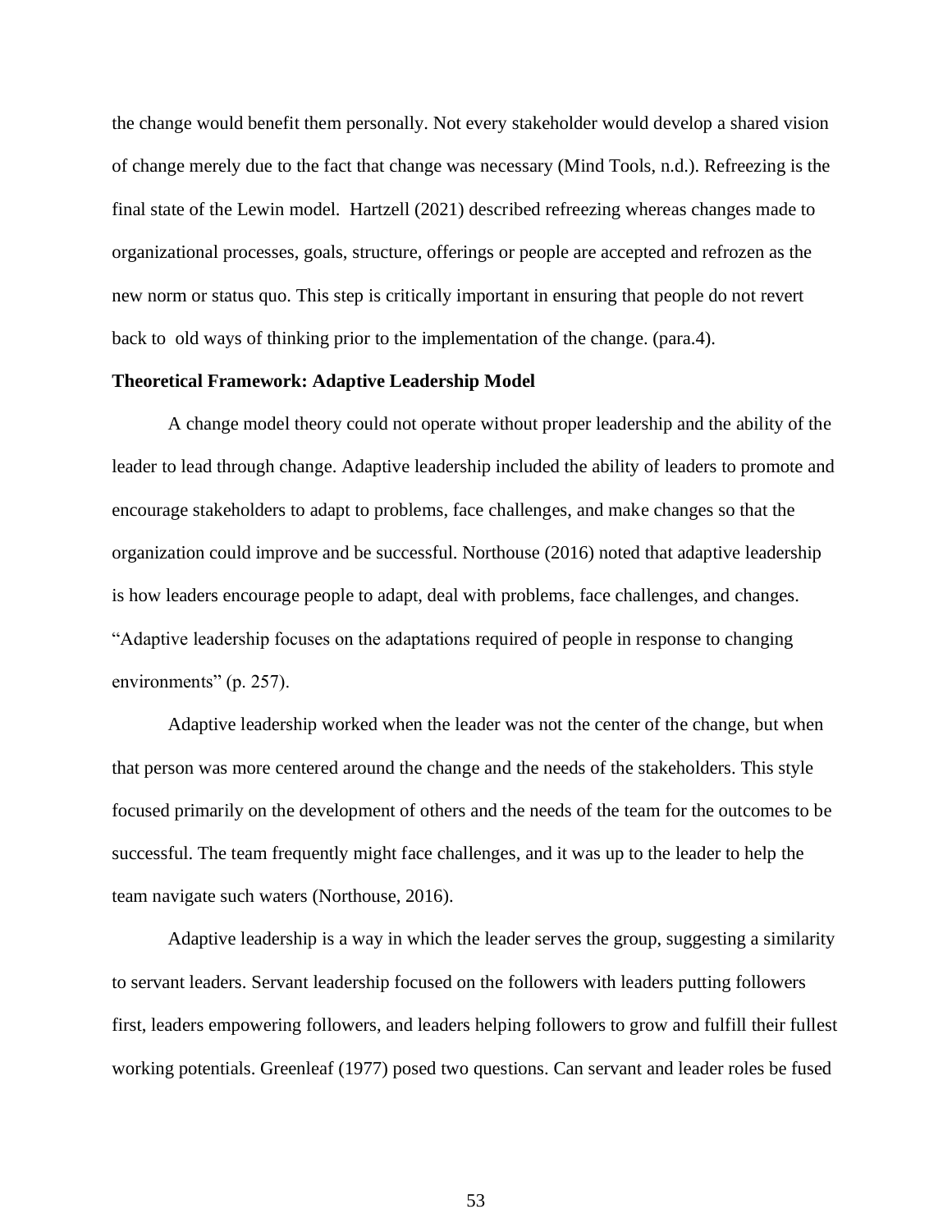the change would benefit them personally. Not every stakeholder would develop a shared vision of change merely due to the fact that change was necessary (Mind Tools, n.d.). Refreezing is the final state of the Lewin model. Hartzell (2021) described refreezing whereas changes made to organizational processes, goals, structure, offerings or people are accepted and refrozen as the new norm or status quo. This step is critically important in ensuring that people do not revert back to old ways of thinking prior to the implementation of the change. (para.4).

**Theoretical Framework: Adaptive Leadership Model**

A change model theory could not operate without proper leadership and the ability of the leader to lead through change. Adaptive leadership included the ability of leaders to promote and encourage stakeholders to adapt to problems, face challenges, and make changes so that the organization could improve and be successful. Northouse (2016) noted that adaptive leadership is how leaders encourage people to adapt, deal with problems, face challenges, and changes. "Adaptive leadership focuses on the adaptations required of people in response to changing environments" (p. 257).

Adaptive leadership worked when the leader was not the center of the change, but when that person was more centered around the change and the needs of the stakeholders. This style focused primarily on the development of others and the needs of the team for the outcomes to be successful. The team frequently might face challenges, and it was up to the leader to help the team navigate such waters (Northouse, 2016).

Adaptive leadership is a way in which the leader serves the group, suggesting a similarity to servant leaders. Servant leadership focused on the followers with leaders putting followers first, leaders empowering followers, and leaders helping followers to grow and fulfill their fullest working potentials. Greenleaf (1977) posed two questions. Can servant and leader roles be fused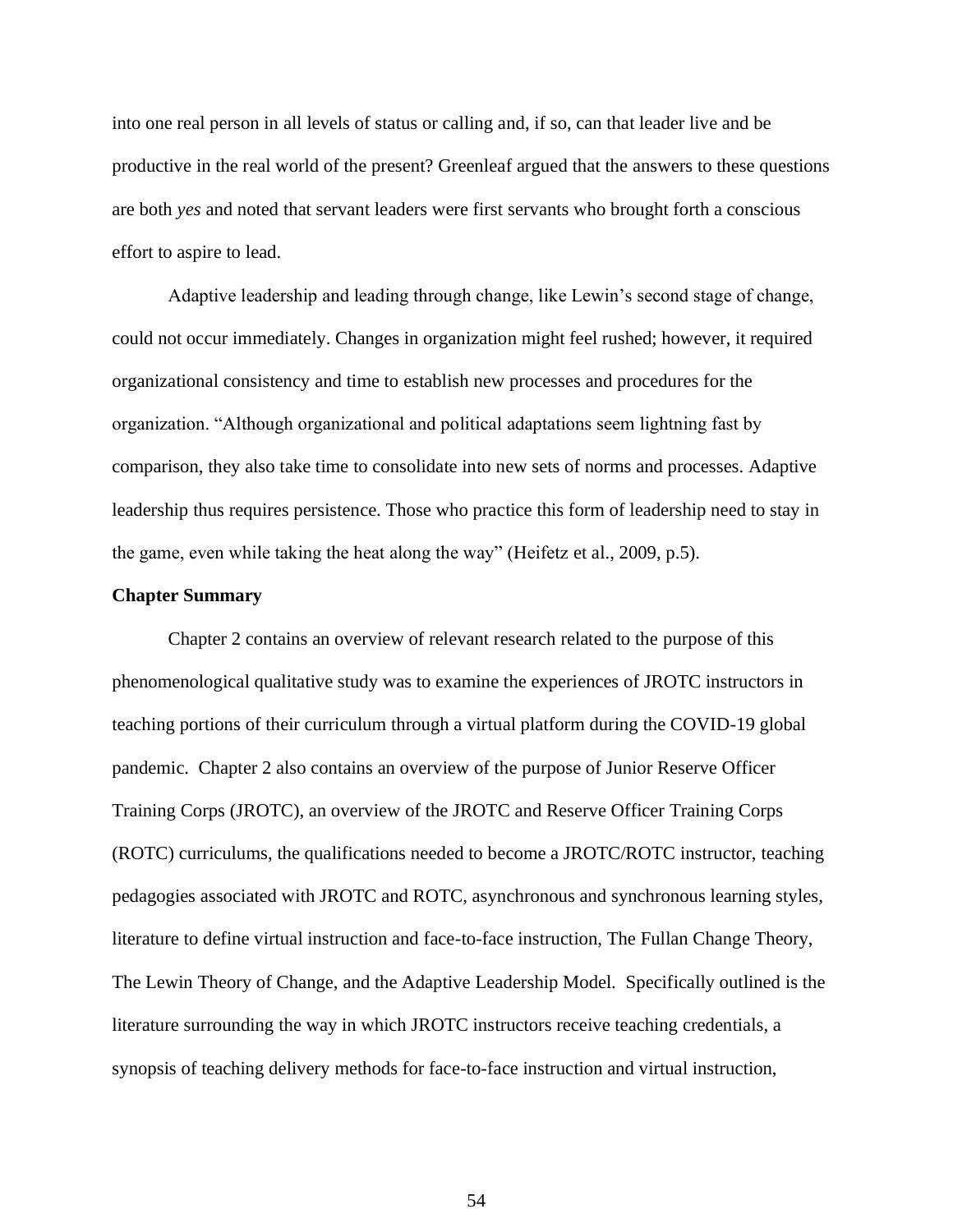into one real person in all levels of status or calling and, if so, can that leader live and be productive in the real world of the present? Greenleaf argued that the answers to these questions are both *yes* and noted that servant leaders were first servants who brought forth a conscious effort to aspire to lead.

Adaptive leadership and leading through change, like Lewin's second stage of change, could not occur immediately. Changes in organization might feel rushed; however, it required organizational consistency and time to establish new processes and procedures for the organization. "Although organizational and political adaptations seem lightning fast by comparison, they also take time to consolidate into new sets of norms and processes. Adaptive leadership thus requires persistence. Those who practice this form of leadership need to stay in the game, even while taking the heat along the way" (Heifetz et al., 2009, p.5).

**Chapter Summary**

Chapter 2 contains an overview of relevant research related to the purpose of this phenomenological qualitative study was to examine the experiences of JROTC instructors in teaching portions of their curriculum through a virtual platform during the COVID-19 global pandemic. Chapter 2 also contains an overview of the purpose of Junior Reserve Officer Training Corps (JROTC), an overview of the JROTC and Reserve Officer Training Corps (ROTC) curriculums, the qualifications needed to become a JROTC/ROTC instructor, teaching pedagogies associated with JROTC and ROTC, asynchronous and synchronous learning styles, literature to define virtual instruction and face-to-face instruction, The Fullan Change Theory, The Lewin Theory of Change, and the Adaptive Leadership Model. Specifically outlined is the literature surrounding the way in which JROTC instructors receive teaching credentials, a synopsis of teaching delivery methods for face-to-face instruction and virtual instruction,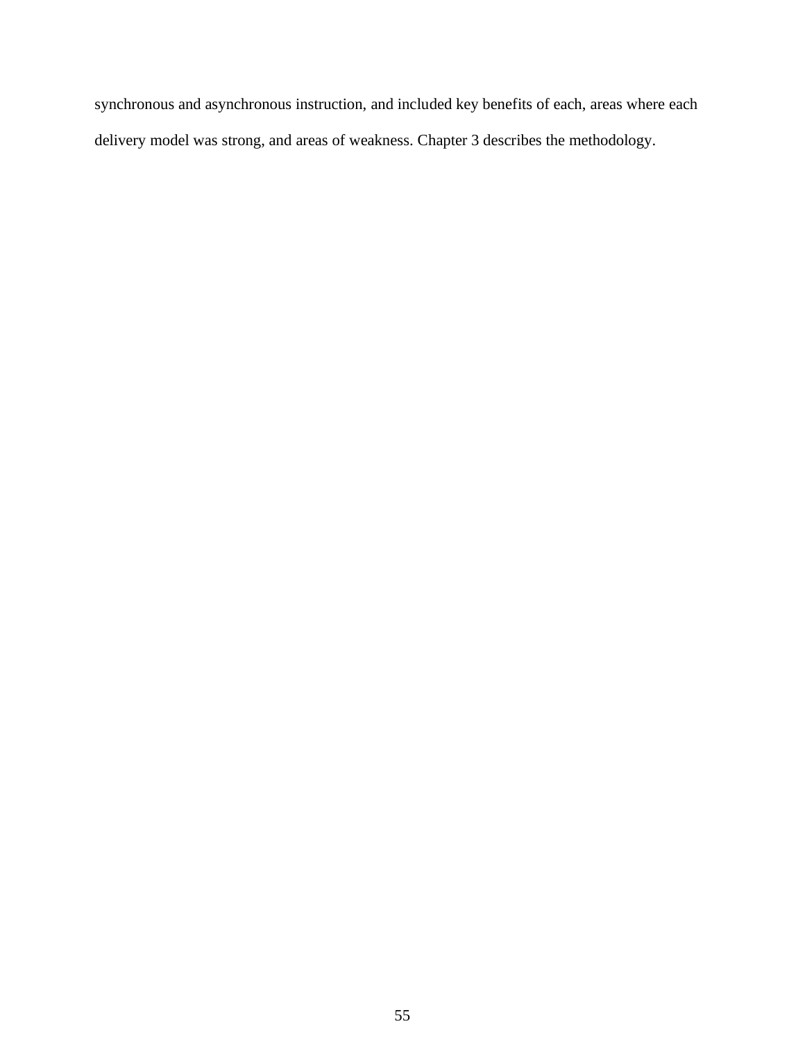synchronous and asynchronous instruction, and included key benefits of each, areas where each delivery model was strong, and areas of weakness. Chapter 3 describes the methodology.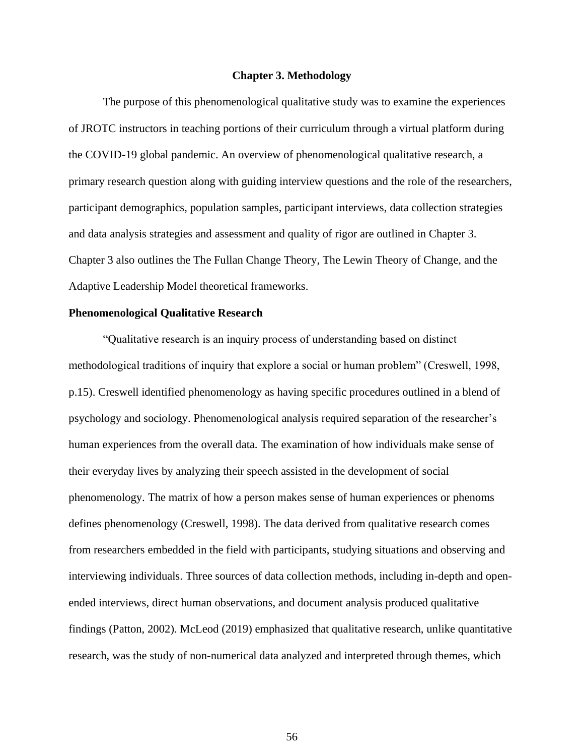## Chapter 3. Methodology

The purpose of this phenomenological qualitative study was to examine the experiences of JROTC instructors in teaching portions of their curriculum through a virtual platform during the COVID-19 global pandemic. An overview of phenomenological qualitative research, a primary research question along with guiding interview questions and the role of the researchers, participant demographics, population samples, participant interviews, data collection strategies and data analysis strategies and assessment and quality of rigor are outlined in Chapter 3. Chapter 3 also outlines the The Fullan Change Theory, The Lewin Theory of Change, and the Adaptive Leadership Model theoretical frameworks.

### Phenomenological Qualitative Research

"Qualitative research is an inquiry process of understanding based on distinct methodological traditions of inquiry that explore a social or human problem" (Creswell, 1998, p.15). Creswell identified phenomenology as having specific procedures outlined in a blend of psychology and sociology. Phenomenological analysis required separation of the researcher's human experiences from the overall data. The examination of how individuals make sense of their everyday lives by analyzing their speech assisted in the development of social phenomenology. The matrix of how a person makes sense of human experiences or phenoms defines phenomenology (Creswell, 1998). The data derived from qualitative research comes from researchers embedded in the field with participants, studying situations and observing and interviewing individuals. Three sources of data collection methods, including in-depth and open-ended interviews, direct human observations, and document analysis produced qualitative findings (Patton, 2002). McLeod (2019) emphasized that qualitative research, unlike quantitative research, was the study of non-numerical data analyzed and interpreted through themes, which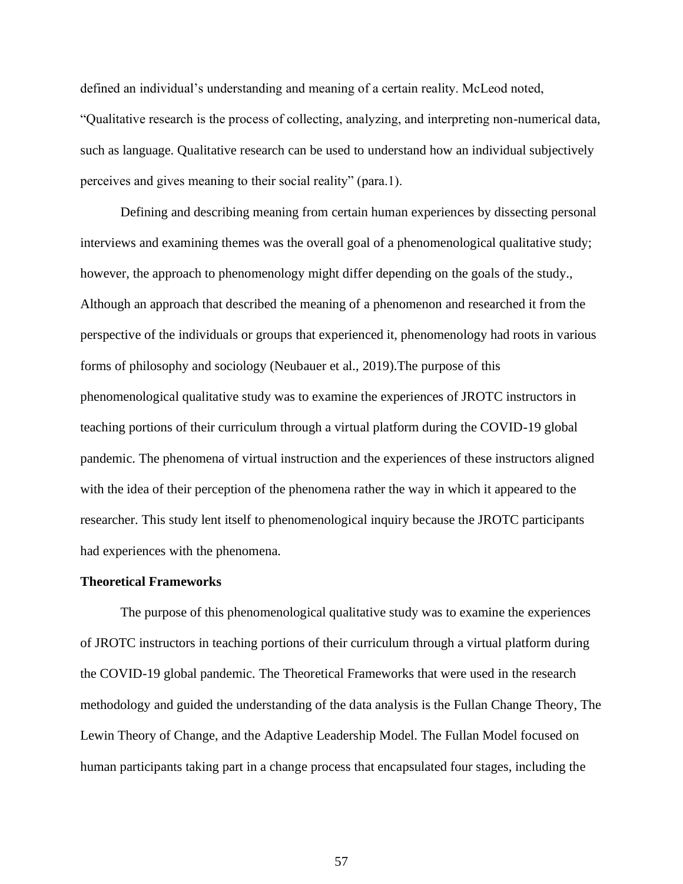defined an individual's understanding and meaning of a certain reality. McLeod noted, "Qualitative research is the process of collecting, analyzing, and interpreting non-numerical data, such as language. Qualitative research can be used to understand how an individual subjectively perceives and gives meaning to their social reality" (para.1).

Defining and describing meaning from certain human experiences by dissecting personal interviews and examining themes was the overall goal of a phenomenological qualitative study; however, the approach to phenomenology might differ depending on the goals of the study., Although an approach that described the meaning of a phenomenon and researched it from the perspective of the individuals or groups that experienced it, phenomenology had roots in various forms of philosophy and sociology (Neubauer et al., 2019).The purpose of this phenomenological qualitative study was to examine the experiences of JROTC instructors in teaching portions of their curriculum through a virtual platform during the COVID-19 global pandemic. The phenomena of virtual instruction and the experiences of these instructors aligned with the idea of their perception of the phenomena rather the way in which it appeared to the researcher. This study lent itself to phenomenological inquiry because the JROTC participants had experiences with the phenomena.

**Theoretical Frameworks**

The purpose of this phenomenological qualitative study was to examine the experiences of JROTC instructors in teaching portions of their curriculum through a virtual platform during the COVID-19 global pandemic. The Theoretical Frameworks that were used in the research methodology and guided the understanding of the data analysis is the Fullan Change Theory, The Lewin Theory of Change, and the Adaptive Leadership Model. The Fullan Model focused on human participants taking part in a change process that encapsulated four stages, including the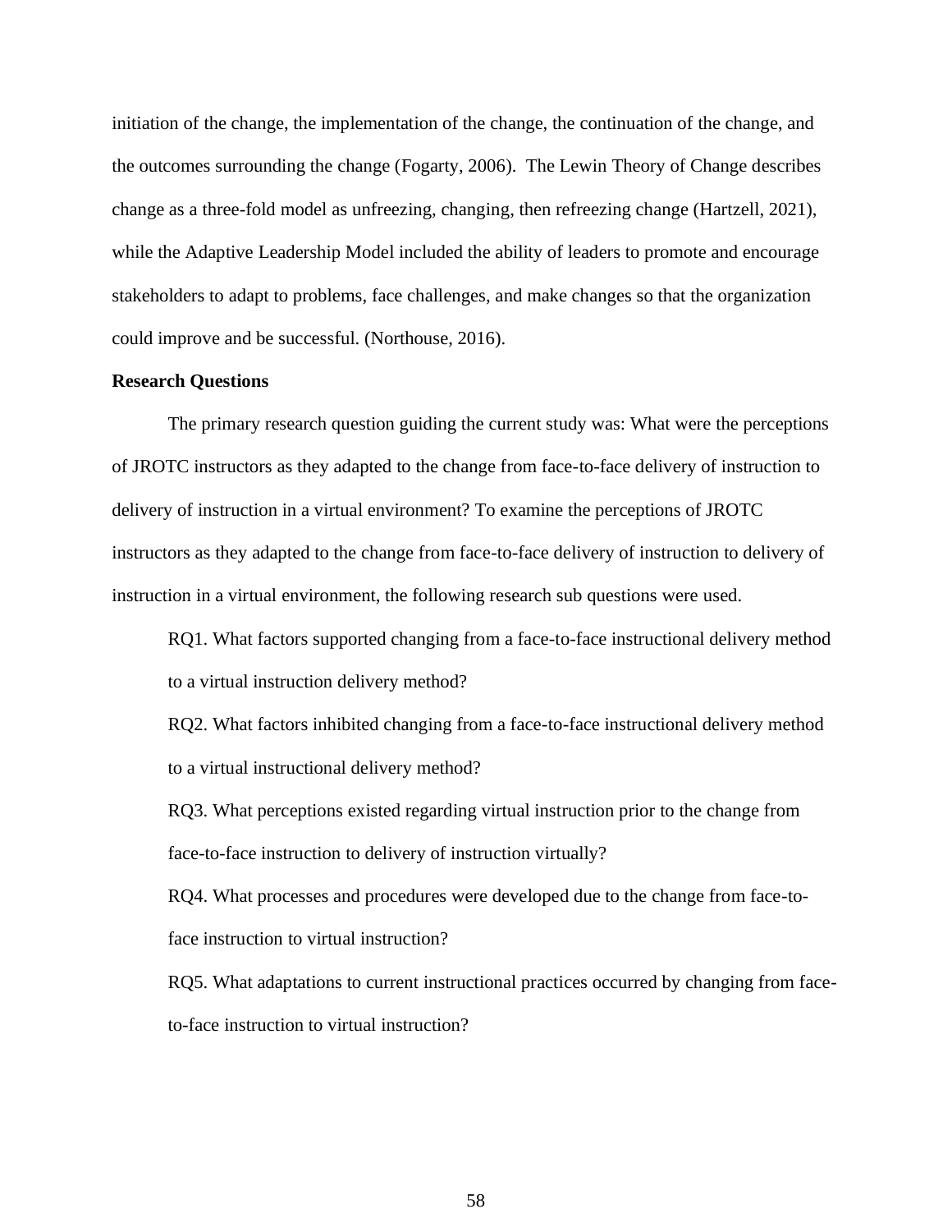initiation of the change, the implementation of the change, the continuation of the change, and the outcomes surrounding the change (Fogarty, 2006). The Lewin Theory of Change describes change as a three-fold model as unfreezing, changing, then refreezing change (Hartzell, 2021), while the Adaptive Leadership Model included the ability of leaders to promote and encourage stakeholders to adapt to problems, face challenges, and make changes so that the organization could improve and be successful. (Northouse, 2016).

**Research Questions**

The primary research question guiding the current study was: What were the perceptions of JROTC instructors as they adapted to the change from face-to-face delivery of instruction to delivery of instruction in a virtual environment? To examine the perceptions of JROTC instructors as they adapted to the change from face-to-face delivery of instruction to delivery of instruction in a virtual environment, the following research sub questions were used.

RQ1. What factors supported changing from a face-to-face instructional delivery method to a virtual instruction delivery method?

RQ2. What factors inhibited changing from a face-to-face instructional delivery method to a virtual instructional delivery method?

RQ3. What perceptions existed regarding virtual instruction prior to the change from face-to-face instruction to delivery of instruction virtually?

RQ4. What processes and procedures were developed due to the change from face-to-face instruction to virtual instruction?

RQ5. What adaptations to current instructional practices occurred by changing from face-to-face instruction to virtual instruction?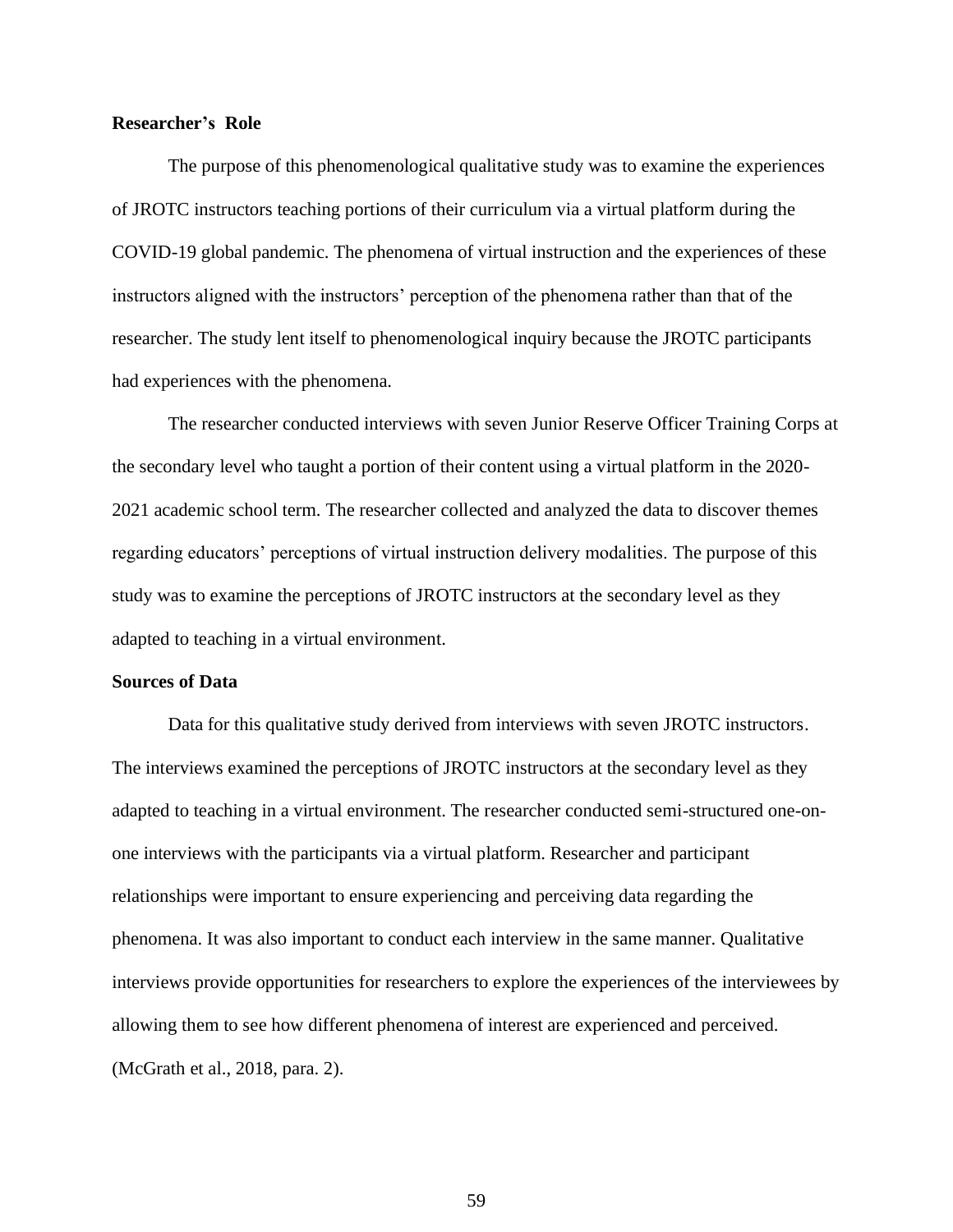## Researcher's Role

The purpose of this phenomenological qualitative study was to examine the experiences of JROTC instructors teaching portions of their curriculum via a virtual platform during the COVID-19 global pandemic. The phenomena of virtual instruction and the experiences of these instructors aligned with the instructors' perception of the phenomena rather than that of the researcher. The study lent itself to phenomenological inquiry because the JROTC participants had experiences with the phenomena.

The researcher conducted interviews with seven Junior Reserve Officer Training Corps at the secondary level who taught a portion of their content using a virtual platform in the 2020-2021 academic school term. The researcher collected and analyzed the data to discover themes regarding educators' perceptions of virtual instruction delivery modalities. The purpose of this study was to examine the perceptions of JROTC instructors at the secondary level as they adapted to teaching in a virtual environment.

## Sources of Data

Data for this qualitative study derived from interviews with seven JROTC instructors. The interviews examined the perceptions of JROTC instructors at the secondary level as they adapted to teaching in a virtual environment. The researcher conducted semi-structured one-on-one interviews with the participants via a virtual platform. Researcher and participant relationships were important to ensure experiencing and perceiving data regarding the phenomena. It was also important to conduct each interview in the same manner. Qualitative interviews provide opportunities for researchers to explore the experiences of the interviewees by allowing them to see how different phenomena of interest are experienced and perceived. (McGrath et al., 2018, para. 2).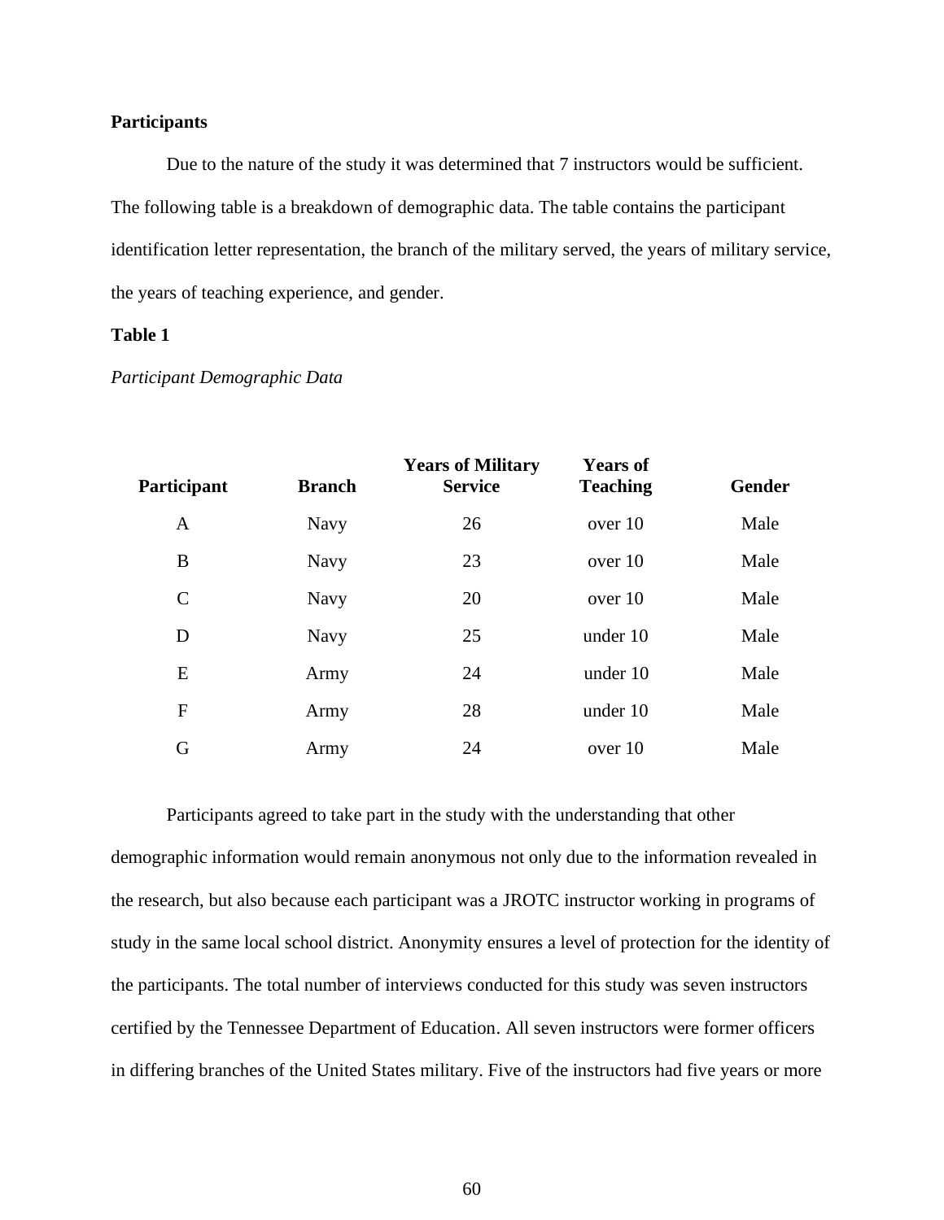**Participants**

Due to the nature of the study it was determined that 7 instructors would be sufficient. The following table is a breakdown of demographic data. The table contains the participant identification letter representation, the branch of the military served, the years of military service, the years of teaching experience, and gender.

**Table 1**

*Participant Demographic Data*

| Participant | Branch | Years of Military Service | Years of Teaching | Gender |
|---|---|---|---|---|
| A | Navy | 26 | over 10 | Male |
| B | Navy | 23 | over 10 | Male |
| C | Navy | 20 | over 10 | Male |
| D | Navy | 25 | under 10 | Male |
| E | Army | 24 | under 10 | Male |
| F | Army | 28 | under 10 | Male |
| G | Army | 24 | over 10 | Male |

Participants agreed to take part in the study with the understanding that other demographic information would remain anonymous not only due to the information revealed in the research, but also because each participant was a JROTC instructor working in programs of study in the same local school district. Anonymity ensures a level of protection for the identity of the participants. The total number of interviews conducted for this study was seven instructors certified by the Tennessee Department of Education. All seven instructors were former officers in differing branches of the United States military. Five of the instructors had five years or more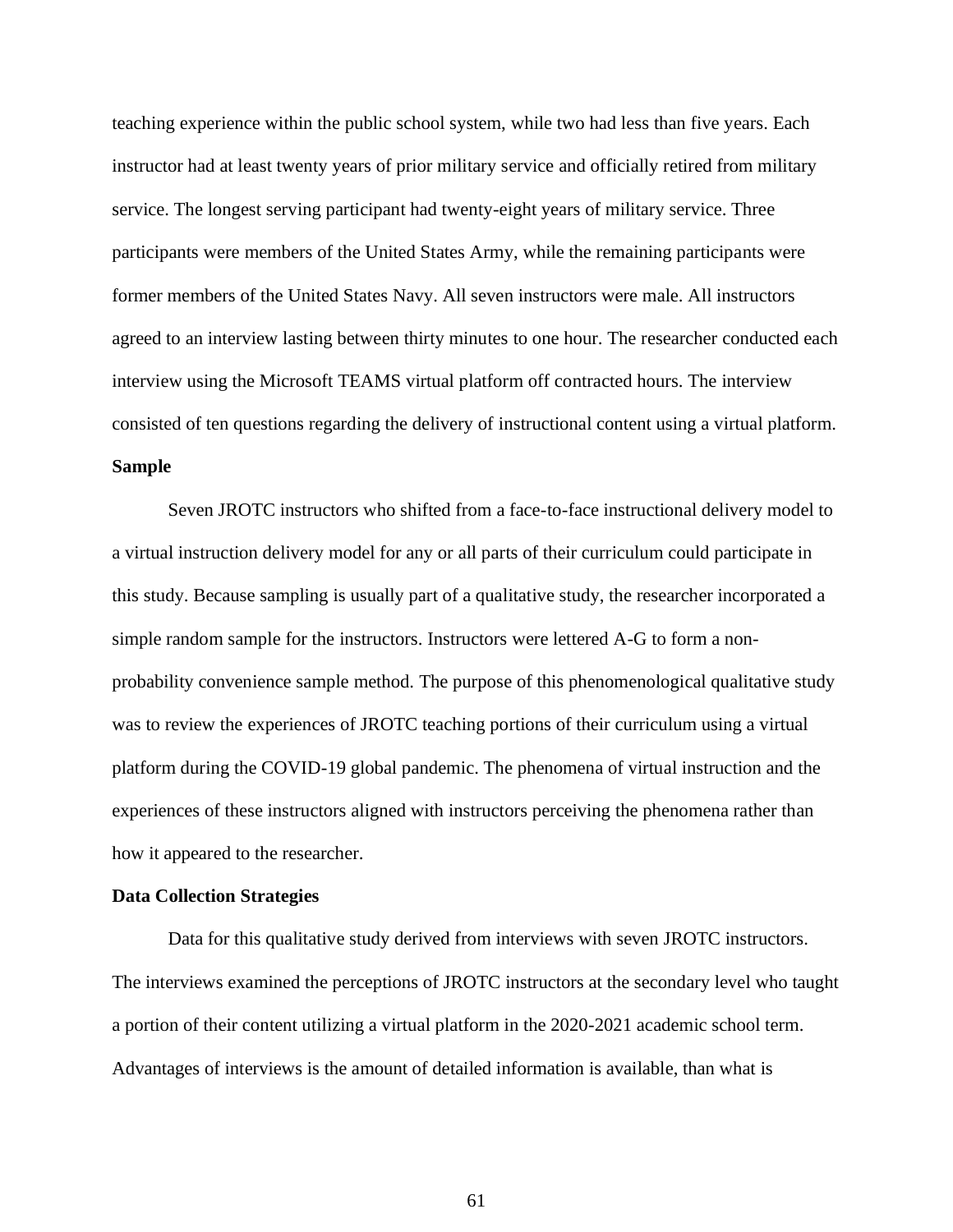teaching experience within the public school system, while two had less than five years. Each instructor had at least twenty years of prior military service and officially retired from military service. The longest serving participant had twenty-eight years of military service. Three participants were members of the United States Army, while the remaining participants were former members of the United States Navy. All seven instructors were male. All instructors agreed to an interview lasting between thirty minutes to one hour. The researcher conducted each interview using the Microsoft TEAMS virtual platform off contracted hours. The interview consisted of ten questions regarding the delivery of instructional content using a virtual platform.

**Sample**

Seven JROTC instructors who shifted from a face-to-face instructional delivery model to a virtual instruction delivery model for any or all parts of their curriculum could participate in this study. Because sampling is usually part of a qualitative study, the researcher incorporated a simple random sample for the instructors. Instructors were lettered A-G to form a non-probability convenience sample method. The purpose of this phenomenological qualitative study was to review the experiences of JROTC teaching portions of their curriculum using a virtual platform during the COVID-19 global pandemic. The phenomena of virtual instruction and the experiences of these instructors aligned with instructors perceiving the phenomena rather than how it appeared to the researcher.

**Data Collection Strategies**

Data for this qualitative study derived from interviews with seven JROTC instructors. The interviews examined the perceptions of JROTC instructors at the secondary level who taught a portion of their content utilizing a virtual platform in the 2020-2021 academic school term. Advantages of interviews is the amount of detailed information is available, than what is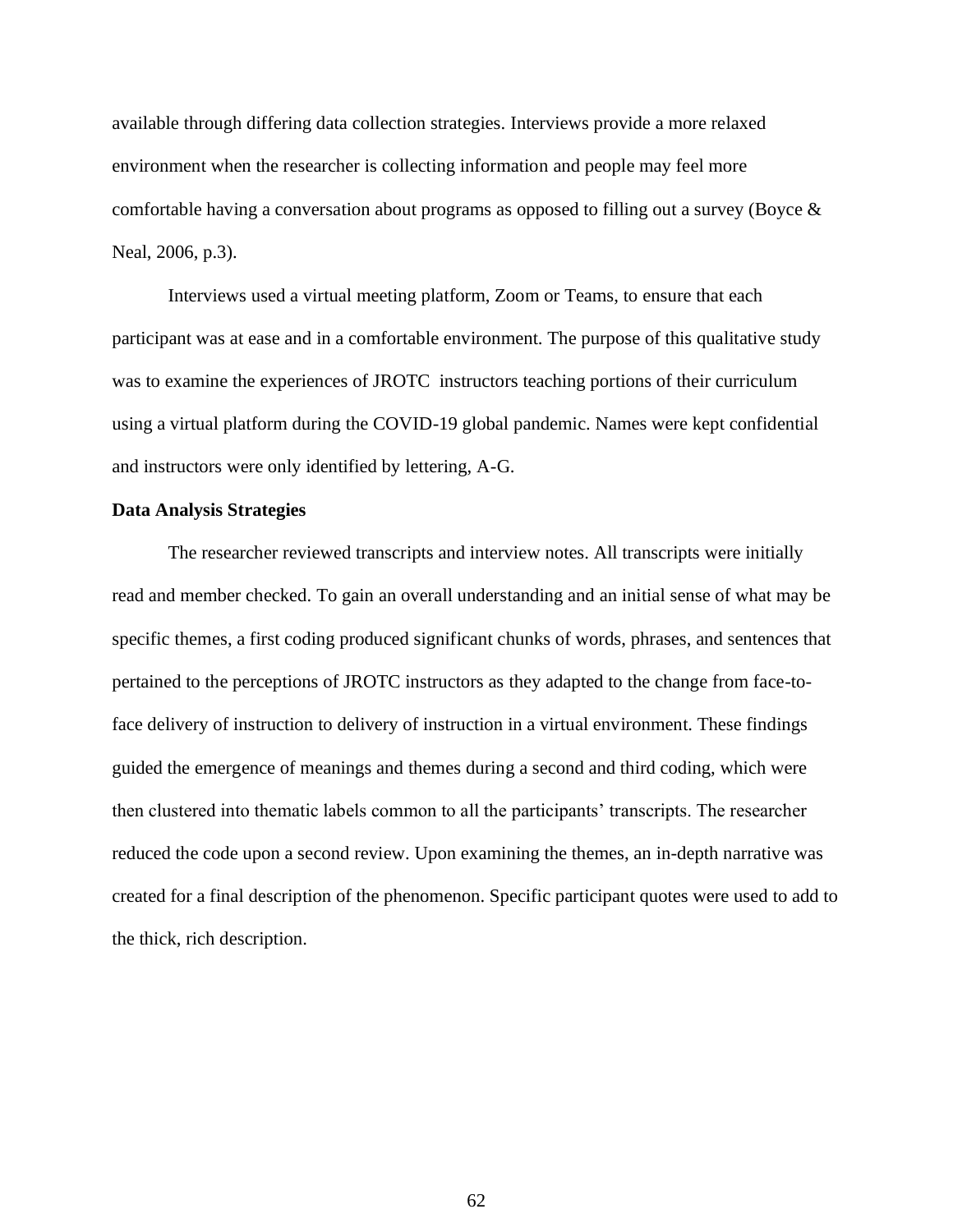available through differing data collection strategies. Interviews provide a more relaxed environment when the researcher is collecting information and people may feel more comfortable having a conversation about programs as opposed to filling out a survey (Boyce & Neal, 2006, p.3).

Interviews used a virtual meeting platform, Zoom or Teams, to ensure that each participant was at ease and in a comfortable environment. The purpose of this qualitative study was to examine the experiences of JROTC instructors teaching portions of their curriculum using a virtual platform during the COVID-19 global pandemic. Names were kept confidential and instructors were only identified by lettering, A-G.

**Data Analysis Strategies**

The researcher reviewed transcripts and interview notes. All transcripts were initially read and member checked. To gain an overall understanding and an initial sense of what may be specific themes, a first coding produced significant chunks of words, phrases, and sentences that pertained to the perceptions of JROTC instructors as they adapted to the change from face-to-face delivery of instruction to delivery of instruction in a virtual environment. These findings guided the emergence of meanings and themes during a second and third coding, which were then clustered into thematic labels common to all the participants' transcripts. The researcher reduced the code upon a second review. Upon examining the themes, an in-depth narrative was created for a final description of the phenomenon. Specific participant quotes were used to add to the thick, rich description.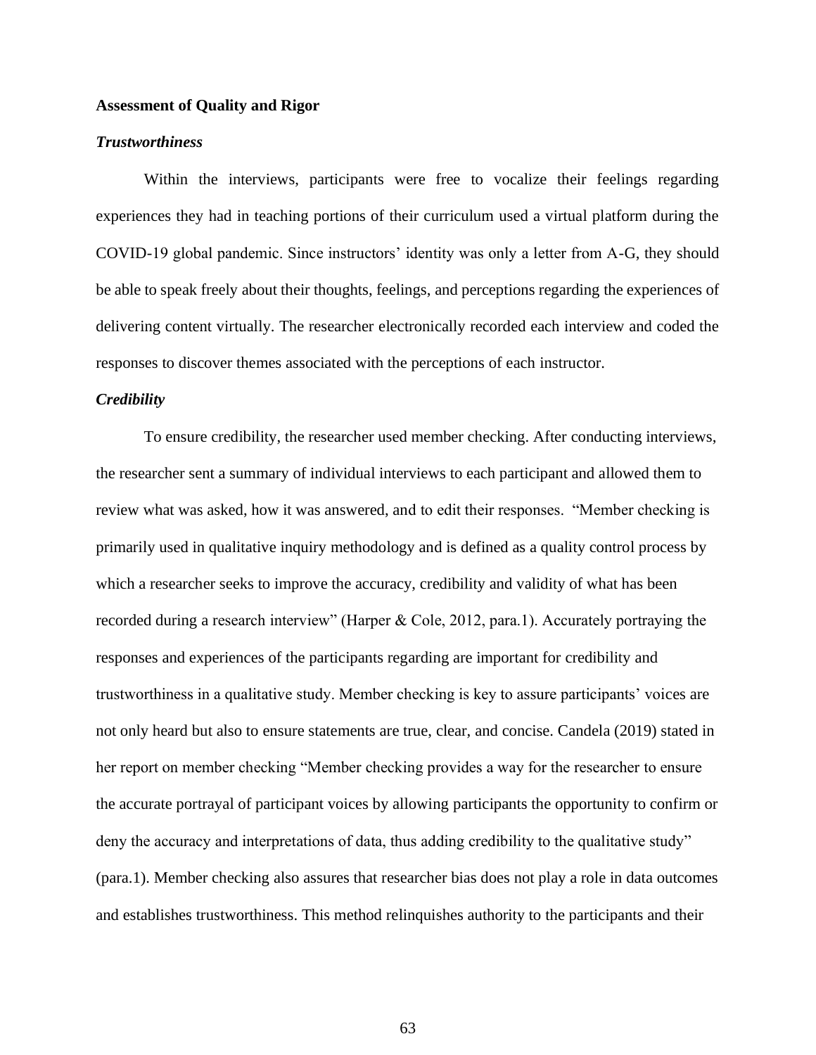## Assessment of Quality and Rigor

### *Trustworthiness*

Within the interviews, participants were free to vocalize their feelings regarding experiences they had in teaching portions of their curriculum used a virtual platform during the COVID-19 global pandemic. Since instructors' identity was only a letter from A-G, they should be able to speak freely about their thoughts, feelings, and perceptions regarding the experiences of delivering content virtually. The researcher electronically recorded each interview and coded the responses to discover themes associated with the perceptions of each instructor.

### *Credibility*

To ensure credibility, the researcher used member checking. After conducting interviews, the researcher sent a summary of individual interviews to each participant and allowed them to review what was asked, how it was answered, and to edit their responses. "Member checking is primarily used in qualitative inquiry methodology and is defined as a quality control process by which a researcher seeks to improve the accuracy, credibility and validity of what has been recorded during a research interview" (Harper & Cole, 2012, para.1). Accurately portraying the responses and experiences of the participants regarding are important for credibility and trustworthiness in a qualitative study. Member checking is key to assure participants' voices are not only heard but also to ensure statements are true, clear, and concise. Candela (2019) stated in her report on member checking "Member checking provides a way for the researcher to ensure the accurate portrayal of participant voices by allowing participants the opportunity to confirm or deny the accuracy and interpretations of data, thus adding credibility to the qualitative study" (para.1). Member checking also assures that researcher bias does not play a role in data outcomes and establishes trustworthiness. This method relinquishes authority to the participants and their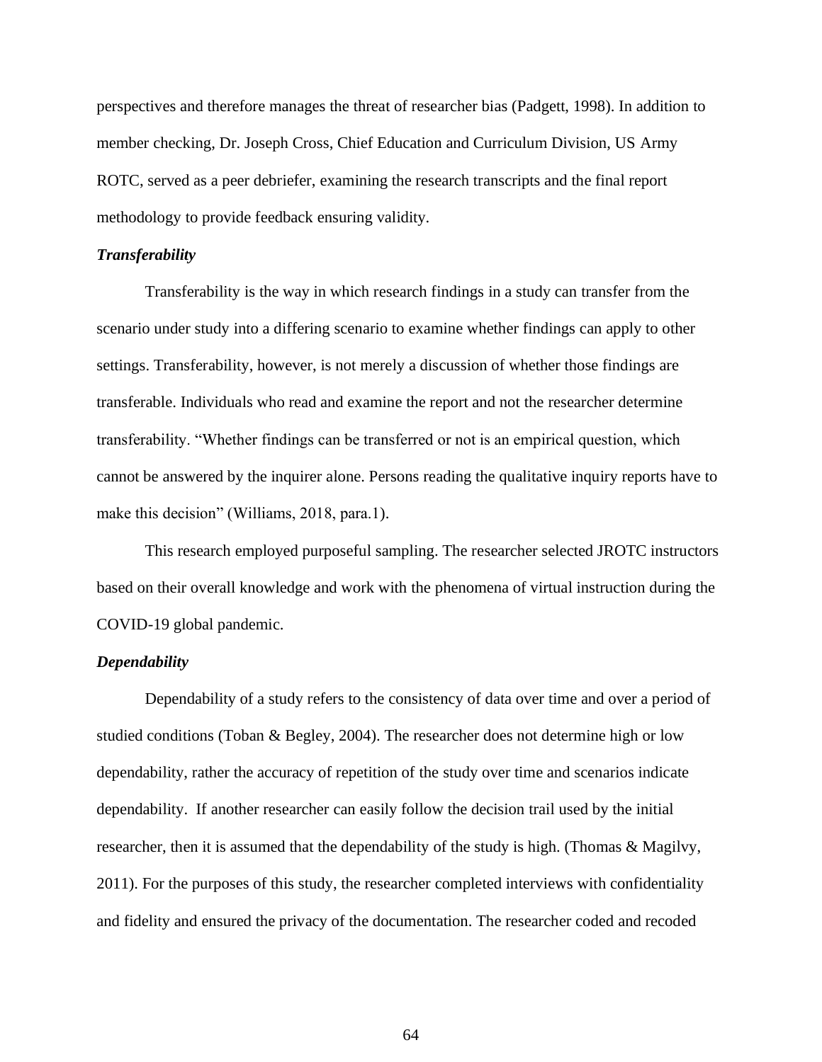perspectives and therefore manages the threat of researcher bias (Padgett, 1998). In addition to member checking, Dr. Joseph Cross, Chief Education and Curriculum Division, US Army ROTC, served as a peer debriefer, examining the research transcripts and the final report methodology to provide feedback ensuring validity.

### *Transferability*

Transferability is the way in which research findings in a study can transfer from the scenario under study into a differing scenario to examine whether findings can apply to other settings. Transferability, however, is not merely a discussion of whether those findings are transferable. Individuals who read and examine the report and not the researcher determine transferability. "Whether findings can be transferred or not is an empirical question, which cannot be answered by the inquirer alone. Persons reading the qualitative inquiry reports have to make this decision" (Williams, 2018, para.1).

This research employed purposeful sampling. The researcher selected JROTC instructors based on their overall knowledge and work with the phenomena of virtual instruction during the COVID-19 global pandemic.

### *Dependability*

Dependability of a study refers to the consistency of data over time and over a period of studied conditions (Toban & Begley, 2004). The researcher does not determine high or low dependability, rather the accuracy of repetition of the study over time and scenarios indicate dependability. If another researcher can easily follow the decision trail used by the initial researcher, then it is assumed that the dependability of the study is high. (Thomas & Magilvy, 2011). For the purposes of this study, the researcher completed interviews with confidentiality and fidelity and ensured the privacy of the documentation. The researcher coded and recoded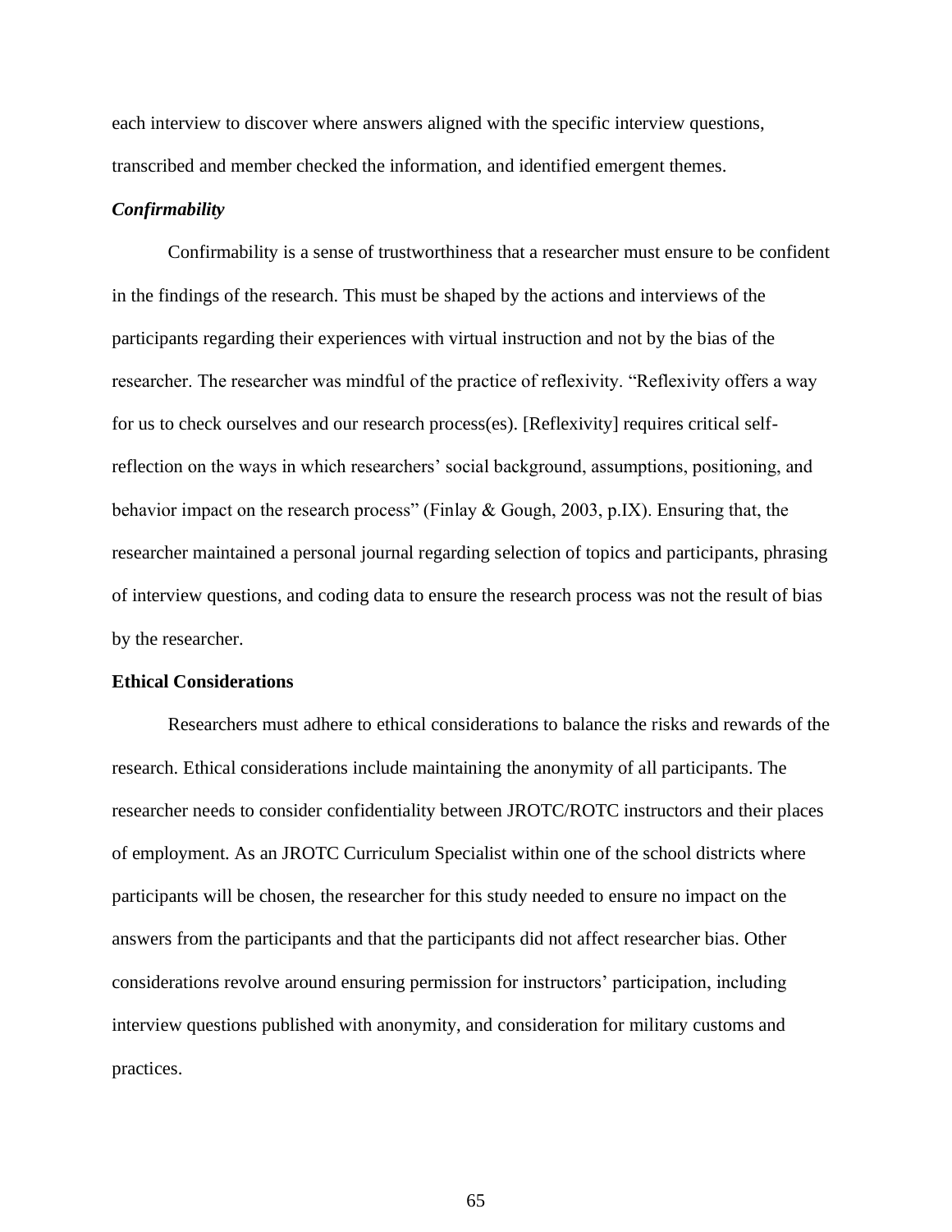each interview to discover where answers aligned with the specific interview questions, transcribed and member checked the information, and identified emergent themes.

### *Confirmability*

Confirmability is a sense of trustworthiness that a researcher must ensure to be confident in the findings of the research. This must be shaped by the actions and interviews of the participants regarding their experiences with virtual instruction and not by the bias of the researcher. The researcher was mindful of the practice of reflexivity. "Reflexivity offers a way for us to check ourselves and our research process(es). [Reflexivity] requires critical self-reflection on the ways in which researchers' social background, assumptions, positioning, and behavior impact on the research process" (Finlay & Gough, 2003, p.IX). Ensuring that, the researcher maintained a personal journal regarding selection of topics and participants, phrasing of interview questions, and coding data to ensure the research process was not the result of bias by the researcher.

## Ethical Considerations

Researchers must adhere to ethical considerations to balance the risks and rewards of the research. Ethical considerations include maintaining the anonymity of all participants. The researcher needs to consider confidentiality between JROTC/ROTC instructors and their places of employment. As an JROTC Curriculum Specialist within one of the school districts where participants will be chosen, the researcher for this study needed to ensure no impact on the answers from the participants and that the participants did not affect researcher bias. Other considerations revolve around ensuring permission for instructors' participation, including interview questions published with anonymity, and consideration for military customs and practices.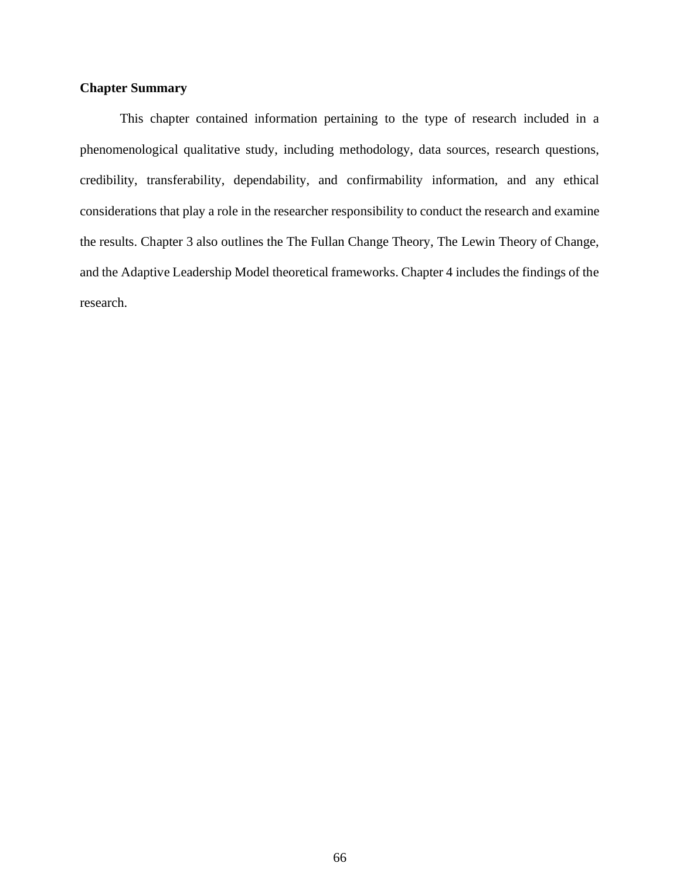**Chapter Summary**

This chapter contained information pertaining to the type of research included in a phenomenological qualitative study, including methodology, data sources, research questions, credibility, transferability, dependability, and confirmability information, and any ethical considerations that play a role in the researcher responsibility to conduct the research and examine the results. Chapter 3 also outlines the The Fullan Change Theory, The Lewin Theory of Change, and the Adaptive Leadership Model theoretical frameworks. Chapter 4 includes the findings of the research.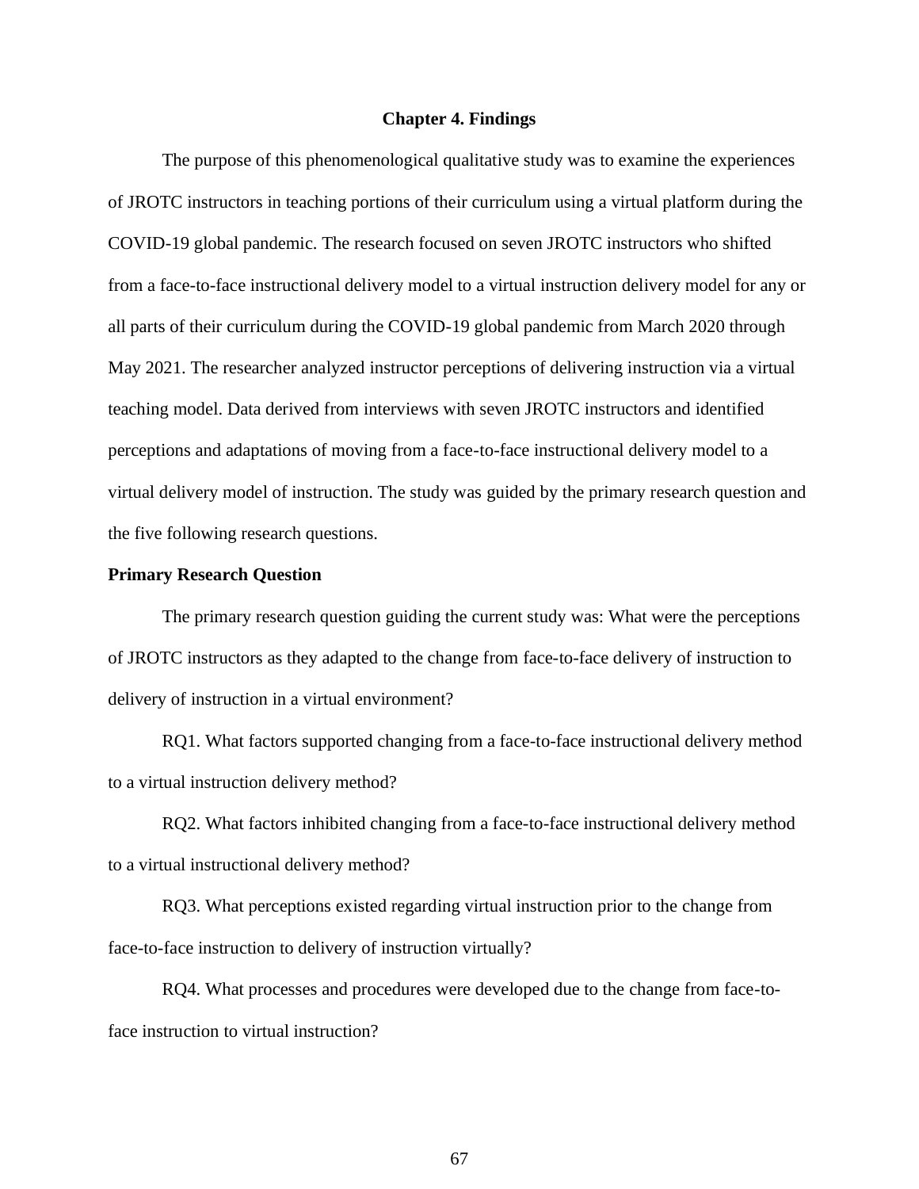# Chapter 4. Findings

The purpose of this phenomenological qualitative study was to examine the experiences of JROTC instructors in teaching portions of their curriculum using a virtual platform during the COVID-19 global pandemic. The research focused on seven JROTC instructors who shifted from a face-to-face instructional delivery model to a virtual instruction delivery model for any or all parts of their curriculum during the COVID-19 global pandemic from March 2020 through May 2021. The researcher analyzed instructor perceptions of delivering instruction via a virtual teaching model. Data derived from interviews with seven JROTC instructors and identified perceptions and adaptations of moving from a face-to-face instructional delivery model to a virtual delivery model of instruction. The study was guided by the primary research question and the five following research questions.

## Primary Research Question

The primary research question guiding the current study was: What were the perceptions of JROTC instructors as they adapted to the change from face-to-face delivery of instruction to delivery of instruction in a virtual environment?

RQ1. What factors supported changing from a face-to-face instructional delivery method to a virtual instruction delivery method?

RQ2. What factors inhibited changing from a face-to-face instructional delivery method to a virtual instructional delivery method?

RQ3. What perceptions existed regarding virtual instruction prior to the change from face-to-face instruction to delivery of instruction virtually?

RQ4. What processes and procedures were developed due to the change from face-to-face instruction to virtual instruction?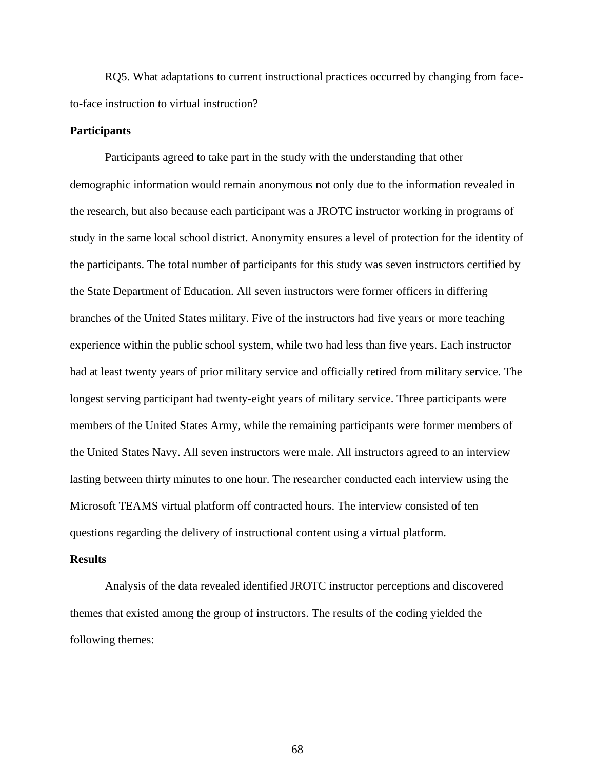RQ5. What adaptations to current instructional practices occurred by changing from face-to-face instruction to virtual instruction?

**Participants**

Participants agreed to take part in the study with the understanding that other demographic information would remain anonymous not only due to the information revealed in the research, but also because each participant was a JROTC instructor working in programs of study in the same local school district. Anonymity ensures a level of protection for the identity of the participants. The total number of participants for this study was seven instructors certified by the State Department of Education. All seven instructors were former officers in differing branches of the United States military. Five of the instructors had five years or more teaching experience within the public school system, while two had less than five years. Each instructor had at least twenty years of prior military service and officially retired from military service. The longest serving participant had twenty-eight years of military service. Three participants were members of the United States Army, while the remaining participants were former members of the United States Navy. All seven instructors were male. All instructors agreed to an interview lasting between thirty minutes to one hour. The researcher conducted each interview using the Microsoft TEAMS virtual platform off contracted hours. The interview consisted of ten questions regarding the delivery of instructional content using a virtual platform.

**Results**

Analysis of the data revealed identified JROTC instructor perceptions and discovered themes that existed among the group of instructors. The results of the coding yielded the following themes: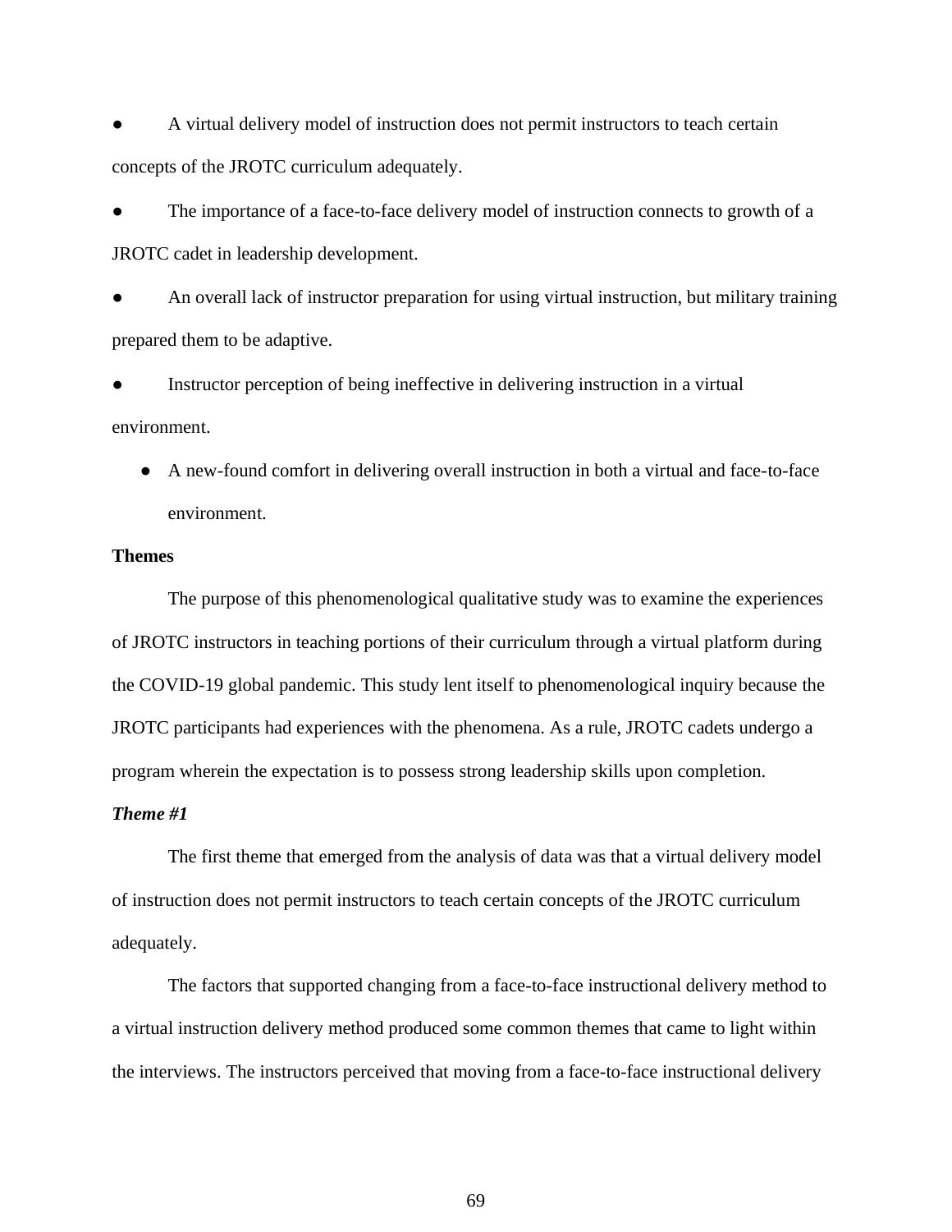- A virtual delivery model of instruction does not permit instructors to teach certain concepts of the JROTC curriculum adequately.
- The importance of a face-to-face delivery model of instruction connects to growth of a JROTC cadet in leadership development.
- An overall lack of instructor preparation for using virtual instruction, but military training prepared them to be adaptive.
- Instructor perception of being ineffective in delivering instruction in a virtual environment.
- A new-found comfort in delivering overall instruction in both a virtual and face-to-face environment.

**Themes**

The purpose of this phenomenological qualitative study was to examine the experiences of JROTC instructors in teaching portions of their curriculum through a virtual platform during the COVID-19 global pandemic. This study lent itself to phenomenological inquiry because the JROTC participants had experiences with the phenomena. As a rule, JROTC cadets undergo a program wherein the expectation is to possess strong leadership skills upon completion.

***Theme #1***

The first theme that emerged from the analysis of data was that a virtual delivery model of instruction does not permit instructors to teach certain concepts of the JROTC curriculum adequately.

The factors that supported changing from a face-to-face instructional delivery method to a virtual instruction delivery method produced some common themes that came to light within the interviews. The instructors perceived that moving from a face-to-face instructional delivery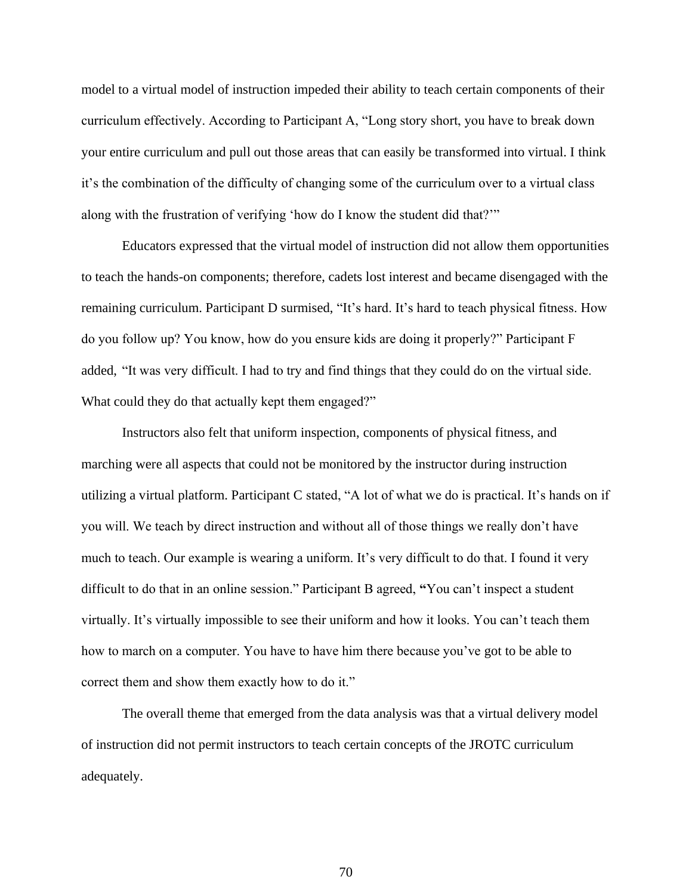model to a virtual model of instruction impeded their ability to teach certain components of their curriculum effectively. According to Participant A, "Long story short, you have to break down your entire curriculum and pull out those areas that can easily be transformed into virtual. I think it's the combination of the difficulty of changing some of the curriculum over to a virtual class along with the frustration of verifying 'how do I know the student did that?'"

Educators expressed that the virtual model of instruction did not allow them opportunities to teach the hands-on components; therefore, cadets lost interest and became disengaged with the remaining curriculum. Participant D surmised, "It's hard. It's hard to teach physical fitness. How do you follow up? You know, how do you ensure kids are doing it properly?" Participant F added, "It was very difficult. I had to try and find things that they could do on the virtual side. What could they do that actually kept them engaged?"

Instructors also felt that uniform inspection, components of physical fitness, and marching were all aspects that could not be monitored by the instructor during instruction utilizing a virtual platform. Participant C stated, "A lot of what we do is practical. It's hands on if you will. We teach by direct instruction and without all of those things we really don't have much to teach. Our example is wearing a uniform. It's very difficult to do that. I found it very difficult to do that in an online session." Participant B agreed, **"**You can't inspect a student virtually. It's virtually impossible to see their uniform and how it looks. You can't teach them how to march on a computer. You have to have him there because you've got to be able to correct them and show them exactly how to do it."

The overall theme that emerged from the data analysis was that a virtual delivery model of instruction did not permit instructors to teach certain concepts of the JROTC curriculum adequately.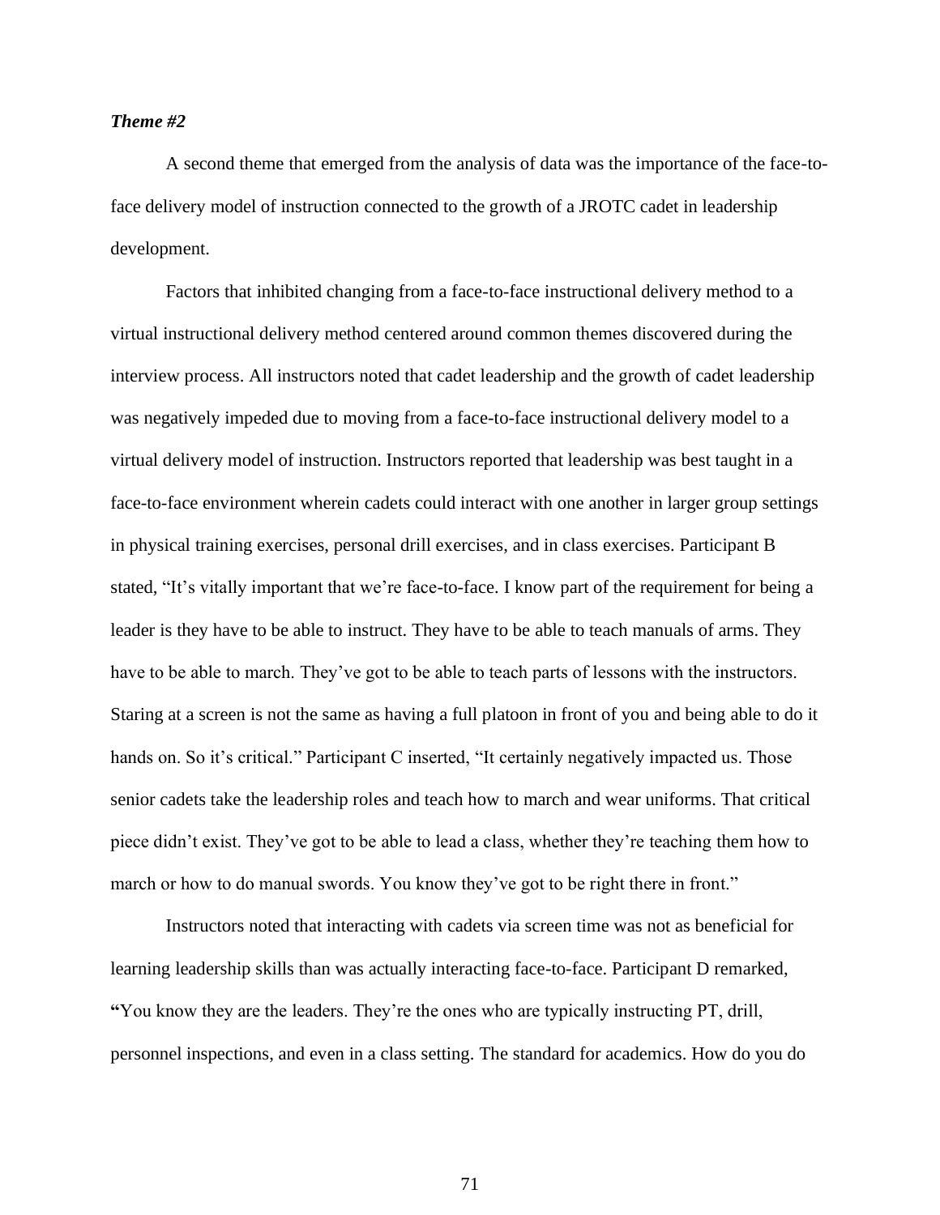***Theme #2***

A second theme that emerged from the analysis of data was the importance of the face-to-face delivery model of instruction connected to the growth of a JROTC cadet in leadership development.

Factors that inhibited changing from a face-to-face instructional delivery method to a virtual instructional delivery method centered around common themes discovered during the interview process. All instructors noted that cadet leadership and the growth of cadet leadership was negatively impeded due to moving from a face-to-face instructional delivery model to a virtual delivery model of instruction. Instructors reported that leadership was best taught in a face-to-face environment wherein cadets could interact with one another in larger group settings in physical training exercises, personal drill exercises, and in class exercises. Participant B stated, "It's vitally important that we're face-to-face. I know part of the requirement for being a leader is they have to be able to instruct. They have to be able to teach manuals of arms. They have to be able to march. They've got to be able to teach parts of lessons with the instructors. Staring at a screen is not the same as having a full platoon in front of you and being able to do it hands on. So it's critical." Participant C inserted, "It certainly negatively impacted us. Those senior cadets take the leadership roles and teach how to march and wear uniforms. That critical piece didn't exist. They've got to be able to lead a class, whether they're teaching them how to march or how to do manual swords. You know they've got to be right there in front."

Instructors noted that interacting with cadets via screen time was not as beneficial for learning leadership skills than was actually interacting face-to-face. Participant D remarked, **"**You know they are the leaders. They're the ones who are typically instructing PT, drill, personnel inspections, and even in a class setting. The standard for academics. How do you do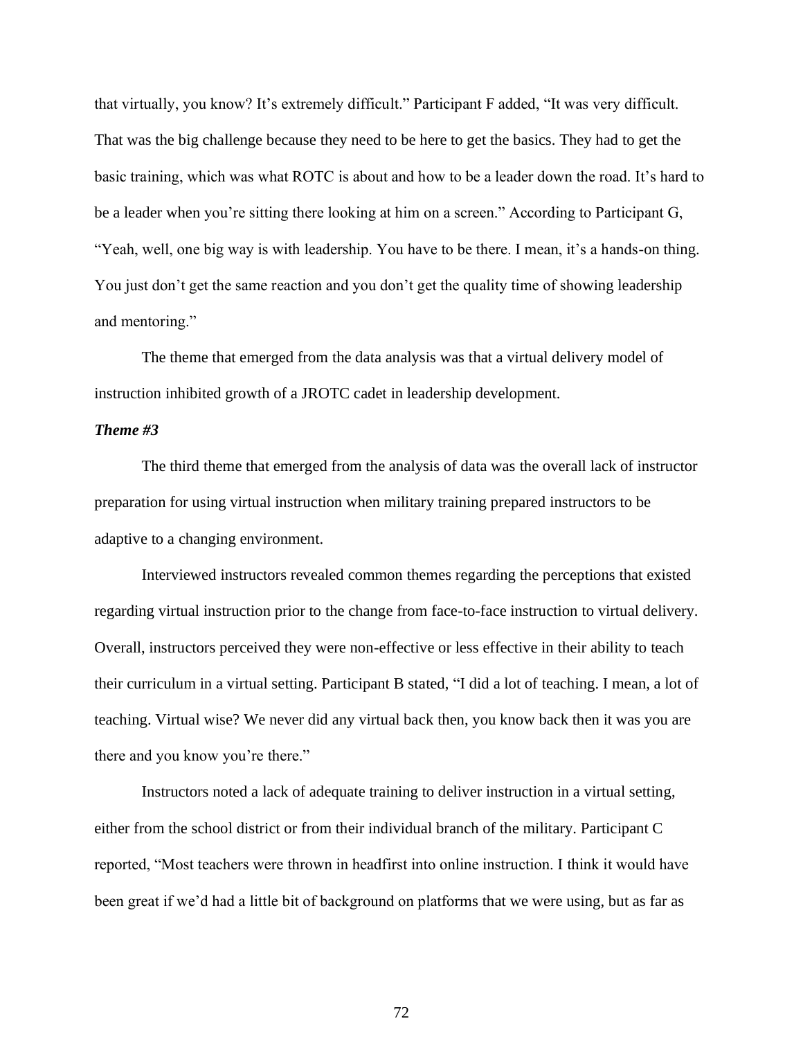that virtually, you know? It's extremely difficult." Participant F added, "It was very difficult. That was the big challenge because they need to be here to get the basics. They had to get the basic training, which was what ROTC is about and how to be a leader down the road. It's hard to be a leader when you're sitting there looking at him on a screen." According to Participant G, "Yeah, well, one big way is with leadership. You have to be there. I mean, it's a hands-on thing. You just don't get the same reaction and you don't get the quality time of showing leadership and mentoring."

The theme that emerged from the data analysis was that a virtual delivery model of instruction inhibited growth of a JROTC cadet in leadership development.

***Theme #3***

The third theme that emerged from the analysis of data was the overall lack of instructor preparation for using virtual instruction when military training prepared instructors to be adaptive to a changing environment.

Interviewed instructors revealed common themes regarding the perceptions that existed regarding virtual instruction prior to the change from face-to-face instruction to virtual delivery. Overall, instructors perceived they were non-effective or less effective in their ability to teach their curriculum in a virtual setting. Participant B stated, "I did a lot of teaching. I mean, a lot of teaching. Virtual wise? We never did any virtual back then, you know back then it was you are there and you know you're there."

Instructors noted a lack of adequate training to deliver instruction in a virtual setting, either from the school district or from their individual branch of the military. Participant C reported, "Most teachers were thrown in headfirst into online instruction. I think it would have been great if we'd had a little bit of background on platforms that we were using, but as far as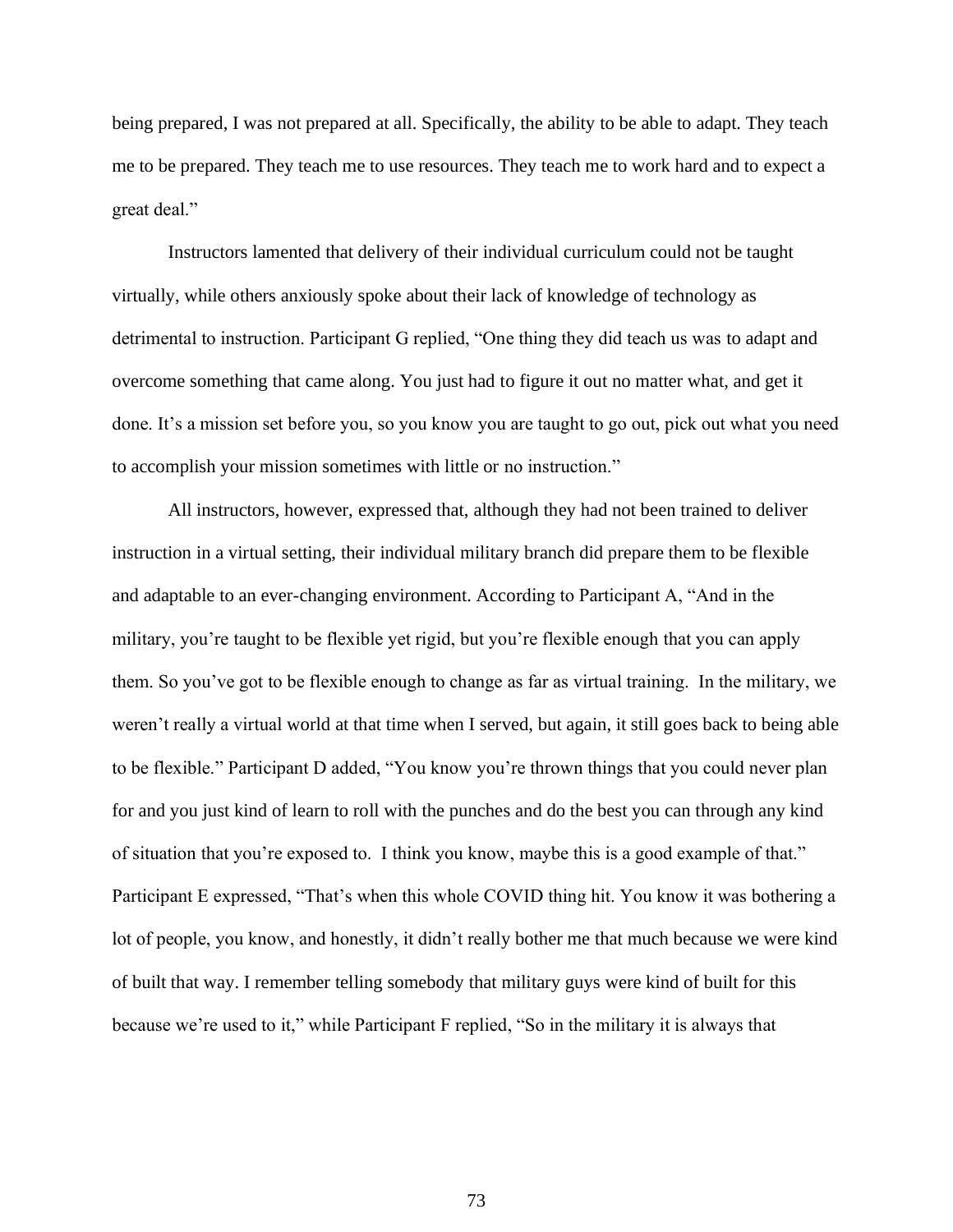being prepared, I was not prepared at all. Specifically, the ability to be able to adapt. They teach me to be prepared. They teach me to use resources. They teach me to work hard and to expect a great deal."

Instructors lamented that delivery of their individual curriculum could not be taught virtually, while others anxiously spoke about their lack of knowledge of technology as detrimental to instruction. Participant G replied, "One thing they did teach us was to adapt and overcome something that came along. You just had to figure it out no matter what, and get it done. It's a mission set before you, so you know you are taught to go out, pick out what you need to accomplish your mission sometimes with little or no instruction."

All instructors, however, expressed that, although they had not been trained to deliver instruction in a virtual setting, their individual military branch did prepare them to be flexible and adaptable to an ever-changing environment. According to Participant A, "And in the military, you're taught to be flexible yet rigid, but you're flexible enough that you can apply them. So you've got to be flexible enough to change as far as virtual training. In the military, we weren't really a virtual world at that time when I served, but again, it still goes back to being able to be flexible." Participant D added, "You know you're thrown things that you could never plan for and you just kind of learn to roll with the punches and do the best you can through any kind of situation that you're exposed to. I think you know, maybe this is a good example of that." Participant E expressed, "That's when this whole COVID thing hit. You know it was bothering a lot of people, you know, and honestly, it didn't really bother me that much because we were kind of built that way. I remember telling somebody that military guys were kind of built for this because we're used to it," while Participant F replied, "So in the military it is always that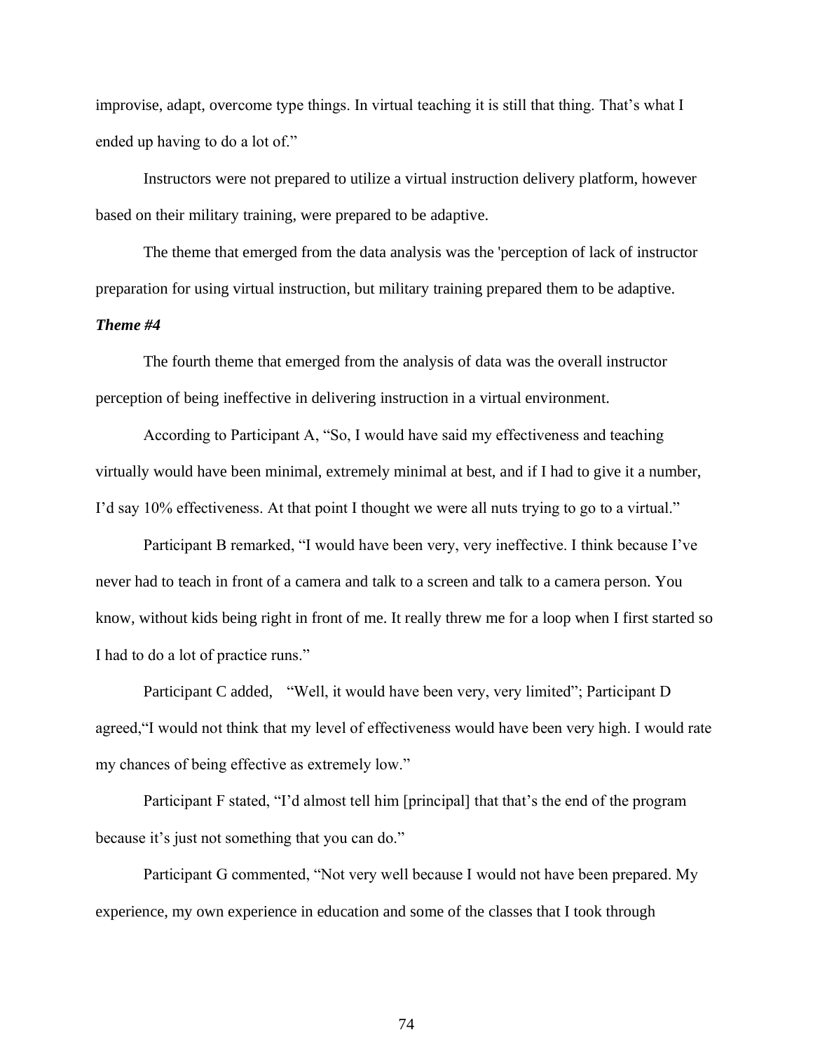improvise, adapt, overcome type things. In virtual teaching it is still that thing. That's what I ended up having to do a lot of."

Instructors were not prepared to utilize a virtual instruction delivery platform, however based on their military training, were prepared to be adaptive.

The theme that emerged from the data analysis was the 'perception of lack of instructor preparation for using virtual instruction, but military training prepared them to be adaptive.

***Theme #4***

The fourth theme that emerged from the analysis of data was the overall instructor perception of being ineffective in delivering instruction in a virtual environment.

According to Participant A, "So, I would have said my effectiveness and teaching virtually would have been minimal, extremely minimal at best, and if I had to give it a number, I'd say 10% effectiveness. At that point I thought we were all nuts trying to go to a virtual."

Participant B remarked, "I would have been very, very ineffective. I think because I've never had to teach in front of a camera and talk to a screen and talk to a camera person. You know, without kids being right in front of me. It really threw me for a loop when I first started so I had to do a lot of practice runs."

Participant C added, "Well, it would have been very, very limited"; Participant D agreed,"I would not think that my level of effectiveness would have been very high. I would rate my chances of being effective as extremely low."

Participant F stated, "I'd almost tell him [principal] that that's the end of the program because it's just not something that you can do."

Participant G commented, "Not very well because I would not have been prepared. My experience, my own experience in education and some of the classes that I took through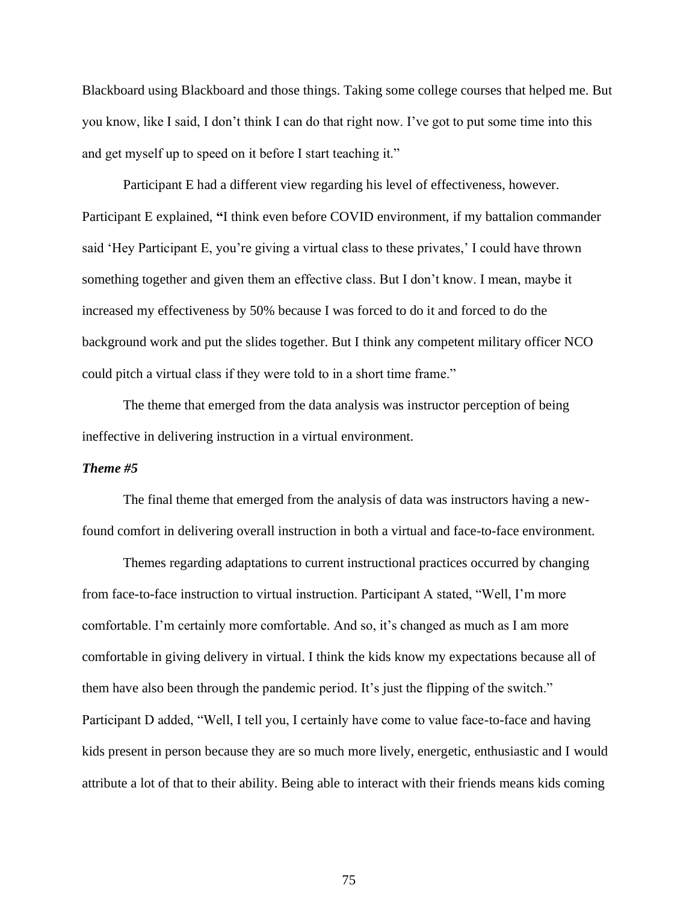Blackboard using Blackboard and those things. Taking some college courses that helped me. But you know, like I said, I don't think I can do that right now. I've got to put some time into this and get myself up to speed on it before I start teaching it."

Participant E had a different view regarding his level of effectiveness, however. Participant E explained, **"**I think even before COVID environment, if my battalion commander said 'Hey Participant E, you're giving a virtual class to these privates,' I could have thrown something together and given them an effective class. But I don't know. I mean, maybe it increased my effectiveness by 50% because I was forced to do it and forced to do the background work and put the slides together. But I think any competent military officer NCO could pitch a virtual class if they were told to in a short time frame."

The theme that emerged from the data analysis was instructor perception of being ineffective in delivering instruction in a virtual environment.

***Theme #5***

The final theme that emerged from the analysis of data was instructors having a new-found comfort in delivering overall instruction in both a virtual and face-to-face environment.

Themes regarding adaptations to current instructional practices occurred by changing from face-to-face instruction to virtual instruction. Participant A stated, "Well, I'm more comfortable. I'm certainly more comfortable. And so, it's changed as much as I am more comfortable in giving delivery in virtual. I think the kids know my expectations because all of them have also been through the pandemic period. It's just the flipping of the switch." Participant D added, "Well, I tell you, I certainly have come to value face-to-face and having kids present in person because they are so much more lively, energetic, enthusiastic and I would attribute a lot of that to their ability. Being able to interact with their friends means kids coming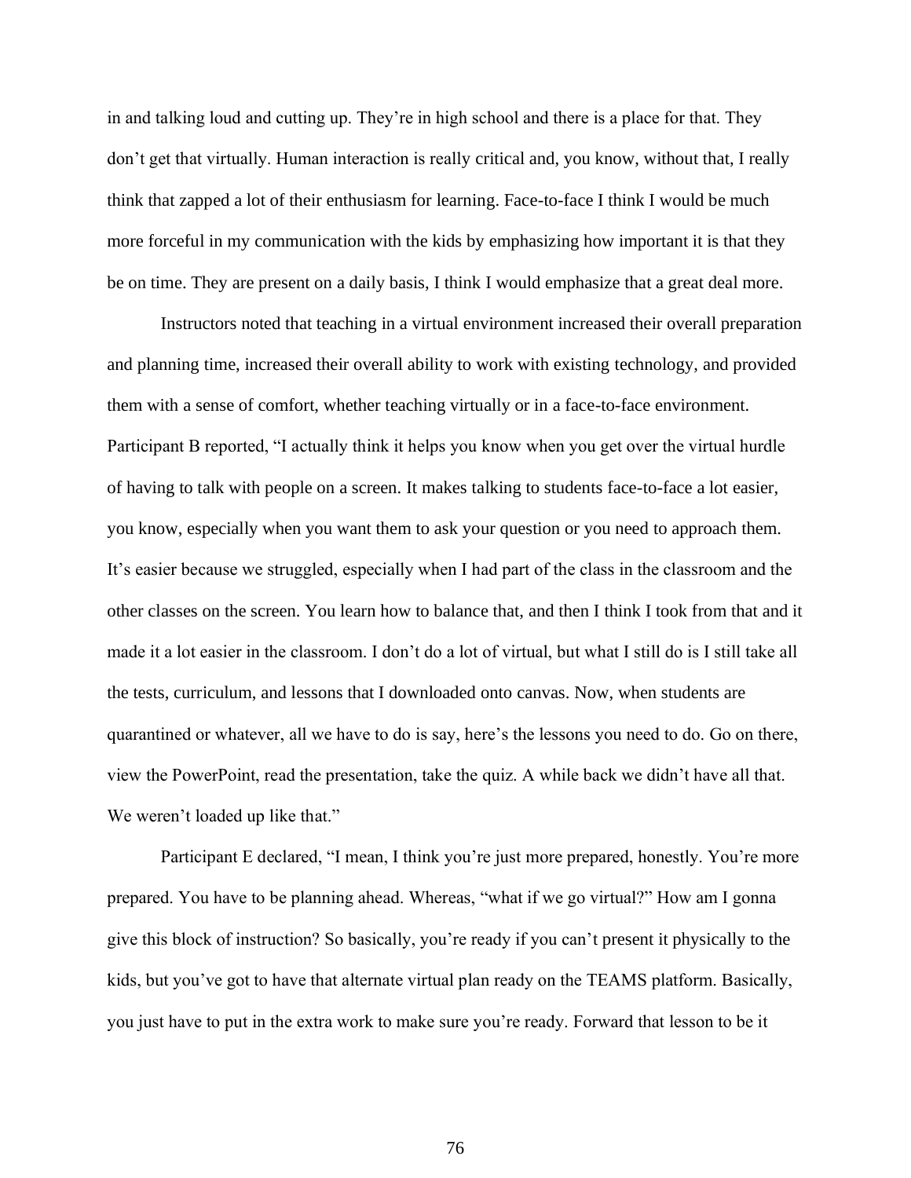in and talking loud and cutting up. They're in high school and there is a place for that. They don't get that virtually. Human interaction is really critical and, you know, without that, I really think that zapped a lot of their enthusiasm for learning. Face-to-face I think I would be much more forceful in my communication with the kids by emphasizing how important it is that they be on time. They are present on a daily basis, I think I would emphasize that a great deal more.

Instructors noted that teaching in a virtual environment increased their overall preparation and planning time, increased their overall ability to work with existing technology, and provided them with a sense of comfort, whether teaching virtually or in a face-to-face environment. Participant B reported, "I actually think it helps you know when you get over the virtual hurdle of having to talk with people on a screen. It makes talking to students face-to-face a lot easier, you know, especially when you want them to ask your question or you need to approach them. It's easier because we struggled, especially when I had part of the class in the classroom and the other classes on the screen. You learn how to balance that, and then I think I took from that and it made it a lot easier in the classroom. I don't do a lot of virtual, but what I still do is I still take all the tests, curriculum, and lessons that I downloaded onto canvas. Now, when students are quarantined or whatever, all we have to do is say, here's the lessons you need to do. Go on there, view the PowerPoint, read the presentation, take the quiz. A while back we didn't have all that. We weren't loaded up like that."

Participant E declared, "I mean, I think you're just more prepared, honestly. You're more prepared. You have to be planning ahead. Whereas, "what if we go virtual?" How am I gonna give this block of instruction? So basically, you're ready if you can't present it physically to the kids, but you've got to have that alternate virtual plan ready on the TEAMS platform. Basically, you just have to put in the extra work to make sure you're ready. Forward that lesson to be it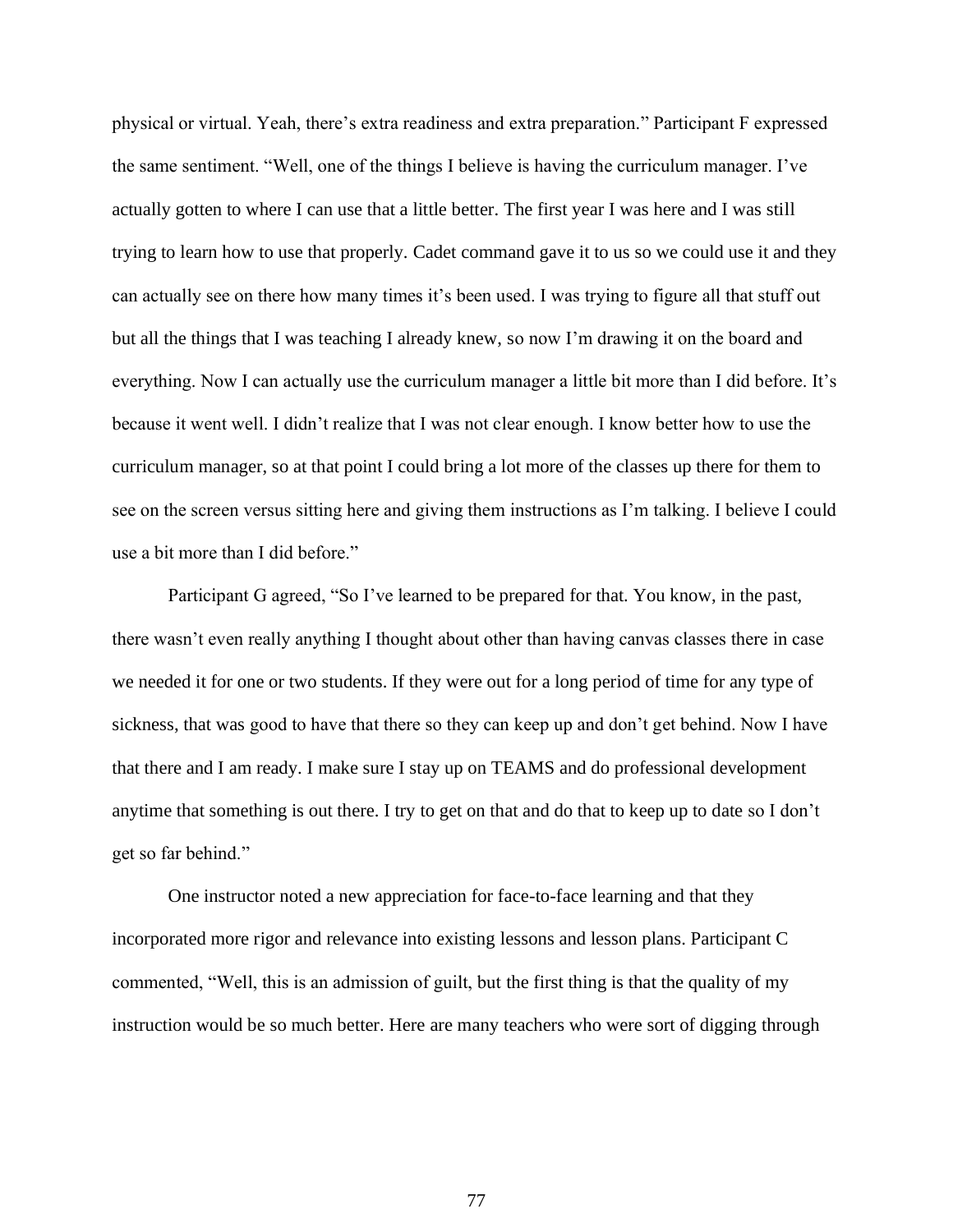physical or virtual. Yeah, there's extra readiness and extra preparation." Participant F expressed the same sentiment. "Well, one of the things I believe is having the curriculum manager. I've actually gotten to where I can use that a little better. The first year I was here and I was still trying to learn how to use that properly. Cadet command gave it to us so we could use it and they can actually see on there how many times it's been used. I was trying to figure all that stuff out but all the things that I was teaching I already knew, so now I'm drawing it on the board and everything. Now I can actually use the curriculum manager a little bit more than I did before. It's because it went well. I didn't realize that I was not clear enough. I know better how to use the curriculum manager, so at that point I could bring a lot more of the classes up there for them to see on the screen versus sitting here and giving them instructions as I'm talking. I believe I could use a bit more than I did before."

Participant G agreed, "So I've learned to be prepared for that. You know, in the past, there wasn't even really anything I thought about other than having canvas classes there in case we needed it for one or two students. If they were out for a long period of time for any type of sickness, that was good to have that there so they can keep up and don't get behind. Now I have that there and I am ready. I make sure I stay up on TEAMS and do professional development anytime that something is out there. I try to get on that and do that to keep up to date so I don't get so far behind."

One instructor noted a new appreciation for face-to-face learning and that they incorporated more rigor and relevance into existing lessons and lesson plans. Participant C commented, "Well, this is an admission of guilt, but the first thing is that the quality of my instruction would be so much better. Here are many teachers who were sort of digging through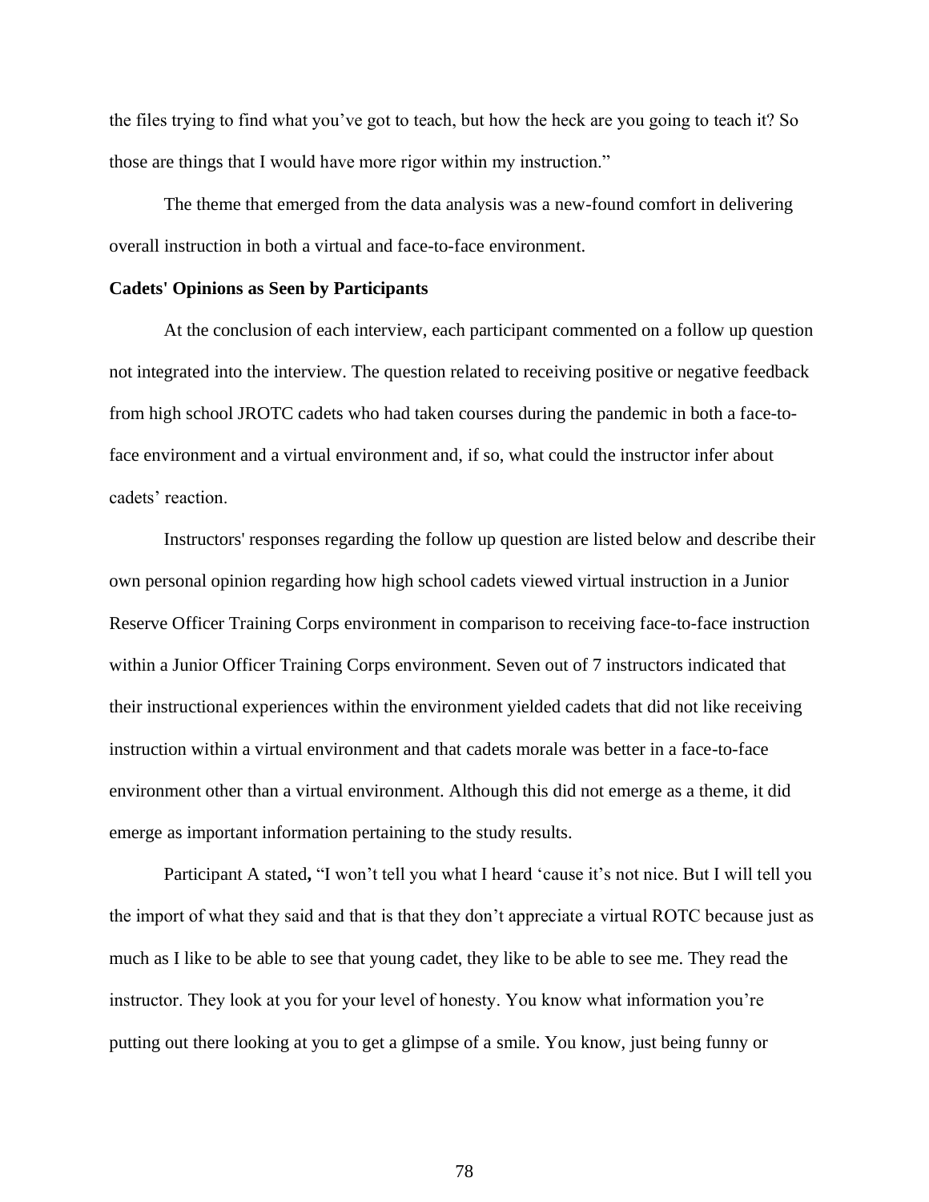the files trying to find what you've got to teach, but how the heck are you going to teach it? So those are things that I would have more rigor within my instruction."

The theme that emerged from the data analysis was a new-found comfort in delivering overall instruction in both a virtual and face-to-face environment.

**Cadets' Opinions as Seen by Participants**

At the conclusion of each interview, each participant commented on a follow up question not integrated into the interview. The question related to receiving positive or negative feedback from high school JROTC cadets who had taken courses during the pandemic in both a face-to-face environment and a virtual environment and, if so, what could the instructor infer about cadets' reaction.

Instructors' responses regarding the follow up question are listed below and describe their own personal opinion regarding how high school cadets viewed virtual instruction in a Junior Reserve Officer Training Corps environment in comparison to receiving face-to-face instruction within a Junior Officer Training Corps environment. Seven out of 7 instructors indicated that their instructional experiences within the environment yielded cadets that did not like receiving instruction within a virtual environment and that cadets morale was better in a face-to-face environment other than a virtual environment. Although this did not emerge as a theme, it did emerge as important information pertaining to the study results.

Participant A stated**,** "I won't tell you what I heard 'cause it's not nice. But I will tell you the import of what they said and that is that they don't appreciate a virtual ROTC because just as much as I like to be able to see that young cadet, they like to be able to see me. They read the instructor. They look at you for your level of honesty. You know what information you're putting out there looking at you to get a glimpse of a smile. You know, just being funny or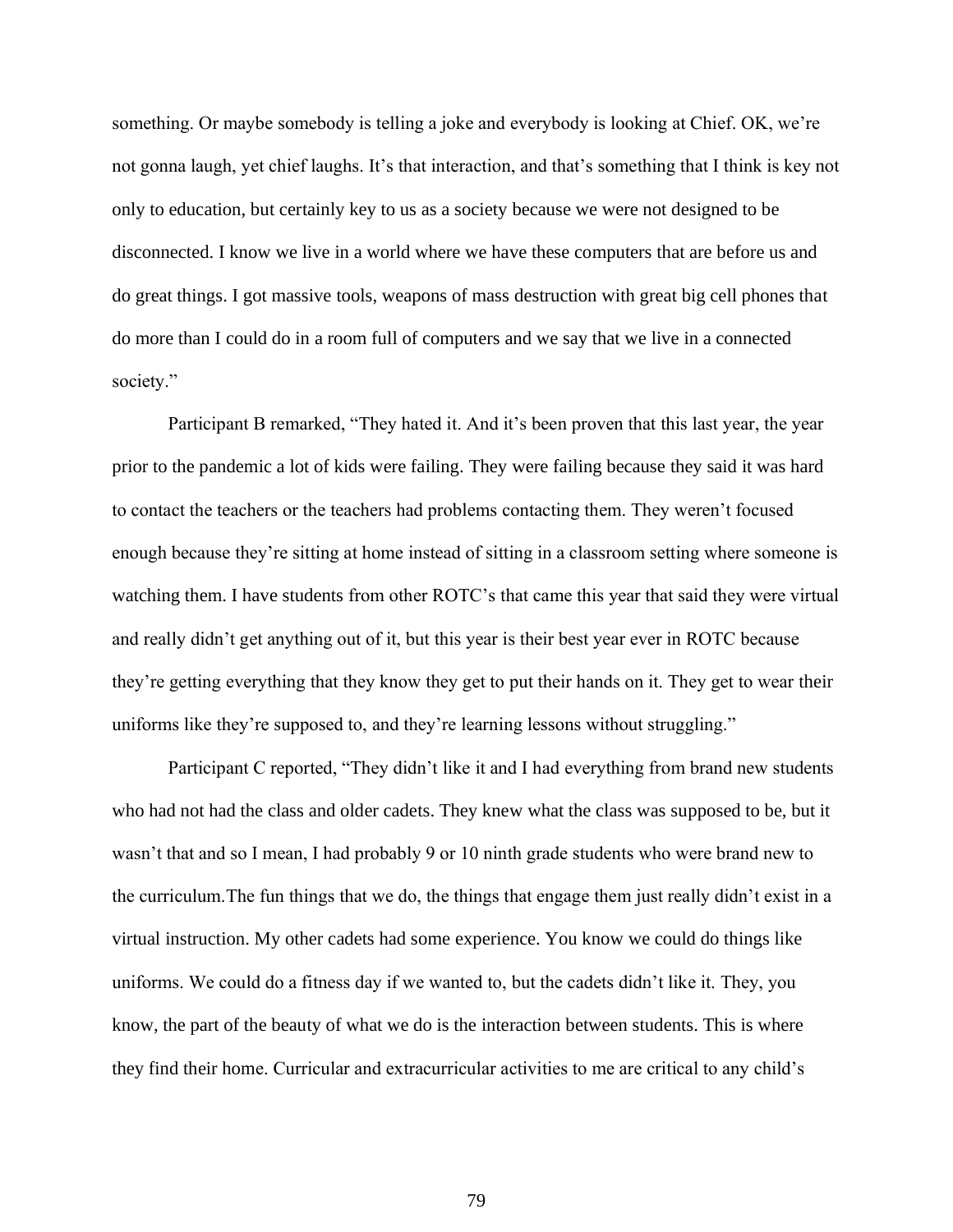something. Or maybe somebody is telling a joke and everybody is looking at Chief. OK, we're not gonna laugh, yet chief laughs. It's that interaction, and that's something that I think is key not only to education, but certainly key to us as a society because we were not designed to be disconnected. I know we live in a world where we have these computers that are before us and do great things. I got massive tools, weapons of mass destruction with great big cell phones that do more than I could do in a room full of computers and we say that we live in a connected society."

Participant B remarked, "They hated it. And it's been proven that this last year, the year prior to the pandemic a lot of kids were failing. They were failing because they said it was hard to contact the teachers or the teachers had problems contacting them. They weren't focused enough because they're sitting at home instead of sitting in a classroom setting where someone is watching them. I have students from other ROTC's that came this year that said they were virtual and really didn't get anything out of it, but this year is their best year ever in ROTC because they're getting everything that they know they get to put their hands on it. They get to wear their uniforms like they're supposed to, and they're learning lessons without struggling."

Participant C reported, "They didn't like it and I had everything from brand new students who had not had the class and older cadets. They knew what the class was supposed to be, but it wasn't that and so I mean, I had probably 9 or 10 ninth grade students who were brand new to the curriculum.The fun things that we do, the things that engage them just really didn't exist in a virtual instruction. My other cadets had some experience. You know we could do things like uniforms. We could do a fitness day if we wanted to, but the cadets didn't like it. They, you know, the part of the beauty of what we do is the interaction between students. This is where they find their home. Curricular and extracurricular activities to me are critical to any child's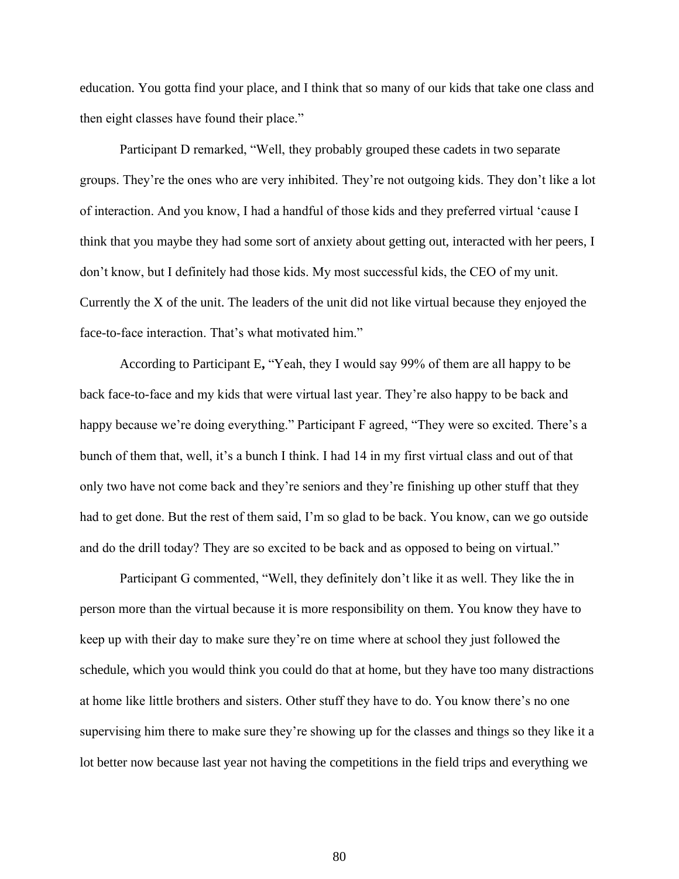education. You gotta find your place, and I think that so many of our kids that take one class and then eight classes have found their place."

Participant D remarked, "Well, they probably grouped these cadets in two separate groups. They're the ones who are very inhibited. They're not outgoing kids. They don't like a lot of interaction. And you know, I had a handful of those kids and they preferred virtual 'cause I think that you maybe they had some sort of anxiety about getting out, interacted with her peers, I don't know, but I definitely had those kids. My most successful kids, the CEO of my unit. Currently the X of the unit. The leaders of the unit did not like virtual because they enjoyed the face-to-face interaction. That's what motivated him."

According to Participant E**,** "Yeah, they I would say 99% of them are all happy to be back face-to-face and my kids that were virtual last year. They're also happy to be back and happy because we're doing everything." Participant F agreed, "They were so excited. There's a bunch of them that, well, it's a bunch I think. I had 14 in my first virtual class and out of that only two have not come back and they're seniors and they're finishing up other stuff that they had to get done. But the rest of them said, I'm so glad to be back. You know, can we go outside and do the drill today? They are so excited to be back and as opposed to being on virtual."

Participant G commented, "Well, they definitely don't like it as well. They like the in person more than the virtual because it is more responsibility on them. You know they have to keep up with their day to make sure they're on time where at school they just followed the schedule, which you would think you could do that at home, but they have too many distractions at home like little brothers and sisters. Other stuff they have to do. You know there's no one supervising him there to make sure they're showing up for the classes and things so they like it a lot better now because last year not having the competitions in the field trips and everything we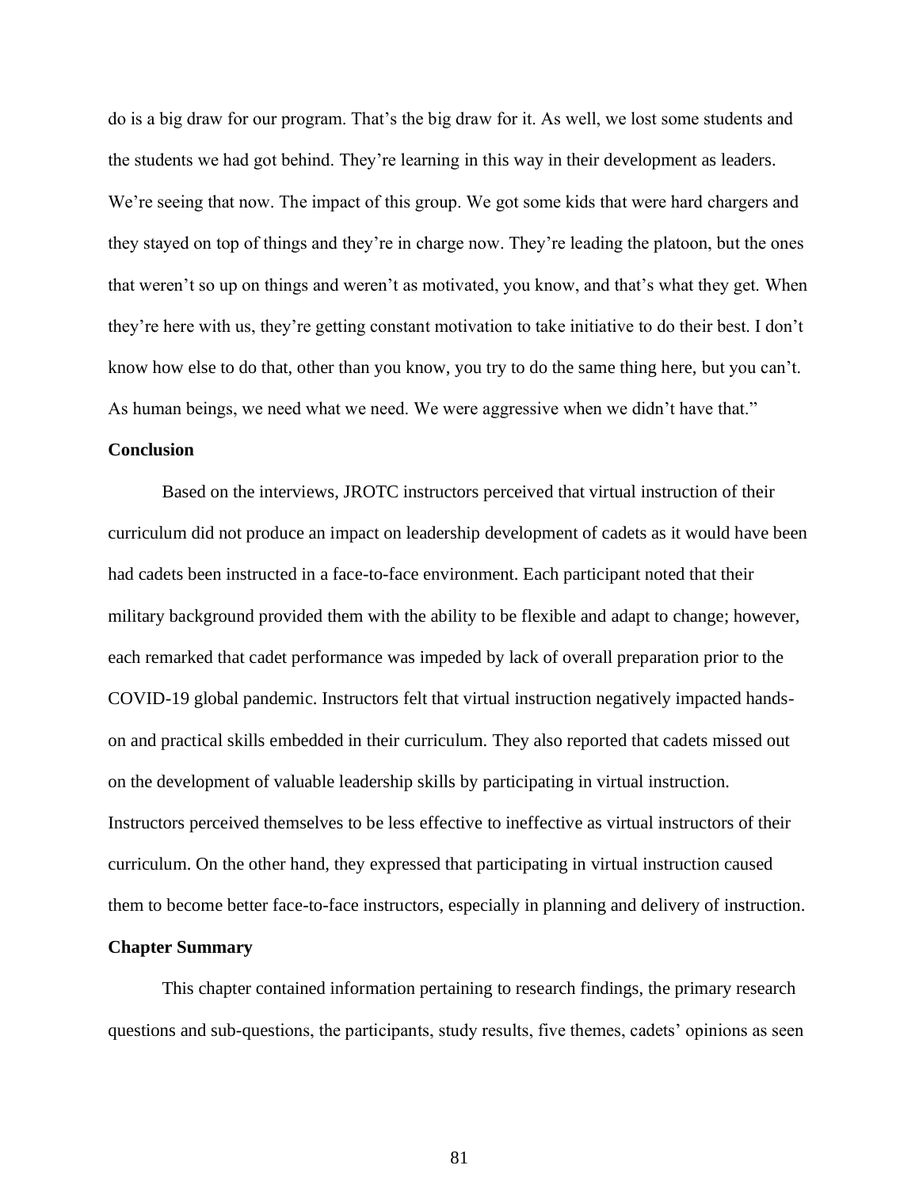do is a big draw for our program. That's the big draw for it. As well, we lost some students and the students we had got behind. They're learning in this way in their development as leaders. We're seeing that now. The impact of this group. We got some kids that were hard chargers and they stayed on top of things and they're in charge now. They're leading the platoon, but the ones that weren't so up on things and weren't as motivated, you know, and that's what they get. When they're here with us, they're getting constant motivation to take initiative to do their best. I don't know how else to do that, other than you know, you try to do the same thing here, but you can't. As human beings, we need what we need. We were aggressive when we didn't have that."

**Conclusion**

Based on the interviews, JROTC instructors perceived that virtual instruction of their curriculum did not produce an impact on leadership development of cadets as it would have been had cadets been instructed in a face-to-face environment. Each participant noted that their military background provided them with the ability to be flexible and adapt to change; however, each remarked that cadet performance was impeded by lack of overall preparation prior to the COVID-19 global pandemic. Instructors felt that virtual instruction negatively impacted hands-on and practical skills embedded in their curriculum. They also reported that cadets missed out on the development of valuable leadership skills by participating in virtual instruction. Instructors perceived themselves to be less effective to ineffective as virtual instructors of their curriculum. On the other hand, they expressed that participating in virtual instruction caused them to become better face-to-face instructors, especially in planning and delivery of instruction.

**Chapter Summary**

This chapter contained information pertaining to research findings, the primary research questions and sub-questions, the participants, study results, five themes, cadets' opinions as seen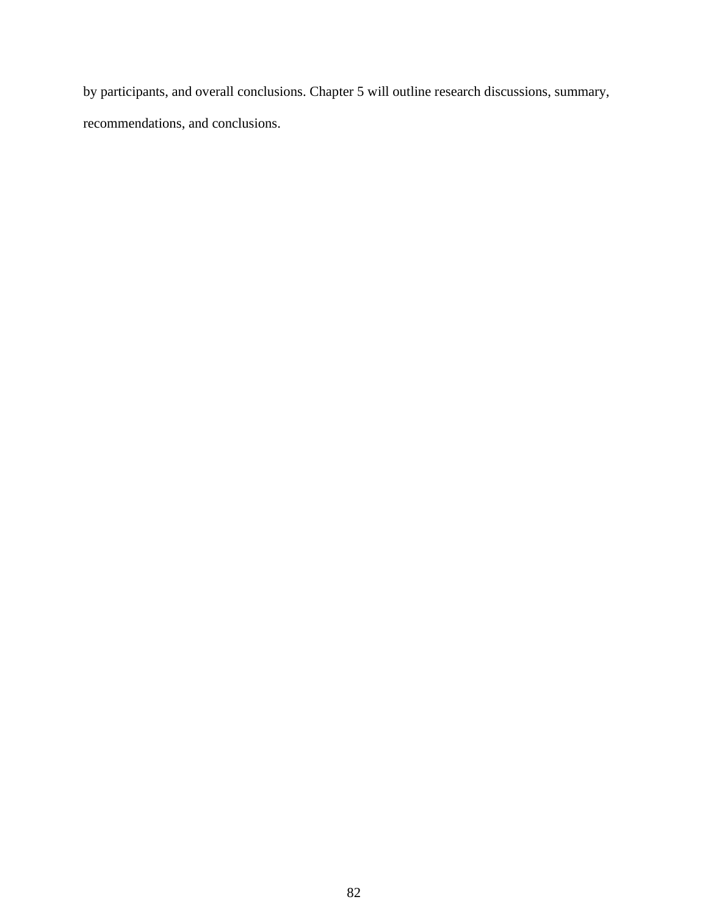by participants, and overall conclusions. Chapter 5 will outline research discussions, summary, recommendations, and conclusions.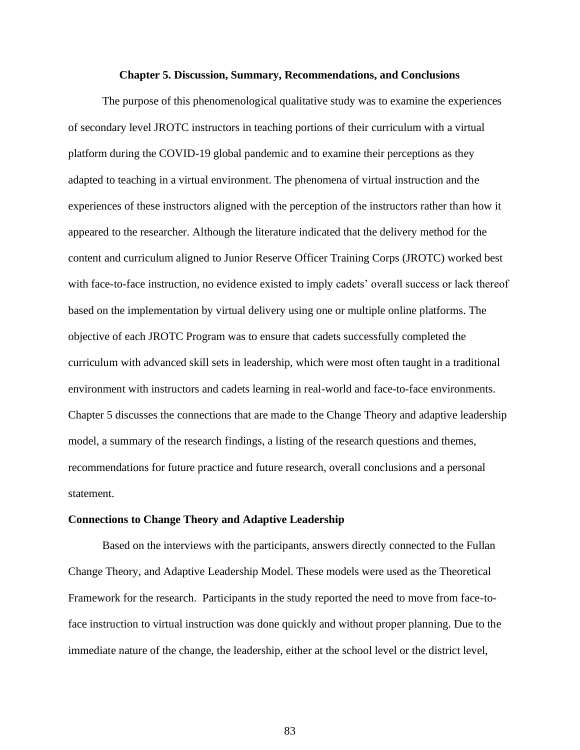## Chapter 5. Discussion, Summary, Recommendations, and Conclusions

The purpose of this phenomenological qualitative study was to examine the experiences of secondary level JROTC instructors in teaching portions of their curriculum with a virtual platform during the COVID-19 global pandemic and to examine their perceptions as they adapted to teaching in a virtual environment. The phenomena of virtual instruction and the experiences of these instructors aligned with the perception of the instructors rather than how it appeared to the researcher. Although the literature indicated that the delivery method for the content and curriculum aligned to Junior Reserve Officer Training Corps (JROTC) worked best with face-to-face instruction, no evidence existed to imply cadets' overall success or lack thereof based on the implementation by virtual delivery using one or multiple online platforms. The objective of each JROTC Program was to ensure that cadets successfully completed the curriculum with advanced skill sets in leadership, which were most often taught in a traditional environment with instructors and cadets learning in real-world and face-to-face environments. Chapter 5 discusses the connections that are made to the Change Theory and adaptive leadership model, a summary of the research findings, a listing of the research questions and themes, recommendations for future practice and future research, overall conclusions and a personal statement.

### Connections to Change Theory and Adaptive Leadership

Based on the interviews with the participants, answers directly connected to the Fullan Change Theory, and Adaptive Leadership Model. These models were used as the Theoretical Framework for the research. Participants in the study reported the need to move from face-to-face instruction to virtual instruction was done quickly and without proper planning. Due to the immediate nature of the change, the leadership, either at the school level or the district level,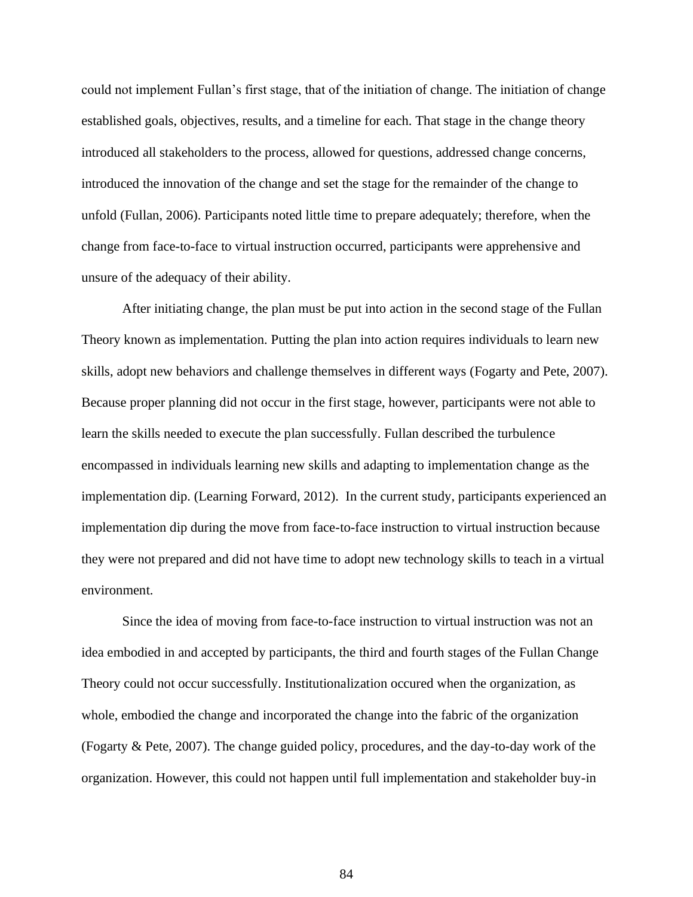could not implement Fullan's first stage, that of the initiation of change. The initiation of change established goals, objectives, results, and a timeline for each. That stage in the change theory introduced all stakeholders to the process, allowed for questions, addressed change concerns, introduced the innovation of the change and set the stage for the remainder of the change to unfold (Fullan, 2006). Participants noted little time to prepare adequately; therefore, when the change from face-to-face to virtual instruction occurred, participants were apprehensive and unsure of the adequacy of their ability.

After initiating change, the plan must be put into action in the second stage of the Fullan Theory known as implementation. Putting the plan into action requires individuals to learn new skills, adopt new behaviors and challenge themselves in different ways (Fogarty and Pete, 2007). Because proper planning did not occur in the first stage, however, participants were not able to learn the skills needed to execute the plan successfully. Fullan described the turbulence encompassed in individuals learning new skills and adapting to implementation change as the implementation dip. (Learning Forward, 2012). In the current study, participants experienced an implementation dip during the move from face-to-face instruction to virtual instruction because they were not prepared and did not have time to adopt new technology skills to teach in a virtual environment.

Since the idea of moving from face-to-face instruction to virtual instruction was not an idea embodied in and accepted by participants, the third and fourth stages of the Fullan Change Theory could not occur successfully. Institutionalization occured when the organization, as whole, embodied the change and incorporated the change into the fabric of the organization (Fogarty & Pete, 2007). The change guided policy, procedures, and the day-to-day work of the organization. However, this could not happen until full implementation and stakeholder buy-in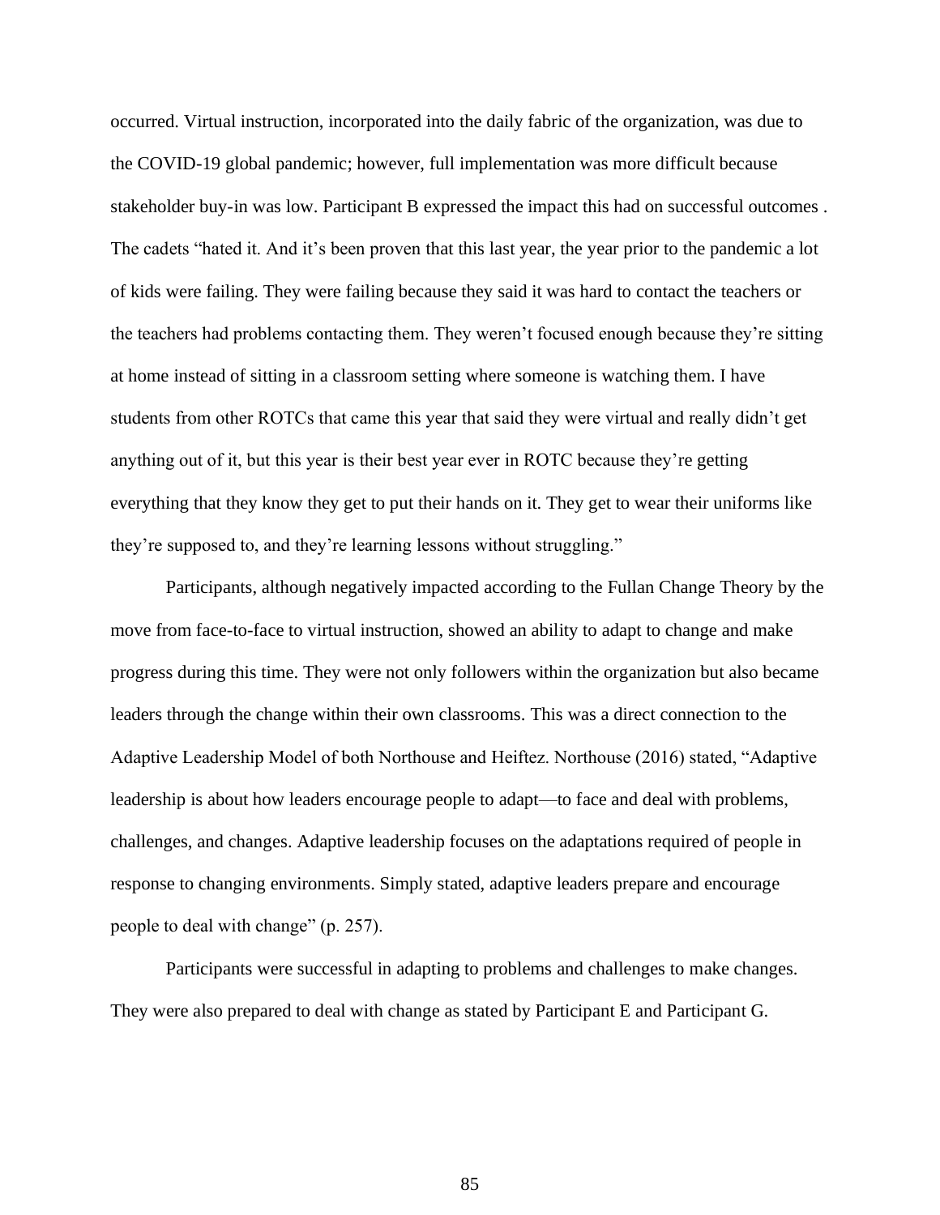occurred. Virtual instruction, incorporated into the daily fabric of the organization, was due to the COVID-19 global pandemic; however, full implementation was more difficult because stakeholder buy-in was low. Participant B expressed the impact this had on successful outcomes . The cadets "hated it. And it's been proven that this last year, the year prior to the pandemic a lot of kids were failing. They were failing because they said it was hard to contact the teachers or the teachers had problems contacting them. They weren't focused enough because they're sitting at home instead of sitting in a classroom setting where someone is watching them. I have students from other ROTCs that came this year that said they were virtual and really didn't get anything out of it, but this year is their best year ever in ROTC because they're getting everything that they know they get to put their hands on it. They get to wear their uniforms like they're supposed to, and they're learning lessons without struggling."

Participants, although negatively impacted according to the Fullan Change Theory by the move from face-to-face to virtual instruction, showed an ability to adapt to change and make progress during this time. They were not only followers within the organization but also became leaders through the change within their own classrooms. This was a direct connection to the Adaptive Leadership Model of both Northouse and Heiftez. Northouse (2016) stated, "Adaptive leadership is about how leaders encourage people to adapt—to face and deal with problems, challenges, and changes. Adaptive leadership focuses on the adaptations required of people in response to changing environments. Simply stated, adaptive leaders prepare and encourage people to deal with change" (p. 257).

Participants were successful in adapting to problems and challenges to make changes. They were also prepared to deal with change as stated by Participant E and Participant G.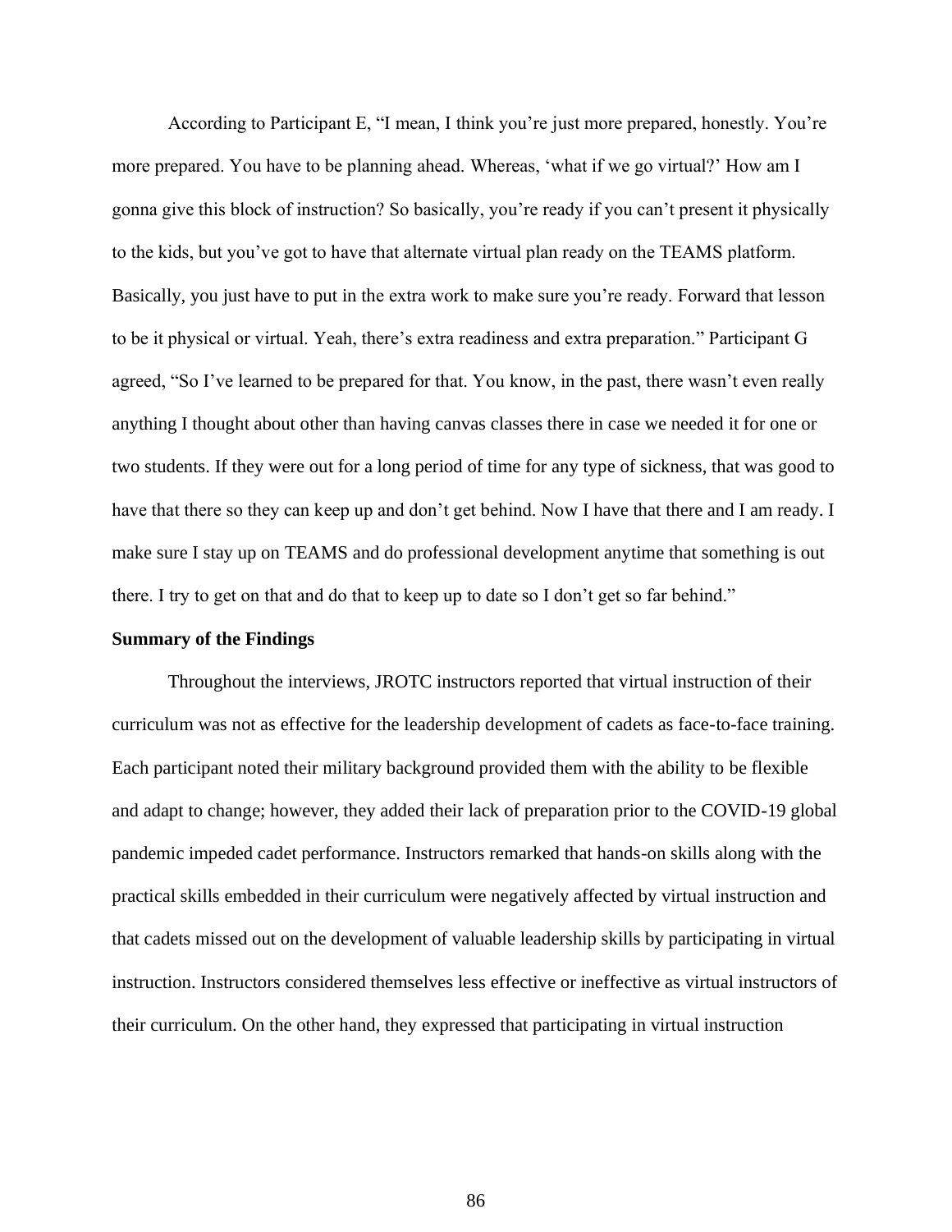According to Participant E, "I mean, I think you're just more prepared, honestly. You're more prepared. You have to be planning ahead. Whereas, 'what if we go virtual?' How am I gonna give this block of instruction? So basically, you're ready if you can't present it physically to the kids, but you've got to have that alternate virtual plan ready on the TEAMS platform. Basically, you just have to put in the extra work to make sure you're ready. Forward that lesson to be it physical or virtual. Yeah, there's extra readiness and extra preparation." Participant G agreed, "So I've learned to be prepared for that. You know, in the past, there wasn't even really anything I thought about other than having canvas classes there in case we needed it for one or two students. If they were out for a long period of time for any type of sickness, that was good to have that there so they can keep up and don't get behind. Now I have that there and I am ready. I make sure I stay up on TEAMS and do professional development anytime that something is out there. I try to get on that and do that to keep up to date so I don't get so far behind."

**Summary of the Findings**

Throughout the interviews, JROTC instructors reported that virtual instruction of their curriculum was not as effective for the leadership development of cadets as face-to-face training. Each participant noted their military background provided them with the ability to be flexible and adapt to change; however, they added their lack of preparation prior to the COVID-19 global pandemic impeded cadet performance. Instructors remarked that hands-on skills along with the practical skills embedded in their curriculum were negatively affected by virtual instruction and that cadets missed out on the development of valuable leadership skills by participating in virtual instruction. Instructors considered themselves less effective or ineffective as virtual instructors of their curriculum. On the other hand, they expressed that participating in virtual instruction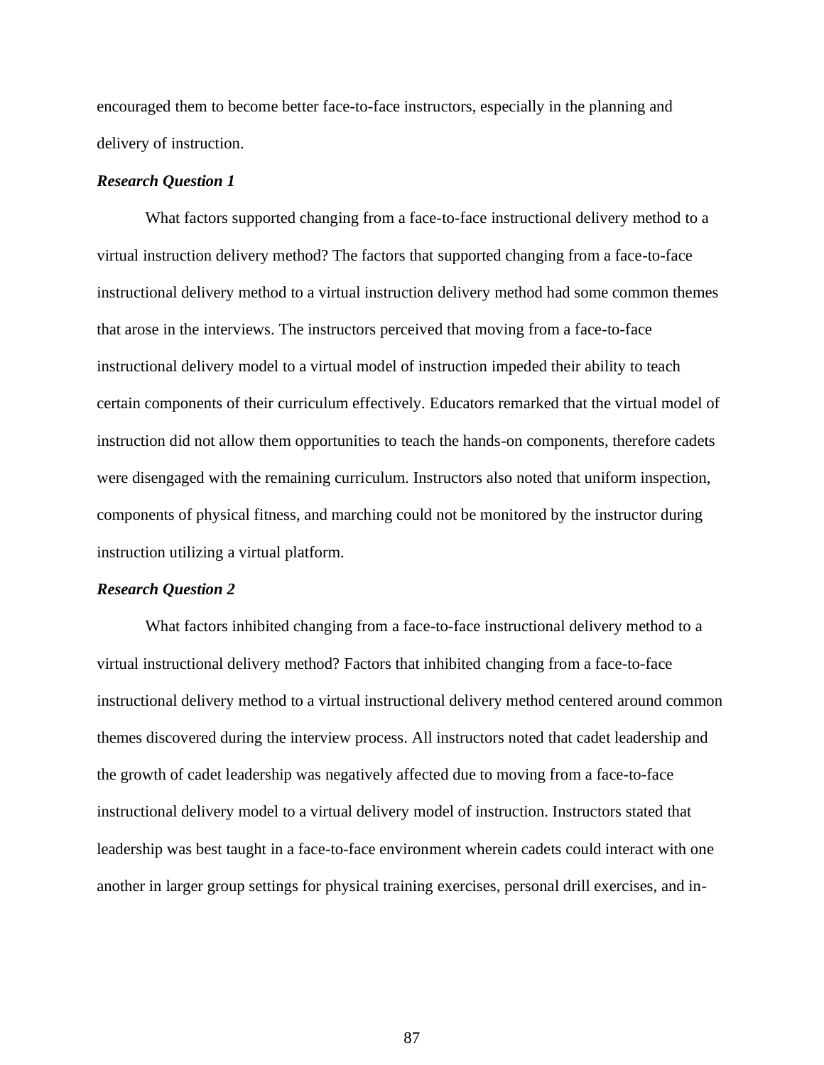encouraged them to become better face-to-face instructors, especially in the planning and delivery of instruction.

### ***Research Question 1***

What factors supported changing from a face-to-face instructional delivery method to a virtual instruction delivery method? The factors that supported changing from a face-to-face instructional delivery method to a virtual instruction delivery method had some common themes that arose in the interviews. The instructors perceived that moving from a face-to-face instructional delivery model to a virtual model of instruction impeded their ability to teach certain components of their curriculum effectively. Educators remarked that the virtual model of instruction did not allow them opportunities to teach the hands-on components, therefore cadets were disengaged with the remaining curriculum. Instructors also noted that uniform inspection, components of physical fitness, and marching could not be monitored by the instructor during instruction utilizing a virtual platform.

### ***Research Question 2***

What factors inhibited changing from a face-to-face instructional delivery method to a virtual instructional delivery method? Factors that inhibited changing from a face-to-face instructional delivery method to a virtual instructional delivery method centered around common themes discovered during the interview process. All instructors noted that cadet leadership and the growth of cadet leadership was negatively affected due to moving from a face-to-face instructional delivery model to a virtual delivery model of instruction. Instructors stated that leadership was best taught in a face-to-face environment wherein cadets could interact with one another in larger group settings for physical training exercises, personal drill exercises, and in-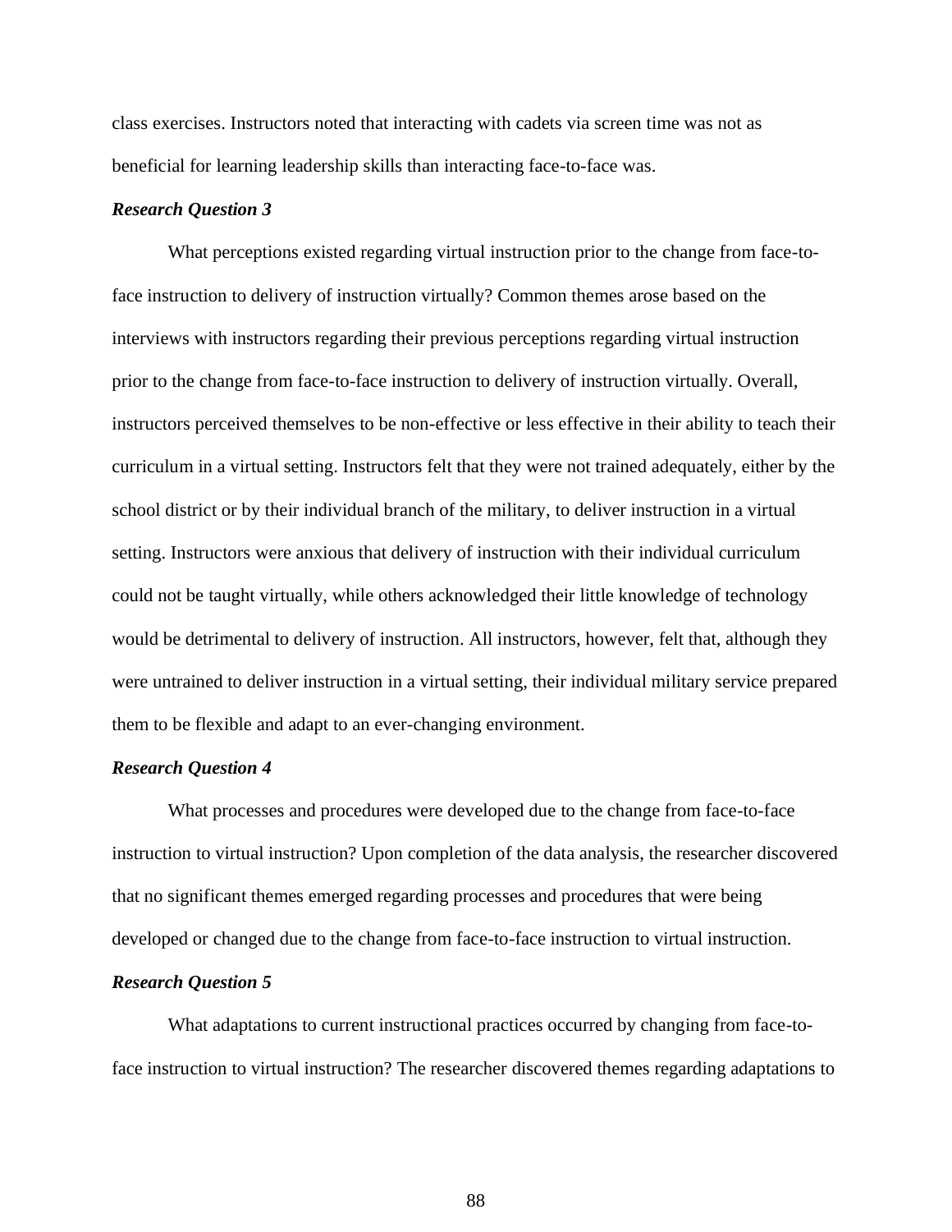class exercises. Instructors noted that interacting with cadets via screen time was not as beneficial for learning leadership skills than interacting face-to-face was.

### *Research Question 3*

What perceptions existed regarding virtual instruction prior to the change from face-to-face instruction to delivery of instruction virtually? Common themes arose based on the interviews with instructors regarding their previous perceptions regarding virtual instruction prior to the change from face-to-face instruction to delivery of instruction virtually. Overall, instructors perceived themselves to be non-effective or less effective in their ability to teach their curriculum in a virtual setting. Instructors felt that they were not trained adequately, either by the school district or by their individual branch of the military, to deliver instruction in a virtual setting. Instructors were anxious that delivery of instruction with their individual curriculum could not be taught virtually, while others acknowledged their little knowledge of technology would be detrimental to delivery of instruction. All instructors, however, felt that, although they were untrained to deliver instruction in a virtual setting, their individual military service prepared them to be flexible and adapt to an ever-changing environment.

### *Research Question 4*

What processes and procedures were developed due to the change from face-to-face instruction to virtual instruction? Upon completion of the data analysis, the researcher discovered that no significant themes emerged regarding processes and procedures that were being developed or changed due to the change from face-to-face instruction to virtual instruction.

### *Research Question 5*

What adaptations to current instructional practices occurred by changing from face-to-face instruction to virtual instruction? The researcher discovered themes regarding adaptations to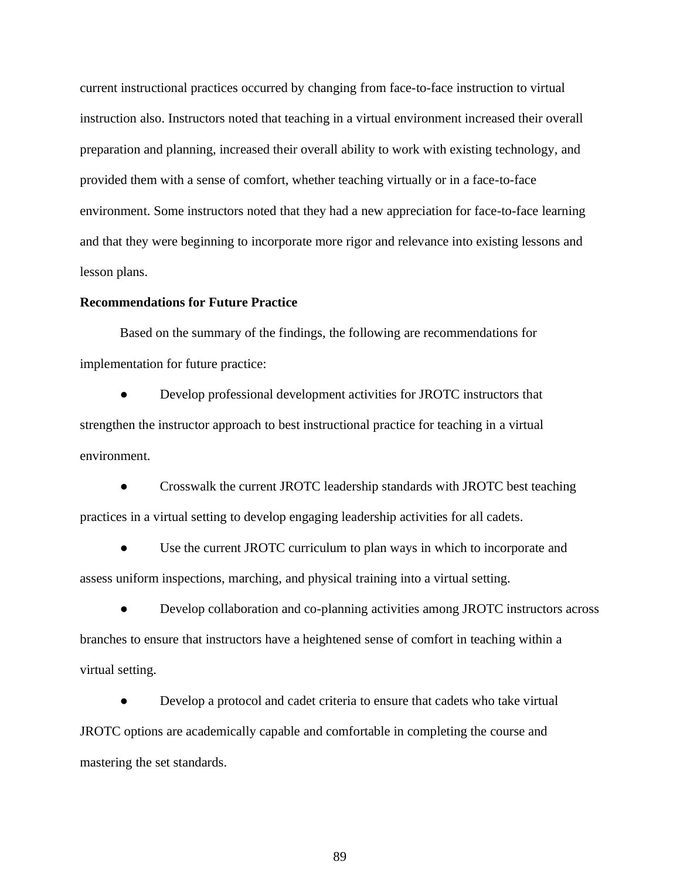current instructional practices occurred by changing from face-to-face instruction to virtual instruction also. Instructors noted that teaching in a virtual environment increased their overall preparation and planning, increased their overall ability to work with existing technology, and provided them with a sense of comfort, whether teaching virtually or in a face-to-face environment. Some instructors noted that they had a new appreciation for face-to-face learning and that they were beginning to incorporate more rigor and relevance into existing lessons and lesson plans.

**Recommendations for Future Practice**

Based on the summary of the findings, the following are recommendations for implementation for future practice:

- Develop professional development activities for JROTC instructors that strengthen the instructor approach to best instructional practice for teaching in a virtual environment.
- Crosswalk the current JROTC leadership standards with JROTC best teaching practices in a virtual setting to develop engaging leadership activities for all cadets.
- Use the current JROTC curriculum to plan ways in which to incorporate and assess uniform inspections, marching, and physical training into a virtual setting.
- Develop collaboration and co-planning activities among JROTC instructors across branches to ensure that instructors have a heightened sense of comfort in teaching within a virtual setting.
- Develop a protocol and cadet criteria to ensure that cadets who take virtual JROTC options are academically capable and comfortable in completing the course and mastering the set standards.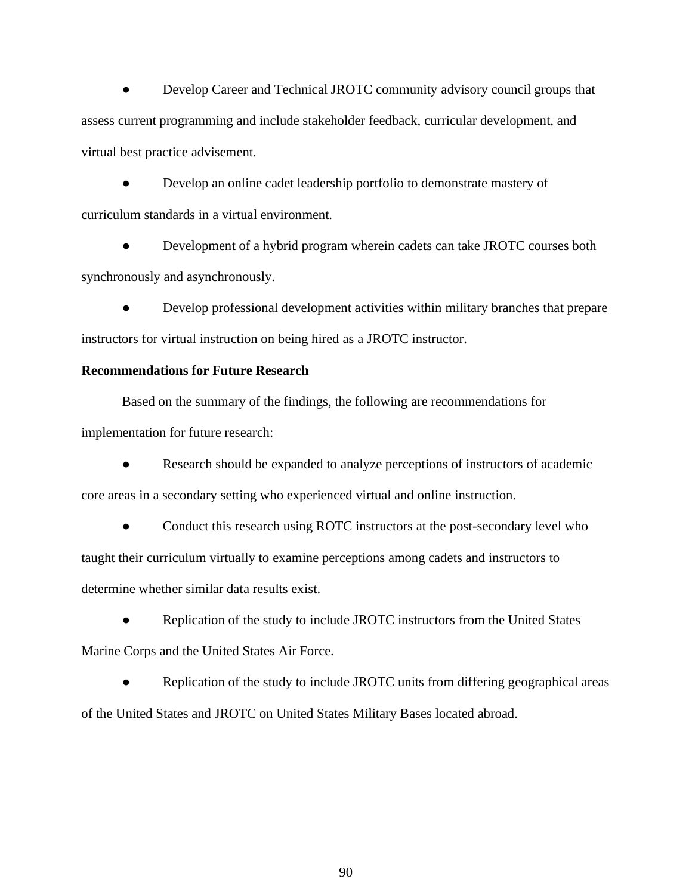- Develop Career and Technical JROTC community advisory council groups that assess current programming and include stakeholder feedback, curricular development, and virtual best practice advisement.
- Develop an online cadet leadership portfolio to demonstrate mastery of curriculum standards in a virtual environment.
- Development of a hybrid program wherein cadets can take JROTC courses both synchronously and asynchronously.
- Develop professional development activities within military branches that prepare instructors for virtual instruction on being hired as a JROTC instructor.

**Recommendations for Future Research**

Based on the summary of the findings, the following are recommendations for implementation for future research:

- Research should be expanded to analyze perceptions of instructors of academic core areas in a secondary setting who experienced virtual and online instruction.
- Conduct this research using ROTC instructors at the post-secondary level who taught their curriculum virtually to examine perceptions among cadets and instructors to determine whether similar data results exist.
- Replication of the study to include JROTC instructors from the United States Marine Corps and the United States Air Force.
- Replication of the study to include JROTC units from differing geographical areas of the United States and JROTC on United States Military Bases located abroad.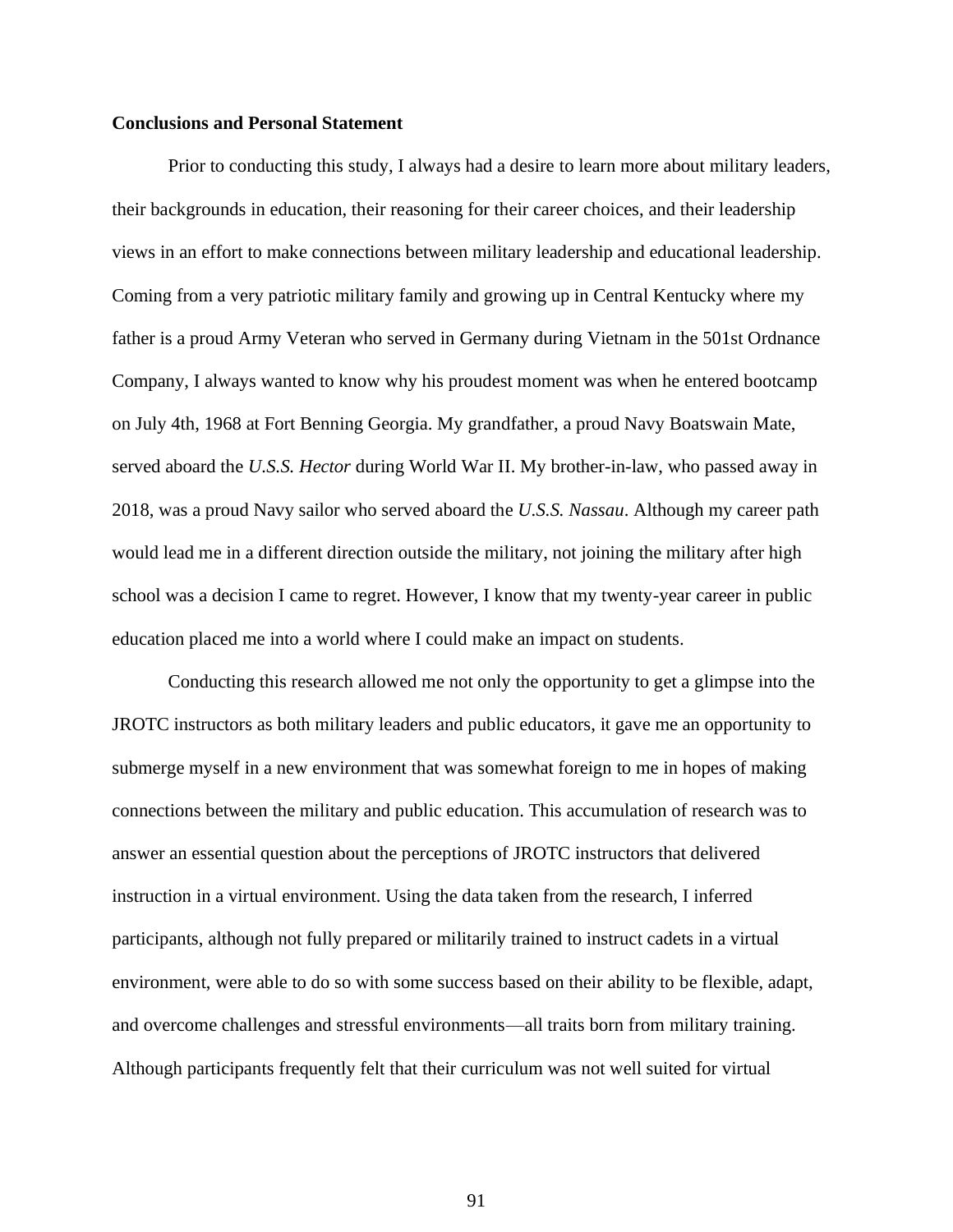**Conclusions and Personal Statement**

Prior to conducting this study, I always had a desire to learn more about military leaders, their backgrounds in education, their reasoning for their career choices, and their leadership views in an effort to make connections between military leadership and educational leadership. Coming from a very patriotic military family and growing up in Central Kentucky where my father is a proud Army Veteran who served in Germany during Vietnam in the 501st Ordnance Company, I always wanted to know why his proudest moment was when he entered bootcamp on July 4th, 1968 at Fort Benning Georgia. My grandfather, a proud Navy Boatswain Mate, served aboard the *U.S.S. Hector* during World War II. My brother-in-law, who passed away in 2018, was a proud Navy sailor who served aboard the *U.S.S. Nassau*. Although my career path would lead me in a different direction outside the military, not joining the military after high school was a decision I came to regret. However, I know that my twenty-year career in public education placed me into a world where I could make an impact on students.

Conducting this research allowed me not only the opportunity to get a glimpse into the JROTC instructors as both military leaders and public educators, it gave me an opportunity to submerge myself in a new environment that was somewhat foreign to me in hopes of making connections between the military and public education. This accumulation of research was to answer an essential question about the perceptions of JROTC instructors that delivered instruction in a virtual environment. Using the data taken from the research, I inferred participants, although not fully prepared or militarily trained to instruct cadets in a virtual environment, were able to do so with some success based on their ability to be flexible, adapt, and overcome challenges and stressful environments—all traits born from military training. Although participants frequently felt that their curriculum was not well suited for virtual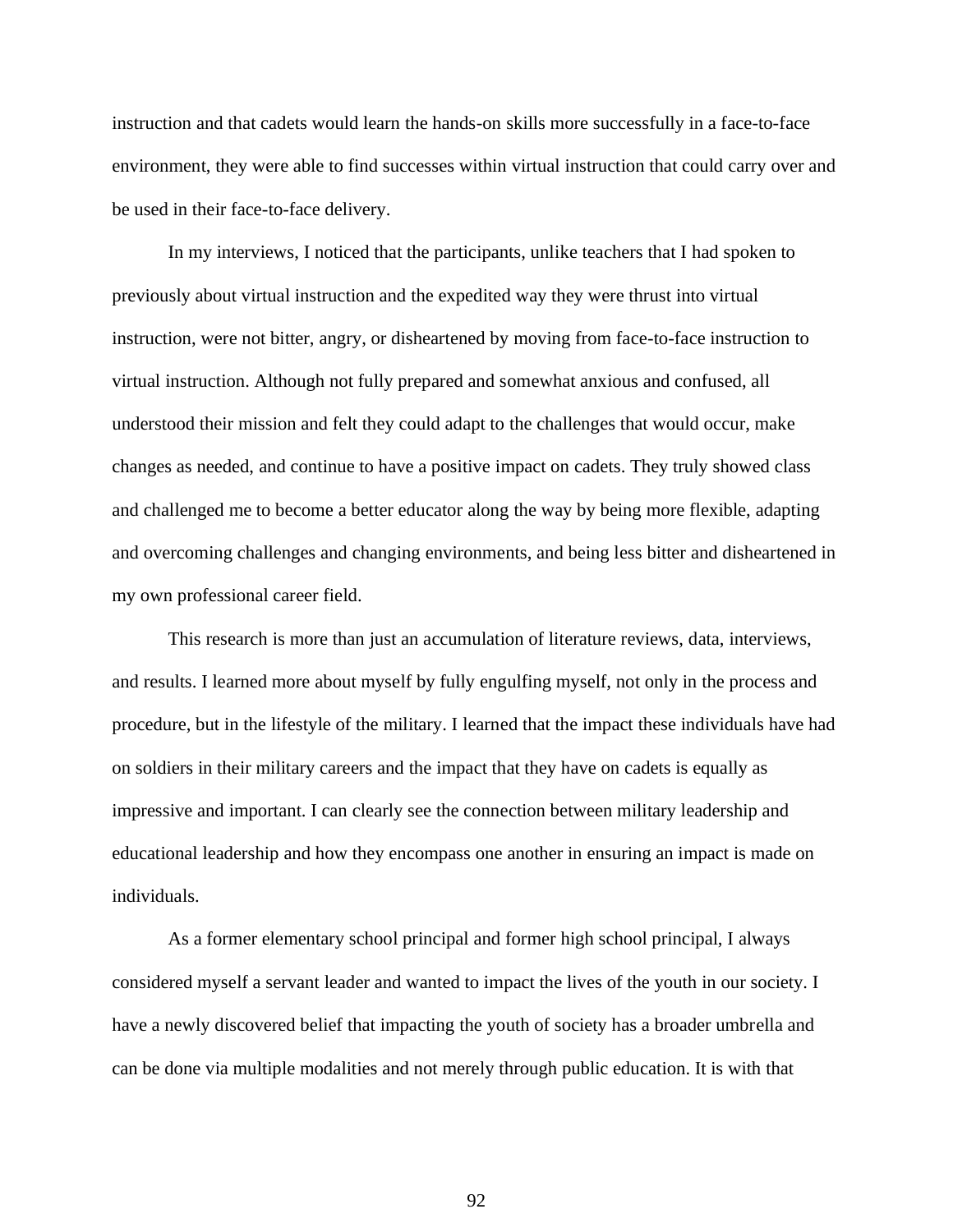instruction and that cadets would learn the hands-on skills more successfully in a face-to-face environment, they were able to find successes within virtual instruction that could carry over and be used in their face-to-face delivery.

In my interviews, I noticed that the participants, unlike teachers that I had spoken to previously about virtual instruction and the expedited way they were thrust into virtual instruction, were not bitter, angry, or disheartened by moving from face-to-face instruction to virtual instruction. Although not fully prepared and somewhat anxious and confused, all understood their mission and felt they could adapt to the challenges that would occur, make changes as needed, and continue to have a positive impact on cadets. They truly showed class and challenged me to become a better educator along the way by being more flexible, adapting and overcoming challenges and changing environments, and being less bitter and disheartened in my own professional career field.

This research is more than just an accumulation of literature reviews, data, interviews, and results. I learned more about myself by fully engulfing myself, not only in the process and procedure, but in the lifestyle of the military. I learned that the impact these individuals have had on soldiers in their military careers and the impact that they have on cadets is equally as impressive and important. I can clearly see the connection between military leadership and educational leadership and how they encompass one another in ensuring an impact is made on individuals.

As a former elementary school principal and former high school principal, I always considered myself a servant leader and wanted to impact the lives of the youth in our society. I have a newly discovered belief that impacting the youth of society has a broader umbrella and can be done via multiple modalities and not merely through public education. It is with that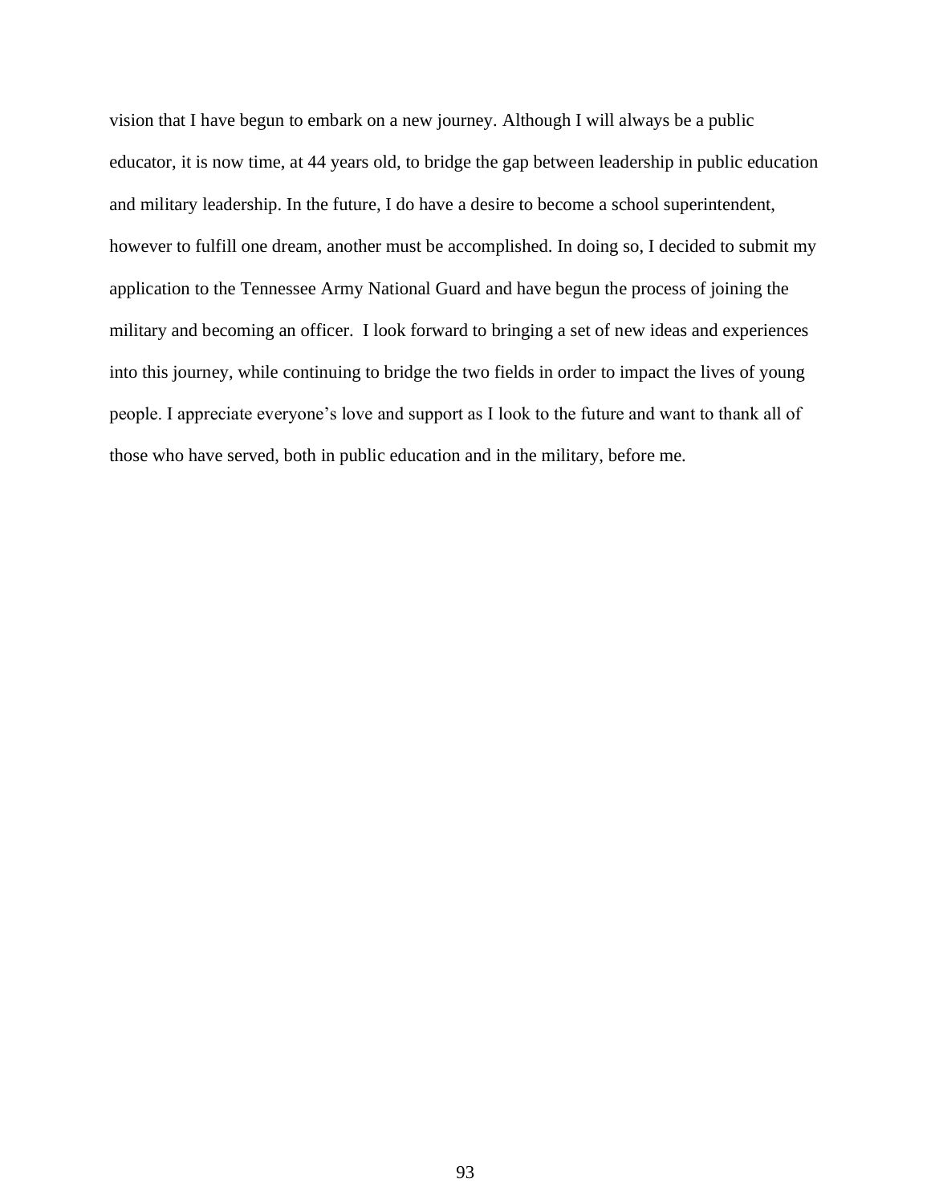vision that I have begun to embark on a new journey. Although I will always be a public educator, it is now time, at 44 years old, to bridge the gap between leadership in public education and military leadership. In the future, I do have a desire to become a school superintendent, however to fulfill one dream, another must be accomplished. In doing so, I decided to submit my application to the Tennessee Army National Guard and have begun the process of joining the military and becoming an officer. I look forward to bringing a set of new ideas and experiences into this journey, while continuing to bridge the two fields in order to impact the lives of young people. I appreciate everyone's love and support as I look to the future and want to thank all of those who have served, both in public education and in the military, before me.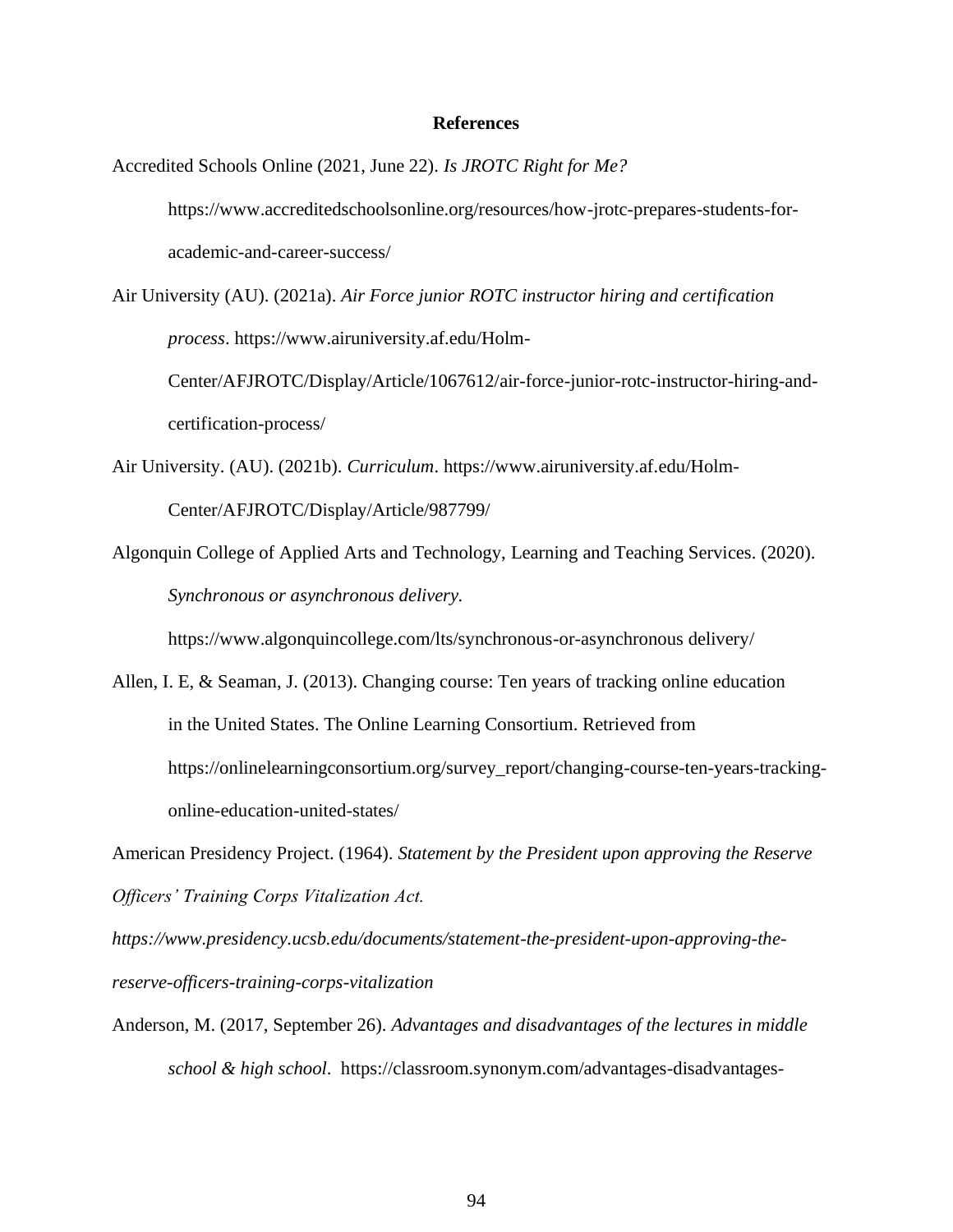**References**

Accredited Schools Online (2021, June 22). *Is JROTC Right for Me?* https://www.accreditedschoolsonline.org/resources/how-jrotc-prepares-students-for-academic-and-career-success/

Air University (AU). (2021a). *Air Force junior ROTC instructor hiring and certification process*. https://www.airuniversity.af.edu/Holm-Center/AFJROTC/Display/Article/1067612/air-force-junior-rotc-instructor-hiring-and-certification-process/

Air University. (AU). (2021b). *Curriculum*. https://www.airuniversity.af.edu/Holm-Center/AFJROTC/Display/Article/987799/

Algonquin College of Applied Arts and Technology, Learning and Teaching Services. (2020). *Synchronous or asynchronous delivery.* https://www.algonquincollege.com/lts/synchronous-or-asynchronous delivery/

Allen, I. E, & Seaman, J. (2013). Changing course: Ten years of tracking online education in the United States. The Online Learning Consortium. Retrieved from https://onlinelearningconsortium.org/survey_report/changing-course-ten-years-tracking-online-education-united-states/

American Presidency Project. (1964). *Statement by the President upon approving the Reserve Officers' Training Corps Vitalization Act. https://www.presidency.ucsb.edu/documents/statement-the-president-upon-approving-the-reserve-officers-training-corps-vitalization*

Anderson, M. (2017, September 26). *Advantages and disadvantages of the lectures in middle school & high school*. https://classroom.synonym.com/advantages-disadvantages-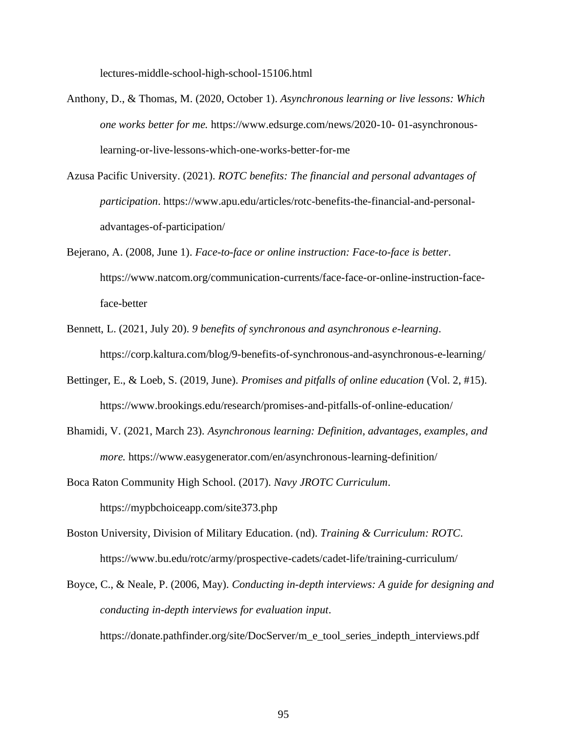lectures-middle-school-high-school-15106.html

Anthony, D., & Thomas, M. (2020, October 1). *Asynchronous learning or live lessons: Which one works better for me.* https://www.edsurge.com/news/2020-10- 01-asynchronous-learning-or-live-lessons-which-one-works-better-for-me

Azusa Pacific University. (2021). *ROTC benefits: The financial and personal advantages of participation*. https://www.apu.edu/articles/rotc-benefits-the-financial-and-personal-advantages-of-participation/

Bejerano, A. (2008, June 1). *Face-to-face or online instruction: Face-to-face is better*. https://www.natcom.org/communication-currents/face-face-or-online-instruction-face-face-better

Bennett, L. (2021, July 20). *9 benefits of synchronous and asynchronous e-learning*. https://corp.kaltura.com/blog/9-benefits-of-synchronous-and-asynchronous-e-learning/

Bettinger, E., & Loeb, S. (2019, June). *Promises and pitfalls of online education* (Vol. 2, #15). https://www.brookings.edu/research/promises-and-pitfalls-of-online-education/

Bhamidi, V. (2021, March 23). *Asynchronous learning: Definition, advantages, examples, and more.* https://www.easygenerator.com/en/asynchronous-learning-definition/

Boca Raton Community High School. (2017). *Navy JROTC Curriculum*. https://mypbchoiceapp.com/site373.php

Boston University, Division of Military Education. (nd). *Training & Curriculum: ROTC*. https://www.bu.edu/rotc/army/prospective-cadets/cadet-life/training-curriculum/

Boyce, C., & Neale, P. (2006, May). *Conducting in-depth interviews: A guide for designing and conducting in-depth interviews for evaluation input*. https://donate.pathfinder.org/site/DocServer/m_e_tool_series_indepth_interviews.pdf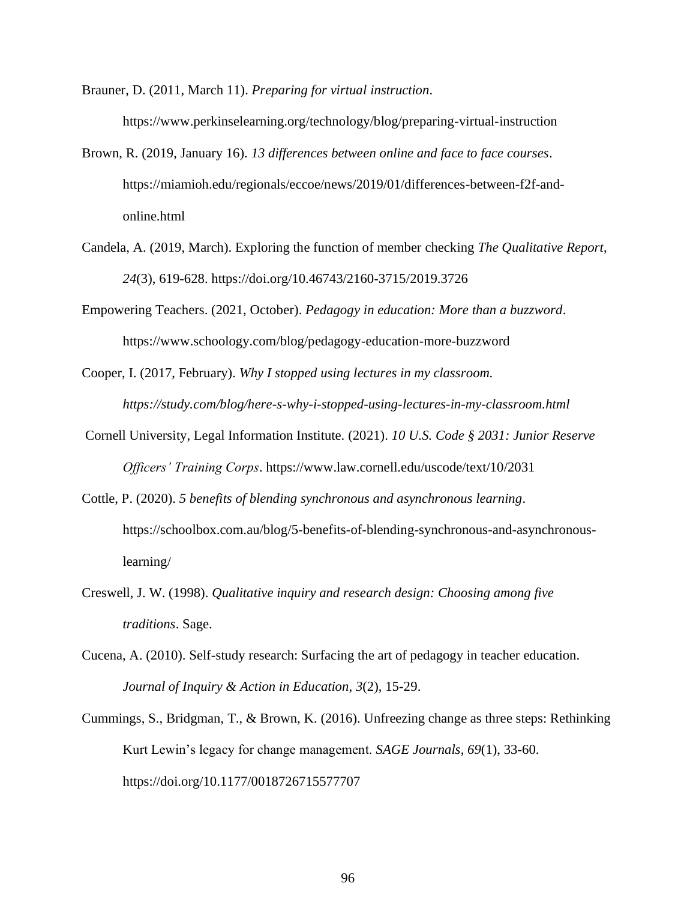Brauner, D. (2011, March 11). *Preparing for virtual instruction*. https://www.perkinselearning.org/technology/blog/preparing-virtual-instruction

Brown, R. (2019, January 16). *13 differences between online and face to face courses*. https://miamioh.edu/regionals/eccoe/news/2019/01/differences-between-f2f-and-online.html

Candela, A. (2019, March). Exploring the function of member checking *The Qualitative Report*, *24*(3), 619-628. https://doi.org/10.46743/2160-3715/2019.3726

Empowering Teachers. (2021, October). *Pedagogy in education: More than a buzzword*. https://www.schoology.com/blog/pedagogy-education-more-buzzword

Cooper, I. (2017, February). *Why I stopped using lectures in my classroom. https://study.com/blog/here-s-why-i-stopped-using-lectures-in-my-classroom.html*

Cornell University, Legal Information Institute. (2021). *10 U.S. Code § 2031: Junior Reserve Officers' Training Corps*. https://www.law.cornell.edu/uscode/text/10/2031

Cottle, P. (2020). *5 benefits of blending synchronous and asynchronous learning*. https://schoolbox.com.au/blog/5-benefits-of-blending-synchronous-and-asynchronous-learning/

Creswell, J. W. (1998). *Qualitative inquiry and research design: Choosing among five traditions*. Sage.

Cucena, A. (2010). Self-study research: Surfacing the art of pedagogy in teacher education. *Journal of Inquiry & Action in Education*, *3*(2), 15-29.

Cummings, S., Bridgman, T., & Brown, K. (2016). Unfreezing change as three steps: Rethinking Kurt Lewin's legacy for change management. *SAGE Journals*, *69*(1), 33-60. https://doi.org/10.1177/0018726715577707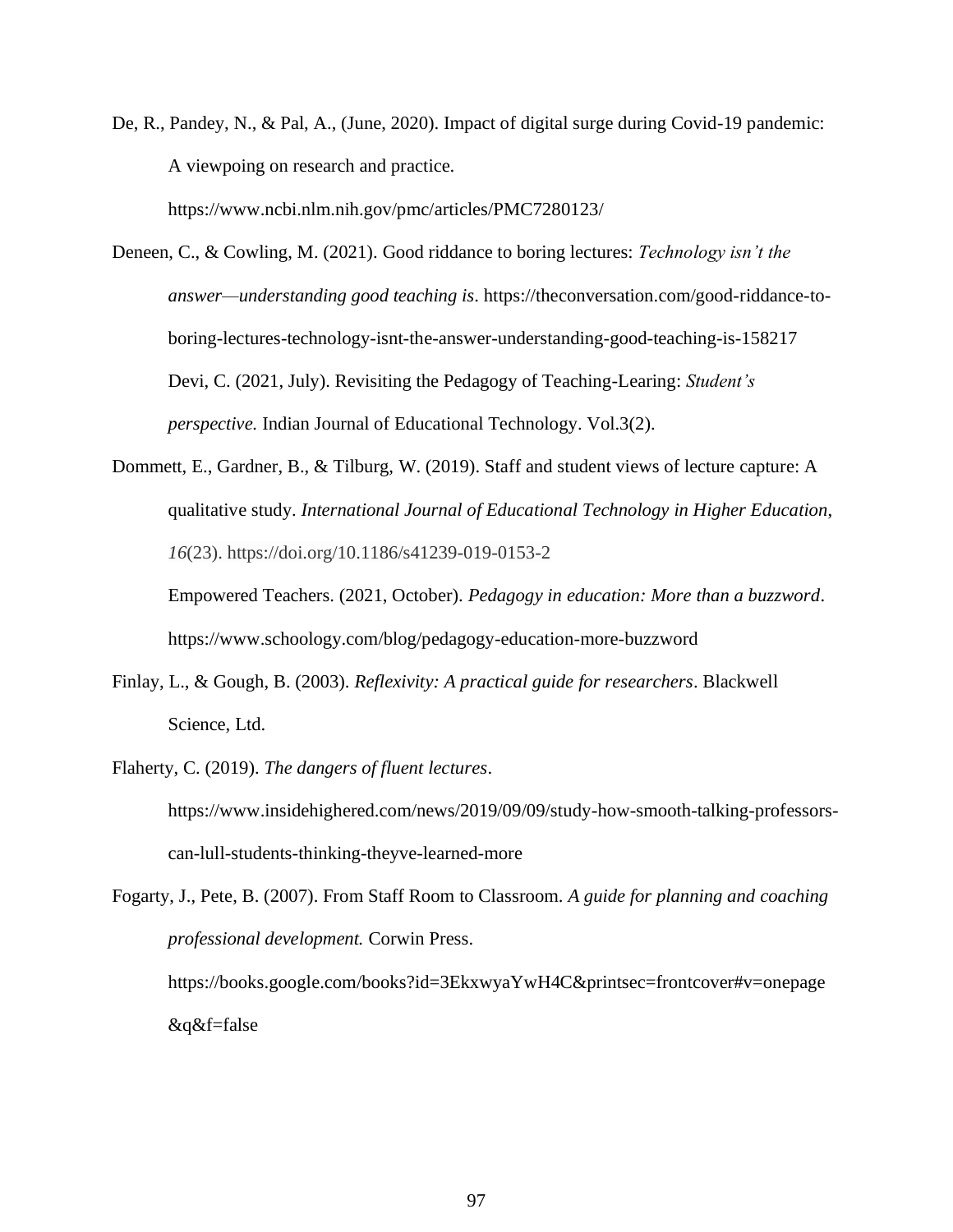De, R., Pandey, N., & Pal, A., (June, 2020). Impact of digital surge during Covid-19 pandemic: A viewpoing on research and practice. https://www.ncbi.nlm.nih.gov/pmc/articles/PMC7280123/

Deneen, C., & Cowling, M. (2021). Good riddance to boring lectures: *Technology isn't the answer—understanding good teaching is*. https://theconversation.com/good-riddance-to-boring-lectures-technology-isnt-the-answer-understanding-good-teaching-is-158217

Devi, C. (2021, July). Revisiting the Pedagogy of Teaching-Learing: *Student's perspective.* Indian Journal of Educational Technology. Vol.3(2).

Dommett, E., Gardner, B., & Tilburg, W. (2019). Staff and student views of lecture capture: A qualitative study. *International Journal of Educational Technology in Higher Education*, *16*(23). https://doi.org/10.1186/s41239-019-0153-2

Empowered Teachers. (2021, October). *Pedagogy in education: More than a buzzword*. https://www.schoology.com/blog/pedagogy-education-more-buzzword

Finlay, L., & Gough, B. (2003). *Reflexivity: A practical guide for researchers*. Blackwell Science, Ltd.

Flaherty, C. (2019). *The dangers of fluent lectures*. https://www.insidehighered.com/news/2019/09/09/study-how-smooth-talking-professors-can-lull-students-thinking-theyve-learned-more

Fogarty, J., Pete, B. (2007). From Staff Room to Classroom. *A guide for planning and coaching professional development.* Corwin Press. https://books.google.com/books?id=3EkxwyaYwH4C&printsec=frontcover#v=onepage&q&f=false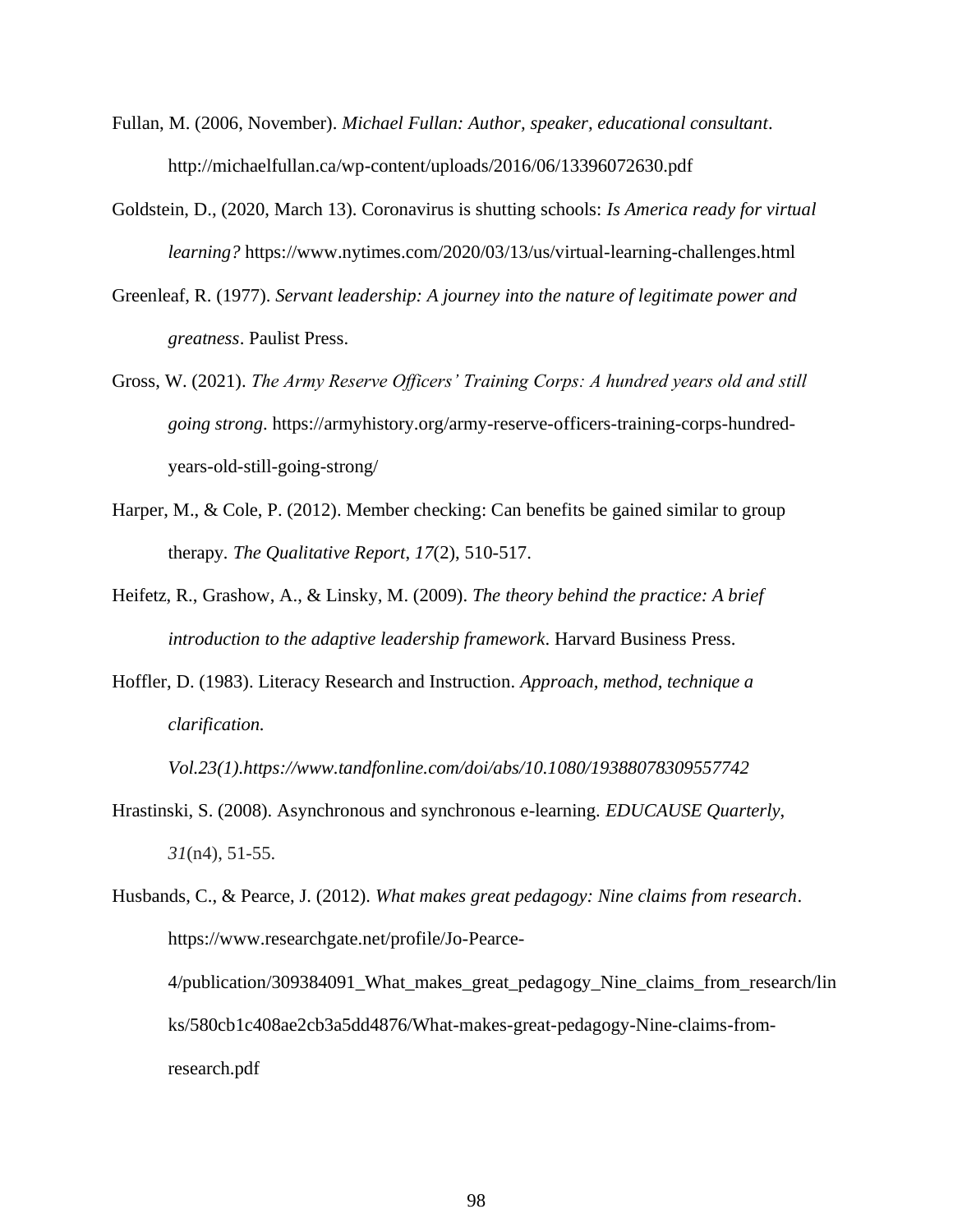Fullan, M. (2006, November). *Michael Fullan: Author, speaker, educational consultant*. http://michaelfullan.ca/wp-content/uploads/2016/06/13396072630.pdf

Goldstein, D., (2020, March 13). Coronavirus is shutting schools: *Is America ready for virtual learning?* https://www.nytimes.com/2020/03/13/us/virtual-learning-challenges.html

Greenleaf, R. (1977). *Servant leadership: A journey into the nature of legitimate power and greatness*. Paulist Press.

Gross, W. (2021). *The Army Reserve Officers' Training Corps: A hundred years old and still going strong*. https://armyhistory.org/army-reserve-officers-training-corps-hundred-years-old-still-going-strong/

Harper, M., & Cole, P. (2012). Member checking: Can benefits be gained similar to group therapy. *The Qualitative Report*, *17*(2), 510-517.

Heifetz, R., Grashow, A., & Linsky, M. (2009). *The theory behind the practice: A brief introduction to the adaptive leadership framework*. Harvard Business Press.

Hoffler, D. (1983). Literacy Research and Instruction. *Approach, method, technique a clarification. Vol.23(1).https://www.tandfonline.com/doi/abs/10.1080/19388078309557742*

Hrastinski, S. (2008). Asynchronous and synchronous e-learning. *EDUCAUSE Quarterly*, *31*(n4), 51-55.

Husbands, C., & Pearce, J. (2012). *What makes great pedagogy: Nine claims from research*. https://www.researchgate.net/profile/Jo-Pearce-4/publication/309384091_What_makes_great_pedagogy_Nine_claims_from_research/links/580cb1c408ae2cb3a5dd4876/What-makes-great-pedagogy-Nine-claims-from-research.pdf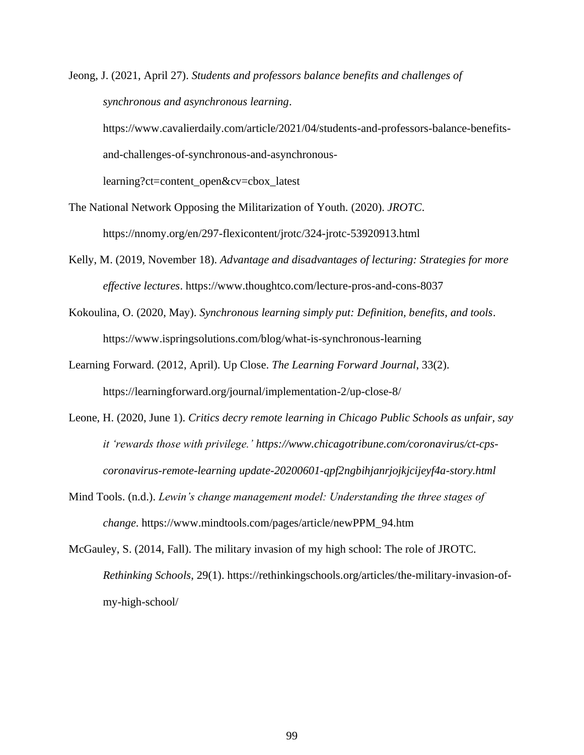Jeong, J. (2021, April 27). *Students and professors balance benefits and challenges of synchronous and asynchronous learning*. https://www.cavalierdaily.com/article/2021/04/students-and-professors-balance-benefits-and-challenges-of-synchronous-and-asynchronous-learning?ct=content_open&cv=cbox_latest

The National Network Opposing the Militarization of Youth. (2020). *JROTC*. https://nnomy.org/en/297-flexicontent/jrotc/324-jrotc-53920913.html

Kelly, M. (2019, November 18). *Advantage and disadvantages of lecturing: Strategies for more effective lectures*. https://www.thoughtco.com/lecture-pros-and-cons-8037

Kokoulina, O. (2020, May). *Synchronous learning simply put: Definition, benefits, and tools*. https://www.ispringsolutions.com/blog/what-is-synchronous-learning

Learning Forward. (2012, April). Up Close. *The Learning Forward Journal*, 33(2). https://learningforward.org/journal/implementation-2/up-close-8/

Leone, H. (2020, June 1). *Critics decry remote learning in Chicago Public Schools as unfair, say it 'rewards those with privilege.' https://www.chicagotribune.com/coronavirus/ct-cps-coronavirus-remote-learning update-20200601-qpf2ngbihjanrjojkjcijeyf4a-story.html*

Mind Tools. (n.d.). *Lewin's change management model: Understanding the three stages of change*. https://www.mindtools.com/pages/article/newPPM_94.htm

McGauley, S. (2014, Fall). The military invasion of my high school: The role of JROTC. *Rethinking Schools*, 29(1). https://rethinkingschools.org/articles/the-military-invasion-of-my-high-school/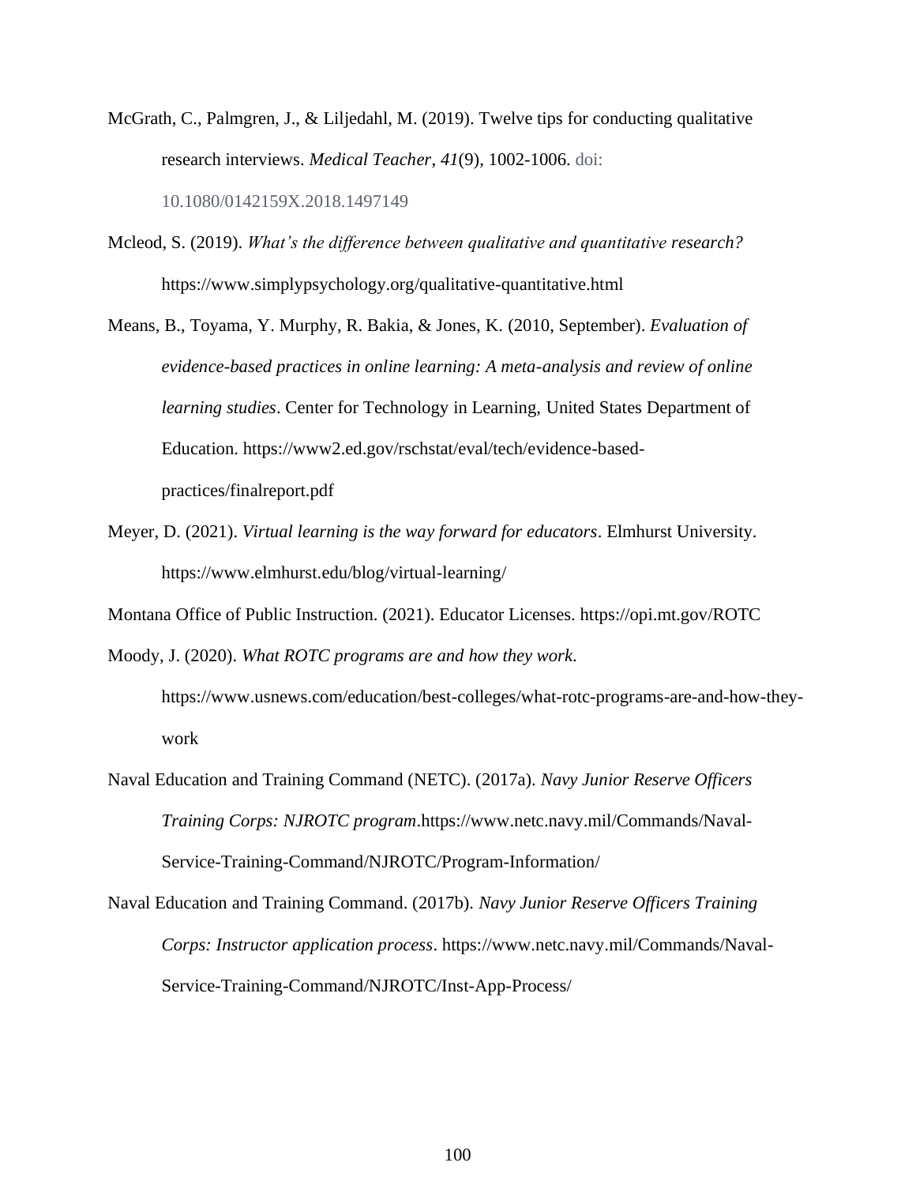McGrath, C., Palmgren, J., & Liljedahl, M. (2019). Twelve tips for conducting qualitative research interviews. *Medical Teacher*, *41*(9), 1002-1006. doi: 10.1080/0142159X.2018.1497149

Mcleod, S. (2019). *What's the difference between qualitative and quantitative research?* https://www.simplypsychology.org/qualitative-quantitative.html

Means, B., Toyama, Y. Murphy, R. Bakia, & Jones, K. (2010, September). *Evaluation of evidence-based practices in online learning: A meta-analysis and review of online learning studies*. Center for Technology in Learning, United States Department of Education. https://www2.ed.gov/rschstat/eval/tech/evidence-based-practices/finalreport.pdf

Meyer, D. (2021). *Virtual learning is the way forward for educators*. Elmhurst University. https://www.elmhurst.edu/blog/virtual-learning/

Montana Office of Public Instruction. (2021). Educator Licenses. https://opi.mt.gov/ROTC

Moody, J. (2020). *What ROTC programs are and how they work*. https://www.usnews.com/education/best-colleges/what-rotc-programs-are-and-how-they-work

Naval Education and Training Command (NETC). (2017a). *Navy Junior Reserve Officers Training Corps: NJROTC program*.https://www.netc.navy.mil/Commands/Naval-Service-Training-Command/NJROTC/Program-Information/

Naval Education and Training Command. (2017b). *Navy Junior Reserve Officers Training Corps: Instructor application process*. https://www.netc.navy.mil/Commands/Naval-Service-Training-Command/NJROTC/Inst-App-Process/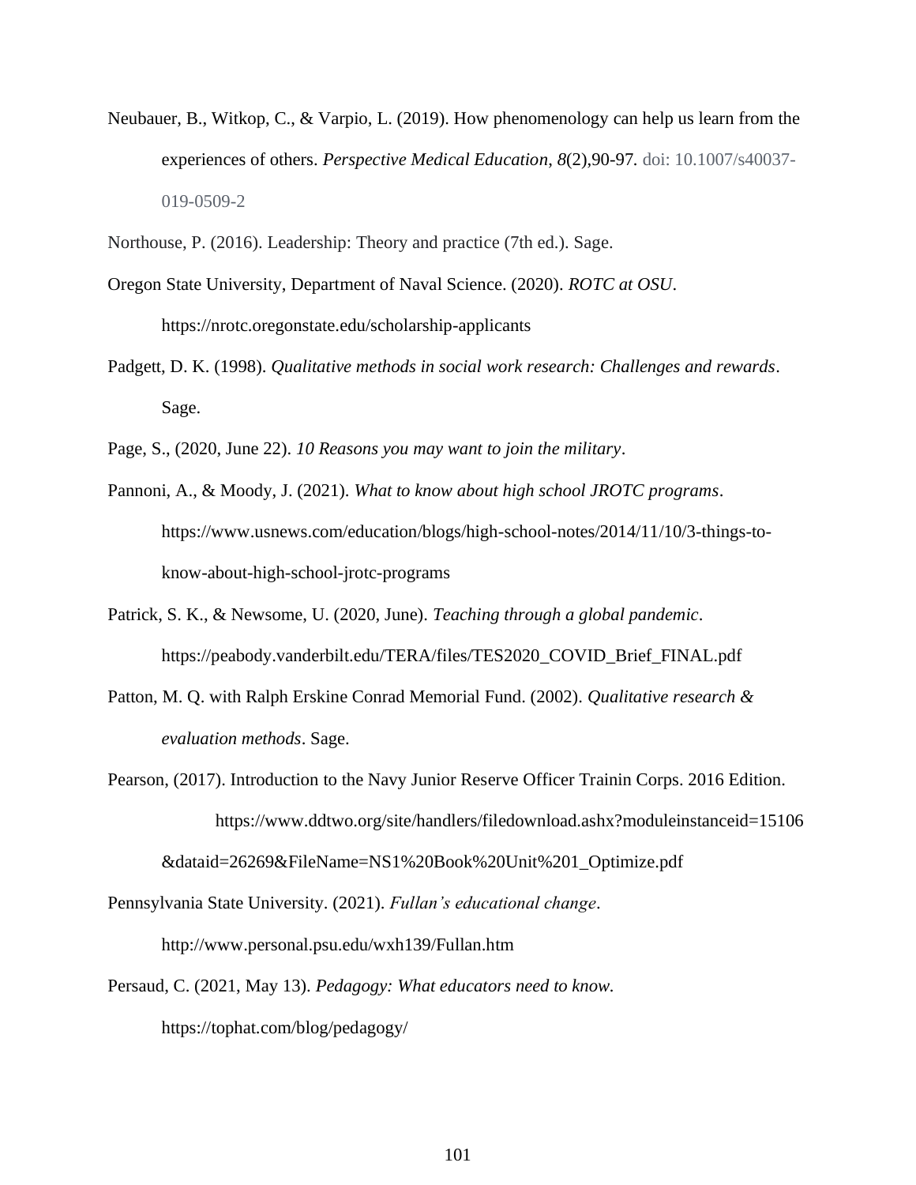Neubauer, B., Witkop, C., & Varpio, L. (2019). How phenomenology can help us learn from the experiences of others. *Perspective Medical Education*, *8*(2),90-97. doi: 10.1007/s40037-019-0509-2

Northouse, P. (2016). Leadership: Theory and practice (7th ed.). Sage.

Oregon State University, Department of Naval Science. (2020). *ROTC at OSU*. https://nrotc.oregonstate.edu/scholarship-applicants

Padgett, D. K. (1998). *Qualitative methods in social work research: Challenges and rewards*. Sage.

Page, S., (2020, June 22). *10 Reasons you may want to join the military*.

Pannoni, A., & Moody, J. (2021). *What to know about high school JROTC programs*. https://www.usnews.com/education/blogs/high-school-notes/2014/11/10/3-things-to-know-about-high-school-jrotc-programs

Patrick, S. K., & Newsome, U. (2020, June). *Teaching through a global pandemic*. https://peabody.vanderbilt.edu/TERA/files/TES2020_COVID_Brief_FINAL.pdf

Patton, M. Q. with Ralph Erskine Conrad Memorial Fund. (2002). *Qualitative research & evaluation methods*. Sage.

Pearson, (2017). Introduction to the Navy Junior Reserve Officer Trainin Corps. 2016 Edition. https://www.ddtwo.org/site/handlers/filedownload.ashx?moduleinstanceid=15106&dataid=26269&FileName=NS1%20Book%20Unit%201_Optimize.pdf

Pennsylvania State University. (2021). *Fullan's educational change*. http://www.personal.psu.edu/wxh139/Fullan.htm

Persaud, C. (2021, May 13). *Pedagogy: What educators need to know*. https://tophat.com/blog/pedagogy/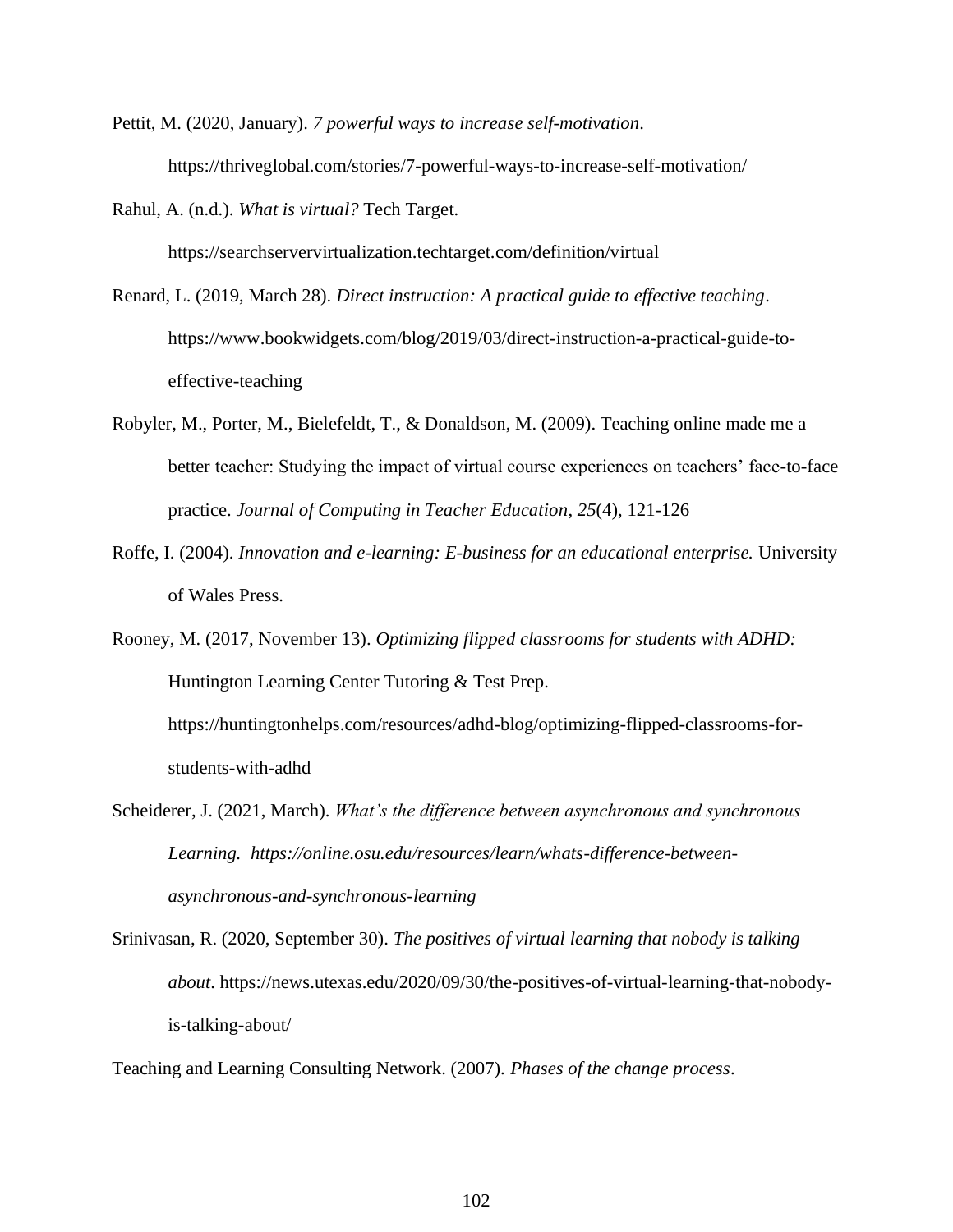Pettit, M. (2020, January). *7 powerful ways to increase self-motivation*. https://thriveglobal.com/stories/7-powerful-ways-to-increase-self-motivation/

Rahul, A. (n.d.). *What is virtual?* Tech Target. https://searchservervirtualization.techtarget.com/definition/virtual

Renard, L. (2019, March 28). *Direct instruction: A practical guide to effective teaching*. https://www.bookwidgets.com/blog/2019/03/direct-instruction-a-practical-guide-to-effective-teaching

Robyler, M., Porter, M., Bielefeldt, T., & Donaldson, M. (2009). Teaching online made me a better teacher: Studying the impact of virtual course experiences on teachers' face-to-face practice. *Journal of Computing in Teacher Education*, *25*(4), 121-126

Roffe, I. (2004). *Innovation and e-learning: E-business for an educational enterprise.* University of Wales Press.

Rooney, M. (2017, November 13). *Optimizing flipped classrooms for students with ADHD:* Huntington Learning Center Tutoring & Test Prep. https://huntingtonhelps.com/resources/adhd-blog/optimizing-flipped-classrooms-for-students-with-adhd

Scheiderer, J. (2021, March). *What's the difference between asynchronous and synchronous Learning. https://online.osu.edu/resources/learn/whats-difference-between-asynchronous-and-synchronous-learning*

Srinivasan, R. (2020, September 30). *The positives of virtual learning that nobody is talking about*. https://news.utexas.edu/2020/09/30/the-positives-of-virtual-learning-that-nobody-is-talking-about/

Teaching and Learning Consulting Network. (2007). *Phases of the change process*.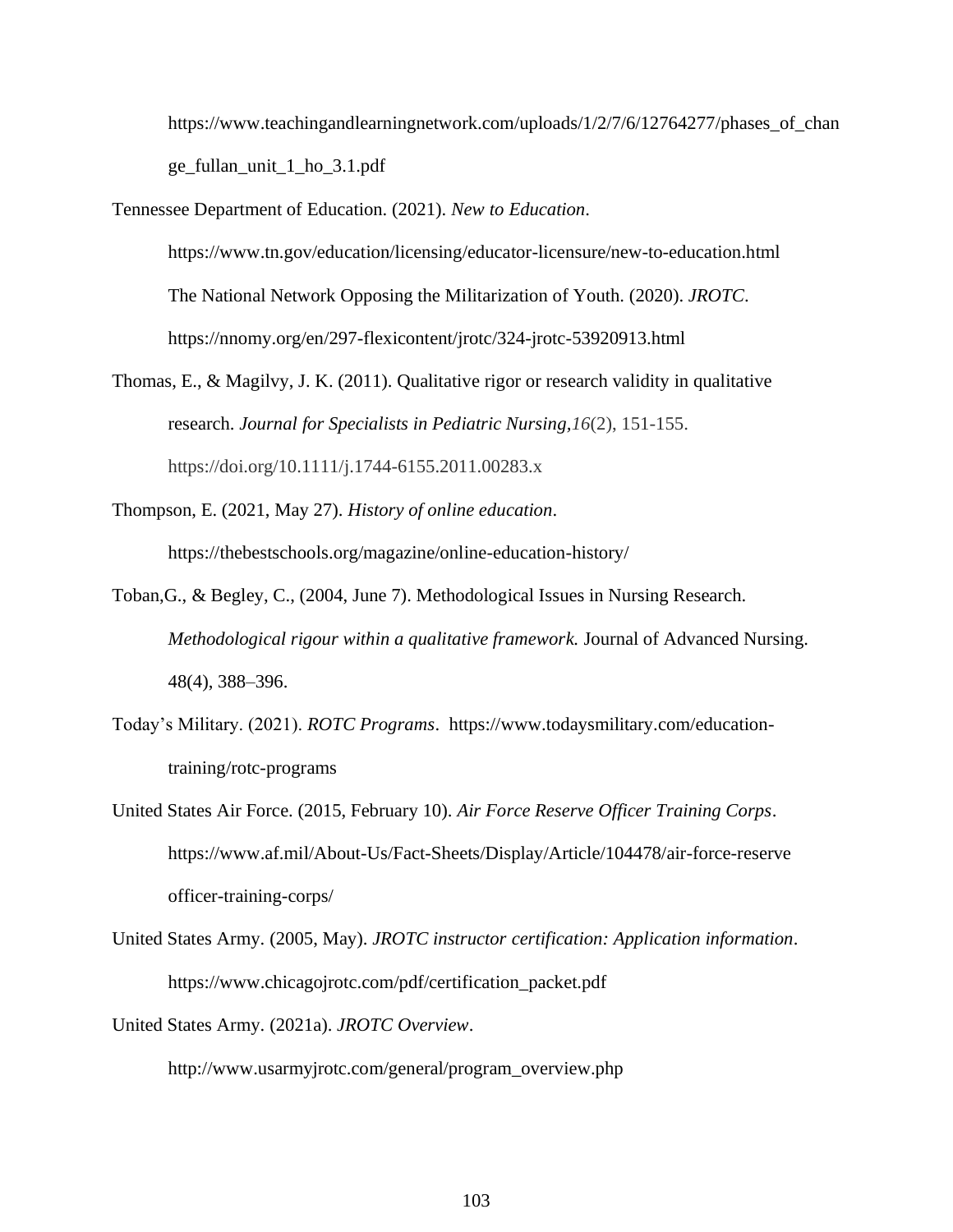https://www.teachingandlearningnetwork.com/uploads/1/2/7/6/12764277/phases_of_change_fullan_unit_1_ho_3.1.pdf

Tennessee Department of Education. (2021). *New to Education*. https://www.tn.gov/education/licensing/educator-licensure/new-to-education.html

The National Network Opposing the Militarization of Youth. (2020). *JROTC*. https://nnomy.org/en/297-flexicontent/jrotc/324-jrotc-53920913.html

Thomas, E., & Magilvy, J. K. (2011). Qualitative rigor or research validity in qualitative research. *Journal for Specialists in Pediatric Nursing*,*16*(2), 151-155. https://doi.org/10.1111/j.1744-6155.2011.00283.x

Thompson, E. (2021, May 27). *History of online education*. https://thebestschools.org/magazine/online-education-history/

Toban,G., & Begley, C., (2004, June 7). Methodological Issues in Nursing Research. *Methodological rigour within a qualitative framework.* Journal of Advanced Nursing. 48(4), 388–396.

Today's Military. (2021). *ROTC Programs*. https://www.todaysmilitary.com/education-training/rotc-programs

United States Air Force. (2015, February 10). *Air Force Reserve Officer Training Corps*. https://www.af.mil/About-Us/Fact-Sheets/Display/Article/104478/air-force-reserve officer-training-corps/

United States Army. (2005, May). *JROTC instructor certification: Application information*. https://www.chicagojrotc.com/pdf/certification_packet.pdf

United States Army. (2021a). *JROTC Overview*. http://www.usarmyjrotc.com/general/program_overview.php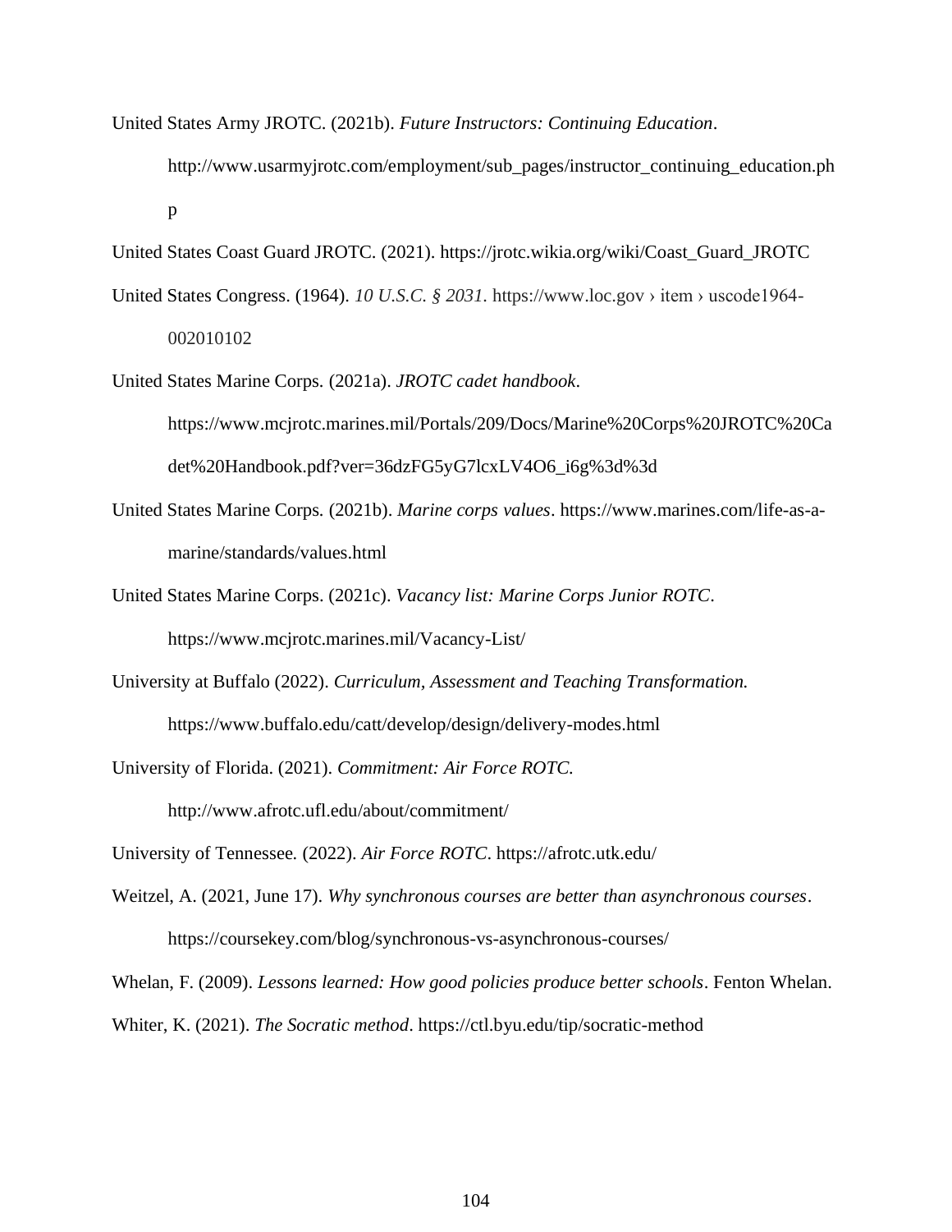United States Army JROTC. (2021b). *Future Instructors: Continuing Education*. http://www.usarmyjrotc.com/employment/sub_pages/instructor_continuing_education.php

United States Coast Guard JROTC. (2021). https://jrotc.wikia.org/wiki/Coast_Guard_JROTC

United States Congress. (1964). *10 U.S.C. § 2031*. https://www.loc.gov › item › uscode1964-002010102

United States Marine Corps. (2021a). *JROTC cadet handbook*. https://www.mcjrotc.marines.mil/Portals/209/Docs/Marine%20Corps%20JROTC%20Cadet%20Handbook.pdf?ver=36dzFG5yG7lcxLV4O6_i6g%3d%3d

United States Marine Corps. (2021b). *Marine corps values*. https://www.marines.com/life-as-a-marine/standards/values.html

United States Marine Corps. (2021c). *Vacancy list: Marine Corps Junior ROTC*. https://www.mcjrotc.marines.mil/Vacancy-List/

University at Buffalo (2022). *Curriculum, Assessment and Teaching Transformation.* https://www.buffalo.edu/catt/develop/design/delivery-modes.html

University of Florida. (2021). *Commitment: Air Force ROTC.* http://www.afrotc.ufl.edu/about/commitment/

University of Tennessee. (2022). *Air Force ROTC*. https://afrotc.utk.edu/

Weitzel, A. (2021, June 17). *Why synchronous courses are better than asynchronous courses*. https://coursekey.com/blog/synchronous-vs-asynchronous-courses/

Whelan, F. (2009). *Lessons learned: How good policies produce better schools*. Fenton Whelan.

Whiter, K. (2021). *The Socratic method*. https://ctl.byu.edu/tip/socratic-method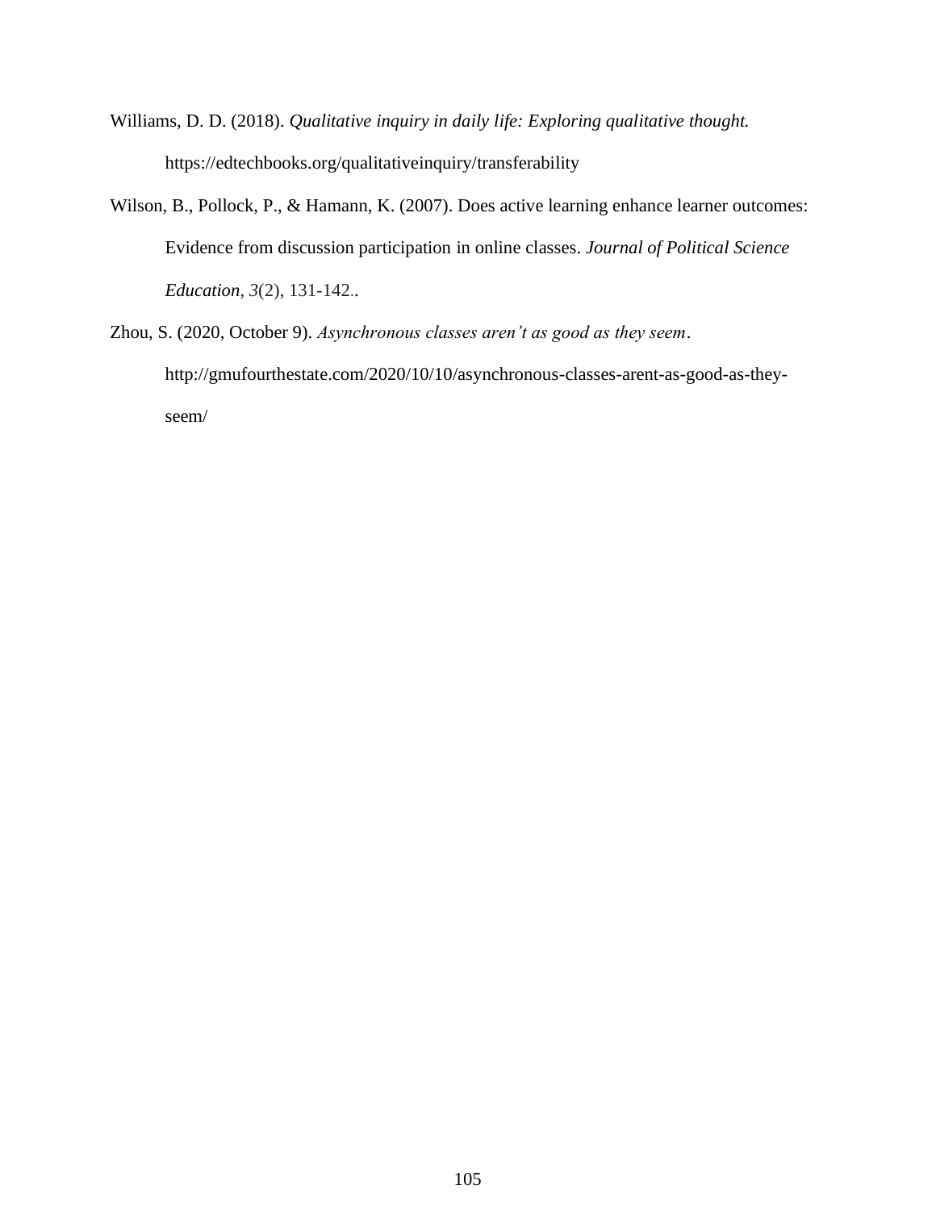Williams, D. D. (2018). *Qualitative inquiry in daily life: Exploring qualitative thought.* https://edtechbooks.org/qualitativeinquiry/transferability

Wilson, B., Pollock, P., & Hamann, K. (2007). Does active learning enhance learner outcomes: Evidence from discussion participation in online classes. *Journal of Political Science Education*, *3*(2), 131-142..

Zhou, S. (2020, October 9). *Asynchronous classes aren't as good as they seem*. http://gmufourthestate.com/2020/10/10/asynchronous-classes-arent-as-good-as-they-seem/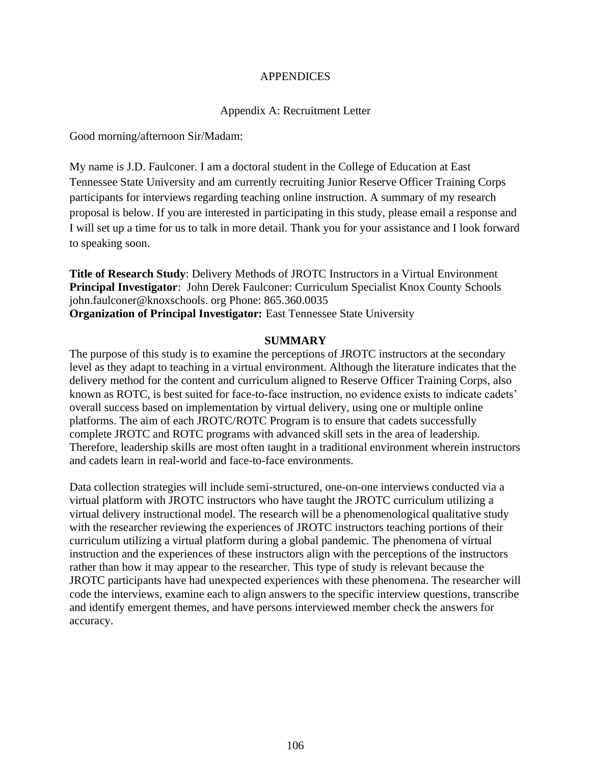# APPENDICES

## Appendix A: Recruitment Letter

Good morning/afternoon Sir/Madam:

My name is J.D. Faulconer. I am a doctoral student in the College of Education at East Tennessee State University and am currently recruiting Junior Reserve Officer Training Corps participants for interviews regarding teaching online instruction. A summary of my research proposal is below. If you are interested in participating in this study, please email a response and I will set up a time for us to talk in more detail. Thank you for your assistance and I look forward to speaking soon.

**Title of Research Study**: Delivery Methods of JROTC Instructors in a Virtual Environment
**Principal Investigator**: John Derek Faulconer: Curriculum Specialist Knox County Schools john.faulconer@knoxschools. org Phone: 865.360.0035
**Organization of Principal Investigator:** East Tennessee State University

**SUMMARY**

The purpose of this study is to examine the perceptions of JROTC instructors at the secondary level as they adapt to teaching in a virtual environment. Although the literature indicates that the delivery method for the content and curriculum aligned to Reserve Officer Training Corps, also known as ROTC, is best suited for face-to-face instruction, no evidence exists to indicate cadets' overall success based on implementation by virtual delivery, using one or multiple online platforms. The aim of each JROTC/ROTC Program is to ensure that cadets successfully complete JROTC and ROTC programs with advanced skill sets in the area of leadership. Therefore, leadership skills are most often taught in a traditional environment wherein instructors and cadets learn in real-world and face-to-face environments.

Data collection strategies will include semi-structured, one-on-one interviews conducted via a virtual platform with JROTC instructors who have taught the JROTC curriculum utilizing a virtual delivery instructional model. The research will be a phenomenological qualitative study with the researcher reviewing the experiences of JROTC instructors teaching portions of their curriculum utilizing a virtual platform during a global pandemic. The phenomena of virtual instruction and the experiences of these instructors align with the perceptions of the instructors rather than how it may appear to the researcher. This type of study is relevant because the JROTC participants have had unexpected experiences with these phenomena. The researcher will code the interviews, examine each to align answers to the specific interview questions, transcribe and identify emergent themes, and have persons interviewed member check the answers for accuracy.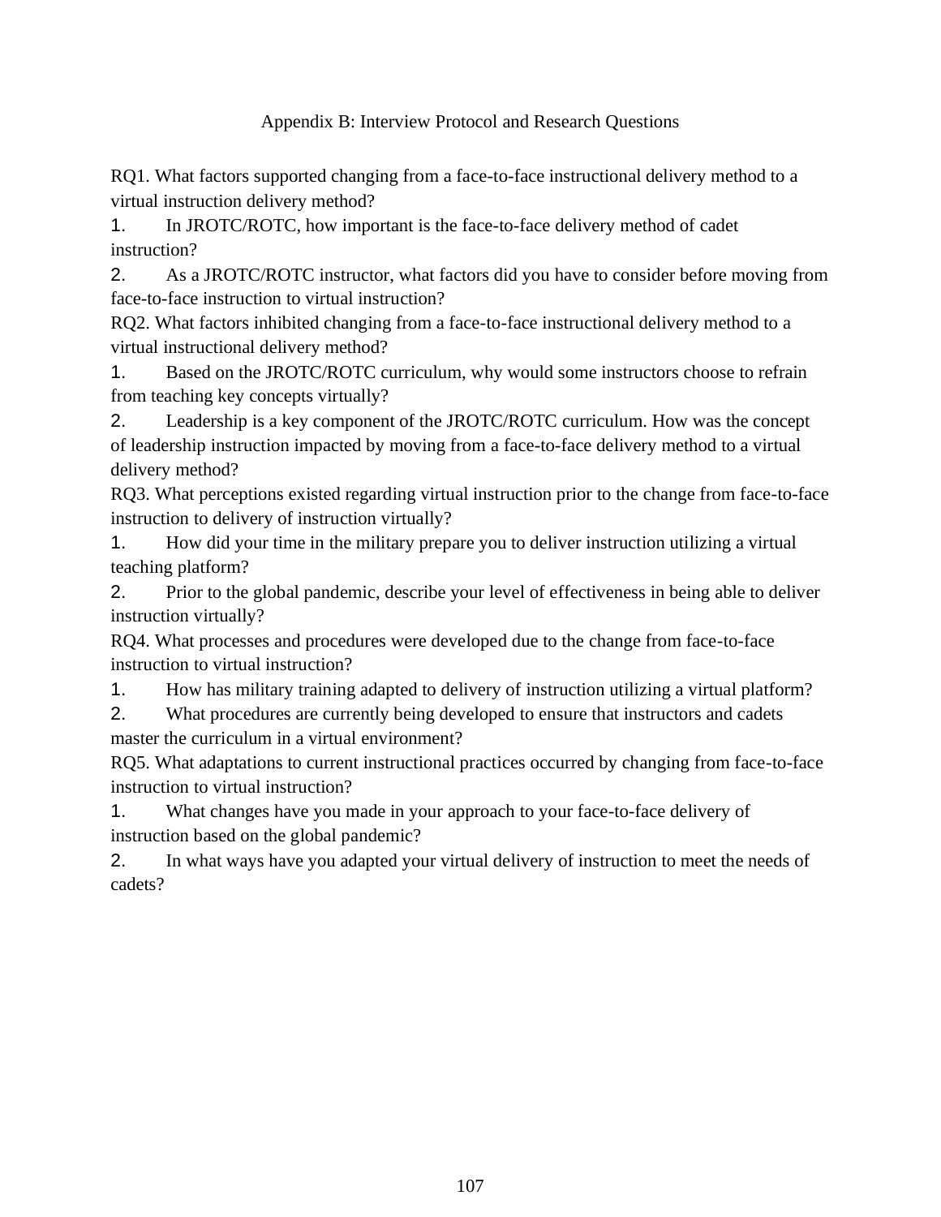# Appendix B: Interview Protocol and Research Questions

RQ1. What factors supported changing from a face-to-face instructional delivery method to a virtual instruction delivery method?

1. In JROTC/ROTC, how important is the face-to-face delivery method of cadet instruction?
2. As a JROTC/ROTC instructor, what factors did you have to consider before moving from face-to-face instruction to virtual instruction?

RQ2. What factors inhibited changing from a face-to-face instructional delivery method to a virtual instructional delivery method?

1. Based on the JROTC/ROTC curriculum, why would some instructors choose to refrain from teaching key concepts virtually?
2. Leadership is a key component of the JROTC/ROTC curriculum. How was the concept of leadership instruction impacted by moving from a face-to-face delivery method to a virtual delivery method?

RQ3. What perceptions existed regarding virtual instruction prior to the change from face-to-face instruction to delivery of instruction virtually?

1. How did your time in the military prepare you to deliver instruction utilizing a virtual teaching platform?
2. Prior to the global pandemic, describe your level of effectiveness in being able to deliver instruction virtually?

RQ4. What processes and procedures were developed due to the change from face-to-face instruction to virtual instruction?

1. How has military training adapted to delivery of instruction utilizing a virtual platform?
2. What procedures are currently being developed to ensure that instructors and cadets master the curriculum in a virtual environment?

RQ5. What adaptations to current instructional practices occurred by changing from face-to-face instruction to virtual instruction?

1. What changes have you made in your approach to your face-to-face delivery of instruction based on the global pandemic?
2. In what ways have you adapted your virtual delivery of instruction to meet the needs of cadets?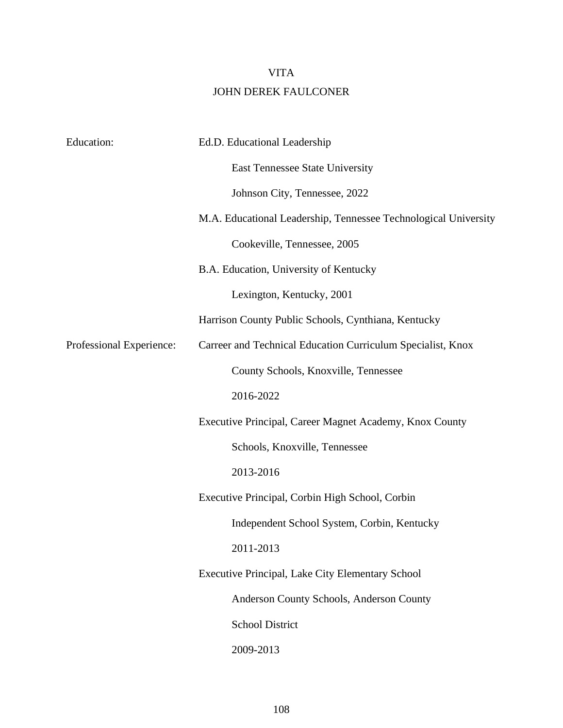# VITA

## JOHN DEREK FAULCONER

Education: Ed.D. Educational Leadership

East Tennessee State University

Johnson City, Tennessee, 2022

M.A. Educational Leadership, Tennessee Technological University

Cookeville, Tennessee, 2005

B.A. Education, University of Kentucky

Lexington, Kentucky, 2001

Harrison County Public Schools, Cynthiana, Kentucky

Professional Experience: Carreer and Technical Education Curriculum Specialist, Knox

County Schools, Knoxville, Tennessee

2016-2022

Executive Principal, Career Magnet Academy, Knox County

Schools, Knoxville, Tennessee

2013-2016

Executive Principal, Corbin High School, Corbin

Independent School System, Corbin, Kentucky

2011-2013

Executive Principal, Lake City Elementary School

Anderson County Schools, Anderson County

School District

2009-2013